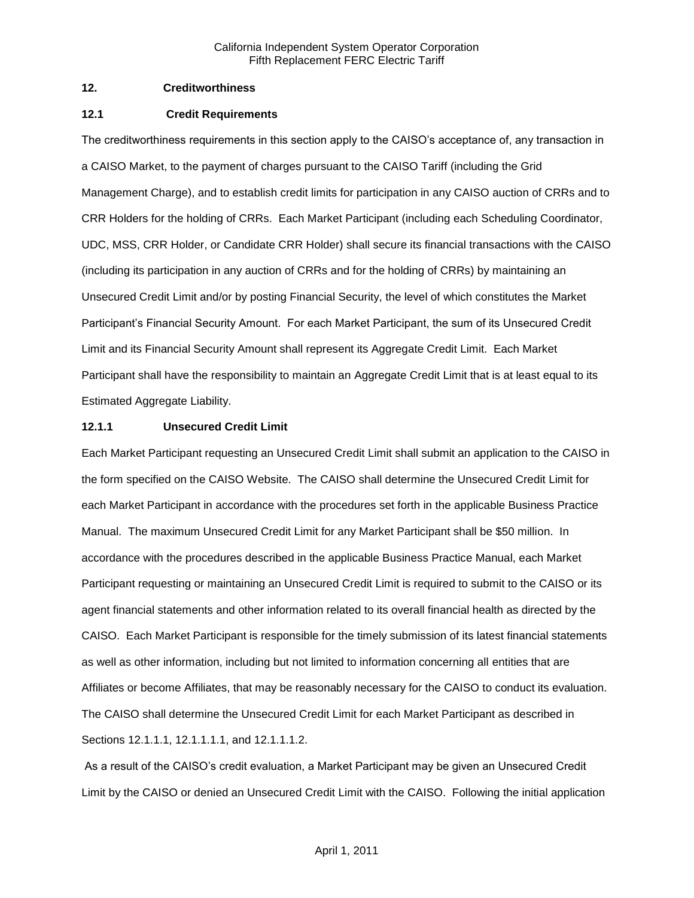## 12. Creditworthiness

### 12.1 Credit Requirements

The creditworthiness requirements in this section apply to the CAISO's acceptance of, any transaction in a CAISO Market, to the payment of charges pursuant to the CAISO Tariff (including the Grid Management Charge), and to establish credit limits for participation in any CAISO auction of CRRs and to CRR Holders for the holding of CRRs. Each Market Participant (including each Scheduling Coordinator, UDC, MSS, CRR Holder, or Candidate CRR Holder) shall secure its financial transactions with the CAISO (including its participation in any auction of CRRs and for the holding of CRRs) by maintaining an Unsecured Credit Limit and/or by posting Financial Security, the level of which constitutes the Market Participant's Financial Security Amount. For each Market Participant, the sum of its Unsecured Credit Limit and its Financial Security Amount shall represent its Aggregate Credit Limit. Each Market Participant shall have the responsibility to maintain an Aggregate Credit Limit that is at least equal to its Estimated Aggregate Liability.

#### 12.1.1 Unsecured Credit Limit

Each Market Participant requesting an Unsecured Credit Limit shall submit an application to the CAISO in the form specified on the CAISO Website. The CAISO shall determine the Unsecured Credit Limit for each Market Participant in accordance with the procedures set forth in the applicable Business Practice Manual. The maximum Unsecured Credit Limit for any Market Participant shall be $50 million. In accordance with the procedures described in the applicable Business Practice Manual, each Market Participant requesting or maintaining an Unsecured Credit Limit is required to submit to the CAISO or its agent financial statements and other information related to its overall financial health as directed by the CAISO. Each Market Participant is responsible for the timely submission of its latest financial statements as well as other information, including but not limited to information concerning all entities that are Affiliates or become Affiliates, that may be reasonably necessary for the CAISO to conduct its evaluation. The CAISO shall determine the Unsecured Credit Limit for each Market Participant as described in Sections 12.1.1.1, 12.1.1.1.1, and 12.1.1.1.2.

As a result of the CAISO's credit evaluation, a Market Participant may be given an Unsecured Credit Limit by the CAISO or denied an Unsecured Credit Limit with the CAISO. Following the initial application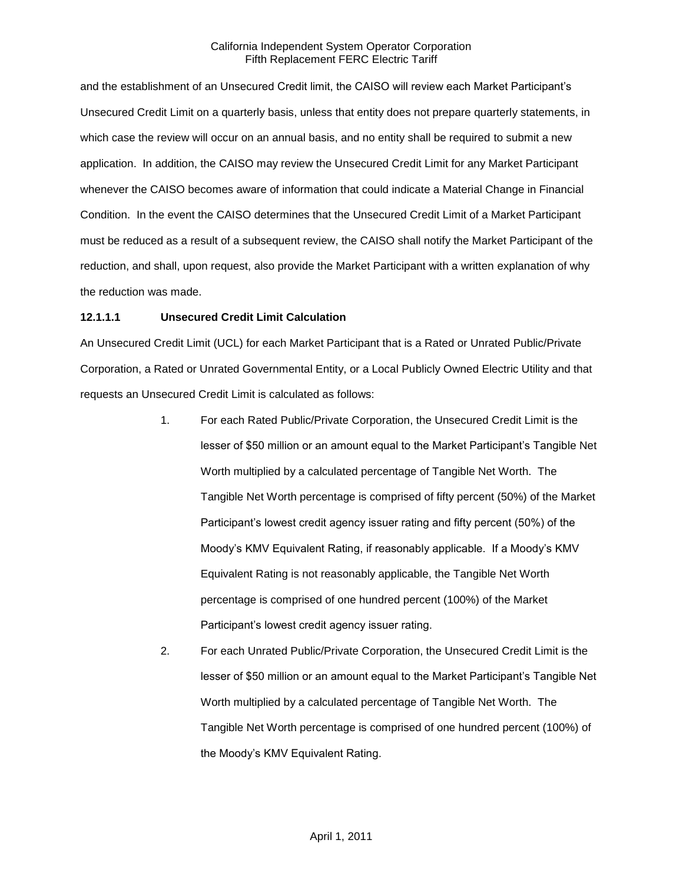and the establishment of an Unsecured Credit limit, the CAISO will review each Market Participant's Unsecured Credit Limit on a quarterly basis, unless that entity does not prepare quarterly statements, in which case the review will occur on an annual basis, and no entity shall be required to submit a new application. In addition, the CAISO may review the Unsecured Credit Limit for any Market Participant whenever the CAISO becomes aware of information that could indicate a Material Change in Financial Condition. In the event the CAISO determines that the Unsecured Credit Limit of a Market Participant must be reduced as a result of a subsequent review, the CAISO shall notify the Market Participant of the reduction, and shall, upon request, also provide the Market Participant with a written explanation of why the reduction was made.

**12.1.1.1 Unsecured Credit Limit Calculation**

An Unsecured Credit Limit (UCL) for each Market Participant that is a Rated or Unrated Public/Private Corporation, a Rated or Unrated Governmental Entity, or a Local Publicly Owned Electric Utility and that requests an Unsecured Credit Limit is calculated as follows:

1. For each Rated Public/Private Corporation, the Unsecured Credit Limit is the lesser of $50 million or an amount equal to the Market Participant's Tangible Net Worth multiplied by a calculated percentage of Tangible Net Worth. The Tangible Net Worth percentage is comprised of fifty percent (50%) of the Market Participant's lowest credit agency issuer rating and fifty percent (50%) of the Moody's KMV Equivalent Rating, if reasonably applicable. If a Moody's KMV Equivalent Rating is not reasonably applicable, the Tangible Net Worth percentage is comprised of one hundred percent (100%) of the Market Participant's lowest credit agency issuer rating.
2. For each Unrated Public/Private Corporation, the Unsecured Credit Limit is the lesser of $50 million or an amount equal to the Market Participant's Tangible Net Worth multiplied by a calculated percentage of Tangible Net Worth. The Tangible Net Worth percentage is comprised of one hundred percent (100%) of the Moody's KMV Equivalent Rating.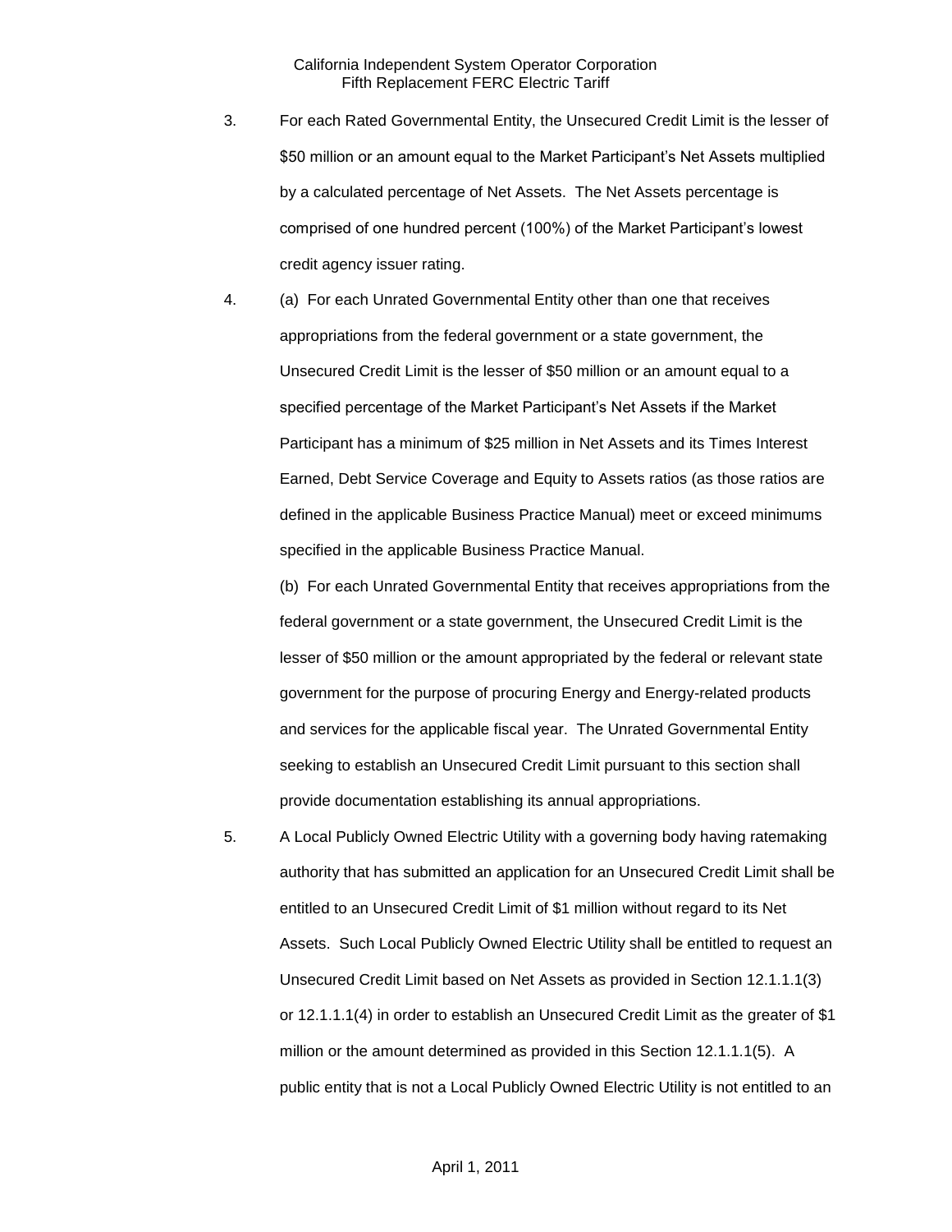3. For each Rated Governmental Entity, the Unsecured Credit Limit is the lesser of $50 million or an amount equal to the Market Participant's Net Assets multiplied by a calculated percentage of Net Assets. The Net Assets percentage is comprised of one hundred percent (100%) of the Market Participant's lowest credit agency issuer rating.

4. (a) For each Unrated Governmental Entity other than one that receives appropriations from the federal government or a state government, the Unsecured Credit Limit is the lesser of $50 million or an amount equal to a specified percentage of the Market Participant's Net Assets if the Market Participant has a minimum of $25 million in Net Assets and its Times Interest Earned, Debt Service Coverage and Equity to Assets ratios (as those ratios are defined in the applicable Business Practice Manual) meet or exceed minimums specified in the applicable Business Practice Manual.

   (b) For each Unrated Governmental Entity that receives appropriations from the federal government or a state government, the Unsecured Credit Limit is the lesser of $50 million or the amount appropriated by the federal or relevant state government for the purpose of procuring Energy and Energy-related products and services for the applicable fiscal year. The Unrated Governmental Entity seeking to establish an Unsecured Credit Limit pursuant to this section shall provide documentation establishing its annual appropriations.

5. A Local Publicly Owned Electric Utility with a governing body having ratemaking authority that has submitted an application for an Unsecured Credit Limit shall be entitled to an Unsecured Credit Limit of $1 million without regard to its Net Assets. Such Local Publicly Owned Electric Utility shall be entitled to request an Unsecured Credit Limit based on Net Assets as provided in Section 12.1.1.1(3) or 12.1.1.1(4) in order to establish an Unsecured Credit Limit as the greater of $1 million or the amount determined as provided in this Section 12.1.1.1(5). A public entity that is not a Local Publicly Owned Electric Utility is not entitled to an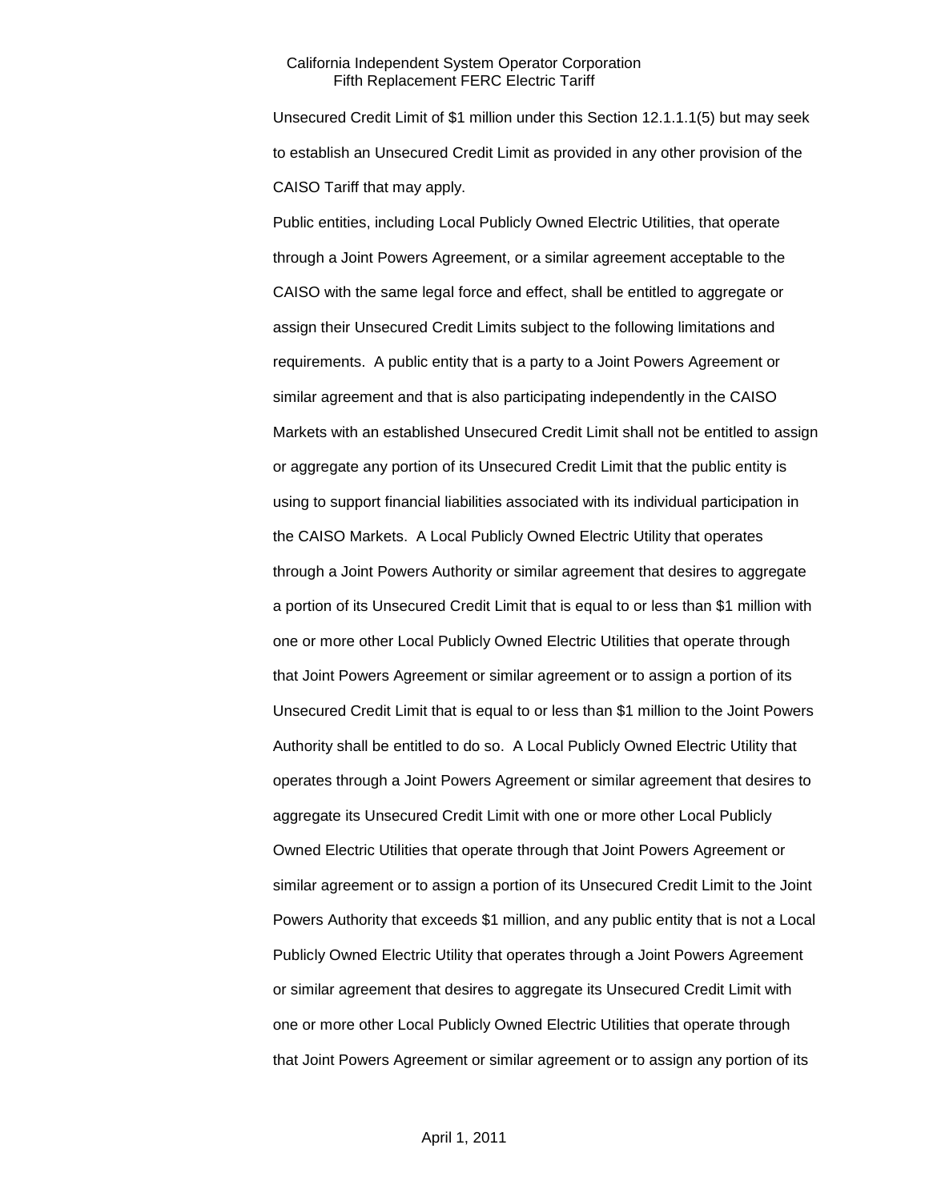Unsecured Credit Limit of $1 million under this Section 12.1.1.1(5) but may seek to establish an Unsecured Credit Limit as provided in any other provision of the CAISO Tariff that may apply.

Public entities, including Local Publicly Owned Electric Utilities, that operate through a Joint Powers Agreement, or a similar agreement acceptable to the CAISO with the same legal force and effect, shall be entitled to aggregate or assign their Unsecured Credit Limits subject to the following limitations and requirements. A public entity that is a party to a Joint Powers Agreement or similar agreement and that is also participating independently in the CAISO Markets with an established Unsecured Credit Limit shall not be entitled to assign or aggregate any portion of its Unsecured Credit Limit that the public entity is using to support financial liabilities associated with its individual participation in the CAISO Markets. A Local Publicly Owned Electric Utility that operates through a Joint Powers Authority or similar agreement that desires to aggregate a portion of its Unsecured Credit Limit that is equal to or less than $1 million with one or more other Local Publicly Owned Electric Utilities that operate through that Joint Powers Agreement or similar agreement or to assign a portion of its Unsecured Credit Limit that is equal to or less than $1 million to the Joint Powers Authority shall be entitled to do so. A Local Publicly Owned Electric Utility that operates through a Joint Powers Agreement or similar agreement that desires to aggregate its Unsecured Credit Limit with one or more other Local Publicly Owned Electric Utilities that operate through that Joint Powers Agreement or similar agreement or to assign a portion of its Unsecured Credit Limit to the Joint Powers Authority that exceeds $1 million, and any public entity that is not a Local Publicly Owned Electric Utility that operates through a Joint Powers Agreement or similar agreement that desires to aggregate its Unsecured Credit Limit with one or more other Local Publicly Owned Electric Utilities that operate through that Joint Powers Agreement or similar agreement or to assign any portion of its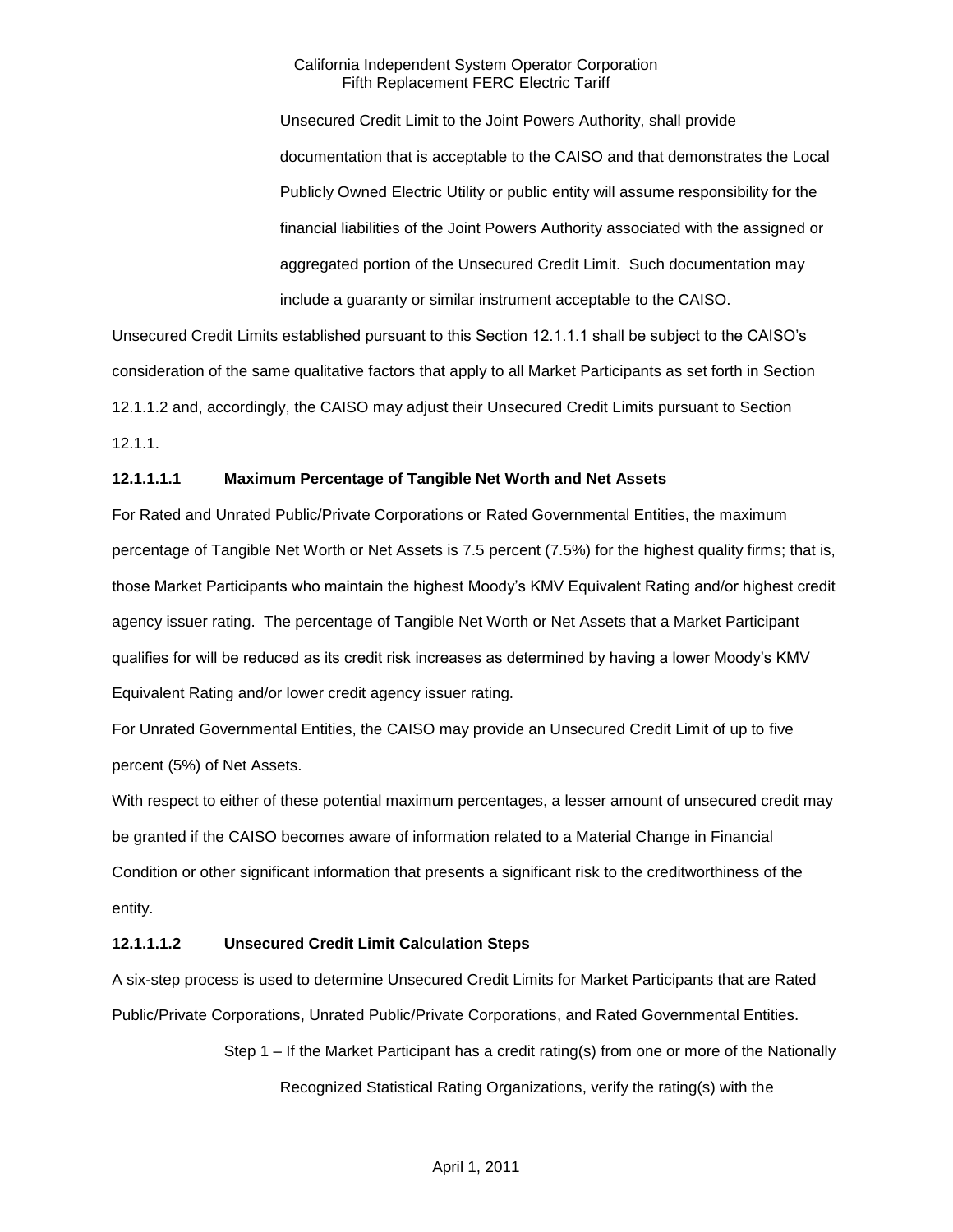Unsecured Credit Limit to the Joint Powers Authority, shall provide documentation that is acceptable to the CAISO and that demonstrates the Local Publicly Owned Electric Utility or public entity will assume responsibility for the financial liabilities of the Joint Powers Authority associated with the assigned or aggregated portion of the Unsecured Credit Limit. Such documentation may include a guaranty or similar instrument acceptable to the CAISO.

Unsecured Credit Limits established pursuant to this Section 12.1.1.1 shall be subject to the CAISO's consideration of the same qualitative factors that apply to all Market Participants as set forth in Section 12.1.1.2 and, accordingly, the CAISO may adjust their Unsecured Credit Limits pursuant to Section 12.1.1.

**12.1.1.1.1 Maximum Percentage of Tangible Net Worth and Net Assets**

For Rated and Unrated Public/Private Corporations or Rated Governmental Entities, the maximum percentage of Tangible Net Worth or Net Assets is 7.5 percent (7.5%) for the highest quality firms; that is, those Market Participants who maintain the highest Moody's KMV Equivalent Rating and/or highest credit agency issuer rating. The percentage of Tangible Net Worth or Net Assets that a Market Participant qualifies for will be reduced as its credit risk increases as determined by having a lower Moody's KMV Equivalent Rating and/or lower credit agency issuer rating.

For Unrated Governmental Entities, the CAISO may provide an Unsecured Credit Limit of up to five percent (5%) of Net Assets.

With respect to either of these potential maximum percentages, a lesser amount of unsecured credit may be granted if the CAISO becomes aware of information related to a Material Change in Financial Condition or other significant information that presents a significant risk to the creditworthiness of the entity.

**12.1.1.1.2 Unsecured Credit Limit Calculation Steps**

A six-step process is used to determine Unsecured Credit Limits for Market Participants that are Rated Public/Private Corporations, Unrated Public/Private Corporations, and Rated Governmental Entities.

Step 1 – If the Market Participant has a credit rating(s) from one or more of the Nationally Recognized Statistical Rating Organizations, verify the rating(s) with the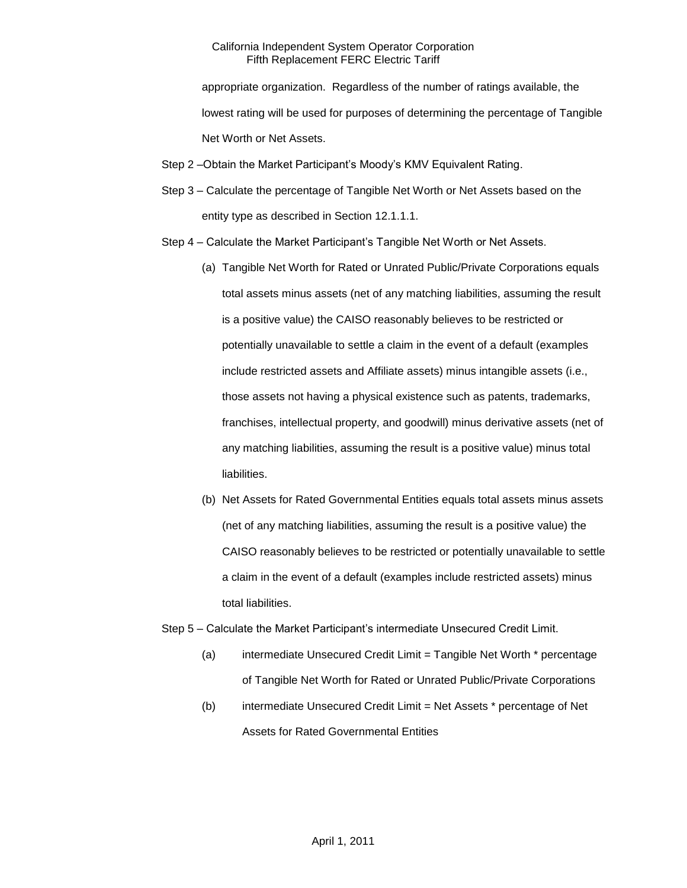appropriate organization. Regardless of the number of ratings available, the lowest rating will be used for purposes of determining the percentage of Tangible Net Worth or Net Assets.

Step 2 –Obtain the Market Participant's Moody's KMV Equivalent Rating.

Step 3 – Calculate the percentage of Tangible Net Worth or Net Assets based on the entity type as described in Section 12.1.1.1.

Step 4 – Calculate the Market Participant's Tangible Net Worth or Net Assets.

(a) Tangible Net Worth for Rated or Unrated Public/Private Corporations equals total assets minus assets (net of any matching liabilities, assuming the result is a positive value) the CAISO reasonably believes to be restricted or potentially unavailable to settle a claim in the event of a default (examples include restricted assets and Affiliate assets) minus intangible assets (i.e., those assets not having a physical existence such as patents, trademarks, franchises, intellectual property, and goodwill) minus derivative assets (net of any matching liabilities, assuming the result is a positive value) minus total liabilities.

(b) Net Assets for Rated Governmental Entities equals total assets minus assets (net of any matching liabilities, assuming the result is a positive value) the CAISO reasonably believes to be restricted or potentially unavailable to settle a claim in the event of a default (examples include restricted assets) minus total liabilities.

Step 5 – Calculate the Market Participant's intermediate Unsecured Credit Limit.

(a) intermediate Unsecured Credit Limit = Tangible Net Worth * percentage of Tangible Net Worth for Rated or Unrated Public/Private Corporations

(b) intermediate Unsecured Credit Limit = Net Assets * percentage of Net Assets for Rated Governmental Entities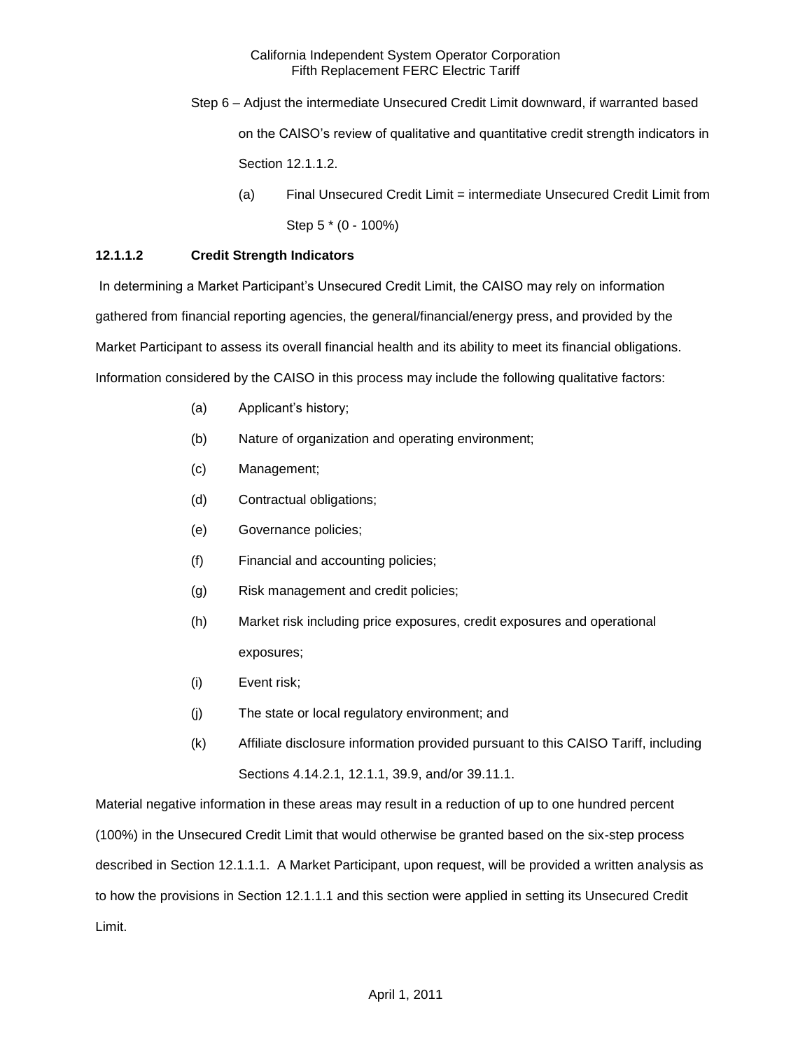Step 6 – Adjust the intermediate Unsecured Credit Limit downward, if warranted based on the CAISO's review of qualitative and quantitative credit strength indicators in Section 12.1.1.2.

(a) Final Unsecured Credit Limit = intermediate Unsecured Credit Limit from Step 5 * (0 - 100%)

**12.1.1.2 Credit Strength Indicators**

In determining a Market Participant's Unsecured Credit Limit, the CAISO may rely on information gathered from financial reporting agencies, the general/financial/energy press, and provided by the Market Participant to assess its overall financial health and its ability to meet its financial obligations. Information considered by the CAISO in this process may include the following qualitative factors:

(a) Applicant's history;

(b) Nature of organization and operating environment;

(c) Management;

(d) Contractual obligations;

(e) Governance policies;

(f) Financial and accounting policies;

(g) Risk management and credit policies;

(h) Market risk including price exposures, credit exposures and operational exposures;

(i) Event risk;

(j) The state or local regulatory environment; and

(k) Affiliate disclosure information provided pursuant to this CAISO Tariff, including Sections 4.14.2.1, 12.1.1, 39.9, and/or 39.11.1.

Material negative information in these areas may result in a reduction of up to one hundred percent (100%) in the Unsecured Credit Limit that would otherwise be granted based on the six-step process described in Section 12.1.1.1. A Market Participant, upon request, will be provided a written analysis as to how the provisions in Section 12.1.1.1 and this section were applied in setting its Unsecured Credit Limit.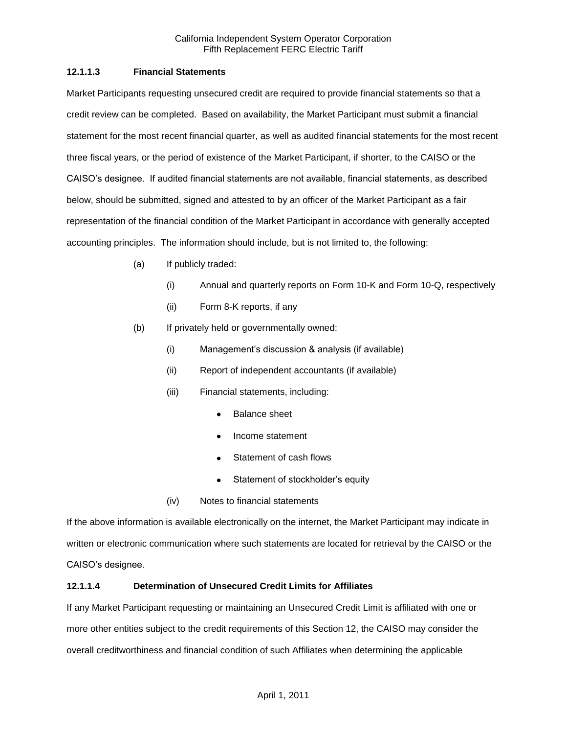### 12.1.1.3 Financial Statements

Market Participants requesting unsecured credit are required to provide financial statements so that a credit review can be completed. Based on availability, the Market Participant must submit a financial statement for the most recent financial quarter, as well as audited financial statements for the most recent three fiscal years, or the period of existence of the Market Participant, if shorter, to the CAISO or the CAISO's designee. If audited financial statements are not available, financial statements, as described below, should be submitted, signed and attested to by an officer of the Market Participant as a fair representation of the financial condition of the Market Participant in accordance with generally accepted accounting principles. The information should include, but is not limited to, the following:

- (a) If publicly traded:
  - (i) Annual and quarterly reports on Form 10-K and Form 10-Q, respectively
  - (ii) Form 8-K reports, if any
- (b) If privately held or governmentally owned:
  - (i) Management's discussion & analysis (if available)
  - (ii) Report of independent accountants (if available)
  - (iii) Financial statements, including:
    - Balance sheet
    - Income statement
    - Statement of cash flows
    - Statement of stockholder's equity
  - (iv) Notes to financial statements

If the above information is available electronically on the internet, the Market Participant may indicate in written or electronic communication where such statements are located for retrieval by the CAISO or the CAISO's designee.

### 12.1.1.4 Determination of Unsecured Credit Limits for Affiliates

If any Market Participant requesting or maintaining an Unsecured Credit Limit is affiliated with one or more other entities subject to the credit requirements of this Section 12, the CAISO may consider the overall creditworthiness and financial condition of such Affiliates when determining the applicable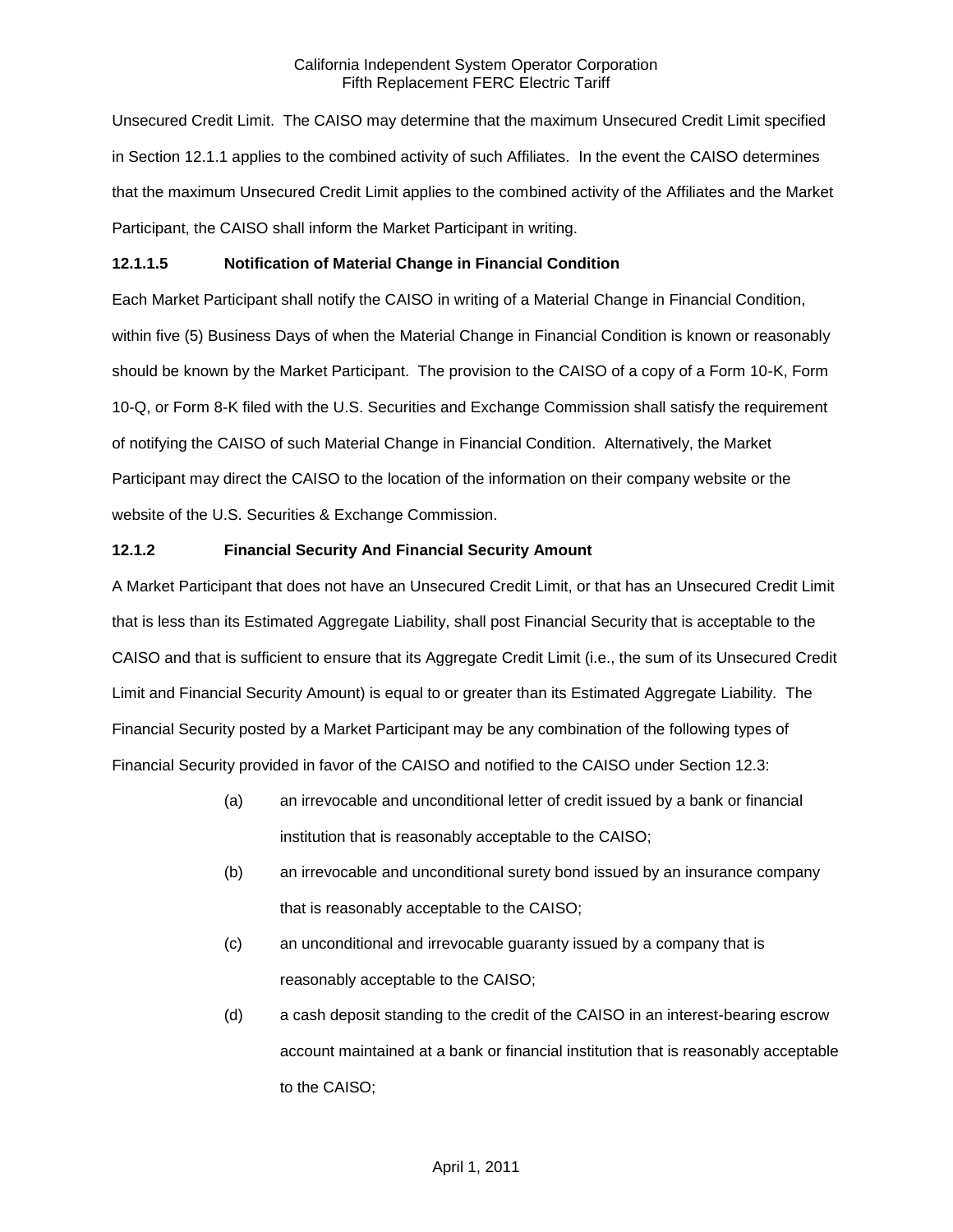Unsecured Credit Limit. The CAISO may determine that the maximum Unsecured Credit Limit specified in Section 12.1.1 applies to the combined activity of such Affiliates. In the event the CAISO determines that the maximum Unsecured Credit Limit applies to the combined activity of the Affiliates and the Market Participant, the CAISO shall inform the Market Participant in writing.

**12.1.1.5 Notification of Material Change in Financial Condition**

Each Market Participant shall notify the CAISO in writing of a Material Change in Financial Condition, within five (5) Business Days of when the Material Change in Financial Condition is known or reasonably should be known by the Market Participant. The provision to the CAISO of a copy of a Form 10-K, Form 10-Q, or Form 8-K filed with the U.S. Securities and Exchange Commission shall satisfy the requirement of notifying the CAISO of such Material Change in Financial Condition. Alternatively, the Market Participant may direct the CAISO to the location of the information on their company website or the website of the U.S. Securities & Exchange Commission.

**12.1.2 Financial Security And Financial Security Amount**

A Market Participant that does not have an Unsecured Credit Limit, or that has an Unsecured Credit Limit that is less than its Estimated Aggregate Liability, shall post Financial Security that is acceptable to the CAISO and that is sufficient to ensure that its Aggregate Credit Limit (i.e., the sum of its Unsecured Credit Limit and Financial Security Amount) is equal to or greater than its Estimated Aggregate Liability. The Financial Security posted by a Market Participant may be any combination of the following types of Financial Security provided in favor of the CAISO and notified to the CAISO under Section 12.3:

(a) an irrevocable and unconditional letter of credit issued by a bank or financial institution that is reasonably acceptable to the CAISO;

(b) an irrevocable and unconditional surety bond issued by an insurance company that is reasonably acceptable to the CAISO;

(c) an unconditional and irrevocable guaranty issued by a company that is reasonably acceptable to the CAISO;

(d) a cash deposit standing to the credit of the CAISO in an interest-bearing escrow account maintained at a bank or financial institution that is reasonably acceptable to the CAISO;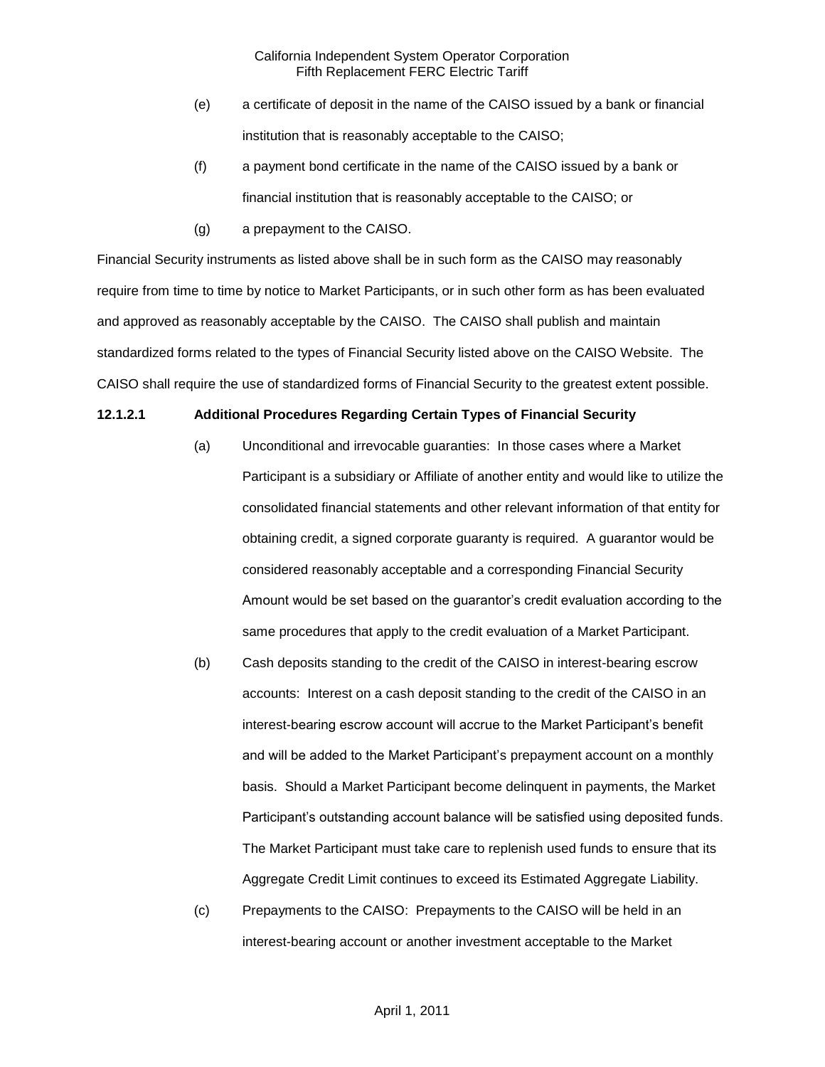(e) a certificate of deposit in the name of the CAISO issued by a bank or financial institution that is reasonably acceptable to the CAISO;

(f) a payment bond certificate in the name of the CAISO issued by a bank or financial institution that is reasonably acceptable to the CAISO; or

(g) a prepayment to the CAISO.

Financial Security instruments as listed above shall be in such form as the CAISO may reasonably require from time to time by notice to Market Participants, or in such other form as has been evaluated and approved as reasonably acceptable by the CAISO. The CAISO shall publish and maintain standardized forms related to the types of Financial Security listed above on the CAISO Website. The CAISO shall require the use of standardized forms of Financial Security to the greatest extent possible.

**12.1.2.1 Additional Procedures Regarding Certain Types of Financial Security**

(a) Unconditional and irrevocable guaranties: In those cases where a Market Participant is a subsidiary or Affiliate of another entity and would like to utilize the consolidated financial statements and other relevant information of that entity for obtaining credit, a signed corporate guaranty is required. A guarantor would be considered reasonably acceptable and a corresponding Financial Security Amount would be set based on the guarantor's credit evaluation according to the same procedures that apply to the credit evaluation of a Market Participant.

(b) Cash deposits standing to the credit of the CAISO in interest-bearing escrow accounts: Interest on a cash deposit standing to the credit of the CAISO in an interest-bearing escrow account will accrue to the Market Participant's benefit and will be added to the Market Participant's prepayment account on a monthly basis. Should a Market Participant become delinquent in payments, the Market Participant's outstanding account balance will be satisfied using deposited funds. The Market Participant must take care to replenish used funds to ensure that its Aggregate Credit Limit continues to exceed its Estimated Aggregate Liability.

(c) Prepayments to the CAISO: Prepayments to the CAISO will be held in an interest-bearing account or another investment acceptable to the Market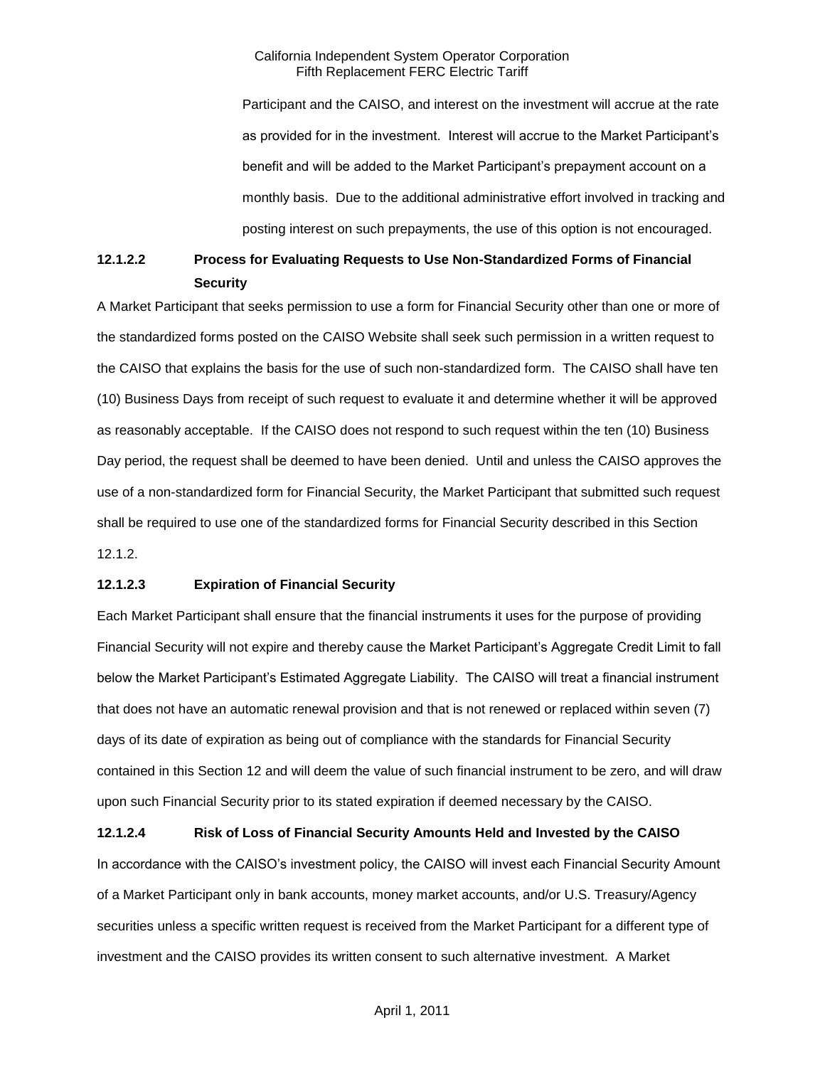Participant and the CAISO, and interest on the investment will accrue at the rate as provided for in the investment. Interest will accrue to the Market Participant's benefit and will be added to the Market Participant's prepayment account on a monthly basis. Due to the additional administrative effort involved in tracking and posting interest on such prepayments, the use of this option is not encouraged.

**12.1.2.2 Process for Evaluating Requests to Use Non-Standardized Forms of Financial Security**

A Market Participant that seeks permission to use a form for Financial Security other than one or more of the standardized forms posted on the CAISO Website shall seek such permission in a written request to the CAISO that explains the basis for the use of such non-standardized form. The CAISO shall have ten (10) Business Days from receipt of such request to evaluate it and determine whether it will be approved as reasonably acceptable. If the CAISO does not respond to such request within the ten (10) Business Day period, the request shall be deemed to have been denied. Until and unless the CAISO approves the use of a non-standardized form for Financial Security, the Market Participant that submitted such request shall be required to use one of the standardized forms for Financial Security described in this Section 12.1.2.

**12.1.2.3 Expiration of Financial Security**

Each Market Participant shall ensure that the financial instruments it uses for the purpose of providing Financial Security will not expire and thereby cause the Market Participant's Aggregate Credit Limit to fall below the Market Participant's Estimated Aggregate Liability. The CAISO will treat a financial instrument that does not have an automatic renewal provision and that is not renewed or replaced within seven (7) days of its date of expiration as being out of compliance with the standards for Financial Security contained in this Section 12 and will deem the value of such financial instrument to be zero, and will draw upon such Financial Security prior to its stated expiration if deemed necessary by the CAISO.

**12.1.2.4 Risk of Loss of Financial Security Amounts Held and Invested by the CAISO**

In accordance with the CAISO's investment policy, the CAISO will invest each Financial Security Amount of a Market Participant only in bank accounts, money market accounts, and/or U.S. Treasury/Agency securities unless a specific written request is received from the Market Participant for a different type of investment and the CAISO provides its written consent to such alternative investment. A Market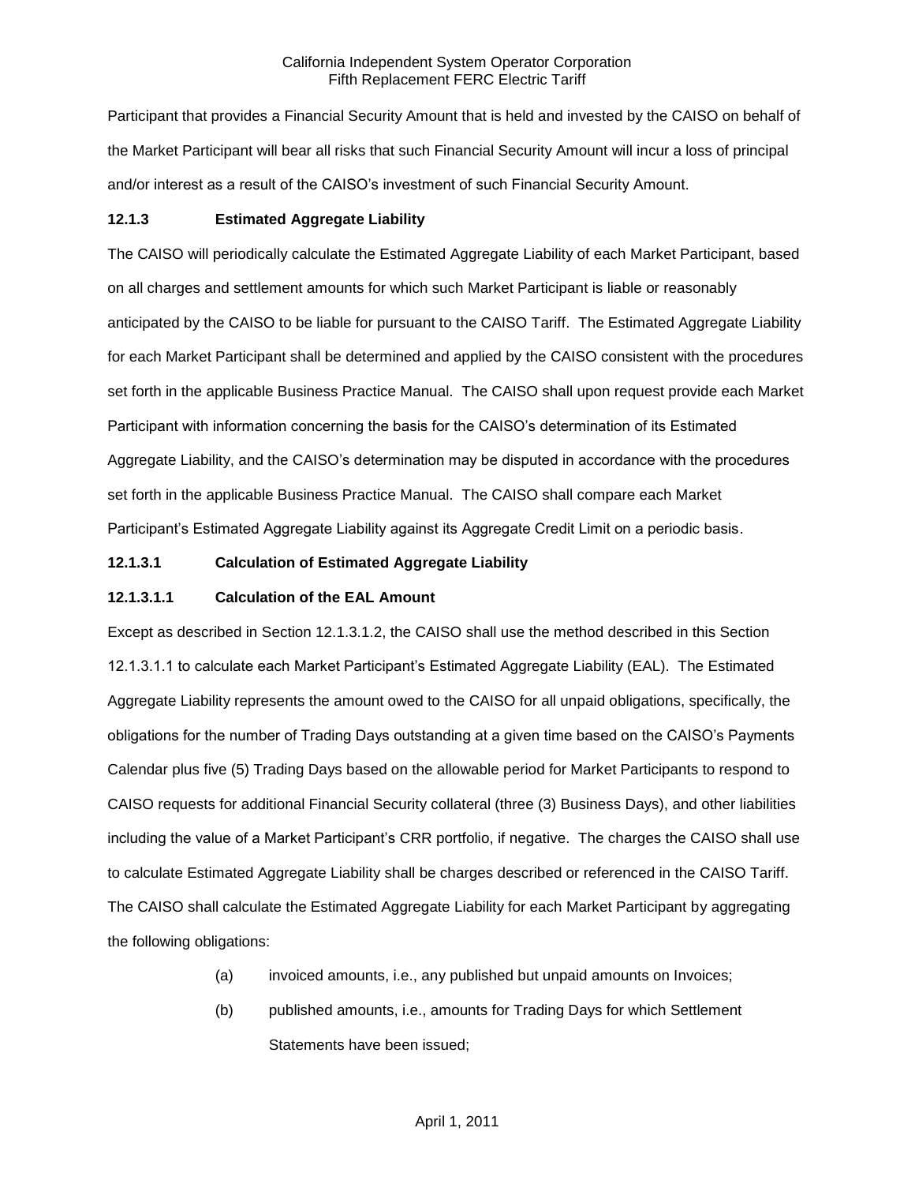Participant that provides a Financial Security Amount that is held and invested by the CAISO on behalf of the Market Participant will bear all risks that such Financial Security Amount will incur a loss of principal and/or interest as a result of the CAISO's investment of such Financial Security Amount.

### 12.1.3 Estimated Aggregate Liability

The CAISO will periodically calculate the Estimated Aggregate Liability of each Market Participant, based on all charges and settlement amounts for which such Market Participant is liable or reasonably anticipated by the CAISO to be liable for pursuant to the CAISO Tariff. The Estimated Aggregate Liability for each Market Participant shall be determined and applied by the CAISO consistent with the procedures set forth in the applicable Business Practice Manual. The CAISO shall upon request provide each Market Participant with information concerning the basis for the CAISO's determination of its Estimated Aggregate Liability, and the CAISO's determination may be disputed in accordance with the procedures set forth in the applicable Business Practice Manual. The CAISO shall compare each Market Participant's Estimated Aggregate Liability against its Aggregate Credit Limit on a periodic basis.

#### 12.1.3.1 Calculation of Estimated Aggregate Liability

##### 12.1.3.1.1 Calculation of the EAL Amount

Except as described in Section 12.1.3.1.2, the CAISO shall use the method described in this Section 12.1.3.1.1 to calculate each Market Participant's Estimated Aggregate Liability (EAL). The Estimated Aggregate Liability represents the amount owed to the CAISO for all unpaid obligations, specifically, the obligations for the number of Trading Days outstanding at a given time based on the CAISO's Payments Calendar plus five (5) Trading Days based on the allowable period for Market Participants to respond to CAISO requests for additional Financial Security collateral (three (3) Business Days), and other liabilities including the value of a Market Participant's CRR portfolio, if negative. The charges the CAISO shall use to calculate Estimated Aggregate Liability shall be charges described or referenced in the CAISO Tariff. The CAISO shall calculate the Estimated Aggregate Liability for each Market Participant by aggregating the following obligations:

(a) invoiced amounts, i.e., any published but unpaid amounts on Invoices;

(b) published amounts, i.e., amounts for Trading Days for which Settlement Statements have been issued;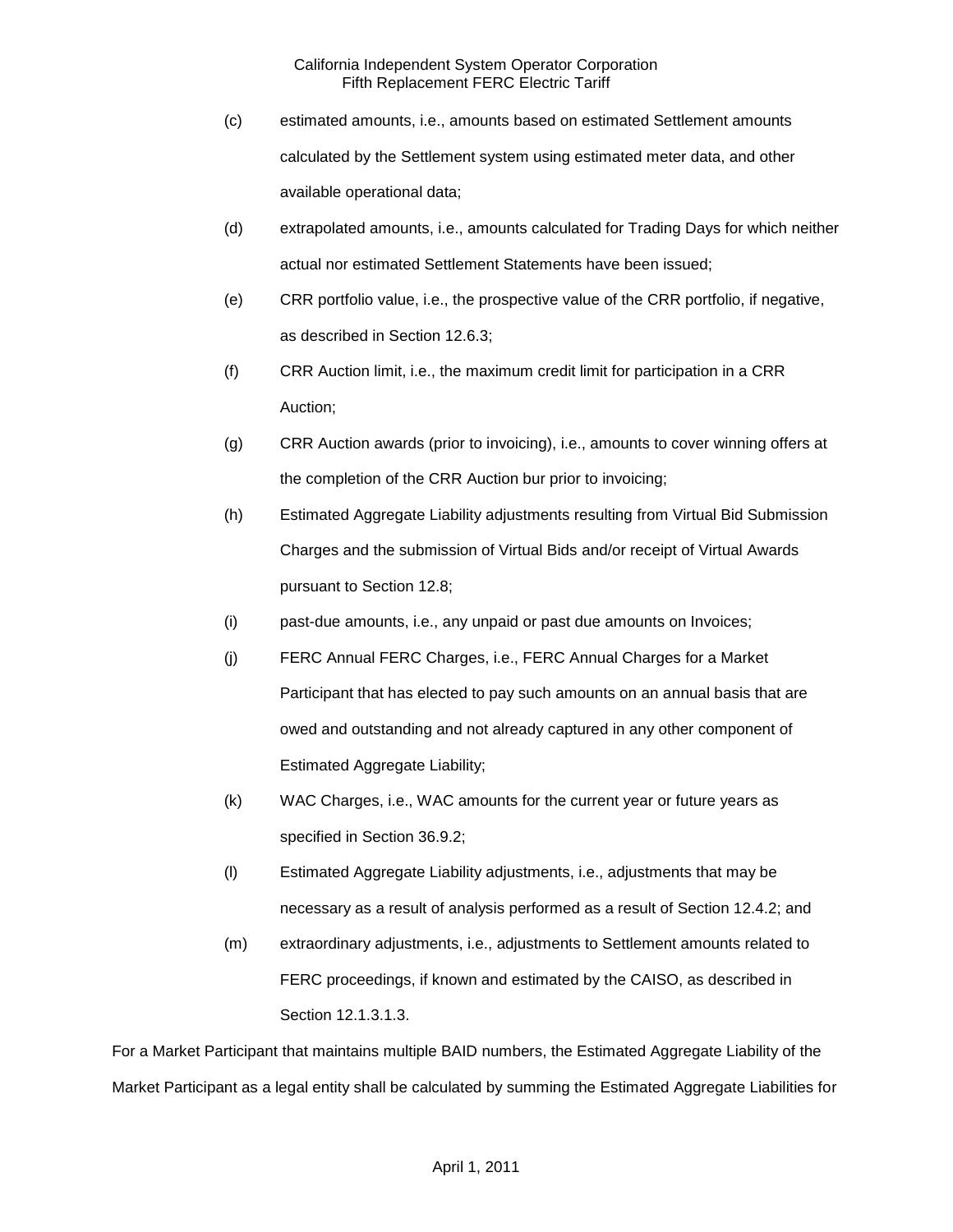(c) estimated amounts, i.e., amounts based on estimated Settlement amounts calculated by the Settlement system using estimated meter data, and other available operational data;

(d) extrapolated amounts, i.e., amounts calculated for Trading Days for which neither actual nor estimated Settlement Statements have been issued;

(e) CRR portfolio value, i.e., the prospective value of the CRR portfolio, if negative, as described in Section 12.6.3;

(f) CRR Auction limit, i.e., the maximum credit limit for participation in a CRR Auction;

(g) CRR Auction awards (prior to invoicing), i.e., amounts to cover winning offers at the completion of the CRR Auction bur prior to invoicing;

(h) Estimated Aggregate Liability adjustments resulting from Virtual Bid Submission Charges and the submission of Virtual Bids and/or receipt of Virtual Awards pursuant to Section 12.8;

(i) past-due amounts, i.e., any unpaid or past due amounts on Invoices;

(j) FERC Annual FERC Charges, i.e., FERC Annual Charges for a Market Participant that has elected to pay such amounts on an annual basis that are owed and outstanding and not already captured in any other component of Estimated Aggregate Liability;

(k) WAC Charges, i.e., WAC amounts for the current year or future years as specified in Section 36.9.2;

(l) Estimated Aggregate Liability adjustments, i.e., adjustments that may be necessary as a result of analysis performed as a result of Section 12.4.2; and

(m) extraordinary adjustments, i.e., adjustments to Settlement amounts related to FERC proceedings, if known and estimated by the CAISO, as described in Section 12.1.3.1.3.

For a Market Participant that maintains multiple BAID numbers, the Estimated Aggregate Liability of the Market Participant as a legal entity shall be calculated by summing the Estimated Aggregate Liabilities for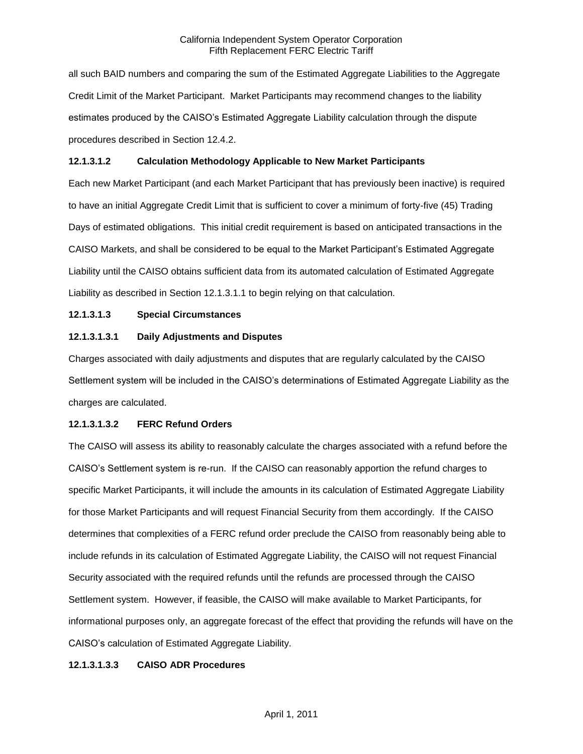all such BAID numbers and comparing the sum of the Estimated Aggregate Liabilities to the Aggregate Credit Limit of the Market Participant. Market Participants may recommend changes to the liability estimates produced by the CAISO's Estimated Aggregate Liability calculation through the dispute procedures described in Section 12.4.2.

**12.1.3.1.2 Calculation Methodology Applicable to New Market Participants**

Each new Market Participant (and each Market Participant that has previously been inactive) is required to have an initial Aggregate Credit Limit that is sufficient to cover a minimum of forty-five (45) Trading Days of estimated obligations. This initial credit requirement is based on anticipated transactions in the CAISO Markets, and shall be considered to be equal to the Market Participant's Estimated Aggregate Liability until the CAISO obtains sufficient data from its automated calculation of Estimated Aggregate Liability as described in Section 12.1.3.1.1 to begin relying on that calculation.

**12.1.3.1.3 Special Circumstances**

**12.1.3.1.3.1 Daily Adjustments and Disputes**

Charges associated with daily adjustments and disputes that are regularly calculated by the CAISO Settlement system will be included in the CAISO's determinations of Estimated Aggregate Liability as the charges are calculated.

**12.1.3.1.3.2 FERC Refund Orders**

The CAISO will assess its ability to reasonably calculate the charges associated with a refund before the CAISO's Settlement system is re-run. If the CAISO can reasonably apportion the refund charges to specific Market Participants, it will include the amounts in its calculation of Estimated Aggregate Liability for those Market Participants and will request Financial Security from them accordingly. If the CAISO determines that complexities of a FERC refund order preclude the CAISO from reasonably being able to include refunds in its calculation of Estimated Aggregate Liability, the CAISO will not request Financial Security associated with the required refunds until the refunds are processed through the CAISO Settlement system. However, if feasible, the CAISO will make available to Market Participants, for informational purposes only, an aggregate forecast of the effect that providing the refunds will have on the CAISO's calculation of Estimated Aggregate Liability.

**12.1.3.1.3.3 CAISO ADR Procedures**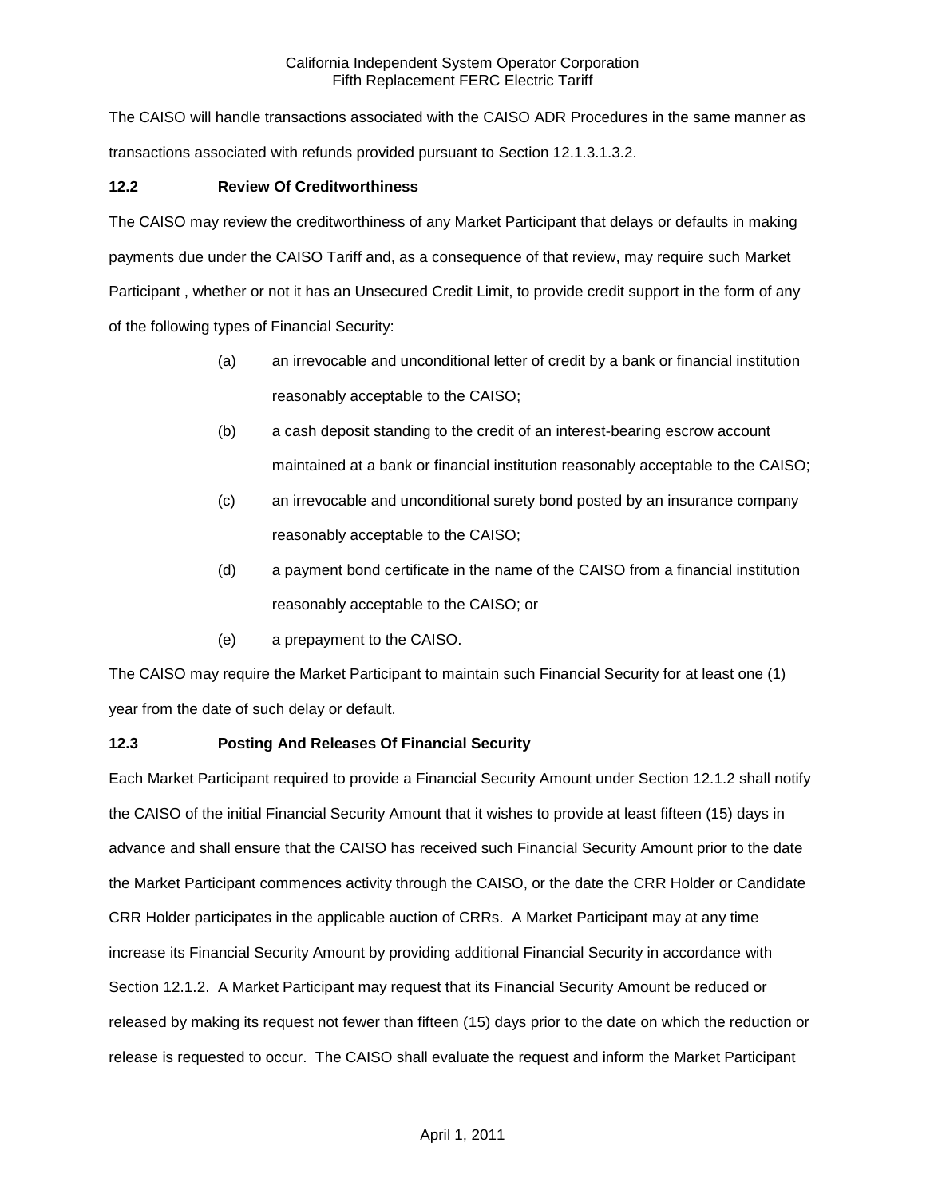The CAISO will handle transactions associated with the CAISO ADR Procedures in the same manner as transactions associated with refunds provided pursuant to Section 12.1.3.1.3.2.

### 12.2 Review Of Creditworthiness

The CAISO may review the creditworthiness of any Market Participant that delays or defaults in making payments due under the CAISO Tariff and, as a consequence of that review, may require such Market Participant , whether or not it has an Unsecured Credit Limit, to provide credit support in the form of any of the following types of Financial Security:

(a) an irrevocable and unconditional letter of credit by a bank or financial institution reasonably acceptable to the CAISO;

(b) a cash deposit standing to the credit of an interest-bearing escrow account maintained at a bank or financial institution reasonably acceptable to the CAISO;

(c) an irrevocable and unconditional surety bond posted by an insurance company reasonably acceptable to the CAISO;

(d) a payment bond certificate in the name of the CAISO from a financial institution reasonably acceptable to the CAISO; or

(e) a prepayment to the CAISO.

The CAISO may require the Market Participant to maintain such Financial Security for at least one (1) year from the date of such delay or default.

### 12.3 Posting And Releases Of Financial Security

Each Market Participant required to provide a Financial Security Amount under Section 12.1.2 shall notify the CAISO of the initial Financial Security Amount that it wishes to provide at least fifteen (15) days in advance and shall ensure that the CAISO has received such Financial Security Amount prior to the date the Market Participant commences activity through the CAISO, or the date the CRR Holder or Candidate CRR Holder participates in the applicable auction of CRRs. A Market Participant may at any time increase its Financial Security Amount by providing additional Financial Security in accordance with Section 12.1.2. A Market Participant may request that its Financial Security Amount be reduced or released by making its request not fewer than fifteen (15) days prior to the date on which the reduction or release is requested to occur. The CAISO shall evaluate the request and inform the Market Participant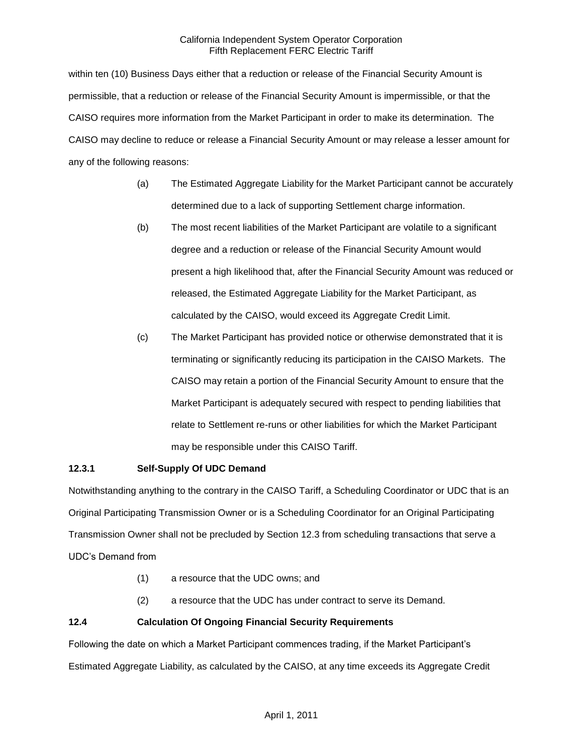within ten (10) Business Days either that a reduction or release of the Financial Security Amount is permissible, that a reduction or release of the Financial Security Amount is impermissible, or that the CAISO requires more information from the Market Participant in order to make its determination. The CAISO may decline to reduce or release a Financial Security Amount or may release a lesser amount for any of the following reasons:

(a) The Estimated Aggregate Liability for the Market Participant cannot be accurately determined due to a lack of supporting Settlement charge information.

(b) The most recent liabilities of the Market Participant are volatile to a significant degree and a reduction or release of the Financial Security Amount would present a high likelihood that, after the Financial Security Amount was reduced or released, the Estimated Aggregate Liability for the Market Participant, as calculated by the CAISO, would exceed its Aggregate Credit Limit.

(c) The Market Participant has provided notice or otherwise demonstrated that it is terminating or significantly reducing its participation in the CAISO Markets. The CAISO may retain a portion of the Financial Security Amount to ensure that the Market Participant is adequately secured with respect to pending liabilities that relate to Settlement re-runs or other liabilities for which the Market Participant may be responsible under this CAISO Tariff.

**12.3.1 Self-Supply Of UDC Demand**

Notwithstanding anything to the contrary in the CAISO Tariff, a Scheduling Coordinator or UDC that is an Original Participating Transmission Owner or is a Scheduling Coordinator for an Original Participating Transmission Owner shall not be precluded by Section 12.3 from scheduling transactions that serve a UDC's Demand from

(1) a resource that the UDC owns; and

(2) a resource that the UDC has under contract to serve its Demand.

**12.4 Calculation Of Ongoing Financial Security Requirements**

Following the date on which a Market Participant commences trading, if the Market Participant's Estimated Aggregate Liability, as calculated by the CAISO, at any time exceeds its Aggregate Credit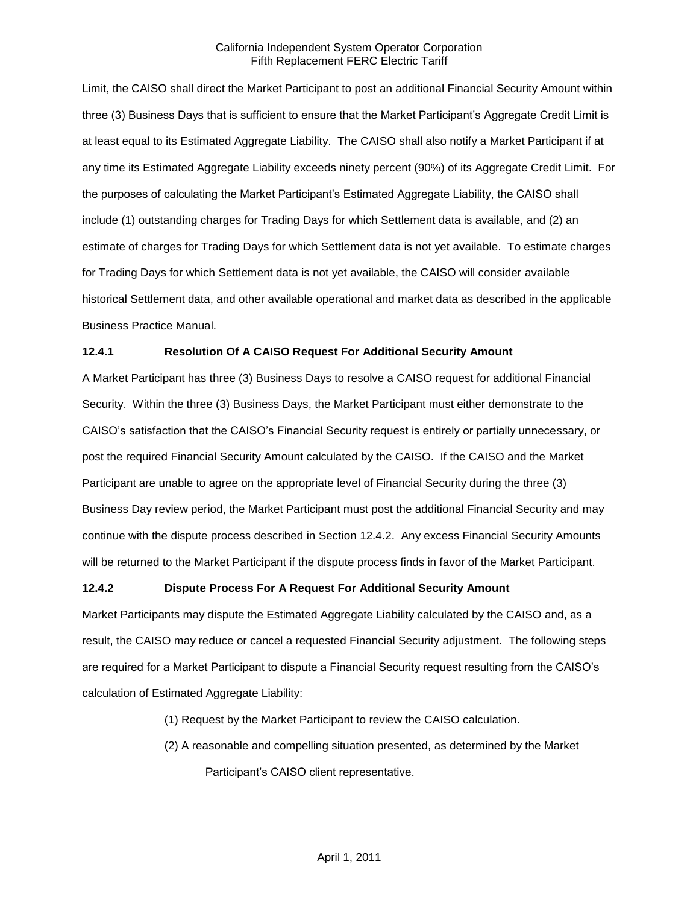Limit, the CAISO shall direct the Market Participant to post an additional Financial Security Amount within three (3) Business Days that is sufficient to ensure that the Market Participant's Aggregate Credit Limit is at least equal to its Estimated Aggregate Liability. The CAISO shall also notify a Market Participant if at any time its Estimated Aggregate Liability exceeds ninety percent (90%) of its Aggregate Credit Limit. For the purposes of calculating the Market Participant's Estimated Aggregate Liability, the CAISO shall include (1) outstanding charges for Trading Days for which Settlement data is available, and (2) an estimate of charges for Trading Days for which Settlement data is not yet available. To estimate charges for Trading Days for which Settlement data is not yet available, the CAISO will consider available historical Settlement data, and other available operational and market data as described in the applicable Business Practice Manual.

### 12.4.1 Resolution Of A CAISO Request For Additional Security Amount

A Market Participant has three (3) Business Days to resolve a CAISO request for additional Financial Security. Within the three (3) Business Days, the Market Participant must either demonstrate to the CAISO's satisfaction that the CAISO's Financial Security request is entirely or partially unnecessary, or post the required Financial Security Amount calculated by the CAISO. If the CAISO and the Market Participant are unable to agree on the appropriate level of Financial Security during the three (3) Business Day review period, the Market Participant must post the additional Financial Security and may continue with the dispute process described in Section 12.4.2. Any excess Financial Security Amounts will be returned to the Market Participant if the dispute process finds in favor of the Market Participant.

### 12.4.2 Dispute Process For A Request For Additional Security Amount

Market Participants may dispute the Estimated Aggregate Liability calculated by the CAISO and, as a result, the CAISO may reduce or cancel a requested Financial Security adjustment. The following steps are required for a Market Participant to dispute a Financial Security request resulting from the CAISO's calculation of Estimated Aggregate Liability:

(1) Request by the Market Participant to review the CAISO calculation.

(2) A reasonable and compelling situation presented, as determined by the Market Participant's CAISO client representative.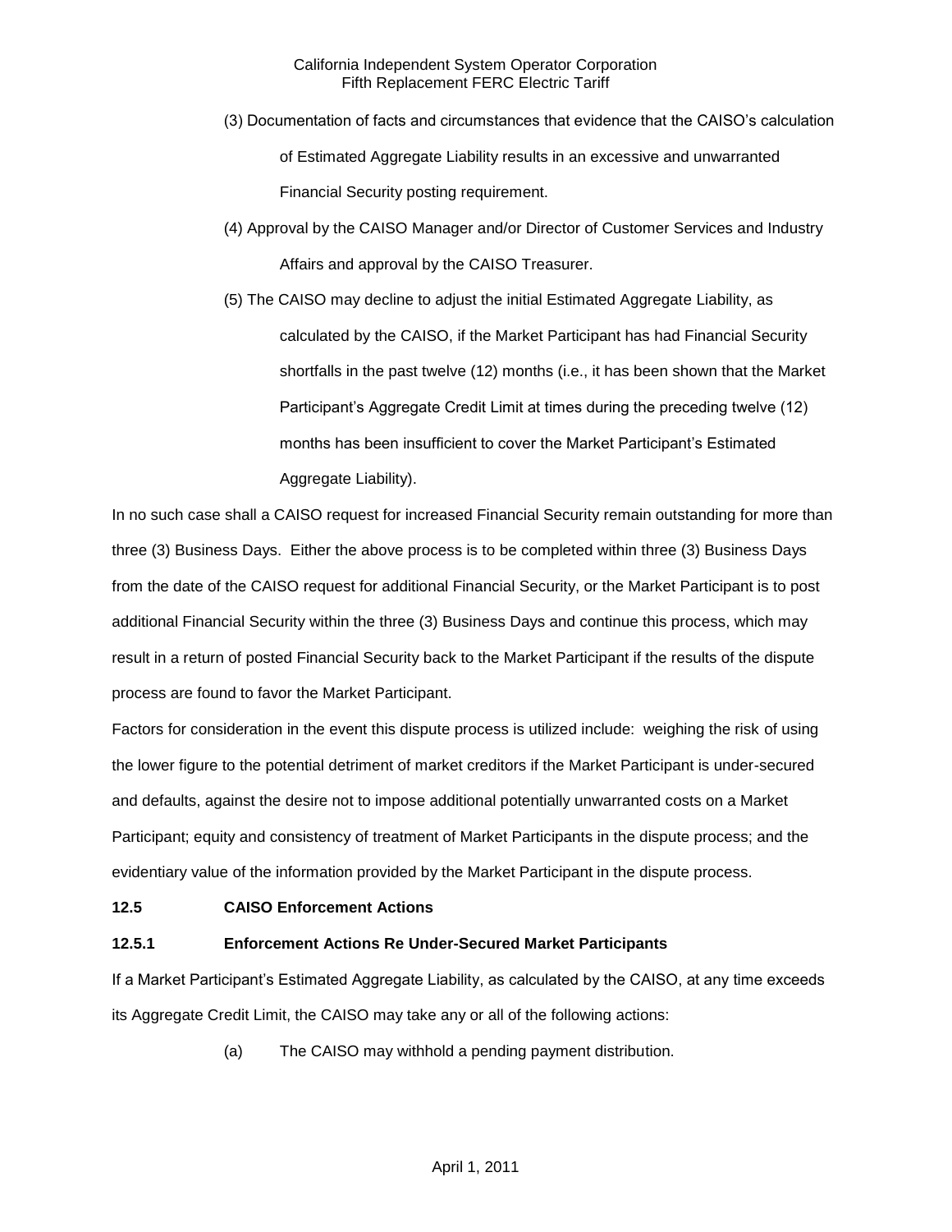(3) Documentation of facts and circumstances that evidence that the CAISO's calculation of Estimated Aggregate Liability results in an excessive and unwarranted Financial Security posting requirement.

(4) Approval by the CAISO Manager and/or Director of Customer Services and Industry Affairs and approval by the CAISO Treasurer.

(5) The CAISO may decline to adjust the initial Estimated Aggregate Liability, as calculated by the CAISO, if the Market Participant has had Financial Security shortfalls in the past twelve (12) months (i.e., it has been shown that the Market Participant's Aggregate Credit Limit at times during the preceding twelve (12) months has been insufficient to cover the Market Participant's Estimated Aggregate Liability).

In no such case shall a CAISO request for increased Financial Security remain outstanding for more than three (3) Business Days. Either the above process is to be completed within three (3) Business Days from the date of the CAISO request for additional Financial Security, or the Market Participant is to post additional Financial Security within the three (3) Business Days and continue this process, which may result in a return of posted Financial Security back to the Market Participant if the results of the dispute process are found to favor the Market Participant.

Factors for consideration in the event this dispute process is utilized include: weighing the risk of using the lower figure to the potential detriment of market creditors if the Market Participant is under-secured and defaults, against the desire not to impose additional potentially unwarranted costs on a Market Participant; equity and consistency of treatment of Market Participants in the dispute process; and the evidentiary value of the information provided by the Market Participant in the dispute process.

**12.5 CAISO Enforcement Actions**

**12.5.1 Enforcement Actions Re Under-Secured Market Participants**

If a Market Participant's Estimated Aggregate Liability, as calculated by the CAISO, at any time exceeds its Aggregate Credit Limit, the CAISO may take any or all of the following actions:

(a) The CAISO may withhold a pending payment distribution.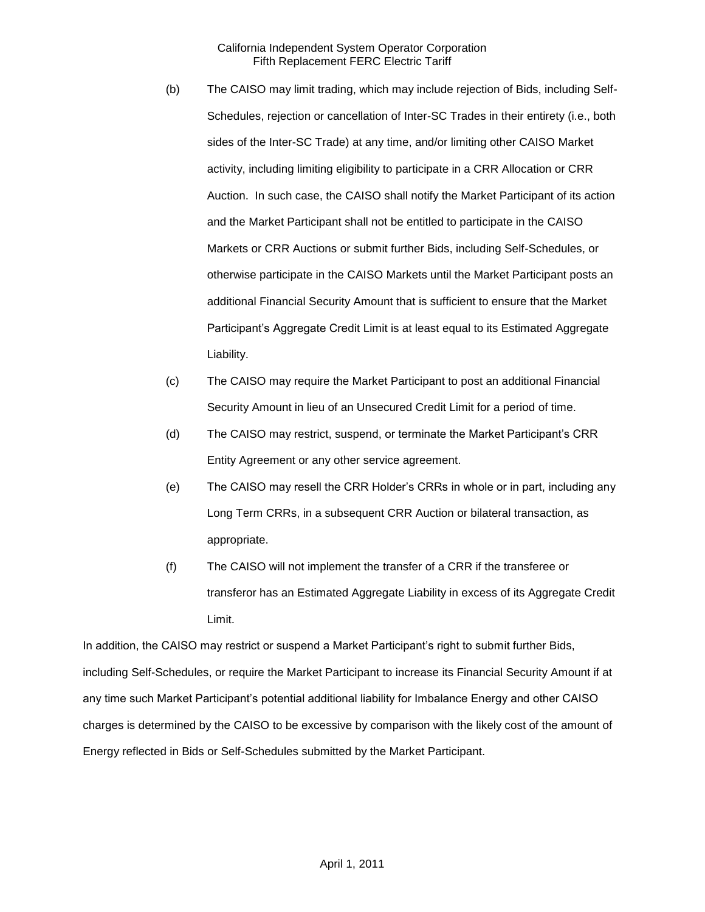(b) The CAISO may limit trading, which may include rejection of Bids, including Self-Schedules, rejection or cancellation of Inter-SC Trades in their entirety (i.e., both sides of the Inter-SC Trade) at any time, and/or limiting other CAISO Market activity, including limiting eligibility to participate in a CRR Allocation or CRR Auction. In such case, the CAISO shall notify the Market Participant of its action and the Market Participant shall not be entitled to participate in the CAISO Markets or CRR Auctions or submit further Bids, including Self-Schedules, or otherwise participate in the CAISO Markets until the Market Participant posts an additional Financial Security Amount that is sufficient to ensure that the Market Participant's Aggregate Credit Limit is at least equal to its Estimated Aggregate Liability.

(c) The CAISO may require the Market Participant to post an additional Financial Security Amount in lieu of an Unsecured Credit Limit for a period of time.

(d) The CAISO may restrict, suspend, or terminate the Market Participant's CRR Entity Agreement or any other service agreement.

(e) The CAISO may resell the CRR Holder's CRRs in whole or in part, including any Long Term CRRs, in a subsequent CRR Auction or bilateral transaction, as appropriate.

(f) The CAISO will not implement the transfer of a CRR if the transferee or transferor has an Estimated Aggregate Liability in excess of its Aggregate Credit Limit.

In addition, the CAISO may restrict or suspend a Market Participant's right to submit further Bids, including Self-Schedules, or require the Market Participant to increase its Financial Security Amount if at any time such Market Participant's potential additional liability for Imbalance Energy and other CAISO charges is determined by the CAISO to be excessive by comparison with the likely cost of the amount of Energy reflected in Bids or Self-Schedules submitted by the Market Participant.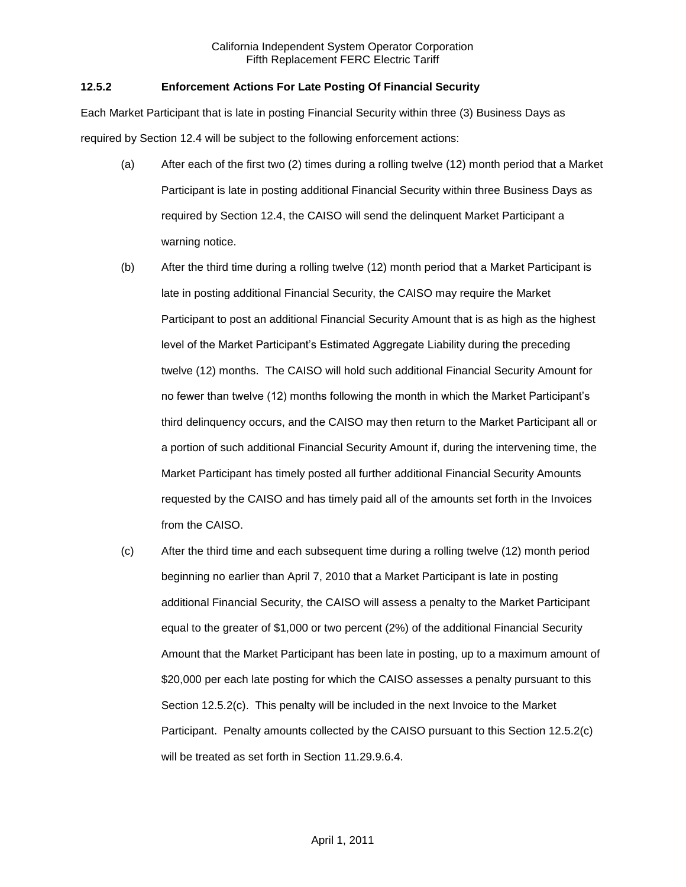### 12.5.2 Enforcement Actions For Late Posting Of Financial Security

Each Market Participant that is late in posting Financial Security within three (3) Business Days as required by Section 12.4 will be subject to the following enforcement actions:

(a) After each of the first two (2) times during a rolling twelve (12) month period that a Market Participant is late in posting additional Financial Security within three Business Days as required by Section 12.4, the CAISO will send the delinquent Market Participant a warning notice.

(b) After the third time during a rolling twelve (12) month period that a Market Participant is late in posting additional Financial Security, the CAISO may require the Market Participant to post an additional Financial Security Amount that is as high as the highest level of the Market Participant's Estimated Aggregate Liability during the preceding twelve (12) months. The CAISO will hold such additional Financial Security Amount for no fewer than twelve (12) months following the month in which the Market Participant's third delinquency occurs, and the CAISO may then return to the Market Participant all or a portion of such additional Financial Security Amount if, during the intervening time, the Market Participant has timely posted all further additional Financial Security Amounts requested by the CAISO and has timely paid all of the amounts set forth in the Invoices from the CAISO.

(c) After the third time and each subsequent time during a rolling twelve (12) month period beginning no earlier than April 7, 2010 that a Market Participant is late in posting additional Financial Security, the CAISO will assess a penalty to the Market Participant equal to the greater of $1,000 or two percent (2%) of the additional Financial Security Amount that the Market Participant has been late in posting, up to a maximum amount of $20,000 per each late posting for which the CAISO assesses a penalty pursuant to this Section 12.5.2(c). This penalty will be included in the next Invoice to the Market Participant. Penalty amounts collected by the CAISO pursuant to this Section 12.5.2(c) will be treated as set forth in Section 11.29.9.6.4.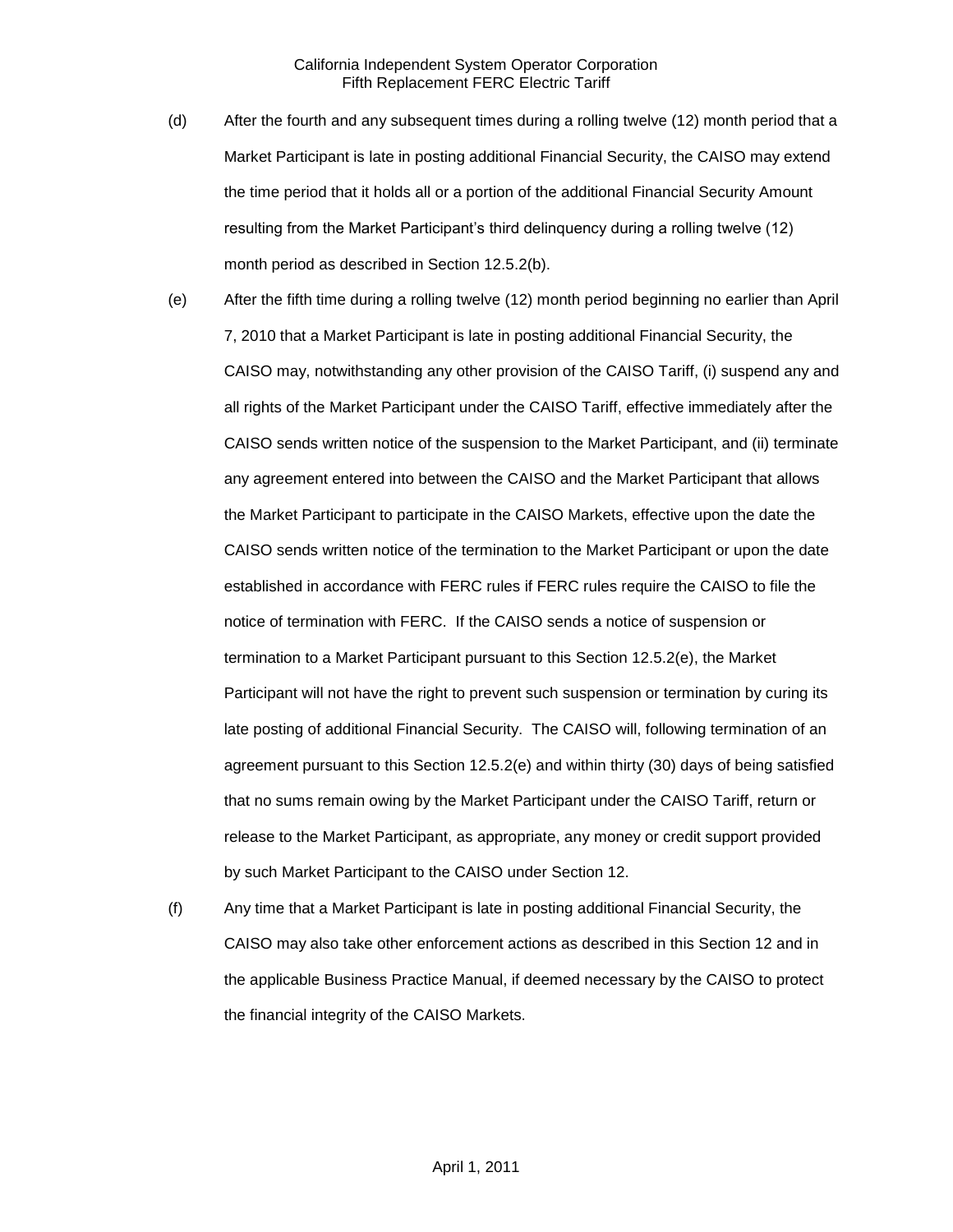(d) After the fourth and any subsequent times during a rolling twelve (12) month period that a Market Participant is late in posting additional Financial Security, the CAISO may extend the time period that it holds all or a portion of the additional Financial Security Amount resulting from the Market Participant's third delinquency during a rolling twelve (12) month period as described in Section 12.5.2(b).

(e) After the fifth time during a rolling twelve (12) month period beginning no earlier than April 7, 2010 that a Market Participant is late in posting additional Financial Security, the CAISO may, notwithstanding any other provision of the CAISO Tariff, (i) suspend any and all rights of the Market Participant under the CAISO Tariff, effective immediately after the CAISO sends written notice of the suspension to the Market Participant, and (ii) terminate any agreement entered into between the CAISO and the Market Participant that allows the Market Participant to participate in the CAISO Markets, effective upon the date the CAISO sends written notice of the termination to the Market Participant or upon the date established in accordance with FERC rules if FERC rules require the CAISO to file the notice of termination with FERC. If the CAISO sends a notice of suspension or termination to a Market Participant pursuant to this Section 12.5.2(e), the Market Participant will not have the right to prevent such suspension or termination by curing its late posting of additional Financial Security. The CAISO will, following termination of an agreement pursuant to this Section 12.5.2(e) and within thirty (30) days of being satisfied that no sums remain owing by the Market Participant under the CAISO Tariff, return or release to the Market Participant, as appropriate, any money or credit support provided by such Market Participant to the CAISO under Section 12.

(f) Any time that a Market Participant is late in posting additional Financial Security, the CAISO may also take other enforcement actions as described in this Section 12 and in the applicable Business Practice Manual, if deemed necessary by the CAISO to protect the financial integrity of the CAISO Markets.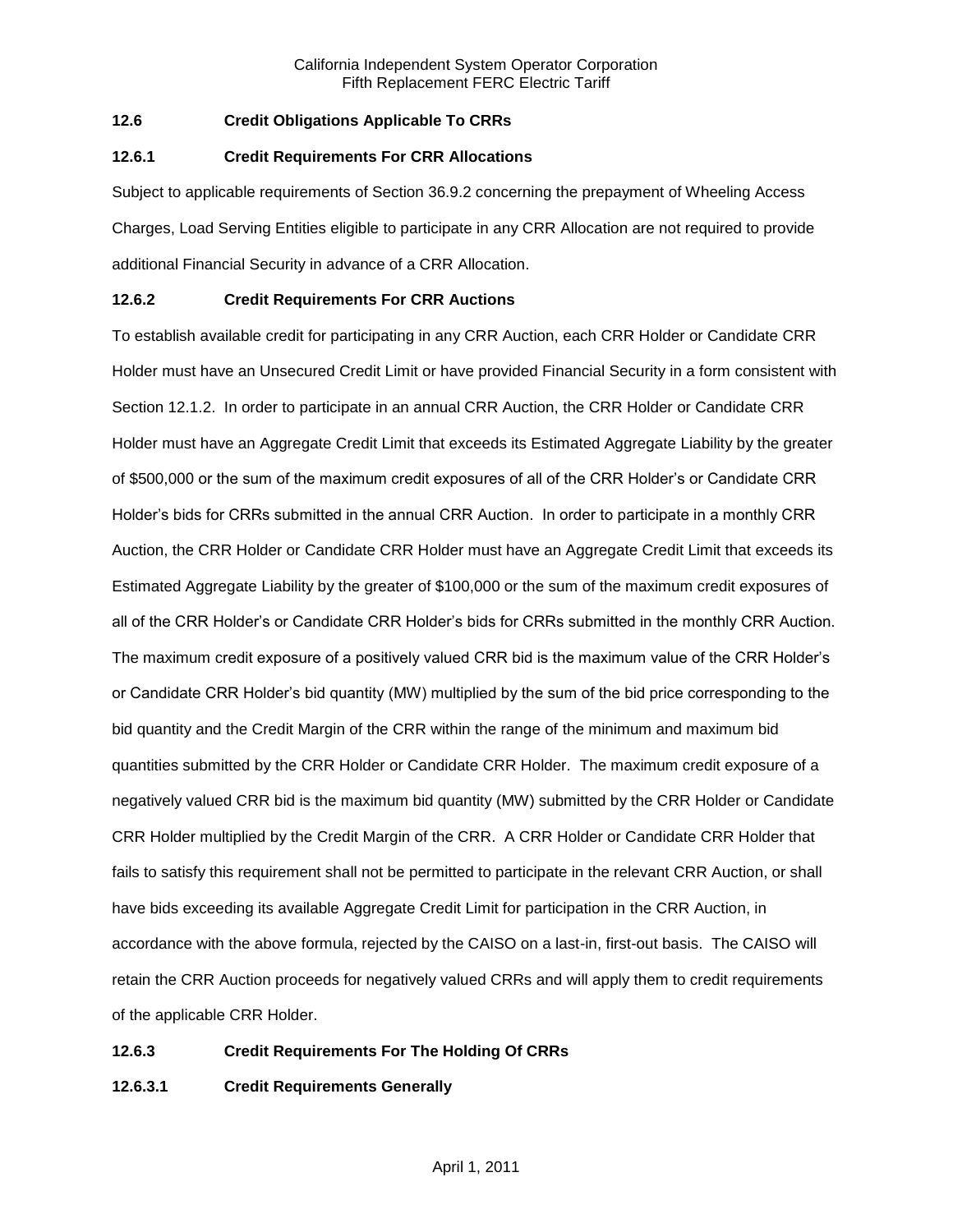### 12.6 Credit Obligations Applicable To CRRs

#### 12.6.1 Credit Requirements For CRR Allocations

Subject to applicable requirements of Section 36.9.2 concerning the prepayment of Wheeling Access Charges, Load Serving Entities eligible to participate in any CRR Allocation are not required to provide additional Financial Security in advance of a CRR Allocation.

#### 12.6.2 Credit Requirements For CRR Auctions

To establish available credit for participating in any CRR Auction, each CRR Holder or Candidate CRR Holder must have an Unsecured Credit Limit or have provided Financial Security in a form consistent with Section 12.1.2. In order to participate in an annual CRR Auction, the CRR Holder or Candidate CRR Holder must have an Aggregate Credit Limit that exceeds its Estimated Aggregate Liability by the greater of $500,000 or the sum of the maximum credit exposures of all of the CRR Holder's or Candidate CRR Holder's bids for CRRs submitted in the annual CRR Auction. In order to participate in a monthly CRR Auction, the CRR Holder or Candidate CRR Holder must have an Aggregate Credit Limit that exceeds its Estimated Aggregate Liability by the greater of $100,000 or the sum of the maximum credit exposures of all of the CRR Holder's or Candidate CRR Holder's bids for CRRs submitted in the monthly CRR Auction. The maximum credit exposure of a positively valued CRR bid is the maximum value of the CRR Holder's or Candidate CRR Holder's bid quantity (MW) multiplied by the sum of the bid price corresponding to the bid quantity and the Credit Margin of the CRR within the range of the minimum and maximum bid quantities submitted by the CRR Holder or Candidate CRR Holder. The maximum credit exposure of a negatively valued CRR bid is the maximum bid quantity (MW) submitted by the CRR Holder or Candidate CRR Holder multiplied by the Credit Margin of the CRR. A CRR Holder or Candidate CRR Holder that fails to satisfy this requirement shall not be permitted to participate in the relevant CRR Auction, or shall have bids exceeding its available Aggregate Credit Limit for participation in the CRR Auction, in accordance with the above formula, rejected by the CAISO on a last-in, first-out basis. The CAISO will retain the CRR Auction proceeds for negatively valued CRRs and will apply them to credit requirements of the applicable CRR Holder.

#### 12.6.3 Credit Requirements For The Holding Of CRRs

##### 12.6.3.1 Credit Requirements Generally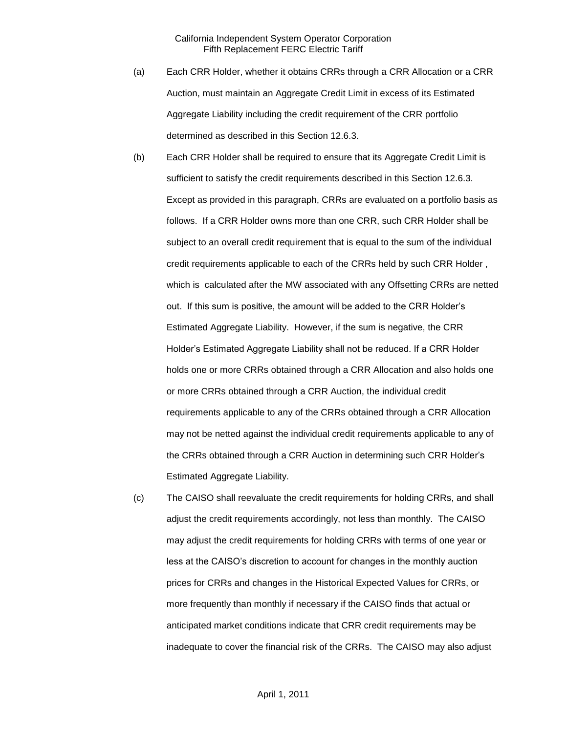(a) Each CRR Holder, whether it obtains CRRs through a CRR Allocation or a CRR Auction, must maintain an Aggregate Credit Limit in excess of its Estimated Aggregate Liability including the credit requirement of the CRR portfolio determined as described in this Section 12.6.3.

(b) Each CRR Holder shall be required to ensure that its Aggregate Credit Limit is sufficient to satisfy the credit requirements described in this Section 12.6.3. Except as provided in this paragraph, CRRs are evaluated on a portfolio basis as follows. If a CRR Holder owns more than one CRR, such CRR Holder shall be subject to an overall credit requirement that is equal to the sum of the individual credit requirements applicable to each of the CRRs held by such CRR Holder , which is calculated after the MW associated with any Offsetting CRRs are netted out. If this sum is positive, the amount will be added to the CRR Holder's Estimated Aggregate Liability. However, if the sum is negative, the CRR Holder's Estimated Aggregate Liability shall not be reduced. If a CRR Holder holds one or more CRRs obtained through a CRR Allocation and also holds one or more CRRs obtained through a CRR Auction, the individual credit requirements applicable to any of the CRRs obtained through a CRR Allocation may not be netted against the individual credit requirements applicable to any of the CRRs obtained through a CRR Auction in determining such CRR Holder's Estimated Aggregate Liability.

(c) The CAISO shall reevaluate the credit requirements for holding CRRs, and shall adjust the credit requirements accordingly, not less than monthly. The CAISO may adjust the credit requirements for holding CRRs with terms of one year or less at the CAISO's discretion to account for changes in the monthly auction prices for CRRs and changes in the Historical Expected Values for CRRs, or more frequently than monthly if necessary if the CAISO finds that actual or anticipated market conditions indicate that CRR credit requirements may be inadequate to cover the financial risk of the CRRs. The CAISO may also adjust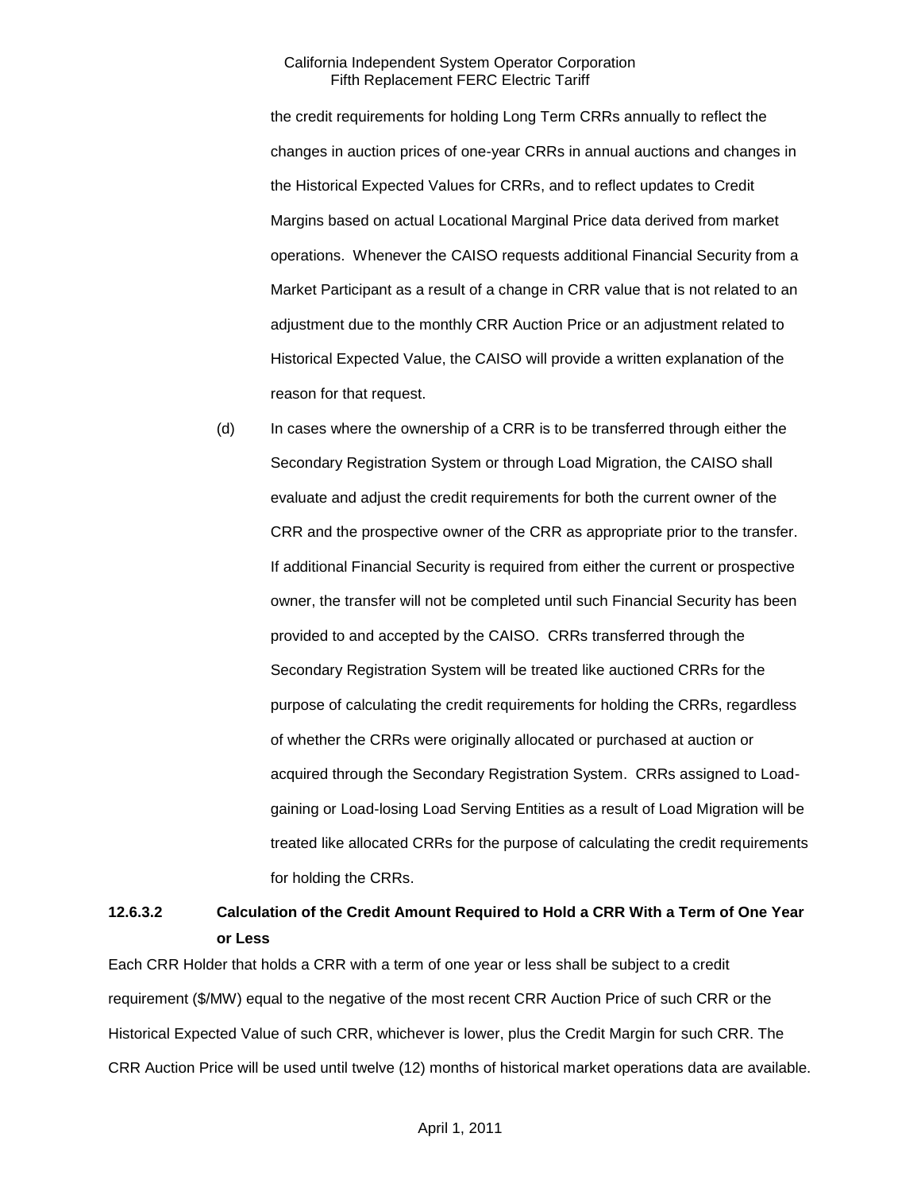the credit requirements for holding Long Term CRRs annually to reflect the changes in auction prices of one-year CRRs in annual auctions and changes in the Historical Expected Values for CRRs, and to reflect updates to Credit Margins based on actual Locational Marginal Price data derived from market operations. Whenever the CAISO requests additional Financial Security from a Market Participant as a result of a change in CRR value that is not related to an adjustment due to the monthly CRR Auction Price or an adjustment related to Historical Expected Value, the CAISO will provide a written explanation of the reason for that request.

(d) In cases where the ownership of a CRR is to be transferred through either the Secondary Registration System or through Load Migration, the CAISO shall evaluate and adjust the credit requirements for both the current owner of the CRR and the prospective owner of the CRR as appropriate prior to the transfer. If additional Financial Security is required from either the current or prospective owner, the transfer will not be completed until such Financial Security has been provided to and accepted by the CAISO. CRRs transferred through the Secondary Registration System will be treated like auctioned CRRs for the purpose of calculating the credit requirements for holding the CRRs, regardless of whether the CRRs were originally allocated or purchased at auction or acquired through the Secondary Registration System. CRRs assigned to Load-gaining or Load-losing Load Serving Entities as a result of Load Migration will be treated like allocated CRRs for the purpose of calculating the credit requirements for holding the CRRs.

**12.6.3.2 Calculation of the Credit Amount Required to Hold a CRR With a Term of One Year or Less**

Each CRR Holder that holds a CRR with a term of one year or less shall be subject to a credit requirement ($/MW) equal to the negative of the most recent CRR Auction Price of such CRR or the Historical Expected Value of such CRR, whichever is lower, plus the Credit Margin for such CRR. The CRR Auction Price will be used until twelve (12) months of historical market operations data are available.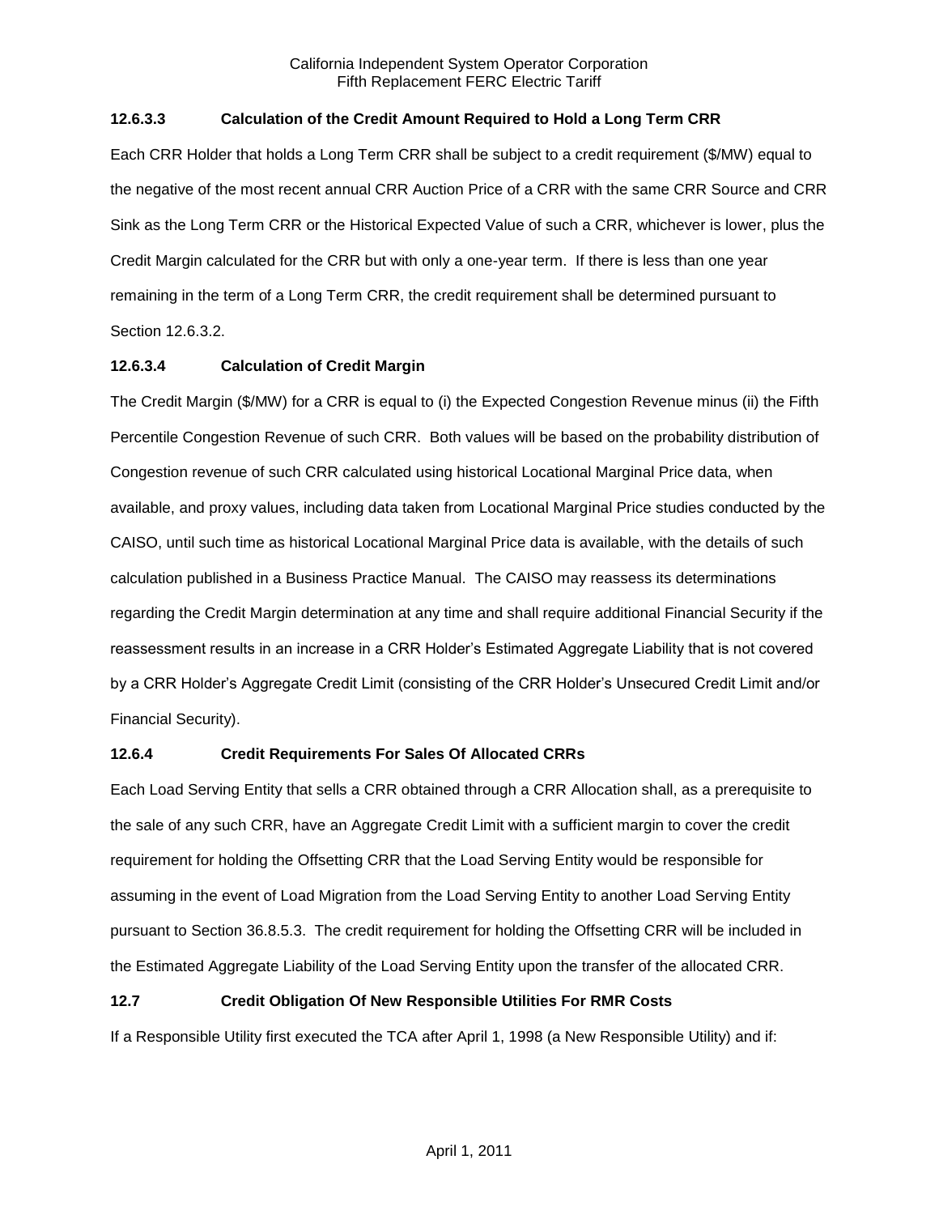#### 12.6.3.3 Calculation of the Credit Amount Required to Hold a Long Term CRR

Each CRR Holder that holds a Long Term CRR shall be subject to a credit requirement ($/MW) equal to the negative of the most recent annual CRR Auction Price of a CRR with the same CRR Source and CRR Sink as the Long Term CRR or the Historical Expected Value of such a CRR, whichever is lower, plus the Credit Margin calculated for the CRR but with only a one-year term. If there is less than one year remaining in the term of a Long Term CRR, the credit requirement shall be determined pursuant to Section 12.6.3.2.

#### 12.6.3.4 Calculation of Credit Margin

The Credit Margin ($/MW) for a CRR is equal to (i) the Expected Congestion Revenue minus (ii) the Fifth Percentile Congestion Revenue of such CRR. Both values will be based on the probability distribution of Congestion revenue of such CRR calculated using historical Locational Marginal Price data, when available, and proxy values, including data taken from Locational Marginal Price studies conducted by the CAISO, until such time as historical Locational Marginal Price data is available, with the details of such calculation published in a Business Practice Manual. The CAISO may reassess its determinations regarding the Credit Margin determination at any time and shall require additional Financial Security if the reassessment results in an increase in a CRR Holder's Estimated Aggregate Liability that is not covered by a CRR Holder's Aggregate Credit Limit (consisting of the CRR Holder's Unsecured Credit Limit and/or Financial Security).

### 12.6.4 Credit Requirements For Sales Of Allocated CRRs

Each Load Serving Entity that sells a CRR obtained through a CRR Allocation shall, as a prerequisite to the sale of any such CRR, have an Aggregate Credit Limit with a sufficient margin to cover the credit requirement for holding the Offsetting CRR that the Load Serving Entity would be responsible for assuming in the event of Load Migration from the Load Serving Entity to another Load Serving Entity pursuant to Section 36.8.5.3. The credit requirement for holding the Offsetting CRR will be included in the Estimated Aggregate Liability of the Load Serving Entity upon the transfer of the allocated CRR.

## 12.7 Credit Obligation Of New Responsible Utilities For RMR Costs

If a Responsible Utility first executed the TCA after April 1, 1998 (a New Responsible Utility) and if: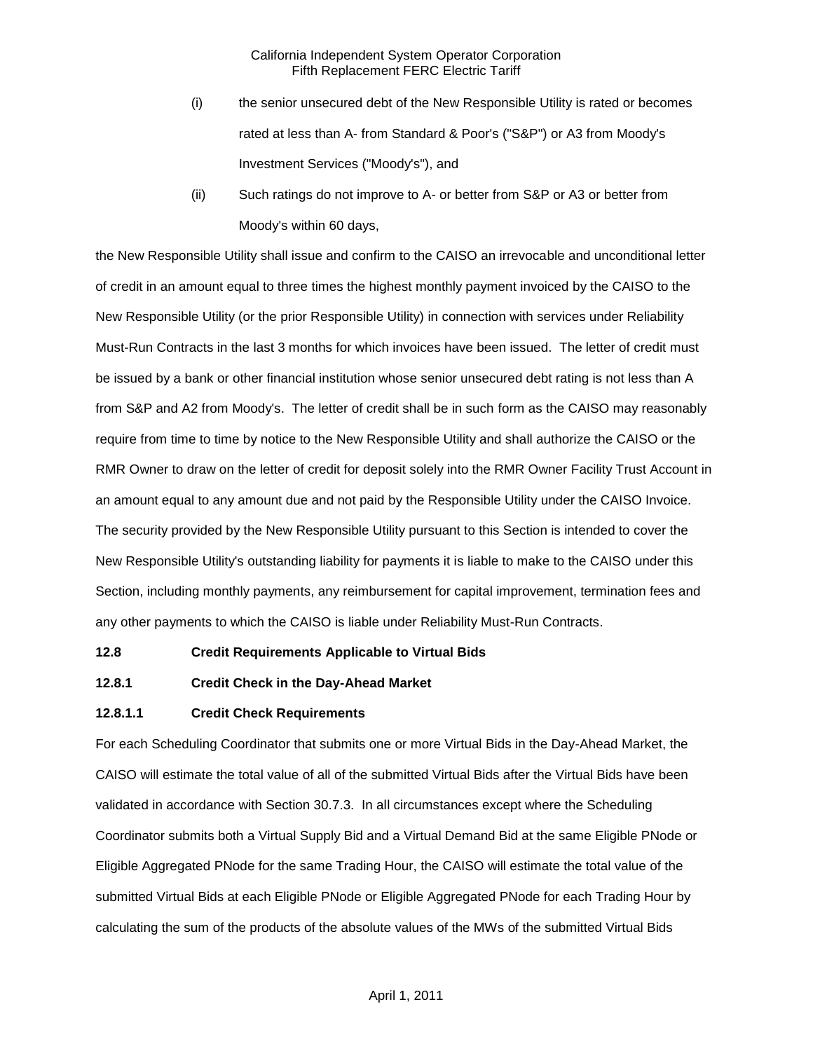(i) the senior unsecured debt of the New Responsible Utility is rated or becomes rated at less than A- from Standard & Poor's ("S&P") or A3 from Moody's Investment Services ("Moody's"), and

(ii) Such ratings do not improve to A- or better from S&P or A3 or better from Moody's within 60 days,

the New Responsible Utility shall issue and confirm to the CAISO an irrevocable and unconditional letter of credit in an amount equal to three times the highest monthly payment invoiced by the CAISO to the New Responsible Utility (or the prior Responsible Utility) in connection with services under Reliability Must-Run Contracts in the last 3 months for which invoices have been issued. The letter of credit must be issued by a bank or other financial institution whose senior unsecured debt rating is not less than A from S&P and A2 from Moody's. The letter of credit shall be in such form as the CAISO may reasonably require from time to time by notice to the New Responsible Utility and shall authorize the CAISO or the RMR Owner to draw on the letter of credit for deposit solely into the RMR Owner Facility Trust Account in an amount equal to any amount due and not paid by the Responsible Utility under the CAISO Invoice. The security provided by the New Responsible Utility pursuant to this Section is intended to cover the New Responsible Utility's outstanding liability for payments it is liable to make to the CAISO under this Section, including monthly payments, any reimbursement for capital improvement, termination fees and any other payments to which the CAISO is liable under Reliability Must-Run Contracts.

**12.8 Credit Requirements Applicable to Virtual Bids**

**12.8.1 Credit Check in the Day-Ahead Market**

**12.8.1.1 Credit Check Requirements**

For each Scheduling Coordinator that submits one or more Virtual Bids in the Day-Ahead Market, the CAISO will estimate the total value of all of the submitted Virtual Bids after the Virtual Bids have been validated in accordance with Section 30.7.3. In all circumstances except where the Scheduling Coordinator submits both a Virtual Supply Bid and a Virtual Demand Bid at the same Eligible PNode or Eligible Aggregated PNode for the same Trading Hour, the CAISO will estimate the total value of the submitted Virtual Bids at each Eligible PNode or Eligible Aggregated PNode for each Trading Hour by calculating the sum of the products of the absolute values of the MWs of the submitted Virtual Bids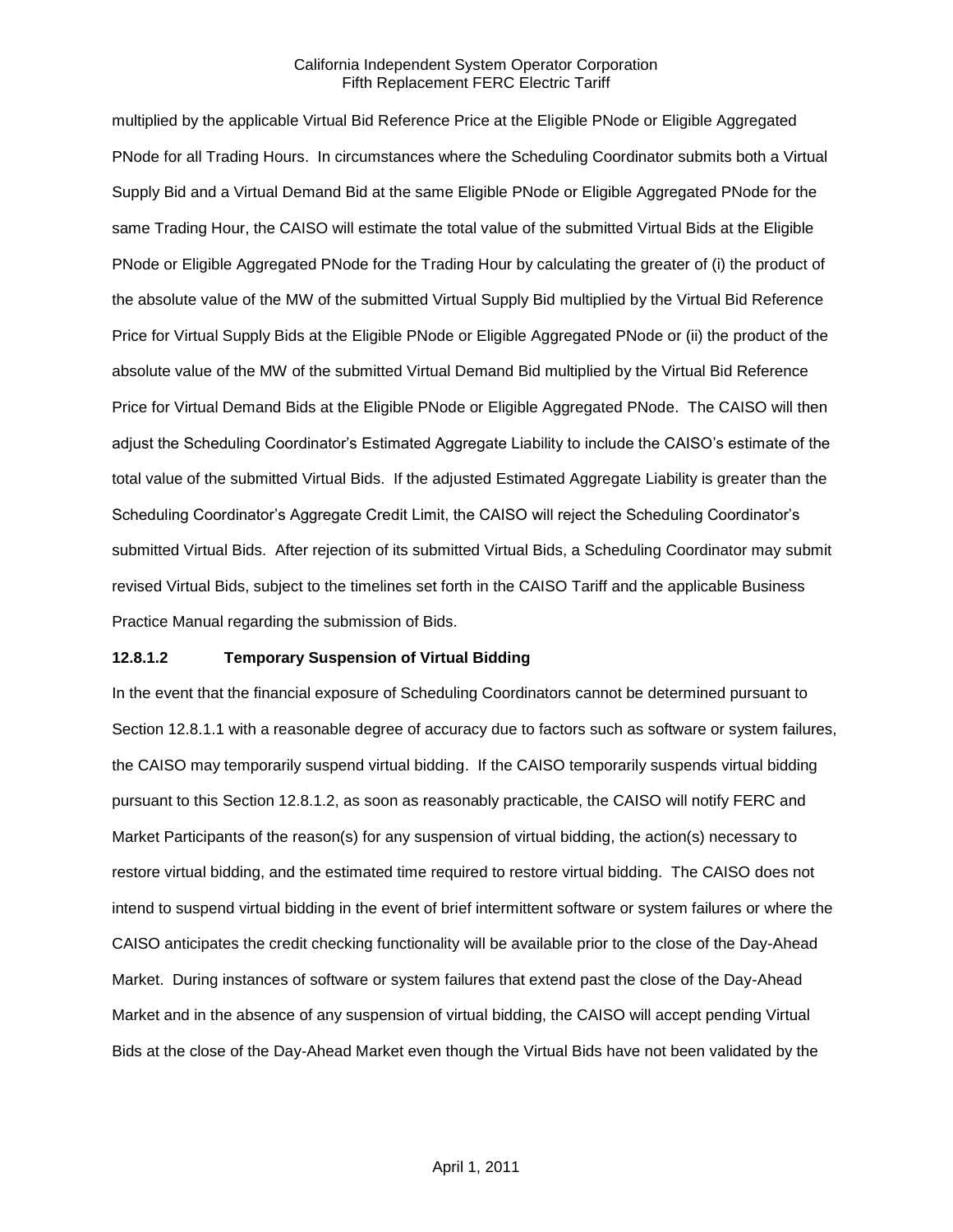multiplied by the applicable Virtual Bid Reference Price at the Eligible PNode or Eligible Aggregated PNode for all Trading Hours. In circumstances where the Scheduling Coordinator submits both a Virtual Supply Bid and a Virtual Demand Bid at the same Eligible PNode or Eligible Aggregated PNode for the same Trading Hour, the CAISO will estimate the total value of the submitted Virtual Bids at the Eligible PNode or Eligible Aggregated PNode for the Trading Hour by calculating the greater of (i) the product of the absolute value of the MW of the submitted Virtual Supply Bid multiplied by the Virtual Bid Reference Price for Virtual Supply Bids at the Eligible PNode or Eligible Aggregated PNode or (ii) the product of the absolute value of the MW of the submitted Virtual Demand Bid multiplied by the Virtual Bid Reference Price for Virtual Demand Bids at the Eligible PNode or Eligible Aggregated PNode. The CAISO will then adjust the Scheduling Coordinator's Estimated Aggregate Liability to include the CAISO's estimate of the total value of the submitted Virtual Bids. If the adjusted Estimated Aggregate Liability is greater than the Scheduling Coordinator's Aggregate Credit Limit, the CAISO will reject the Scheduling Coordinator's submitted Virtual Bids. After rejection of its submitted Virtual Bids, a Scheduling Coordinator may submit revised Virtual Bids, subject to the timelines set forth in the CAISO Tariff and the applicable Business Practice Manual regarding the submission of Bids.

### 12.8.1.2 Temporary Suspension of Virtual Bidding

In the event that the financial exposure of Scheduling Coordinators cannot be determined pursuant to Section 12.8.1.1 with a reasonable degree of accuracy due to factors such as software or system failures, the CAISO may temporarily suspend virtual bidding. If the CAISO temporarily suspends virtual bidding pursuant to this Section 12.8.1.2, as soon as reasonably practicable, the CAISO will notify FERC and Market Participants of the reason(s) for any suspension of virtual bidding, the action(s) necessary to restore virtual bidding, and the estimated time required to restore virtual bidding. The CAISO does not intend to suspend virtual bidding in the event of brief intermittent software or system failures or where the CAISO anticipates the credit checking functionality will be available prior to the close of the Day-Ahead Market. During instances of software or system failures that extend past the close of the Day-Ahead Market and in the absence of any suspension of virtual bidding, the CAISO will accept pending Virtual Bids at the close of the Day-Ahead Market even though the Virtual Bids have not been validated by the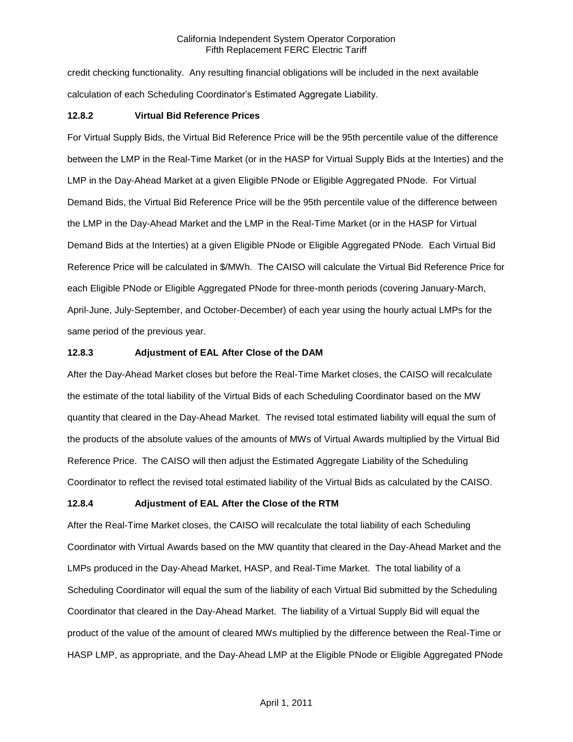credit checking functionality. Any resulting financial obligations will be included in the next available calculation of each Scheduling Coordinator's Estimated Aggregate Liability.

### 12.8.2 Virtual Bid Reference Prices

For Virtual Supply Bids, the Virtual Bid Reference Price will be the 95th percentile value of the difference between the LMP in the Real-Time Market (or in the HASP for Virtual Supply Bids at the Interties) and the LMP in the Day-Ahead Market at a given Eligible PNode or Eligible Aggregated PNode. For Virtual Demand Bids, the Virtual Bid Reference Price will be the 95th percentile value of the difference between the LMP in the Day-Ahead Market and the LMP in the Real-Time Market (or in the HASP for Virtual Demand Bids at the Interties) at a given Eligible PNode or Eligible Aggregated PNode. Each Virtual Bid Reference Price will be calculated in $/MWh. The CAISO will calculate the Virtual Bid Reference Price for each Eligible PNode or Eligible Aggregated PNode for three-month periods (covering January-March, April-June, July-September, and October-December) of each year using the hourly actual LMPs for the same period of the previous year.

### 12.8.3 Adjustment of EAL After Close of the DAM

After the Day-Ahead Market closes but before the Real-Time Market closes, the CAISO will recalculate the estimate of the total liability of the Virtual Bids of each Scheduling Coordinator based on the MW quantity that cleared in the Day-Ahead Market. The revised total estimated liability will equal the sum of the products of the absolute values of the amounts of MWs of Virtual Awards multiplied by the Virtual Bid Reference Price. The CAISO will then adjust the Estimated Aggregate Liability of the Scheduling Coordinator to reflect the revised total estimated liability of the Virtual Bids as calculated by the CAISO.

### 12.8.4 Adjustment of EAL After the Close of the RTM

After the Real-Time Market closes, the CAISO will recalculate the total liability of each Scheduling Coordinator with Virtual Awards based on the MW quantity that cleared in the Day-Ahead Market and the LMPs produced in the Day-Ahead Market, HASP, and Real-Time Market. The total liability of a Scheduling Coordinator will equal the sum of the liability of each Virtual Bid submitted by the Scheduling Coordinator that cleared in the Day-Ahead Market. The liability of a Virtual Supply Bid will equal the product of the value of the amount of cleared MWs multiplied by the difference between the Real-Time or HASP LMP, as appropriate, and the Day-Ahead LMP at the Eligible PNode or Eligible Aggregated PNode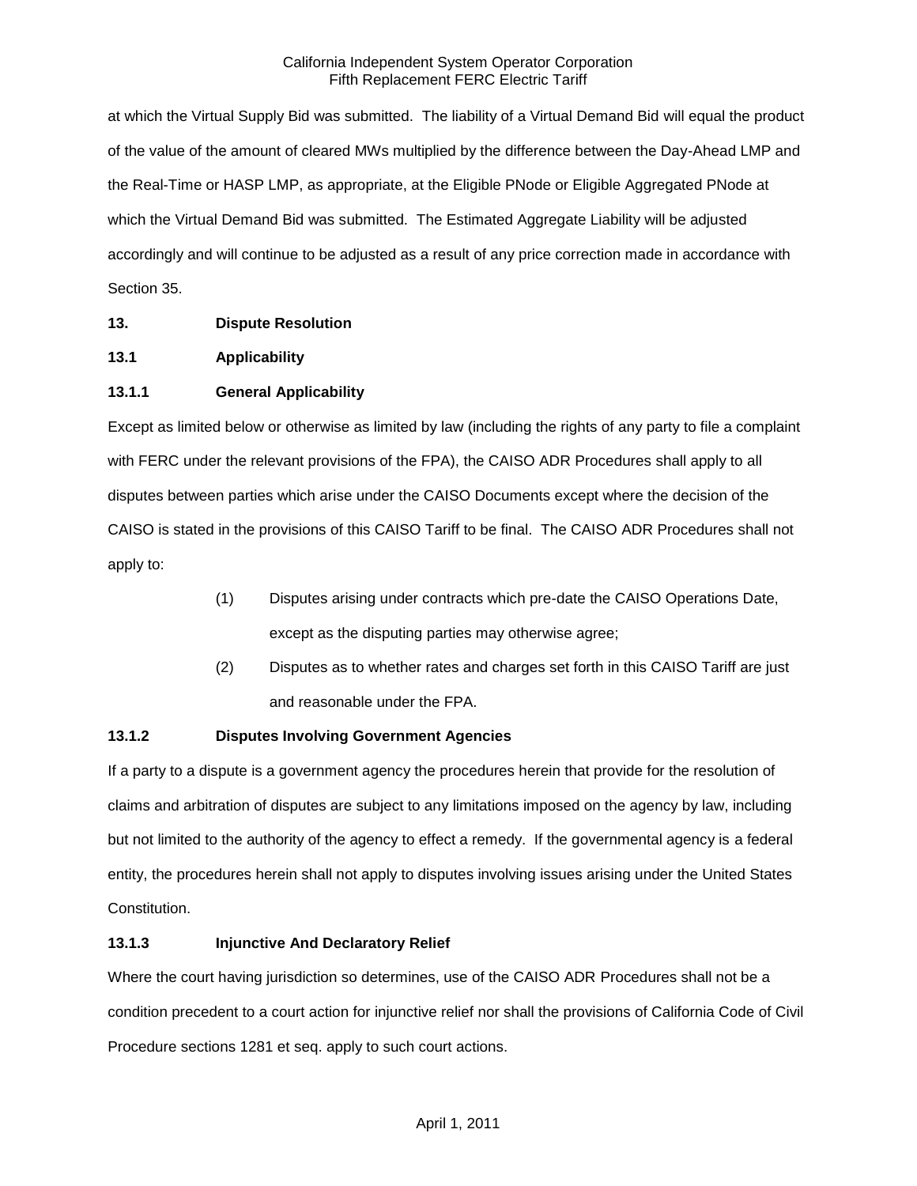at which the Virtual Supply Bid was submitted. The liability of a Virtual Demand Bid will equal the product of the value of the amount of cleared MWs multiplied by the difference between the Day-Ahead LMP and the Real-Time or HASP LMP, as appropriate, at the Eligible PNode or Eligible Aggregated PNode at which the Virtual Demand Bid was submitted. The Estimated Aggregate Liability will be adjusted accordingly and will continue to be adjusted as a result of any price correction made in accordance with Section 35.

## 13. Dispute Resolution

### 13.1 Applicability

#### 13.1.1 General Applicability

Except as limited below or otherwise as limited by law (including the rights of any party to file a complaint with FERC under the relevant provisions of the FPA), the CAISO ADR Procedures shall apply to all disputes between parties which arise under the CAISO Documents except where the decision of the CAISO is stated in the provisions of this CAISO Tariff to be final. The CAISO ADR Procedures shall not apply to:

(1) Disputes arising under contracts which pre-date the CAISO Operations Date, except as the disputing parties may otherwise agree;

(2) Disputes as to whether rates and charges set forth in this CAISO Tariff are just and reasonable under the FPA.

#### 13.1.2 Disputes Involving Government Agencies

If a party to a dispute is a government agency the procedures herein that provide for the resolution of claims and arbitration of disputes are subject to any limitations imposed on the agency by law, including but not limited to the authority of the agency to effect a remedy. If the governmental agency is a federal entity, the procedures herein shall not apply to disputes involving issues arising under the United States Constitution.

#### 13.1.3 Injunctive And Declaratory Relief

Where the court having jurisdiction so determines, use of the CAISO ADR Procedures shall not be a condition precedent to a court action for injunctive relief nor shall the provisions of California Code of Civil Procedure sections 1281 et seq. apply to such court actions.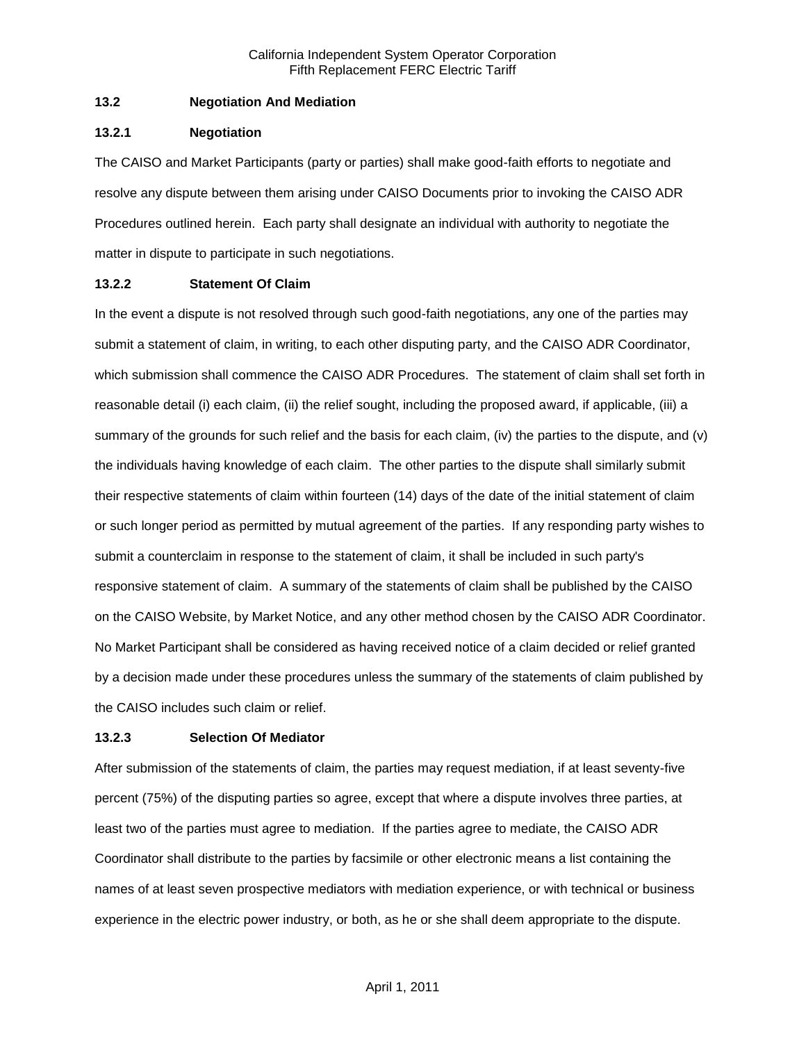### 13.2 Negotiation And Mediation

#### 13.2.1 Negotiation

The CAISO and Market Participants (party or parties) shall make good-faith efforts to negotiate and resolve any dispute between them arising under CAISO Documents prior to invoking the CAISO ADR Procedures outlined herein. Each party shall designate an individual with authority to negotiate the matter in dispute to participate in such negotiations.

#### 13.2.2 Statement Of Claim

In the event a dispute is not resolved through such good-faith negotiations, any one of the parties may submit a statement of claim, in writing, to each other disputing party, and the CAISO ADR Coordinator, which submission shall commence the CAISO ADR Procedures. The statement of claim shall set forth in reasonable detail (i) each claim, (ii) the relief sought, including the proposed award, if applicable, (iii) a summary of the grounds for such relief and the basis for each claim, (iv) the parties to the dispute, and (v) the individuals having knowledge of each claim. The other parties to the dispute shall similarly submit their respective statements of claim within fourteen (14) days of the date of the initial statement of claim or such longer period as permitted by mutual agreement of the parties. If any responding party wishes to submit a counterclaim in response to the statement of claim, it shall be included in such party's responsive statement of claim. A summary of the statements of claim shall be published by the CAISO on the CAISO Website, by Market Notice, and any other method chosen by the CAISO ADR Coordinator. No Market Participant shall be considered as having received notice of a claim decided or relief granted by a decision made under these procedures unless the summary of the statements of claim published by the CAISO includes such claim or relief.

#### 13.2.3 Selection Of Mediator

After submission of the statements of claim, the parties may request mediation, if at least seventy-five percent (75%) of the disputing parties so agree, except that where a dispute involves three parties, at least two of the parties must agree to mediation. If the parties agree to mediate, the CAISO ADR Coordinator shall distribute to the parties by facsimile or other electronic means a list containing the names of at least seven prospective mediators with mediation experience, or with technical or business experience in the electric power industry, or both, as he or she shall deem appropriate to the dispute.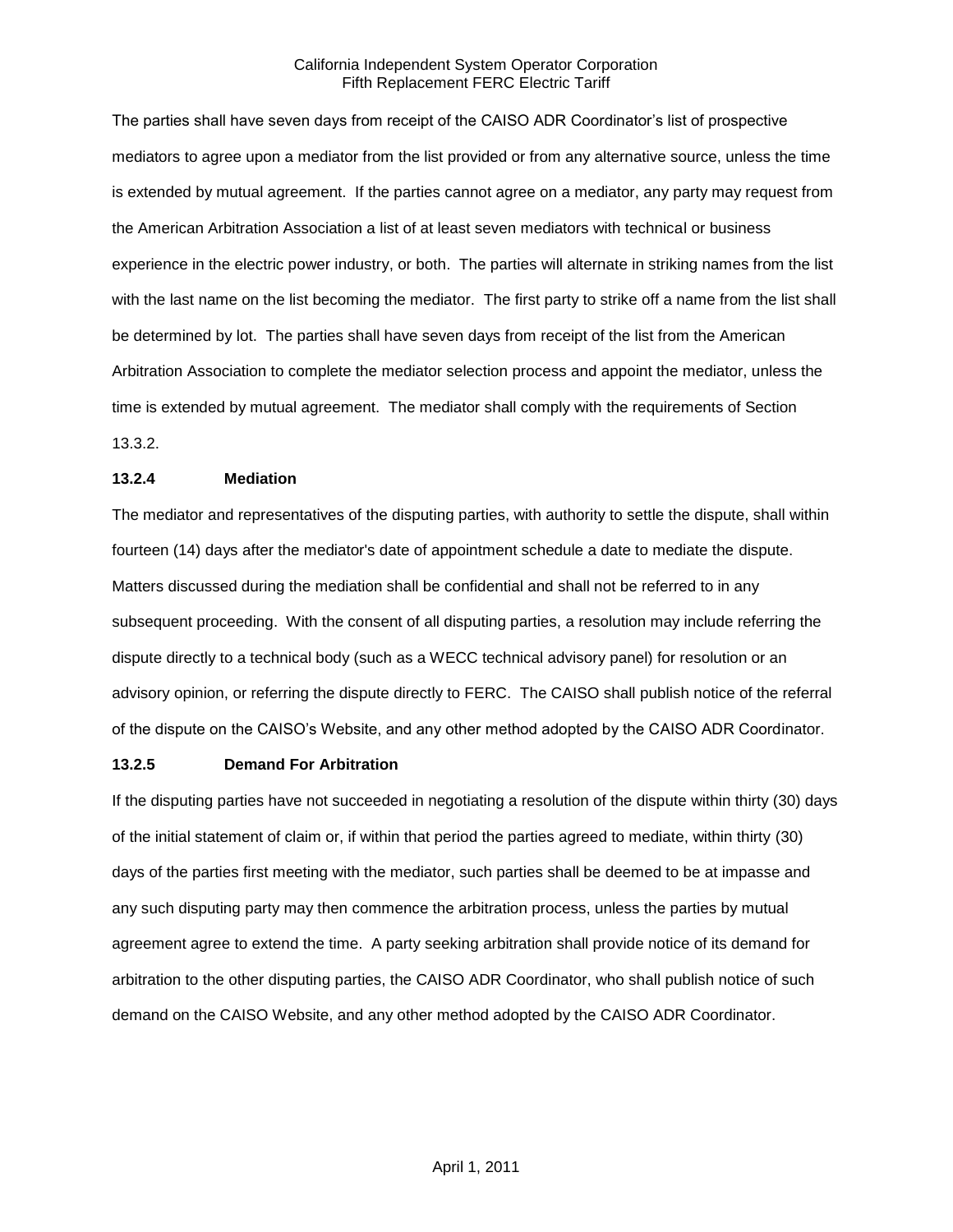The parties shall have seven days from receipt of the CAISO ADR Coordinator's list of prospective mediators to agree upon a mediator from the list provided or from any alternative source, unless the time is extended by mutual agreement. If the parties cannot agree on a mediator, any party may request from the American Arbitration Association a list of at least seven mediators with technical or business experience in the electric power industry, or both. The parties will alternate in striking names from the list with the last name on the list becoming the mediator. The first party to strike off a name from the list shall be determined by lot. The parties shall have seven days from receipt of the list from the American Arbitration Association to complete the mediator selection process and appoint the mediator, unless the time is extended by mutual agreement. The mediator shall comply with the requirements of Section 13.3.2.

**13.2.4 Mediation**

The mediator and representatives of the disputing parties, with authority to settle the dispute, shall within fourteen (14) days after the mediator's date of appointment schedule a date to mediate the dispute. Matters discussed during the mediation shall be confidential and shall not be referred to in any subsequent proceeding. With the consent of all disputing parties, a resolution may include referring the dispute directly to a technical body (such as a WECC technical advisory panel) for resolution or an advisory opinion, or referring the dispute directly to FERC. The CAISO shall publish notice of the referral of the dispute on the CAISO's Website, and any other method adopted by the CAISO ADR Coordinator.

**13.2.5 Demand For Arbitration**

If the disputing parties have not succeeded in negotiating a resolution of the dispute within thirty (30) days of the initial statement of claim or, if within that period the parties agreed to mediate, within thirty (30) days of the parties first meeting with the mediator, such parties shall be deemed to be at impasse and any such disputing party may then commence the arbitration process, unless the parties by mutual agreement agree to extend the time. A party seeking arbitration shall provide notice of its demand for arbitration to the other disputing parties, the CAISO ADR Coordinator, who shall publish notice of such demand on the CAISO Website, and any other method adopted by the CAISO ADR Coordinator.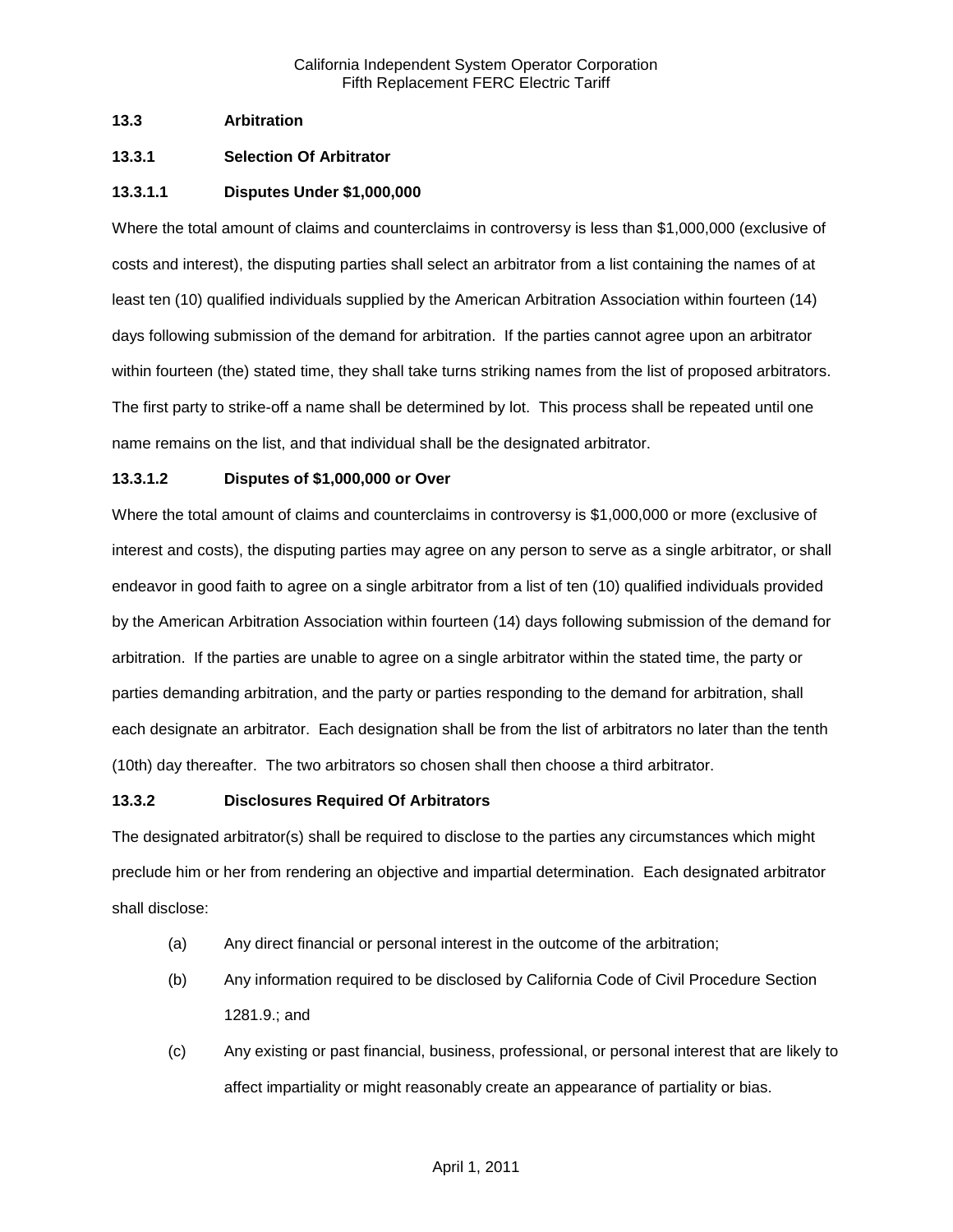## 13.3 Arbitration

### 13.3.1 Selection Of Arbitrator

#### 13.3.1.1 Disputes Under $1,000,000

Where the total amount of claims and counterclaims in controversy is less than $1,000,000 (exclusive of costs and interest), the disputing parties shall select an arbitrator from a list containing the names of at least ten (10) qualified individuals supplied by the American Arbitration Association within fourteen (14) days following submission of the demand for arbitration. If the parties cannot agree upon an arbitrator within fourteen (the) stated time, they shall take turns striking names from the list of proposed arbitrators. The first party to strike-off a name shall be determined by lot. This process shall be repeated until one name remains on the list, and that individual shall be the designated arbitrator.

#### 13.3.1.2 Disputes of $1,000,000 or Over

Where the total amount of claims and counterclaims in controversy is $1,000,000 or more (exclusive of interest and costs), the disputing parties may agree on any person to serve as a single arbitrator, or shall endeavor in good faith to agree on a single arbitrator from a list of ten (10) qualified individuals provided by the American Arbitration Association within fourteen (14) days following submission of the demand for arbitration. If the parties are unable to agree on a single arbitrator within the stated time, the party or parties demanding arbitration, and the party or parties responding to the demand for arbitration, shall each designate an arbitrator. Each designation shall be from the list of arbitrators no later than the tenth (10th) day thereafter. The two arbitrators so chosen shall then choose a third arbitrator.

### 13.3.2 Disclosures Required Of Arbitrators

The designated arbitrator(s) shall be required to disclose to the parties any circumstances which might preclude him or her from rendering an objective and impartial determination. Each designated arbitrator shall disclose:

(a) Any direct financial or personal interest in the outcome of the arbitration;

(b) Any information required to be disclosed by California Code of Civil Procedure Section 1281.9.; and

(c) Any existing or past financial, business, professional, or personal interest that are likely to affect impartiality or might reasonably create an appearance of partiality or bias.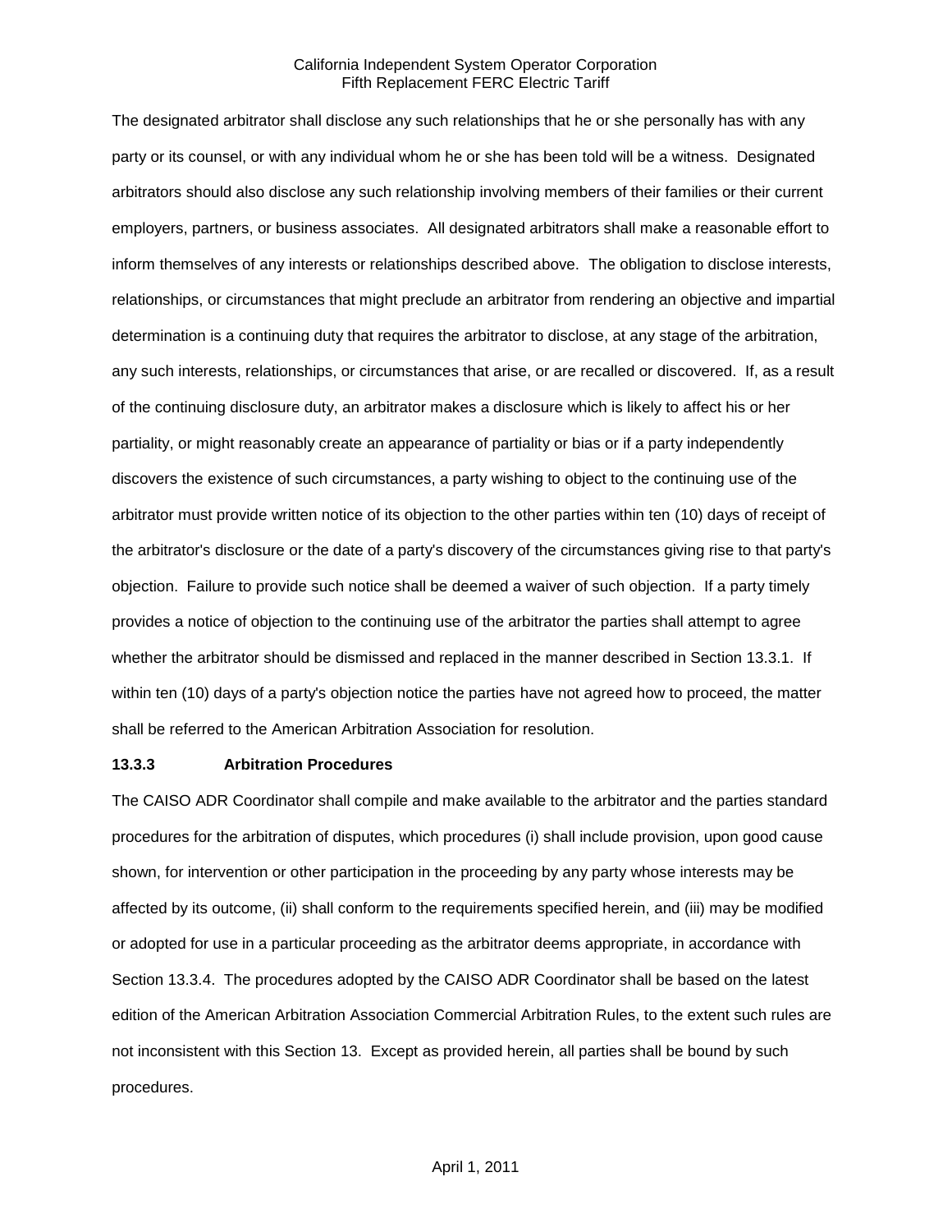The designated arbitrator shall disclose any such relationships that he or she personally has with any party or its counsel, or with any individual whom he or she has been told will be a witness. Designated arbitrators should also disclose any such relationship involving members of their families or their current employers, partners, or business associates. All designated arbitrators shall make a reasonable effort to inform themselves of any interests or relationships described above. The obligation to disclose interests, relationships, or circumstances that might preclude an arbitrator from rendering an objective and impartial determination is a continuing duty that requires the arbitrator to disclose, at any stage of the arbitration, any such interests, relationships, or circumstances that arise, or are recalled or discovered. If, as a result of the continuing disclosure duty, an arbitrator makes a disclosure which is likely to affect his or her partiality, or might reasonably create an appearance of partiality or bias or if a party independently discovers the existence of such circumstances, a party wishing to object to the continuing use of the arbitrator must provide written notice of its objection to the other parties within ten (10) days of receipt of the arbitrator's disclosure or the date of a party's discovery of the circumstances giving rise to that party's objection. Failure to provide such notice shall be deemed a waiver of such objection. If a party timely provides a notice of objection to the continuing use of the arbitrator the parties shall attempt to agree whether the arbitrator should be dismissed and replaced in the manner described in Section 13.3.1. If within ten (10) days of a party's objection notice the parties have not agreed how to proceed, the matter shall be referred to the American Arbitration Association for resolution.

### 13.3.3 Arbitration Procedures

The CAISO ADR Coordinator shall compile and make available to the arbitrator and the parties standard procedures for the arbitration of disputes, which procedures (i) shall include provision, upon good cause shown, for intervention or other participation in the proceeding by any party whose interests may be affected by its outcome, (ii) shall conform to the requirements specified herein, and (iii) may be modified or adopted for use in a particular proceeding as the arbitrator deems appropriate, in accordance with Section 13.3.4. The procedures adopted by the CAISO ADR Coordinator shall be based on the latest edition of the American Arbitration Association Commercial Arbitration Rules, to the extent such rules are not inconsistent with this Section 13. Except as provided herein, all parties shall be bound by such procedures.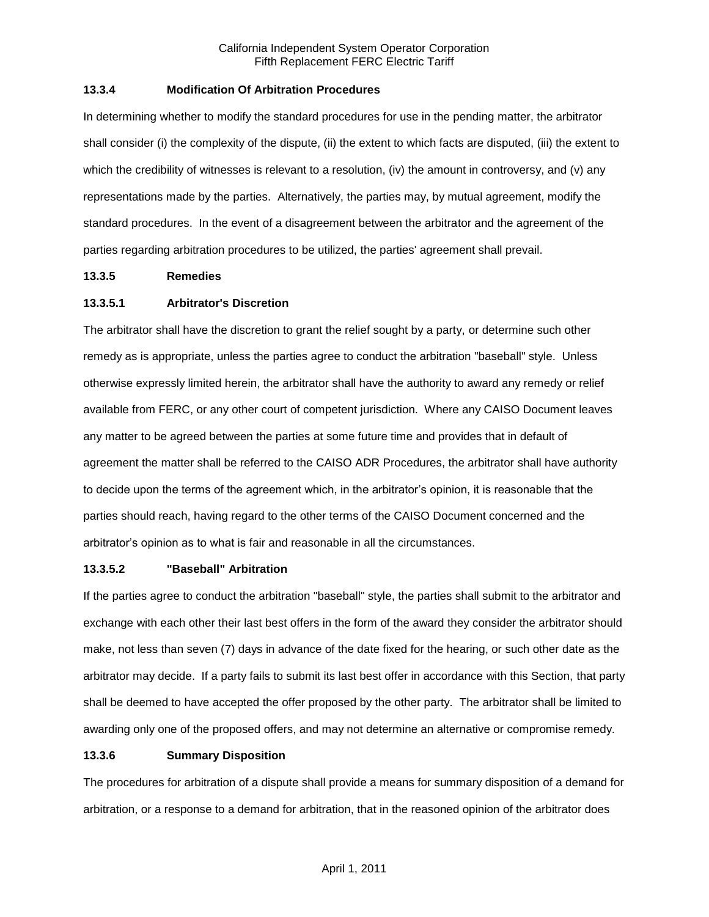**13.3.4 Modification Of Arbitration Procedures**

In determining whether to modify the standard procedures for use in the pending matter, the arbitrator shall consider (i) the complexity of the dispute, (ii) the extent to which facts are disputed, (iii) the extent to which the credibility of witnesses is relevant to a resolution, (iv) the amount in controversy, and (v) any representations made by the parties. Alternatively, the parties may, by mutual agreement, modify the standard procedures. In the event of a disagreement between the arbitrator and the agreement of the parties regarding arbitration procedures to be utilized, the parties' agreement shall prevail.

**13.3.5 Remedies**

**13.3.5.1 Arbitrator's Discretion**

The arbitrator shall have the discretion to grant the relief sought by a party, or determine such other remedy as is appropriate, unless the parties agree to conduct the arbitration "baseball" style. Unless otherwise expressly limited herein, the arbitrator shall have the authority to award any remedy or relief available from FERC, or any other court of competent jurisdiction. Where any CAISO Document leaves any matter to be agreed between the parties at some future time and provides that in default of agreement the matter shall be referred to the CAISO ADR Procedures, the arbitrator shall have authority to decide upon the terms of the agreement which, in the arbitrator's opinion, it is reasonable that the parties should reach, having regard to the other terms of the CAISO Document concerned and the arbitrator's opinion as to what is fair and reasonable in all the circumstances.

**13.3.5.2 "Baseball" Arbitration**

If the parties agree to conduct the arbitration "baseball" style, the parties shall submit to the arbitrator and exchange with each other their last best offers in the form of the award they consider the arbitrator should make, not less than seven (7) days in advance of the date fixed for the hearing, or such other date as the arbitrator may decide. If a party fails to submit its last best offer in accordance with this Section, that party shall be deemed to have accepted the offer proposed by the other party. The arbitrator shall be limited to awarding only one of the proposed offers, and may not determine an alternative or compromise remedy.

**13.3.6 Summary Disposition**

The procedures for arbitration of a dispute shall provide a means for summary disposition of a demand for arbitration, or a response to a demand for arbitration, that in the reasoned opinion of the arbitrator does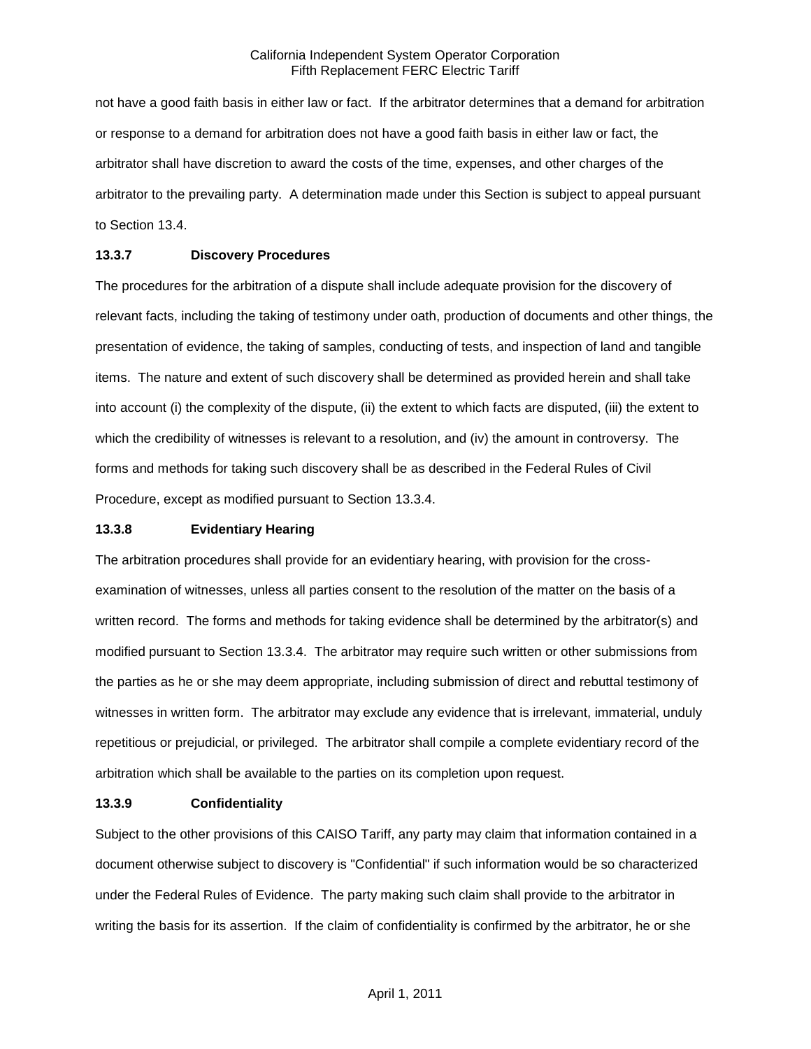not have a good faith basis in either law or fact. If the arbitrator determines that a demand for arbitration or response to a demand for arbitration does not have a good faith basis in either law or fact, the arbitrator shall have discretion to award the costs of the time, expenses, and other charges of the arbitrator to the prevailing party. A determination made under this Section is subject to appeal pursuant to Section 13.4.

**13.3.7 Discovery Procedures**

The procedures for the arbitration of a dispute shall include adequate provision for the discovery of relevant facts, including the taking of testimony under oath, production of documents and other things, the presentation of evidence, the taking of samples, conducting of tests, and inspection of land and tangible items. The nature and extent of such discovery shall be determined as provided herein and shall take into account (i) the complexity of the dispute, (ii) the extent to which facts are disputed, (iii) the extent to which the credibility of witnesses is relevant to a resolution, and (iv) the amount in controversy. The forms and methods for taking such discovery shall be as described in the Federal Rules of Civil Procedure, except as modified pursuant to Section 13.3.4.

**13.3.8 Evidentiary Hearing**

The arbitration procedures shall provide for an evidentiary hearing, with provision for the cross-examination of witnesses, unless all parties consent to the resolution of the matter on the basis of a written record. The forms and methods for taking evidence shall be determined by the arbitrator(s) and modified pursuant to Section 13.3.4. The arbitrator may require such written or other submissions from the parties as he or she may deem appropriate, including submission of direct and rebuttal testimony of witnesses in written form. The arbitrator may exclude any evidence that is irrelevant, immaterial, unduly repetitious or prejudicial, or privileged. The arbitrator shall compile a complete evidentiary record of the arbitration which shall be available to the parties on its completion upon request.

**13.3.9 Confidentiality**

Subject to the other provisions of this CAISO Tariff, any party may claim that information contained in a document otherwise subject to discovery is "Confidential" if such information would be so characterized under the Federal Rules of Evidence. The party making such claim shall provide to the arbitrator in writing the basis for its assertion. If the claim of confidentiality is confirmed by the arbitrator, he or she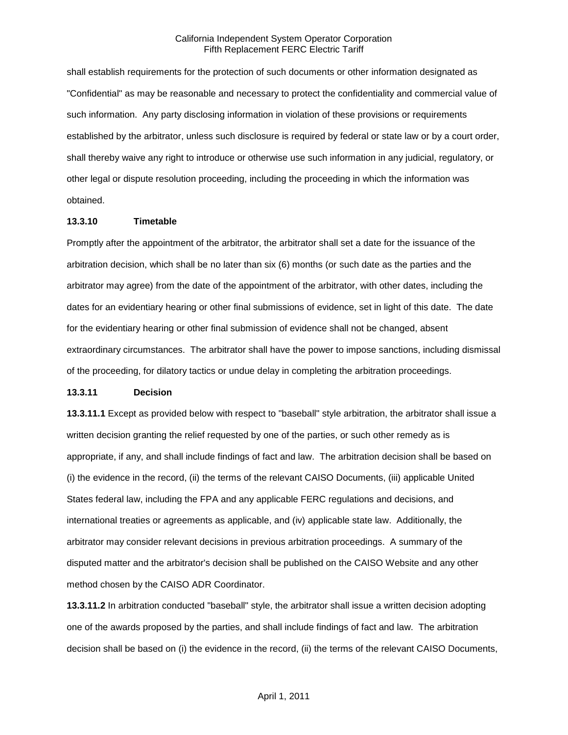shall establish requirements for the protection of such documents or other information designated as "Confidential" as may be reasonable and necessary to protect the confidentiality and commercial value of such information. Any party disclosing information in violation of these provisions or requirements established by the arbitrator, unless such disclosure is required by federal or state law or by a court order, shall thereby waive any right to introduce or otherwise use such information in any judicial, regulatory, or other legal or dispute resolution proceeding, including the proceeding in which the information was obtained.

**13.3.10 Timetable**

Promptly after the appointment of the arbitrator, the arbitrator shall set a date for the issuance of the arbitration decision, which shall be no later than six (6) months (or such date as the parties and the arbitrator may agree) from the date of the appointment of the arbitrator, with other dates, including the dates for an evidentiary hearing or other final submissions of evidence, set in light of this date. The date for the evidentiary hearing or other final submission of evidence shall not be changed, absent extraordinary circumstances. The arbitrator shall have the power to impose sanctions, including dismissal of the proceeding, for dilatory tactics or undue delay in completing the arbitration proceedings.

**13.3.11 Decision**

**13.3.11.1** Except as provided below with respect to "baseball" style arbitration, the arbitrator shall issue a written decision granting the relief requested by one of the parties, or such other remedy as is appropriate, if any, and shall include findings of fact and law. The arbitration decision shall be based on (i) the evidence in the record, (ii) the terms of the relevant CAISO Documents, (iii) applicable United States federal law, including the FPA and any applicable FERC regulations and decisions, and international treaties or agreements as applicable, and (iv) applicable state law. Additionally, the arbitrator may consider relevant decisions in previous arbitration proceedings. A summary of the disputed matter and the arbitrator's decision shall be published on the CAISO Website and any other method chosen by the CAISO ADR Coordinator.

**13.3.11.2** In arbitration conducted "baseball" style, the arbitrator shall issue a written decision adopting one of the awards proposed by the parties, and shall include findings of fact and law. The arbitration decision shall be based on (i) the evidence in the record, (ii) the terms of the relevant CAISO Documents,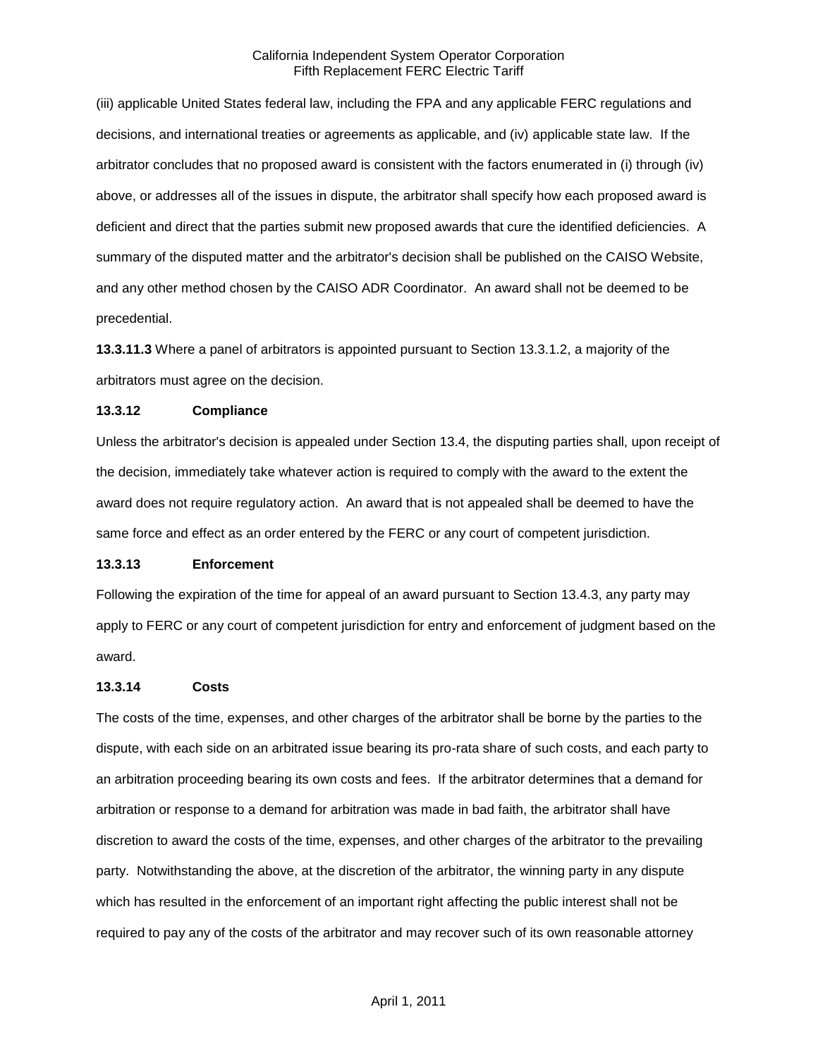(iii) applicable United States federal law, including the FPA and any applicable FERC regulations and decisions, and international treaties or agreements as applicable, and (iv) applicable state law. If the arbitrator concludes that no proposed award is consistent with the factors enumerated in (i) through (iv) above, or addresses all of the issues in dispute, the arbitrator shall specify how each proposed award is deficient and direct that the parties submit new proposed awards that cure the identified deficiencies. A summary of the disputed matter and the arbitrator's decision shall be published on the CAISO Website, and any other method chosen by the CAISO ADR Coordinator. An award shall not be deemed to be precedential.

**13.3.11.3** Where a panel of arbitrators is appointed pursuant to Section 13.3.1.2, a majority of the arbitrators must agree on the decision.

**13.3.12 Compliance**

Unless the arbitrator's decision is appealed under Section 13.4, the disputing parties shall, upon receipt of the decision, immediately take whatever action is required to comply with the award to the extent the award does not require regulatory action. An award that is not appealed shall be deemed to have the same force and effect as an order entered by the FERC or any court of competent jurisdiction.

**13.3.13 Enforcement**

Following the expiration of the time for appeal of an award pursuant to Section 13.4.3, any party may apply to FERC or any court of competent jurisdiction for entry and enforcement of judgment based on the award.

**13.3.14 Costs**

The costs of the time, expenses, and other charges of the arbitrator shall be borne by the parties to the dispute, with each side on an arbitrated issue bearing its pro-rata share of such costs, and each party to an arbitration proceeding bearing its own costs and fees. If the arbitrator determines that a demand for arbitration or response to a demand for arbitration was made in bad faith, the arbitrator shall have discretion to award the costs of the time, expenses, and other charges of the arbitrator to the prevailing party. Notwithstanding the above, at the discretion of the arbitrator, the winning party in any dispute which has resulted in the enforcement of an important right affecting the public interest shall not be required to pay any of the costs of the arbitrator and may recover such of its own reasonable attorney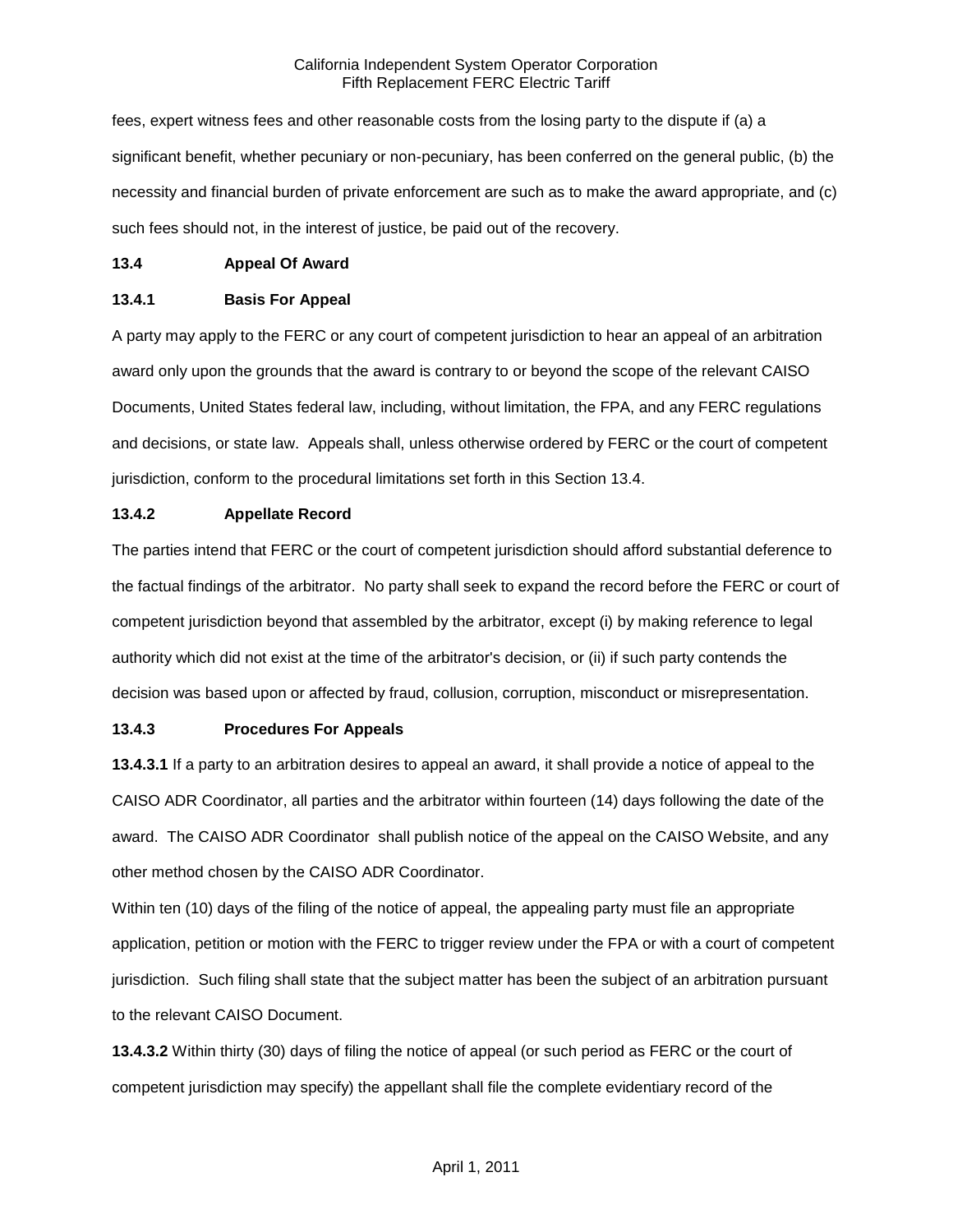fees, expert witness fees and other reasonable costs from the losing party to the dispute if (a) a significant benefit, whether pecuniary or non-pecuniary, has been conferred on the general public, (b) the necessity and financial burden of private enforcement are such as to make the award appropriate, and (c) such fees should not, in the interest of justice, be paid out of the recovery.

**13.4 Appeal Of Award**

**13.4.1 Basis For Appeal**

A party may apply to the FERC or any court of competent jurisdiction to hear an appeal of an arbitration award only upon the grounds that the award is contrary to or beyond the scope of the relevant CAISO Documents, United States federal law, including, without limitation, the FPA, and any FERC regulations and decisions, or state law. Appeals shall, unless otherwise ordered by FERC or the court of competent jurisdiction, conform to the procedural limitations set forth in this Section 13.4.

**13.4.2 Appellate Record**

The parties intend that FERC or the court of competent jurisdiction should afford substantial deference to the factual findings of the arbitrator. No party shall seek to expand the record before the FERC or court of competent jurisdiction beyond that assembled by the arbitrator, except (i) by making reference to legal authority which did not exist at the time of the arbitrator's decision, or (ii) if such party contends the decision was based upon or affected by fraud, collusion, corruption, misconduct or misrepresentation.

**13.4.3 Procedures For Appeals**

**13.4.3.1** If a party to an arbitration desires to appeal an award, it shall provide a notice of appeal to the CAISO ADR Coordinator, all parties and the arbitrator within fourteen (14) days following the date of the award. The CAISO ADR Coordinator shall publish notice of the appeal on the CAISO Website, and any other method chosen by the CAISO ADR Coordinator.

Within ten (10) days of the filing of the notice of appeal, the appealing party must file an appropriate application, petition or motion with the FERC to trigger review under the FPA or with a court of competent jurisdiction. Such filing shall state that the subject matter has been the subject of an arbitration pursuant to the relevant CAISO Document.

**13.4.3.2** Within thirty (30) days of filing the notice of appeal (or such period as FERC or the court of competent jurisdiction may specify) the appellant shall file the complete evidentiary record of the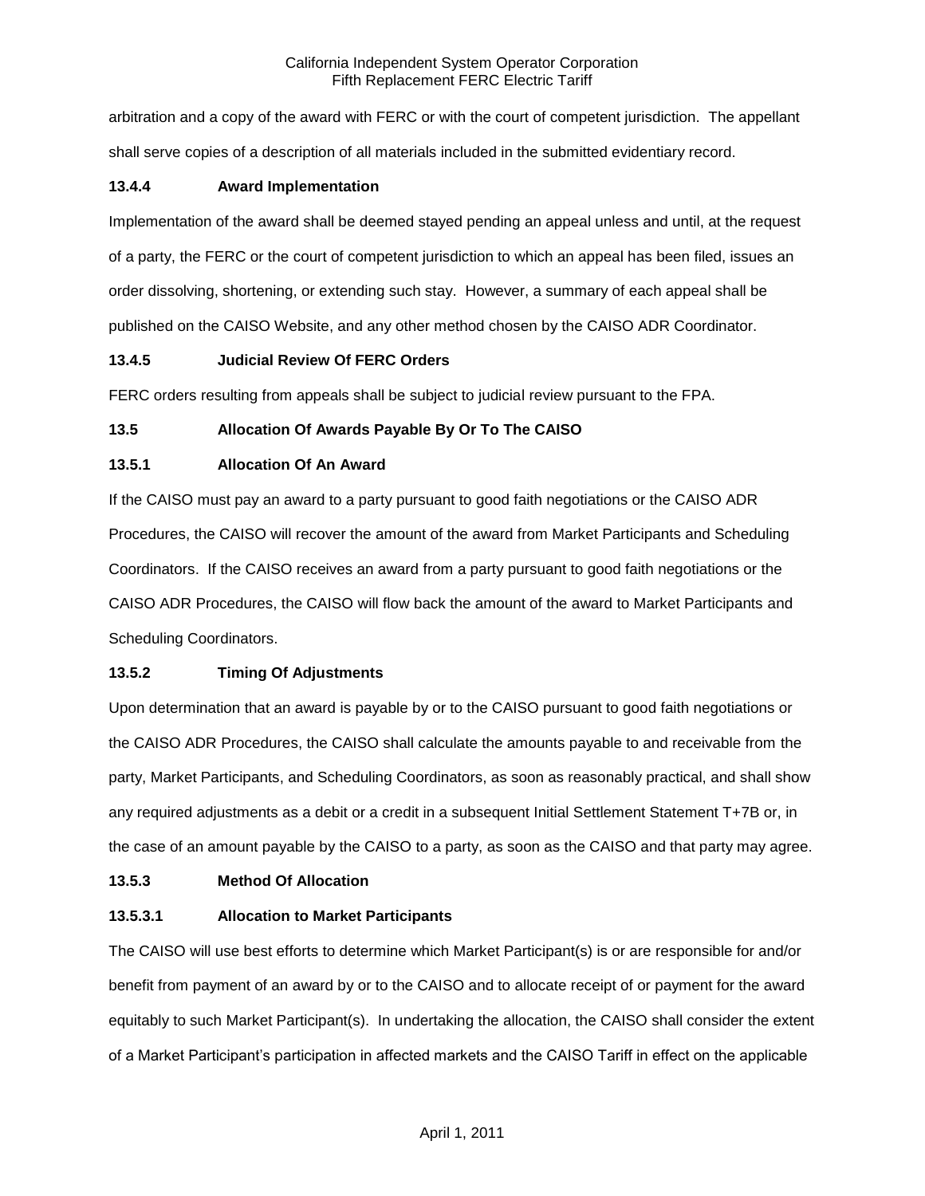arbitration and a copy of the award with FERC or with the court of competent jurisdiction. The appellant shall serve copies of a description of all materials included in the submitted evidentiary record.

**13.4.4 Award Implementation**

Implementation of the award shall be deemed stayed pending an appeal unless and until, at the request of a party, the FERC or the court of competent jurisdiction to which an appeal has been filed, issues an order dissolving, shortening, or extending such stay. However, a summary of each appeal shall be published on the CAISO Website, and any other method chosen by the CAISO ADR Coordinator.

**13.4.5 Judicial Review Of FERC Orders**

FERC orders resulting from appeals shall be subject to judicial review pursuant to the FPA.

**13.5 Allocation Of Awards Payable By Or To The CAISO**

**13.5.1 Allocation Of An Award**

If the CAISO must pay an award to a party pursuant to good faith negotiations or the CAISO ADR Procedures, the CAISO will recover the amount of the award from Market Participants and Scheduling Coordinators. If the CAISO receives an award from a party pursuant to good faith negotiations or the CAISO ADR Procedures, the CAISO will flow back the amount of the award to Market Participants and Scheduling Coordinators.

**13.5.2 Timing Of Adjustments**

Upon determination that an award is payable by or to the CAISO pursuant to good faith negotiations or the CAISO ADR Procedures, the CAISO shall calculate the amounts payable to and receivable from the party, Market Participants, and Scheduling Coordinators, as soon as reasonably practical, and shall show any required adjustments as a debit or a credit in a subsequent Initial Settlement Statement T+7B or, in the case of an amount payable by the CAISO to a party, as soon as the CAISO and that party may agree.

**13.5.3 Method Of Allocation**

**13.5.3.1 Allocation to Market Participants**

The CAISO will use best efforts to determine which Market Participant(s) is or are responsible for and/or benefit from payment of an award by or to the CAISO and to allocate receipt of or payment for the award equitably to such Market Participant(s). In undertaking the allocation, the CAISO shall consider the extent of a Market Participant's participation in affected markets and the CAISO Tariff in effect on the applicable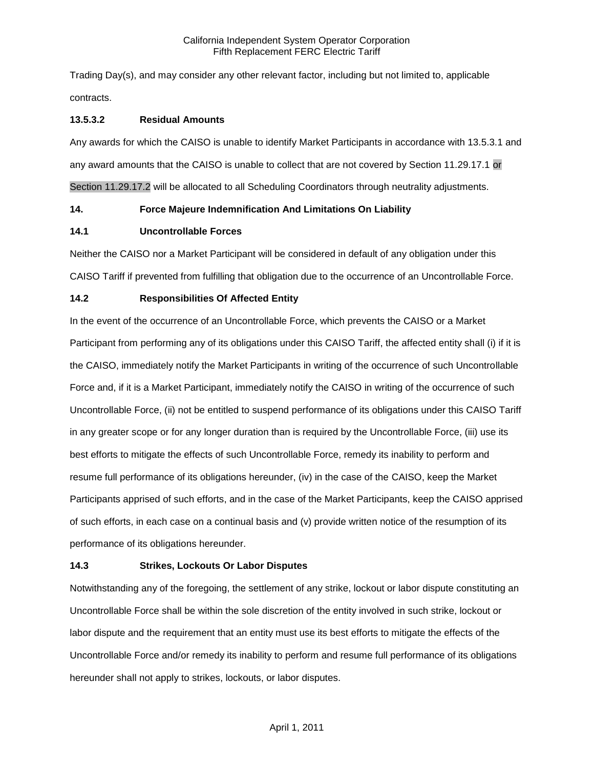Trading Day(s), and may consider any other relevant factor, including but not limited to, applicable contracts.

### 13.5.3.2 Residual Amounts

Any awards for which the CAISO is unable to identify Market Participants in accordance with 13.5.3.1 and any award amounts that the CAISO is unable to collect that are not covered by Section 11.29.17.1 or Section 11.29.17.2 will be allocated to all Scheduling Coordinators through neutrality adjustments.

## 14. Force Majeure Indemnification And Limitations On Liability

### 14.1 Uncontrollable Forces

Neither the CAISO nor a Market Participant will be considered in default of any obligation under this CAISO Tariff if prevented from fulfilling that obligation due to the occurrence of an Uncontrollable Force.

### 14.2 Responsibilities Of Affected Entity

In the event of the occurrence of an Uncontrollable Force, which prevents the CAISO or a Market Participant from performing any of its obligations under this CAISO Tariff, the affected entity shall (i) if it is the CAISO, immediately notify the Market Participants in writing of the occurrence of such Uncontrollable Force and, if it is a Market Participant, immediately notify the CAISO in writing of the occurrence of such Uncontrollable Force, (ii) not be entitled to suspend performance of its obligations under this CAISO Tariff in any greater scope or for any longer duration than is required by the Uncontrollable Force, (iii) use its best efforts to mitigate the effects of such Uncontrollable Force, remedy its inability to perform and resume full performance of its obligations hereunder, (iv) in the case of the CAISO, keep the Market Participants apprised of such efforts, and in the case of the Market Participants, keep the CAISO apprised of such efforts, in each case on a continual basis and (v) provide written notice of the resumption of its performance of its obligations hereunder.

### 14.3 Strikes, Lockouts Or Labor Disputes

Notwithstanding any of the foregoing, the settlement of any strike, lockout or labor dispute constituting an Uncontrollable Force shall be within the sole discretion of the entity involved in such strike, lockout or labor dispute and the requirement that an entity must use its best efforts to mitigate the effects of the Uncontrollable Force and/or remedy its inability to perform and resume full performance of its obligations hereunder shall not apply to strikes, lockouts, or labor disputes.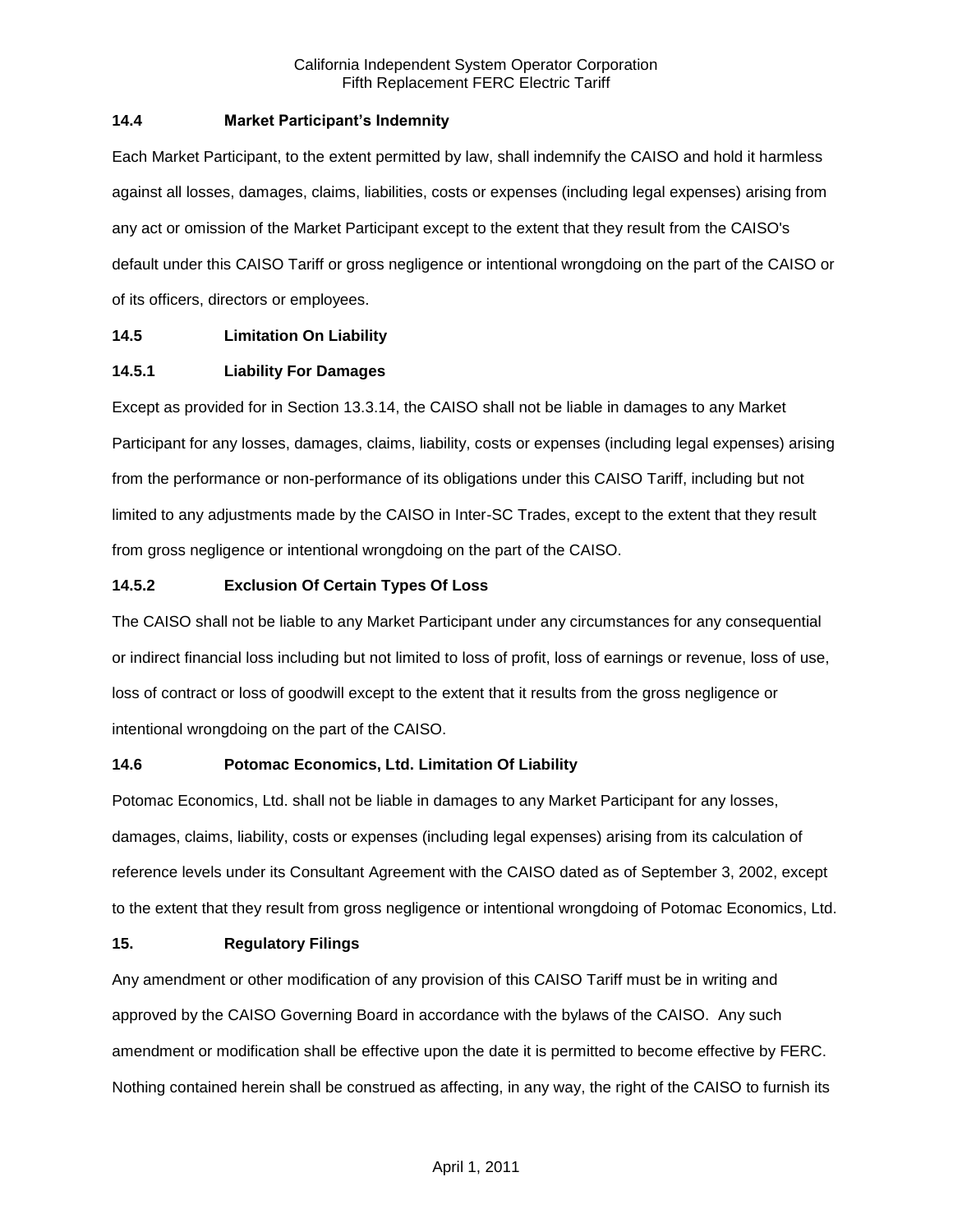### 14.4 Market Participant's Indemnity

Each Market Participant, to the extent permitted by law, shall indemnify the CAISO and hold it harmless against all losses, damages, claims, liabilities, costs or expenses (including legal expenses) arising from any act or omission of the Market Participant except to the extent that they result from the CAISO's default under this CAISO Tariff or gross negligence or intentional wrongdoing on the part of the CAISO or of its officers, directors or employees.

### 14.5 Limitation On Liability

#### 14.5.1 Liability For Damages

Except as provided for in Section 13.3.14, the CAISO shall not be liable in damages to any Market Participant for any losses, damages, claims, liability, costs or expenses (including legal expenses) arising from the performance or non-performance of its obligations under this CAISO Tariff, including but not limited to any adjustments made by the CAISO in Inter-SC Trades, except to the extent that they result from gross negligence or intentional wrongdoing on the part of the CAISO.

#### 14.5.2 Exclusion Of Certain Types Of Loss

The CAISO shall not be liable to any Market Participant under any circumstances for any consequential or indirect financial loss including but not limited to loss of profit, loss of earnings or revenue, loss of use, loss of contract or loss of goodwill except to the extent that it results from the gross negligence or intentional wrongdoing on the part of the CAISO.

### 14.6 Potomac Economics, Ltd. Limitation Of Liability

Potomac Economics, Ltd. shall not be liable in damages to any Market Participant for any losses, damages, claims, liability, costs or expenses (including legal expenses) arising from its calculation of reference levels under its Consultant Agreement with the CAISO dated as of September 3, 2002, except to the extent that they result from gross negligence or intentional wrongdoing of Potomac Economics, Ltd.

## 15. Regulatory Filings

Any amendment or other modification of any provision of this CAISO Tariff must be in writing and approved by the CAISO Governing Board in accordance with the bylaws of the CAISO. Any such amendment or modification shall be effective upon the date it is permitted to become effective by FERC. Nothing contained herein shall be construed as affecting, in any way, the right of the CAISO to furnish its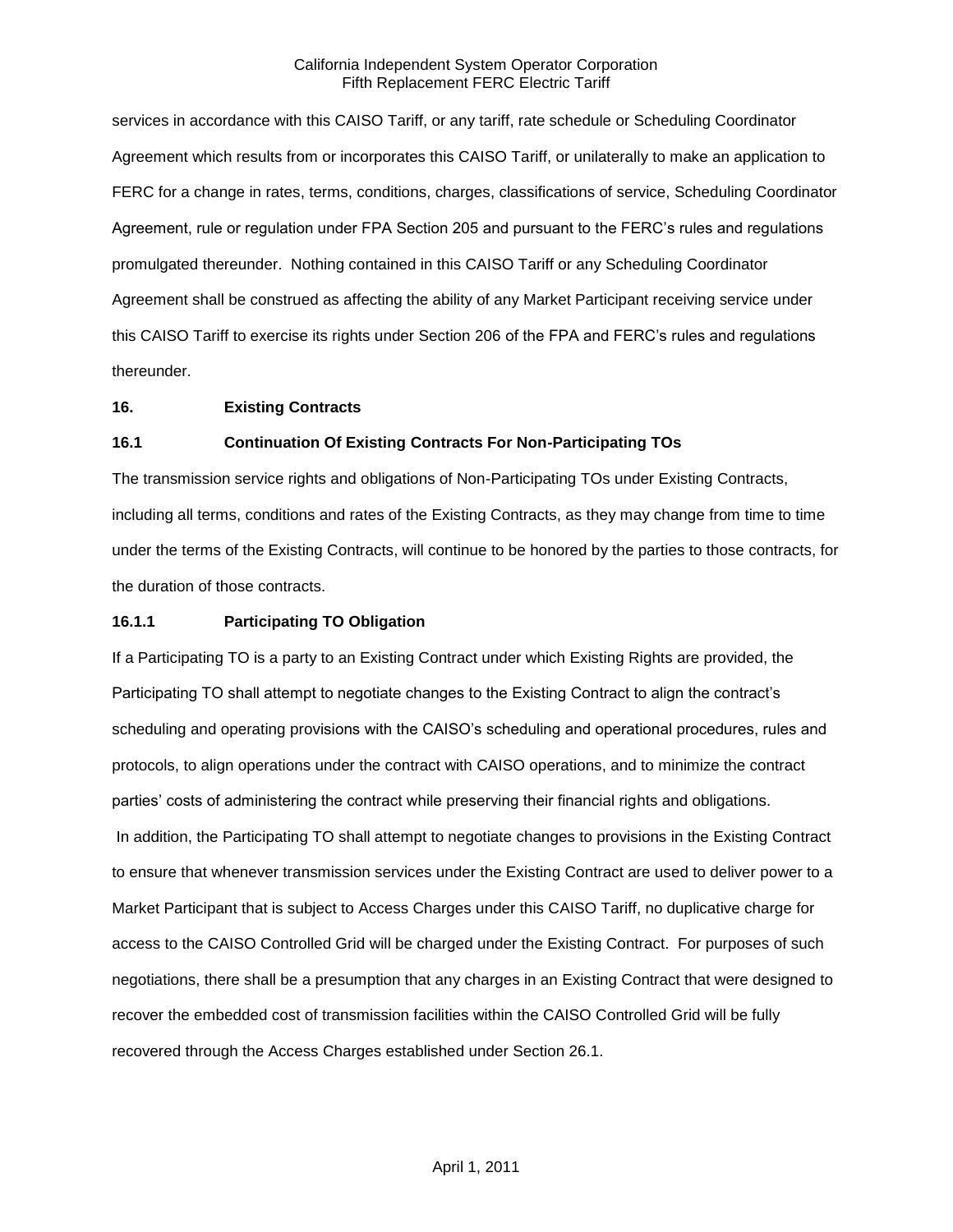services in accordance with this CAISO Tariff, or any tariff, rate schedule or Scheduling Coordinator Agreement which results from or incorporates this CAISO Tariff, or unilaterally to make an application to FERC for a change in rates, terms, conditions, charges, classifications of service, Scheduling Coordinator Agreement, rule or regulation under FPA Section 205 and pursuant to the FERC's rules and regulations promulgated thereunder. Nothing contained in this CAISO Tariff or any Scheduling Coordinator Agreement shall be construed as affecting the ability of any Market Participant receiving service under this CAISO Tariff to exercise its rights under Section 206 of the FPA and FERC's rules and regulations thereunder.

## 16. Existing Contracts

### 16.1 Continuation Of Existing Contracts For Non-Participating TOs

The transmission service rights and obligations of Non-Participating TOs under Existing Contracts, including all terms, conditions and rates of the Existing Contracts, as they may change from time to time under the terms of the Existing Contracts, will continue to be honored by the parties to those contracts, for the duration of those contracts.

#### 16.1.1 Participating TO Obligation

If a Participating TO is a party to an Existing Contract under which Existing Rights are provided, the Participating TO shall attempt to negotiate changes to the Existing Contract to align the contract's scheduling and operating provisions with the CAISO's scheduling and operational procedures, rules and protocols, to align operations under the contract with CAISO operations, and to minimize the contract parties' costs of administering the contract while preserving their financial rights and obligations. In addition, the Participating TO shall attempt to negotiate changes to provisions in the Existing Contract to ensure that whenever transmission services under the Existing Contract are used to deliver power to a Market Participant that is subject to Access Charges under this CAISO Tariff, no duplicative charge for access to the CAISO Controlled Grid will be charged under the Existing Contract. For purposes of such negotiations, there shall be a presumption that any charges in an Existing Contract that were designed to recover the embedded cost of transmission facilities within the CAISO Controlled Grid will be fully recovered through the Access Charges established under Section 26.1.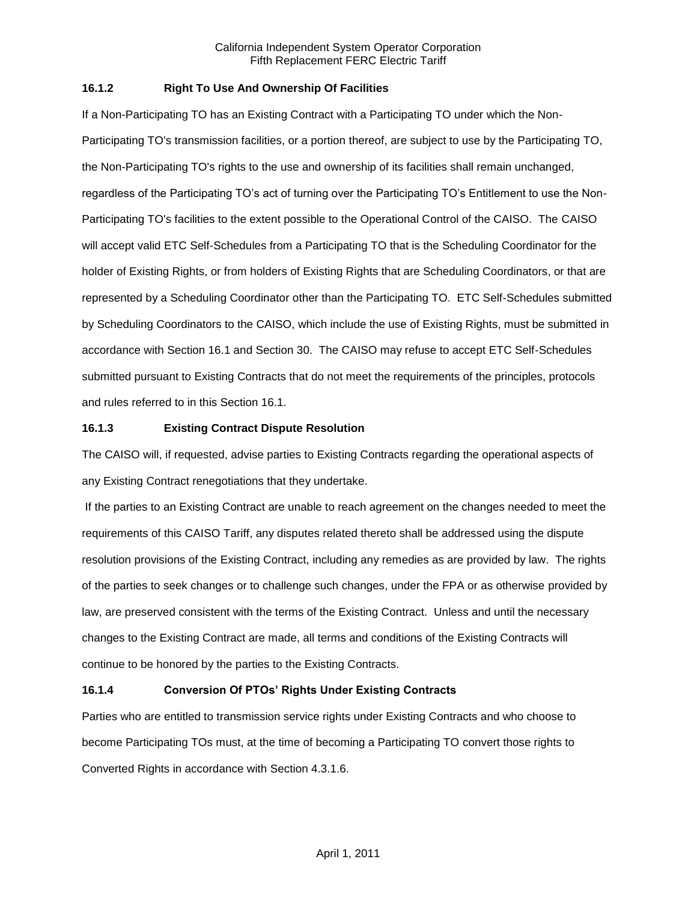### 16.1.2 Right To Use And Ownership Of Facilities

If a Non-Participating TO has an Existing Contract with a Participating TO under which the Non-Participating TO's transmission facilities, or a portion thereof, are subject to use by the Participating TO, the Non-Participating TO's rights to the use and ownership of its facilities shall remain unchanged, regardless of the Participating TO's act of turning over the Participating TO's Entitlement to use the Non-Participating TO's facilities to the extent possible to the Operational Control of the CAISO. The CAISO will accept valid ETC Self-Schedules from a Participating TO that is the Scheduling Coordinator for the holder of Existing Rights, or from holders of Existing Rights that are Scheduling Coordinators, or that are represented by a Scheduling Coordinator other than the Participating TO. ETC Self-Schedules submitted by Scheduling Coordinators to the CAISO, which include the use of Existing Rights, must be submitted in accordance with Section 16.1 and Section 30. The CAISO may refuse to accept ETC Self-Schedules submitted pursuant to Existing Contracts that do not meet the requirements of the principles, protocols and rules referred to in this Section 16.1.

### 16.1.3 Existing Contract Dispute Resolution

The CAISO will, if requested, advise parties to Existing Contracts regarding the operational aspects of any Existing Contract renegotiations that they undertake.

If the parties to an Existing Contract are unable to reach agreement on the changes needed to meet the requirements of this CAISO Tariff, any disputes related thereto shall be addressed using the dispute resolution provisions of the Existing Contract, including any remedies as are provided by law. The rights of the parties to seek changes or to challenge such changes, under the FPA or as otherwise provided by law, are preserved consistent with the terms of the Existing Contract. Unless and until the necessary changes to the Existing Contract are made, all terms and conditions of the Existing Contracts will continue to be honored by the parties to the Existing Contracts.

### 16.1.4 Conversion Of PTOs' Rights Under Existing Contracts

Parties who are entitled to transmission service rights under Existing Contracts and who choose to become Participating TOs must, at the time of becoming a Participating TO convert those rights to Converted Rights in accordance with Section 4.3.1.6.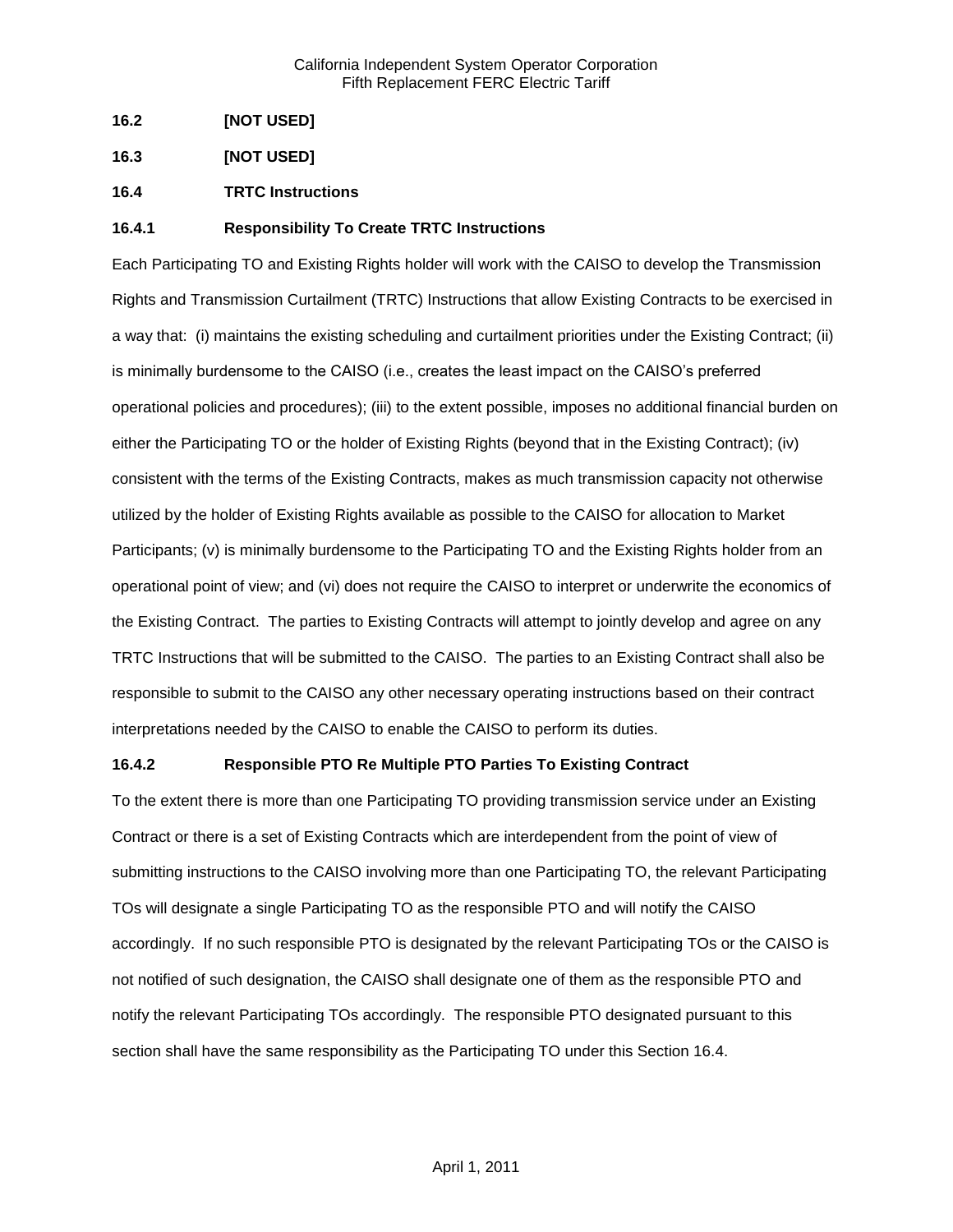**16.2 [NOT USED]**

**16.3 [NOT USED]**

**16.4 TRTC Instructions**

**16.4.1 Responsibility To Create TRTC Instructions**

Each Participating TO and Existing Rights holder will work with the CAISO to develop the Transmission Rights and Transmission Curtailment (TRTC) Instructions that allow Existing Contracts to be exercised in a way that: (i) maintains the existing scheduling and curtailment priorities under the Existing Contract; (ii) is minimally burdensome to the CAISO (i.e., creates the least impact on the CAISO's preferred operational policies and procedures); (iii) to the extent possible, imposes no additional financial burden on either the Participating TO or the holder of Existing Rights (beyond that in the Existing Contract); (iv) consistent with the terms of the Existing Contracts, makes as much transmission capacity not otherwise utilized by the holder of Existing Rights available as possible to the CAISO for allocation to Market Participants; (v) is minimally burdensome to the Participating TO and the Existing Rights holder from an operational point of view; and (vi) does not require the CAISO to interpret or underwrite the economics of the Existing Contract. The parties to Existing Contracts will attempt to jointly develop and agree on any TRTC Instructions that will be submitted to the CAISO. The parties to an Existing Contract shall also be responsible to submit to the CAISO any other necessary operating instructions based on their contract interpretations needed by the CAISO to enable the CAISO to perform its duties.

**16.4.2 Responsible PTO Re Multiple PTO Parties To Existing Contract**

To the extent there is more than one Participating TO providing transmission service under an Existing Contract or there is a set of Existing Contracts which are interdependent from the point of view of submitting instructions to the CAISO involving more than one Participating TO, the relevant Participating TOs will designate a single Participating TO as the responsible PTO and will notify the CAISO accordingly. If no such responsible PTO is designated by the relevant Participating TOs or the CAISO is not notified of such designation, the CAISO shall designate one of them as the responsible PTO and notify the relevant Participating TOs accordingly. The responsible PTO designated pursuant to this section shall have the same responsibility as the Participating TO under this Section 16.4.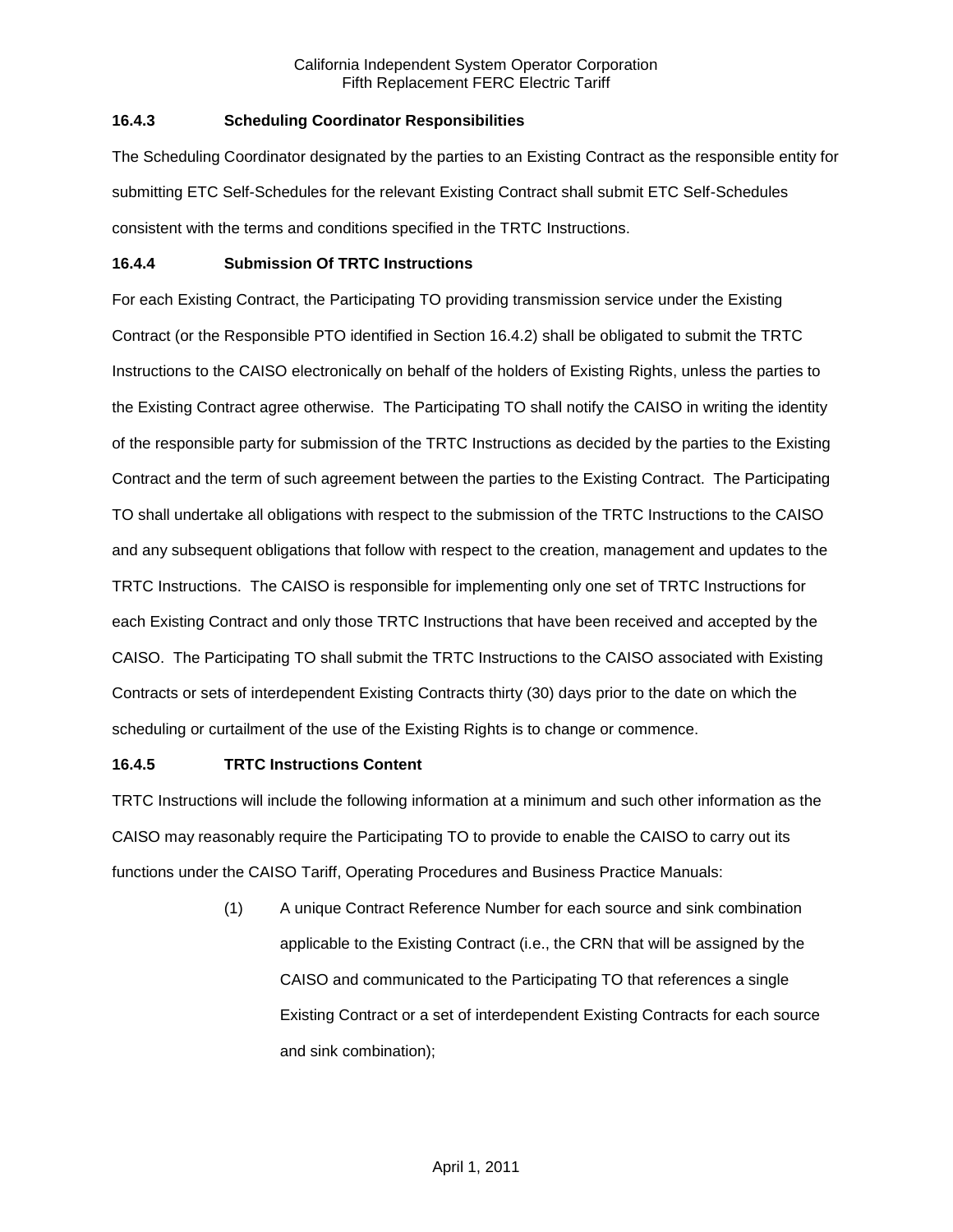### 16.4.3 Scheduling Coordinator Responsibilities

The Scheduling Coordinator designated by the parties to an Existing Contract as the responsible entity for submitting ETC Self-Schedules for the relevant Existing Contract shall submit ETC Self-Schedules consistent with the terms and conditions specified in the TRTC Instructions.

### 16.4.4 Submission Of TRTC Instructions

For each Existing Contract, the Participating TO providing transmission service under the Existing Contract (or the Responsible PTO identified in Section 16.4.2) shall be obligated to submit the TRTC Instructions to the CAISO electronically on behalf of the holders of Existing Rights, unless the parties to the Existing Contract agree otherwise. The Participating TO shall notify the CAISO in writing the identity of the responsible party for submission of the TRTC Instructions as decided by the parties to the Existing Contract and the term of such agreement between the parties to the Existing Contract. The Participating TO shall undertake all obligations with respect to the submission of the TRTC Instructions to the CAISO and any subsequent obligations that follow with respect to the creation, management and updates to the TRTC Instructions. The CAISO is responsible for implementing only one set of TRTC Instructions for each Existing Contract and only those TRTC Instructions that have been received and accepted by the CAISO. The Participating TO shall submit the TRTC Instructions to the CAISO associated with Existing Contracts or sets of interdependent Existing Contracts thirty (30) days prior to the date on which the scheduling or curtailment of the use of the Existing Rights is to change or commence.

### 16.4.5 TRTC Instructions Content

TRTC Instructions will include the following information at a minimum and such other information as the CAISO may reasonably require the Participating TO to provide to enable the CAISO to carry out its functions under the CAISO Tariff, Operating Procedures and Business Practice Manuals:

(1) A unique Contract Reference Number for each source and sink combination applicable to the Existing Contract (i.e., the CRN that will be assigned by the CAISO and communicated to the Participating TO that references a single Existing Contract or a set of interdependent Existing Contracts for each source and sink combination);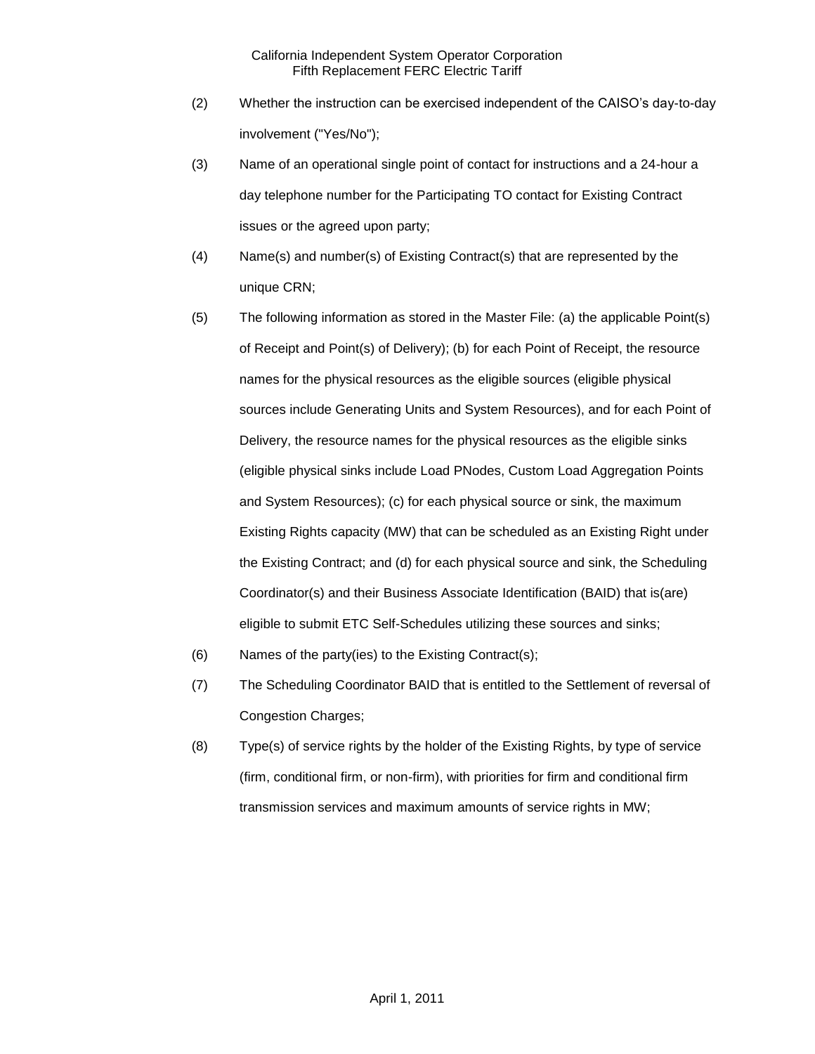(2) Whether the instruction can be exercised independent of the CAISO's day-to-day involvement ("Yes/No");

(3) Name of an operational single point of contact for instructions and a 24-hour a day telephone number for the Participating TO contact for Existing Contract issues or the agreed upon party;

(4) Name(s) and number(s) of Existing Contract(s) that are represented by the unique CRN;

(5) The following information as stored in the Master File: (a) the applicable Point(s) of Receipt and Point(s) of Delivery); (b) for each Point of Receipt, the resource names for the physical resources as the eligible sources (eligible physical sources include Generating Units and System Resources), and for each Point of Delivery, the resource names for the physical resources as the eligible sinks (eligible physical sinks include Load PNodes, Custom Load Aggregation Points and System Resources); (c) for each physical source or sink, the maximum Existing Rights capacity (MW) that can be scheduled as an Existing Right under the Existing Contract; and (d) for each physical source and sink, the Scheduling Coordinator(s) and their Business Associate Identification (BAID) that is(are) eligible to submit ETC Self-Schedules utilizing these sources and sinks;

(6) Names of the party(ies) to the Existing Contract(s);

(7) The Scheduling Coordinator BAID that is entitled to the Settlement of reversal of Congestion Charges;

(8) Type(s) of service rights by the holder of the Existing Rights, by type of service (firm, conditional firm, or non-firm), with priorities for firm and conditional firm transmission services and maximum amounts of service rights in MW;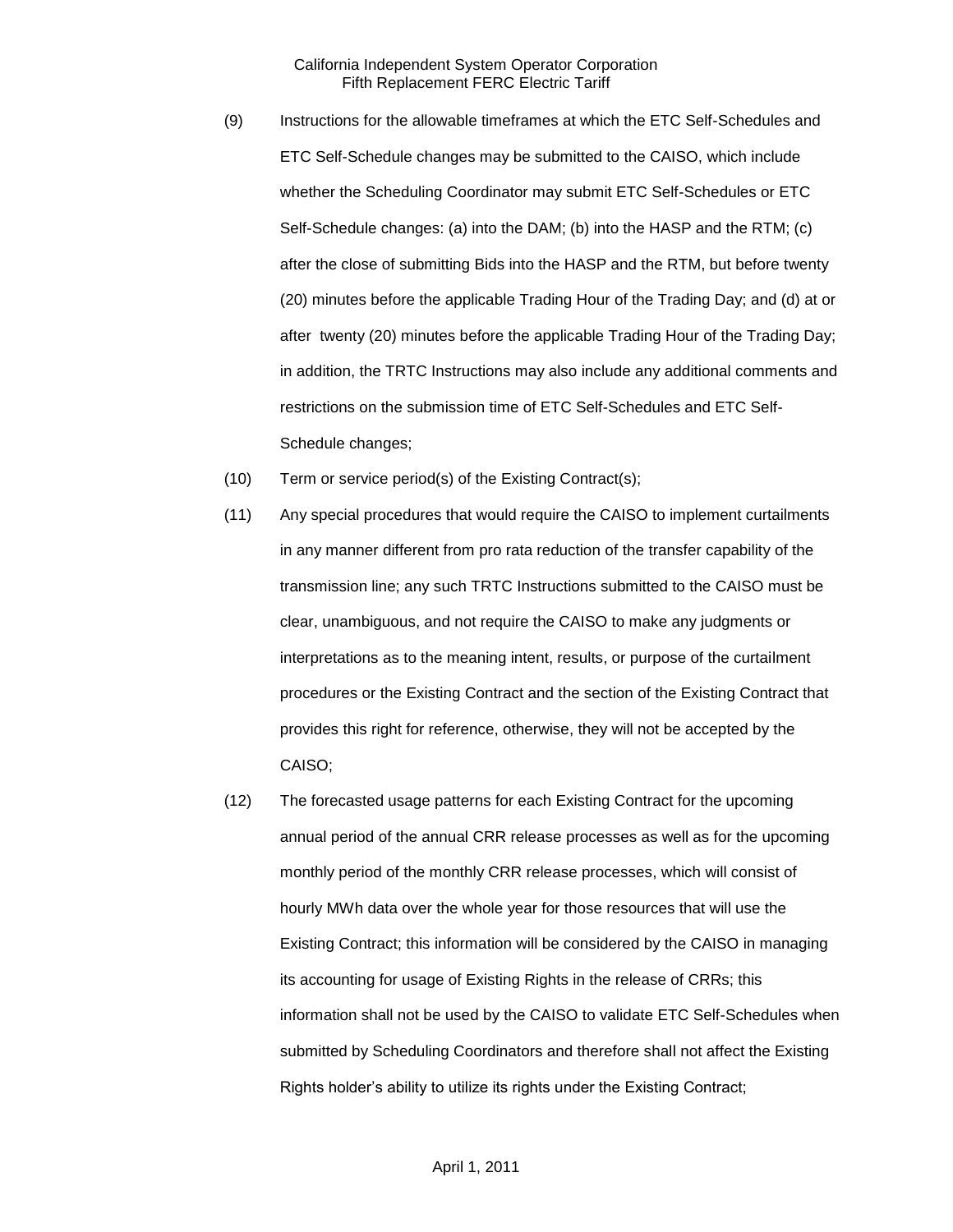(9) Instructions for the allowable timeframes at which the ETC Self-Schedules and ETC Self-Schedule changes may be submitted to the CAISO, which include whether the Scheduling Coordinator may submit ETC Self-Schedules or ETC Self-Schedule changes: (a) into the DAM; (b) into the HASP and the RTM; (c) after the close of submitting Bids into the HASP and the RTM, but before twenty (20) minutes before the applicable Trading Hour of the Trading Day; and (d) at or after twenty (20) minutes before the applicable Trading Hour of the Trading Day; in addition, the TRTC Instructions may also include any additional comments and restrictions on the submission time of ETC Self-Schedules and ETC Self-Schedule changes;

(10) Term or service period(s) of the Existing Contract(s);

(11) Any special procedures that would require the CAISO to implement curtailments in any manner different from pro rata reduction of the transfer capability of the transmission line; any such TRTC Instructions submitted to the CAISO must be clear, unambiguous, and not require the CAISO to make any judgments or interpretations as to the meaning intent, results, or purpose of the curtailment procedures or the Existing Contract and the section of the Existing Contract that provides this right for reference, otherwise, they will not be accepted by the CAISO;

(12) The forecasted usage patterns for each Existing Contract for the upcoming annual period of the annual CRR release processes as well as for the upcoming monthly period of the monthly CRR release processes, which will consist of hourly MWh data over the whole year for those resources that will use the Existing Contract; this information will be considered by the CAISO in managing its accounting for usage of Existing Rights in the release of CRRs; this information shall not be used by the CAISO to validate ETC Self-Schedules when submitted by Scheduling Coordinators and therefore shall not affect the Existing Rights holder's ability to utilize its rights under the Existing Contract;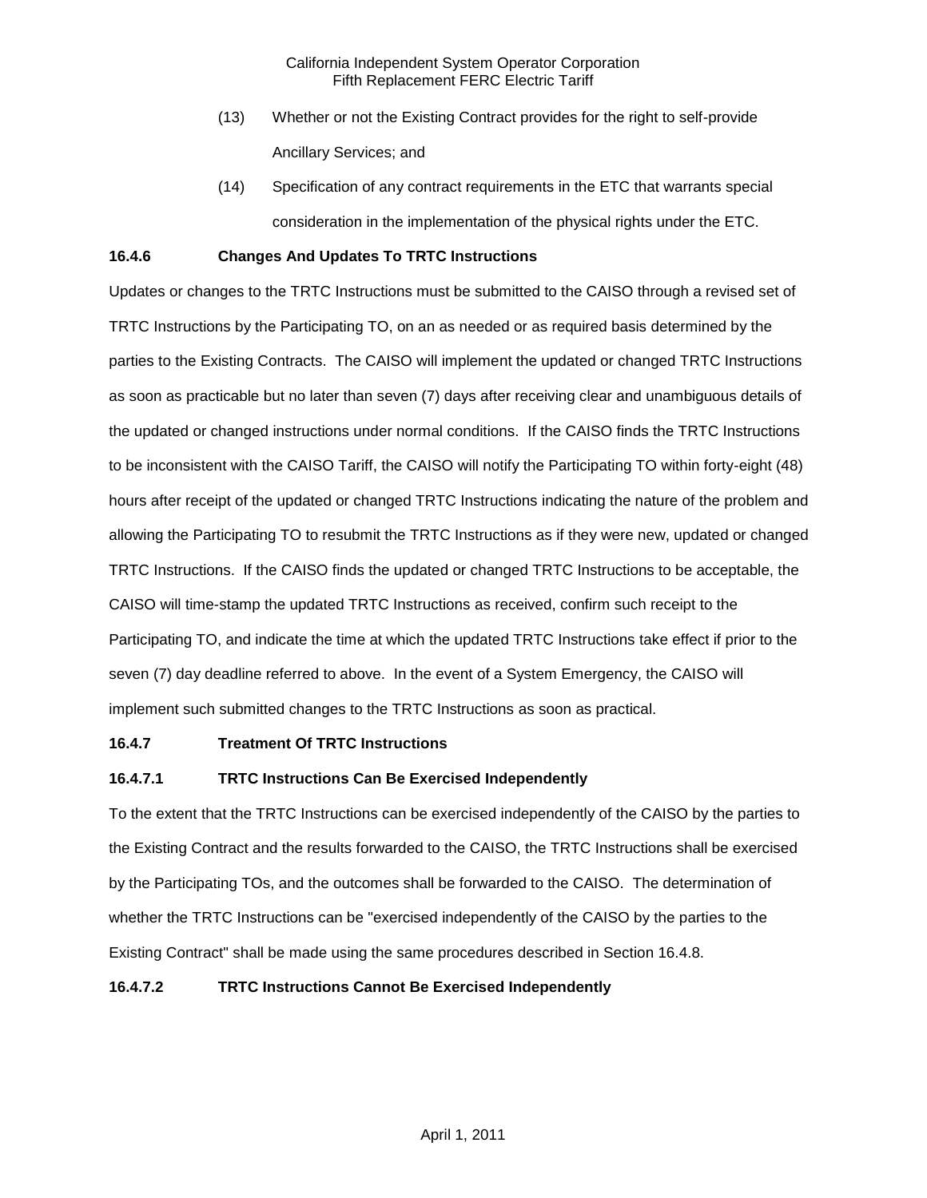(13) Whether or not the Existing Contract provides for the right to self-provide Ancillary Services; and

(14) Specification of any contract requirements in the ETC that warrants special consideration in the implementation of the physical rights under the ETC.

**16.4.6 Changes And Updates To TRTC Instructions**

Updates or changes to the TRTC Instructions must be submitted to the CAISO through a revised set of TRTC Instructions by the Participating TO, on an as needed or as required basis determined by the parties to the Existing Contracts. The CAISO will implement the updated or changed TRTC Instructions as soon as practicable but no later than seven (7) days after receiving clear and unambiguous details of the updated or changed instructions under normal conditions. If the CAISO finds the TRTC Instructions to be inconsistent with the CAISO Tariff, the CAISO will notify the Participating TO within forty-eight (48) hours after receipt of the updated or changed TRTC Instructions indicating the nature of the problem and allowing the Participating TO to resubmit the TRTC Instructions as if they were new, updated or changed TRTC Instructions. If the CAISO finds the updated or changed TRTC Instructions to be acceptable, the CAISO will time-stamp the updated TRTC Instructions as received, confirm such receipt to the Participating TO, and indicate the time at which the updated TRTC Instructions take effect if prior to the seven (7) day deadline referred to above. In the event of a System Emergency, the CAISO will implement such submitted changes to the TRTC Instructions as soon as practical.

**16.4.7 Treatment Of TRTC Instructions**

**16.4.7.1 TRTC Instructions Can Be Exercised Independently**

To the extent that the TRTC Instructions can be exercised independently of the CAISO by the parties to the Existing Contract and the results forwarded to the CAISO, the TRTC Instructions shall be exercised by the Participating TOs, and the outcomes shall be forwarded to the CAISO. The determination of whether the TRTC Instructions can be "exercised independently of the CAISO by the parties to the Existing Contract" shall be made using the same procedures described in Section 16.4.8.

**16.4.7.2 TRTC Instructions Cannot Be Exercised Independently**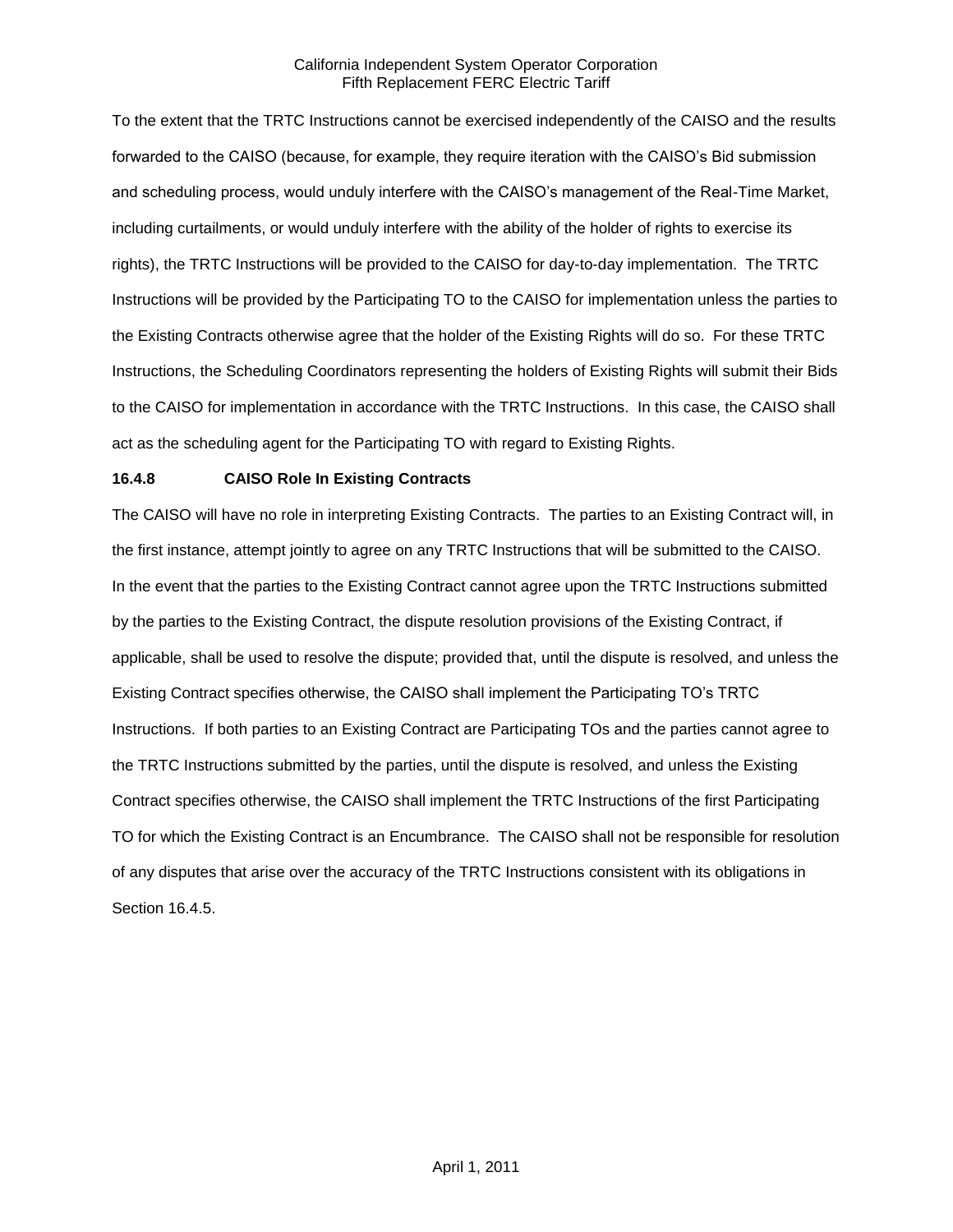To the extent that the TRTC Instructions cannot be exercised independently of the CAISO and the results forwarded to the CAISO (because, for example, they require iteration with the CAISO's Bid submission and scheduling process, would unduly interfere with the CAISO's management of the Real-Time Market, including curtailments, or would unduly interfere with the ability of the holder of rights to exercise its rights), the TRTC Instructions will be provided to the CAISO for day-to-day implementation. The TRTC Instructions will be provided by the Participating TO to the CAISO for implementation unless the parties to the Existing Contracts otherwise agree that the holder of the Existing Rights will do so. For these TRTC Instructions, the Scheduling Coordinators representing the holders of Existing Rights will submit their Bids to the CAISO for implementation in accordance with the TRTC Instructions. In this case, the CAISO shall act as the scheduling agent for the Participating TO with regard to Existing Rights.

**16.4.8 CAISO Role In Existing Contracts**

The CAISO will have no role in interpreting Existing Contracts. The parties to an Existing Contract will, in the first instance, attempt jointly to agree on any TRTC Instructions that will be submitted to the CAISO. In the event that the parties to the Existing Contract cannot agree upon the TRTC Instructions submitted by the parties to the Existing Contract, the dispute resolution provisions of the Existing Contract, if applicable, shall be used to resolve the dispute; provided that, until the dispute is resolved, and unless the Existing Contract specifies otherwise, the CAISO shall implement the Participating TO's TRTC Instructions. If both parties to an Existing Contract are Participating TOs and the parties cannot agree to the TRTC Instructions submitted by the parties, until the dispute is resolved, and unless the Existing Contract specifies otherwise, the CAISO shall implement the TRTC Instructions of the first Participating TO for which the Existing Contract is an Encumbrance. The CAISO shall not be responsible for resolution of any disputes that arise over the accuracy of the TRTC Instructions consistent with its obligations in Section 16.4.5.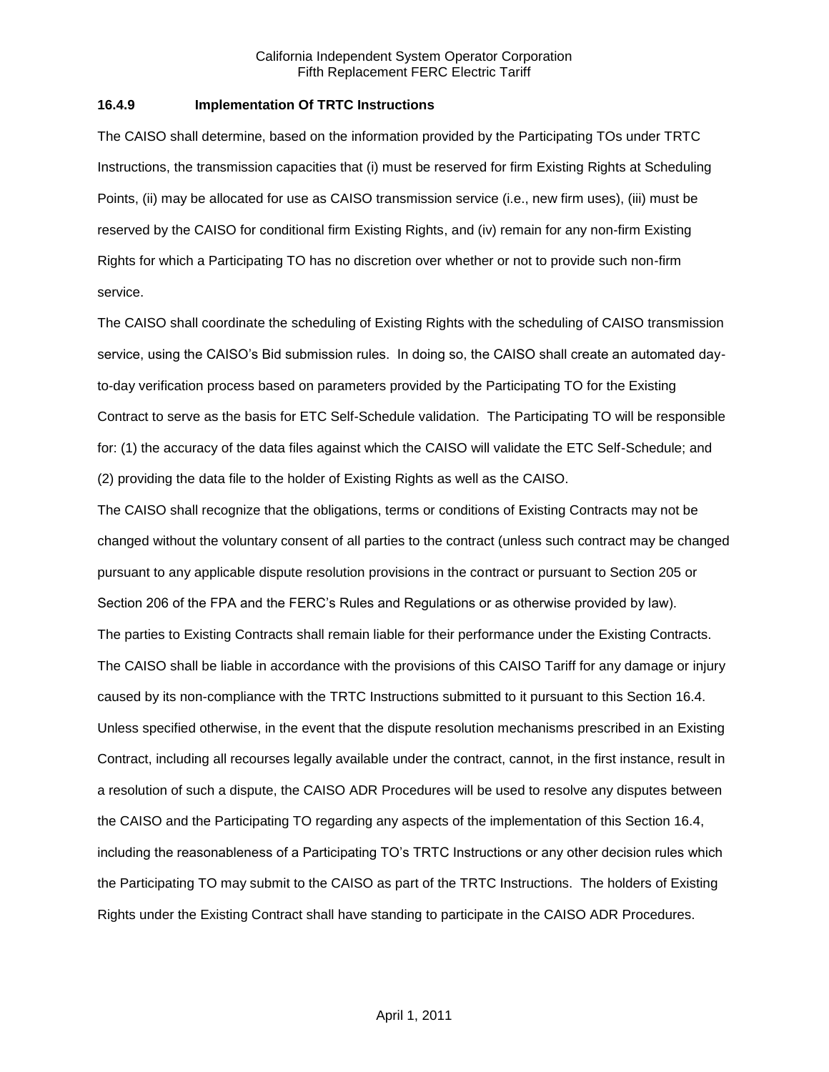### 16.4.9 Implementation Of TRTC Instructions

The CAISO shall determine, based on the information provided by the Participating TOs under TRTC Instructions, the transmission capacities that (i) must be reserved for firm Existing Rights at Scheduling Points, (ii) may be allocated for use as CAISO transmission service (i.e., new firm uses), (iii) must be reserved by the CAISO for conditional firm Existing Rights, and (iv) remain for any non-firm Existing Rights for which a Participating TO has no discretion over whether or not to provide such non-firm service.

The CAISO shall coordinate the scheduling of Existing Rights with the scheduling of CAISO transmission service, using the CAISO's Bid submission rules. In doing so, the CAISO shall create an automated day-to-day verification process based on parameters provided by the Participating TO for the Existing Contract to serve as the basis for ETC Self-Schedule validation. The Participating TO will be responsible for: (1) the accuracy of the data files against which the CAISO will validate the ETC Self-Schedule; and (2) providing the data file to the holder of Existing Rights as well as the CAISO.

The CAISO shall recognize that the obligations, terms or conditions of Existing Contracts may not be changed without the voluntary consent of all parties to the contract (unless such contract may be changed pursuant to any applicable dispute resolution provisions in the contract or pursuant to Section 205 or Section 206 of the FPA and the FERC's Rules and Regulations or as otherwise provided by law).

The parties to Existing Contracts shall remain liable for their performance under the Existing Contracts. The CAISO shall be liable in accordance with the provisions of this CAISO Tariff for any damage or injury caused by its non-compliance with the TRTC Instructions submitted to it pursuant to this Section 16.4.

Unless specified otherwise, in the event that the dispute resolution mechanisms prescribed in an Existing Contract, including all recourses legally available under the contract, cannot, in the first instance, result in a resolution of such a dispute, the CAISO ADR Procedures will be used to resolve any disputes between the CAISO and the Participating TO regarding any aspects of the implementation of this Section 16.4, including the reasonableness of a Participating TO's TRTC Instructions or any other decision rules which the Participating TO may submit to the CAISO as part of the TRTC Instructions. The holders of Existing Rights under the Existing Contract shall have standing to participate in the CAISO ADR Procedures.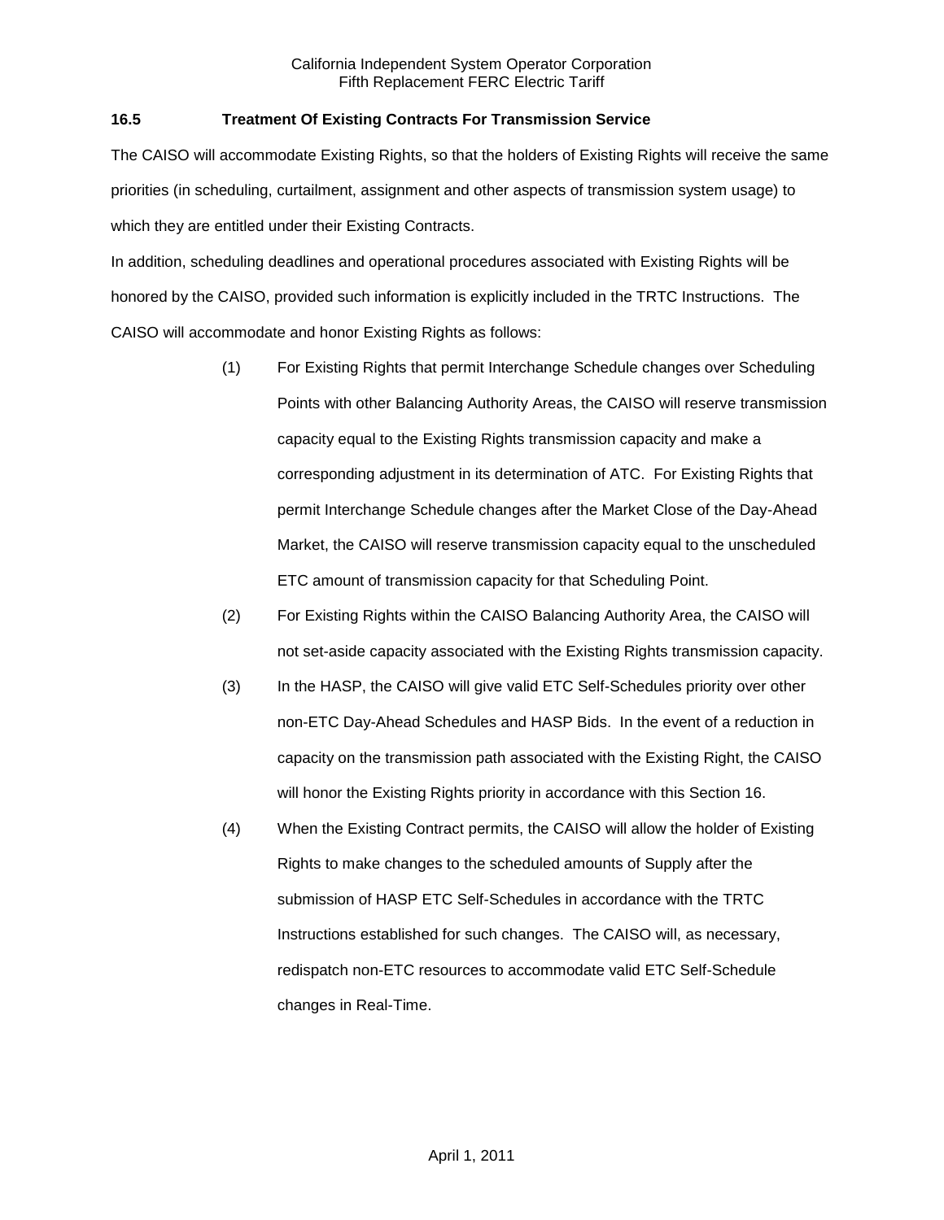### 16.5 Treatment Of Existing Contracts For Transmission Service

The CAISO will accommodate Existing Rights, so that the holders of Existing Rights will receive the same priorities (in scheduling, curtailment, assignment and other aspects of transmission system usage) to which they are entitled under their Existing Contracts.

In addition, scheduling deadlines and operational procedures associated with Existing Rights will be honored by the CAISO, provided such information is explicitly included in the TRTC Instructions. The CAISO will accommodate and honor Existing Rights as follows:

(1) For Existing Rights that permit Interchange Schedule changes over Scheduling Points with other Balancing Authority Areas, the CAISO will reserve transmission capacity equal to the Existing Rights transmission capacity and make a corresponding adjustment in its determination of ATC. For Existing Rights that permit Interchange Schedule changes after the Market Close of the Day-Ahead Market, the CAISO will reserve transmission capacity equal to the unscheduled ETC amount of transmission capacity for that Scheduling Point.

(2) For Existing Rights within the CAISO Balancing Authority Area, the CAISO will not set-aside capacity associated with the Existing Rights transmission capacity.

(3) In the HASP, the CAISO will give valid ETC Self-Schedules priority over other non-ETC Day-Ahead Schedules and HASP Bids. In the event of a reduction in capacity on the transmission path associated with the Existing Right, the CAISO will honor the Existing Rights priority in accordance with this Section 16.

(4) When the Existing Contract permits, the CAISO will allow the holder of Existing Rights to make changes to the scheduled amounts of Supply after the submission of HASP ETC Self-Schedules in accordance with the TRTC Instructions established for such changes. The CAISO will, as necessary, redispatch non-ETC resources to accommodate valid ETC Self-Schedule changes in Real-Time.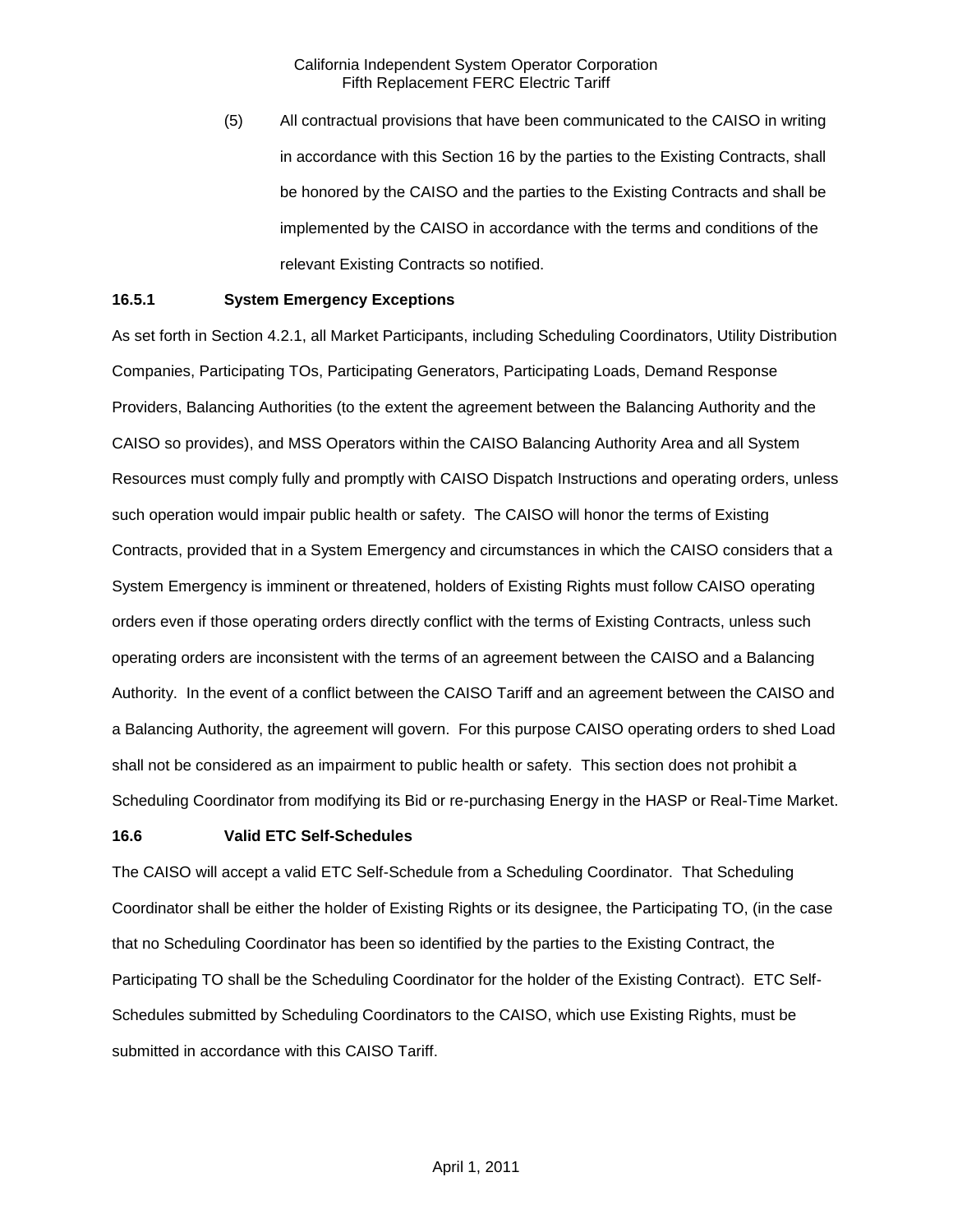(5) All contractual provisions that have been communicated to the CAISO in writing in accordance with this Section 16 by the parties to the Existing Contracts, shall be honored by the CAISO and the parties to the Existing Contracts and shall be implemented by the CAISO in accordance with the terms and conditions of the relevant Existing Contracts so notified.

### 16.5.1 System Emergency Exceptions

As set forth in Section 4.2.1, all Market Participants, including Scheduling Coordinators, Utility Distribution Companies, Participating TOs, Participating Generators, Participating Loads, Demand Response Providers, Balancing Authorities (to the extent the agreement between the Balancing Authority and the CAISO so provides), and MSS Operators within the CAISO Balancing Authority Area and all System Resources must comply fully and promptly with CAISO Dispatch Instructions and operating orders, unless such operation would impair public health or safety. The CAISO will honor the terms of Existing Contracts, provided that in a System Emergency and circumstances in which the CAISO considers that a System Emergency is imminent or threatened, holders of Existing Rights must follow CAISO operating orders even if those operating orders directly conflict with the terms of Existing Contracts, unless such operating orders are inconsistent with the terms of an agreement between the CAISO and a Balancing Authority. In the event of a conflict between the CAISO Tariff and an agreement between the CAISO and a Balancing Authority, the agreement will govern. For this purpose CAISO operating orders to shed Load shall not be considered as an impairment to public health or safety. This section does not prohibit a Scheduling Coordinator from modifying its Bid or re-purchasing Energy in the HASP or Real-Time Market.

### 16.6 Valid ETC Self-Schedules

The CAISO will accept a valid ETC Self-Schedule from a Scheduling Coordinator. That Scheduling Coordinator shall be either the holder of Existing Rights or its designee, the Participating TO, (in the case that no Scheduling Coordinator has been so identified by the parties to the Existing Contract, the Participating TO shall be the Scheduling Coordinator for the holder of the Existing Contract). ETC Self-Schedules submitted by Scheduling Coordinators to the CAISO, which use Existing Rights, must be submitted in accordance with this CAISO Tariff.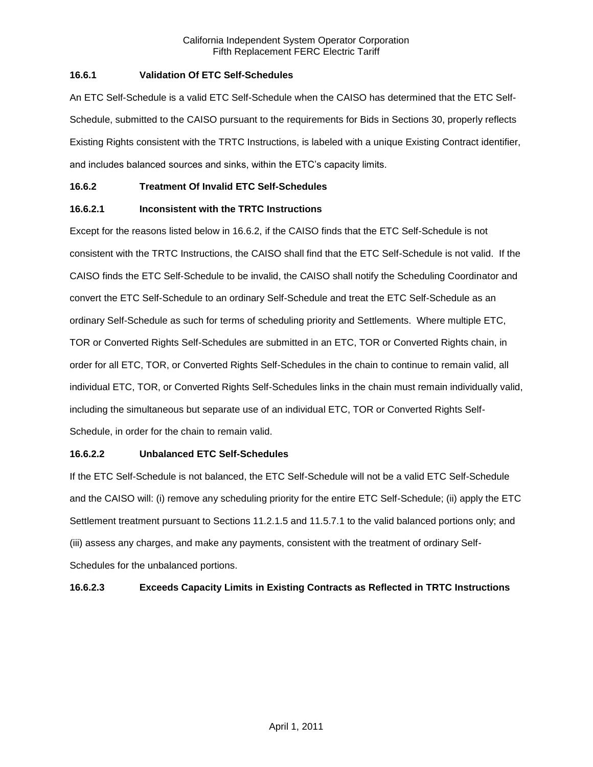### 16.6.1 Validation Of ETC Self-Schedules

An ETC Self-Schedule is a valid ETC Self-Schedule when the CAISO has determined that the ETC Self-Schedule, submitted to the CAISO pursuant to the requirements for Bids in Sections 30, properly reflects Existing Rights consistent with the TRTC Instructions, is labeled with a unique Existing Contract identifier, and includes balanced sources and sinks, within the ETC's capacity limits.

### 16.6.2 Treatment Of Invalid ETC Self-Schedules

#### 16.6.2.1 Inconsistent with the TRTC Instructions

Except for the reasons listed below in 16.6.2, if the CAISO finds that the ETC Self-Schedule is not consistent with the TRTC Instructions, the CAISO shall find that the ETC Self-Schedule is not valid. If the CAISO finds the ETC Self-Schedule to be invalid, the CAISO shall notify the Scheduling Coordinator and convert the ETC Self-Schedule to an ordinary Self-Schedule and treat the ETC Self-Schedule as an ordinary Self-Schedule as such for terms of scheduling priority and Settlements. Where multiple ETC, TOR or Converted Rights Self-Schedules are submitted in an ETC, TOR or Converted Rights chain, in order for all ETC, TOR, or Converted Rights Self-Schedules in the chain to continue to remain valid, all individual ETC, TOR, or Converted Rights Self-Schedules links in the chain must remain individually valid, including the simultaneous but separate use of an individual ETC, TOR or Converted Rights Self-Schedule, in order for the chain to remain valid.

#### 16.6.2.2 Unbalanced ETC Self-Schedules

If the ETC Self-Schedule is not balanced, the ETC Self-Schedule will not be a valid ETC Self-Schedule and the CAISO will: (i) remove any scheduling priority for the entire ETC Self-Schedule; (ii) apply the ETC Settlement treatment pursuant to Sections 11.2.1.5 and 11.5.7.1 to the valid balanced portions only; and (iii) assess any charges, and make any payments, consistent with the treatment of ordinary Self-Schedules for the unbalanced portions.

#### 16.6.2.3 Exceeds Capacity Limits in Existing Contracts as Reflected in TRTC Instructions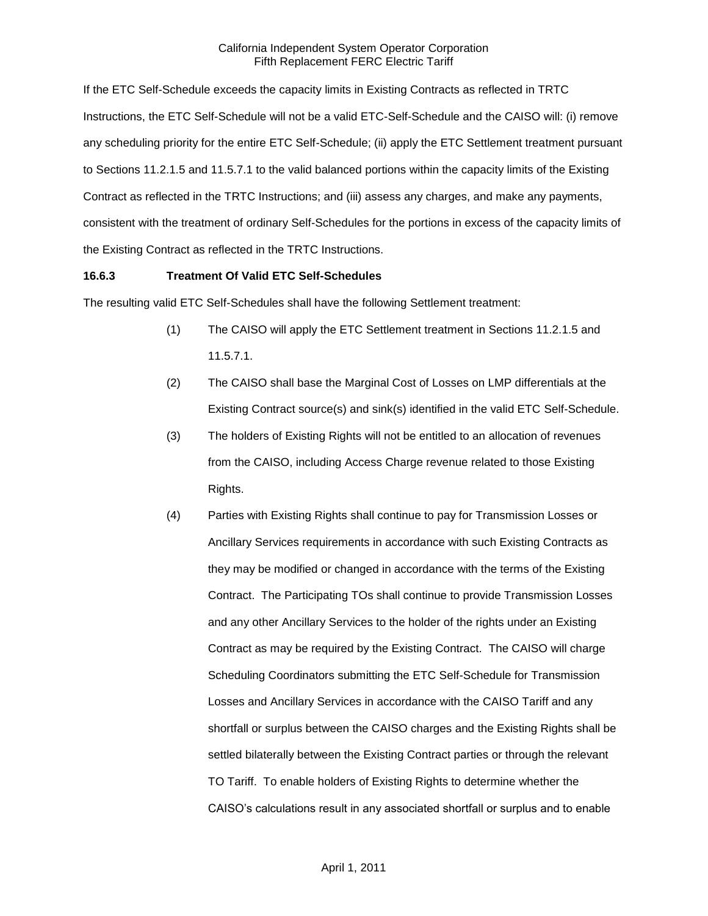If the ETC Self-Schedule exceeds the capacity limits in Existing Contracts as reflected in TRTC Instructions, the ETC Self-Schedule will not be a valid ETC-Self-Schedule and the CAISO will: (i) remove any scheduling priority for the entire ETC Self-Schedule; (ii) apply the ETC Settlement treatment pursuant to Sections 11.2.1.5 and 11.5.7.1 to the valid balanced portions within the capacity limits of the Existing Contract as reflected in the TRTC Instructions; and (iii) assess any charges, and make any payments, consistent with the treatment of ordinary Self-Schedules for the portions in excess of the capacity limits of the Existing Contract as reflected in the TRTC Instructions.

**16.6.3 Treatment Of Valid ETC Self-Schedules**

The resulting valid ETC Self-Schedules shall have the following Settlement treatment:

(1) The CAISO will apply the ETC Settlement treatment in Sections 11.2.1.5 and 11.5.7.1.

(2) The CAISO shall base the Marginal Cost of Losses on LMP differentials at the Existing Contract source(s) and sink(s) identified in the valid ETC Self-Schedule.

(3) The holders of Existing Rights will not be entitled to an allocation of revenues from the CAISO, including Access Charge revenue related to those Existing Rights.

(4) Parties with Existing Rights shall continue to pay for Transmission Losses or Ancillary Services requirements in accordance with such Existing Contracts as they may be modified or changed in accordance with the terms of the Existing Contract. The Participating TOs shall continue to provide Transmission Losses and any other Ancillary Services to the holder of the rights under an Existing Contract as may be required by the Existing Contract. The CAISO will charge Scheduling Coordinators submitting the ETC Self-Schedule for Transmission Losses and Ancillary Services in accordance with the CAISO Tariff and any shortfall or surplus between the CAISO charges and the Existing Rights shall be settled bilaterally between the Existing Contract parties or through the relevant TO Tariff. To enable holders of Existing Rights to determine whether the CAISO's calculations result in any associated shortfall or surplus and to enable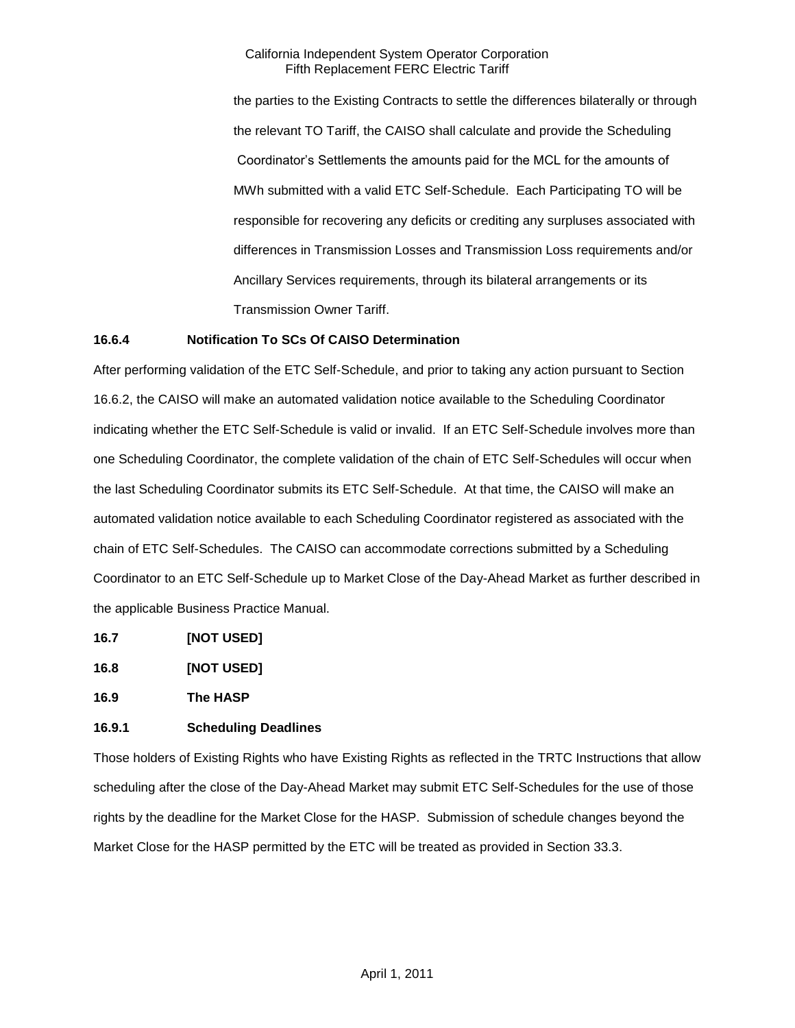the parties to the Existing Contracts to settle the differences bilaterally or through the relevant TO Tariff, the CAISO shall calculate and provide the Scheduling Coordinator's Settlements the amounts paid for the MCL for the amounts of MWh submitted with a valid ETC Self-Schedule. Each Participating TO will be responsible for recovering any deficits or crediting any surpluses associated with differences in Transmission Losses and Transmission Loss requirements and/or Ancillary Services requirements, through its bilateral arrangements or its Transmission Owner Tariff.

**16.6.4 Notification To SCs Of CAISO Determination**

After performing validation of the ETC Self-Schedule, and prior to taking any action pursuant to Section 16.6.2, the CAISO will make an automated validation notice available to the Scheduling Coordinator indicating whether the ETC Self-Schedule is valid or invalid. If an ETC Self-Schedule involves more than one Scheduling Coordinator, the complete validation of the chain of ETC Self-Schedules will occur when the last Scheduling Coordinator submits its ETC Self-Schedule. At that time, the CAISO will make an automated validation notice available to each Scheduling Coordinator registered as associated with the chain of ETC Self-Schedules. The CAISO can accommodate corrections submitted by a Scheduling Coordinator to an ETC Self-Schedule up to Market Close of the Day-Ahead Market as further described in the applicable Business Practice Manual.

**16.7 [NOT USED]**

**16.8 [NOT USED]**

**16.9 The HASP**

**16.9.1 Scheduling Deadlines**

Those holders of Existing Rights who have Existing Rights as reflected in the TRTC Instructions that allow scheduling after the close of the Day-Ahead Market may submit ETC Self-Schedules for the use of those rights by the deadline for the Market Close for the HASP. Submission of schedule changes beyond the Market Close for the HASP permitted by the ETC will be treated as provided in Section 33.3.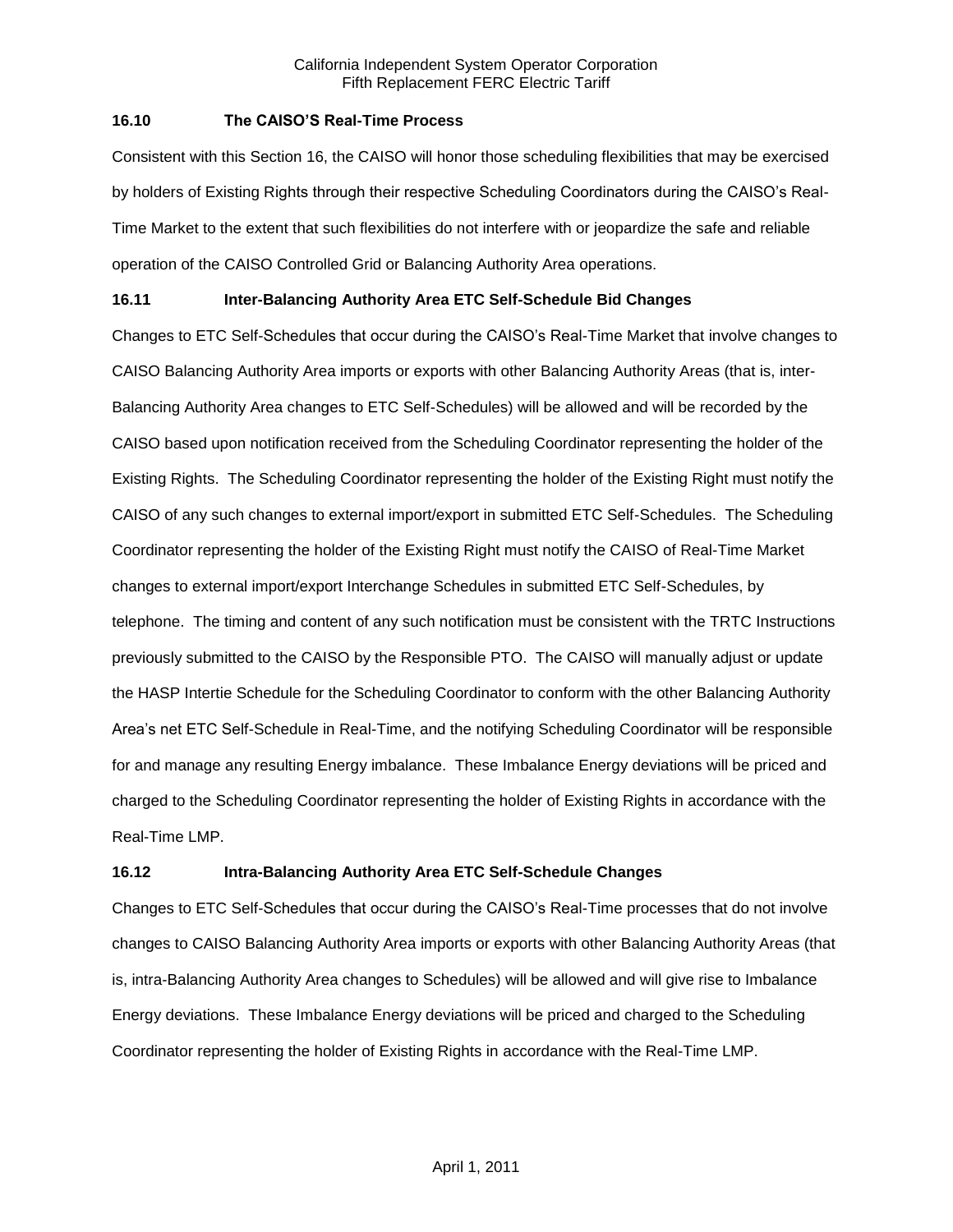### 16.10 The CAISO'S Real-Time Process

Consistent with this Section 16, the CAISO will honor those scheduling flexibilities that may be exercised by holders of Existing Rights through their respective Scheduling Coordinators during the CAISO's Real-Time Market to the extent that such flexibilities do not interfere with or jeopardize the safe and reliable operation of the CAISO Controlled Grid or Balancing Authority Area operations.

### 16.11 Inter-Balancing Authority Area ETC Self-Schedule Bid Changes

Changes to ETC Self-Schedules that occur during the CAISO's Real-Time Market that involve changes to CAISO Balancing Authority Area imports or exports with other Balancing Authority Areas (that is, inter-Balancing Authority Area changes to ETC Self-Schedules) will be allowed and will be recorded by the CAISO based upon notification received from the Scheduling Coordinator representing the holder of the Existing Rights. The Scheduling Coordinator representing the holder of the Existing Right must notify the CAISO of any such changes to external import/export in submitted ETC Self-Schedules. The Scheduling Coordinator representing the holder of the Existing Right must notify the CAISO of Real-Time Market changes to external import/export Interchange Schedules in submitted ETC Self-Schedules, by telephone. The timing and content of any such notification must be consistent with the TRTC Instructions previously submitted to the CAISO by the Responsible PTO. The CAISO will manually adjust or update the HASP Intertie Schedule for the Scheduling Coordinator to conform with the other Balancing Authority Area's net ETC Self-Schedule in Real-Time, and the notifying Scheduling Coordinator will be responsible for and manage any resulting Energy imbalance. These Imbalance Energy deviations will be priced and charged to the Scheduling Coordinator representing the holder of Existing Rights in accordance with the Real-Time LMP.

### 16.12 Intra-Balancing Authority Area ETC Self-Schedule Changes

Changes to ETC Self-Schedules that occur during the CAISO's Real-Time processes that do not involve changes to CAISO Balancing Authority Area imports or exports with other Balancing Authority Areas (that is, intra-Balancing Authority Area changes to Schedules) will be allowed and will give rise to Imbalance Energy deviations. These Imbalance Energy deviations will be priced and charged to the Scheduling Coordinator representing the holder of Existing Rights in accordance with the Real-Time LMP.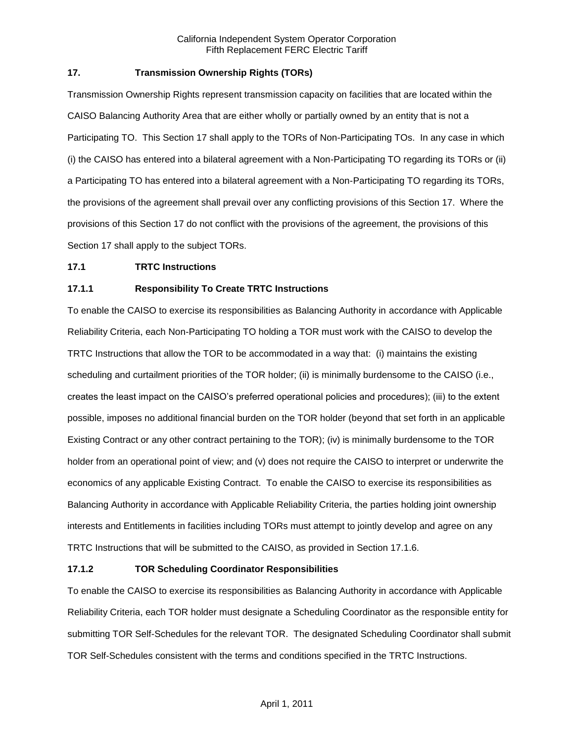## 17. Transmission Ownership Rights (TORs)

Transmission Ownership Rights represent transmission capacity on facilities that are located within the CAISO Balancing Authority Area that are either wholly or partially owned by an entity that is not a Participating TO. This Section 17 shall apply to the TORs of Non-Participating TOs. In any case in which (i) the CAISO has entered into a bilateral agreement with a Non-Participating TO regarding its TORs or (ii) a Participating TO has entered into a bilateral agreement with a Non-Participating TO regarding its TORs, the provisions of the agreement shall prevail over any conflicting provisions of this Section 17. Where the provisions of this Section 17 do not conflict with the provisions of the agreement, the provisions of this Section 17 shall apply to the subject TORs.

### 17.1 TRTC Instructions

#### 17.1.1 Responsibility To Create TRTC Instructions

To enable the CAISO to exercise its responsibilities as Balancing Authority in accordance with Applicable Reliability Criteria, each Non-Participating TO holding a TOR must work with the CAISO to develop the TRTC Instructions that allow the TOR to be accommodated in a way that: (i) maintains the existing scheduling and curtailment priorities of the TOR holder; (ii) is minimally burdensome to the CAISO (i.e., creates the least impact on the CAISO's preferred operational policies and procedures); (iii) to the extent possible, imposes no additional financial burden on the TOR holder (beyond that set forth in an applicable Existing Contract or any other contract pertaining to the TOR); (iv) is minimally burdensome to the TOR holder from an operational point of view; and (v) does not require the CAISO to interpret or underwrite the economics of any applicable Existing Contract. To enable the CAISO to exercise its responsibilities as Balancing Authority in accordance with Applicable Reliability Criteria, the parties holding joint ownership interests and Entitlements in facilities including TORs must attempt to jointly develop and agree on any TRTC Instructions that will be submitted to the CAISO, as provided in Section 17.1.6.

#### 17.1.2 TOR Scheduling Coordinator Responsibilities

To enable the CAISO to exercise its responsibilities as Balancing Authority in accordance with Applicable Reliability Criteria, each TOR holder must designate a Scheduling Coordinator as the responsible entity for submitting TOR Self-Schedules for the relevant TOR. The designated Scheduling Coordinator shall submit TOR Self-Schedules consistent with the terms and conditions specified in the TRTC Instructions.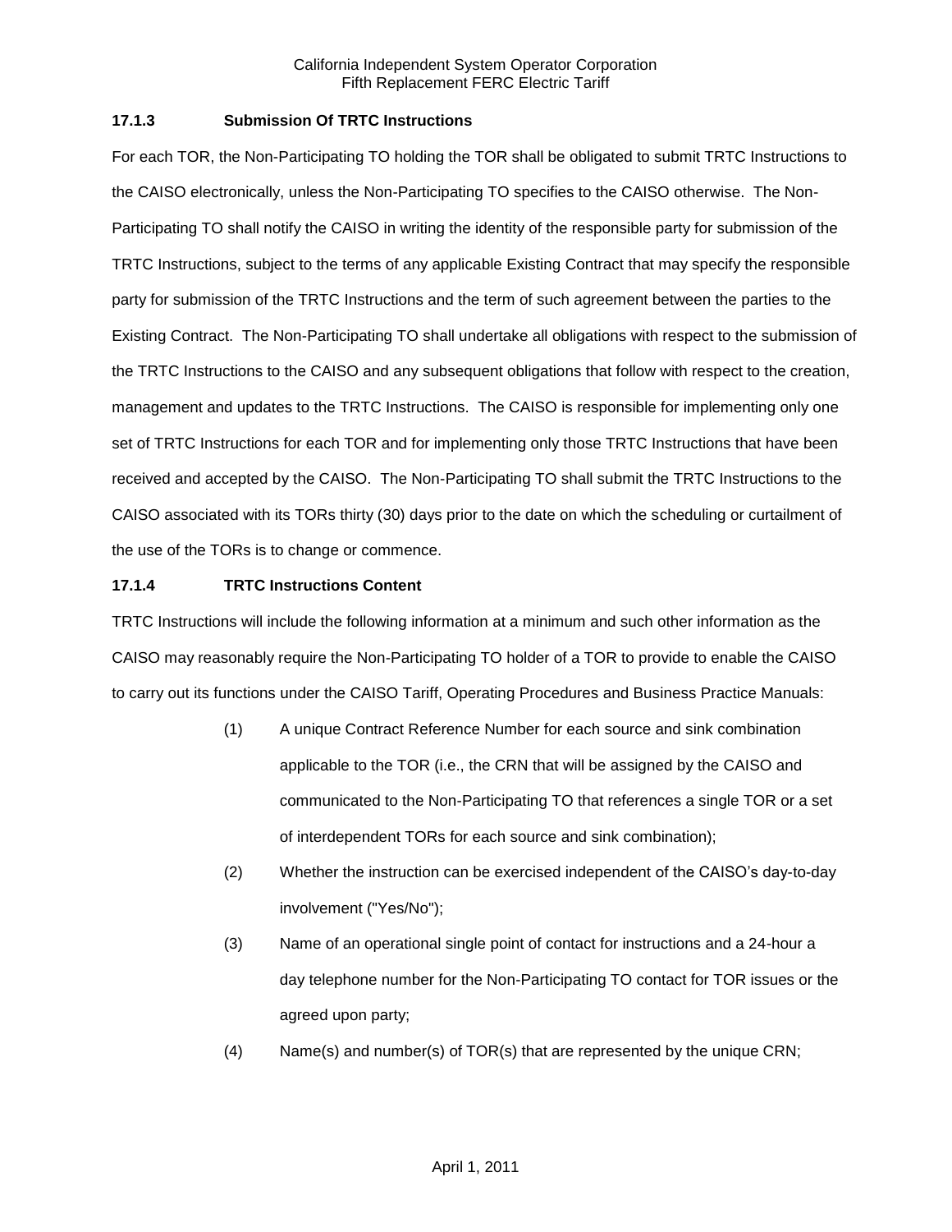### 17.1.3 Submission Of TRTC Instructions

For each TOR, the Non-Participating TO holding the TOR shall be obligated to submit TRTC Instructions to the CAISO electronically, unless the Non-Participating TO specifies to the CAISO otherwise. The Non-Participating TO shall notify the CAISO in writing the identity of the responsible party for submission of the TRTC Instructions, subject to the terms of any applicable Existing Contract that may specify the responsible party for submission of the TRTC Instructions and the term of such agreement between the parties to the Existing Contract. The Non-Participating TO shall undertake all obligations with respect to the submission of the TRTC Instructions to the CAISO and any subsequent obligations that follow with respect to the creation, management and updates to the TRTC Instructions. The CAISO is responsible for implementing only one set of TRTC Instructions for each TOR and for implementing only those TRTC Instructions that have been received and accepted by the CAISO. The Non-Participating TO shall submit the TRTC Instructions to the CAISO associated with its TORs thirty (30) days prior to the date on which the scheduling or curtailment of the use of the TORs is to change or commence.

### 17.1.4 TRTC Instructions Content

TRTC Instructions will include the following information at a minimum and such other information as the CAISO may reasonably require the Non-Participating TO holder of a TOR to provide to enable the CAISO to carry out its functions under the CAISO Tariff, Operating Procedures and Business Practice Manuals:

(1) A unique Contract Reference Number for each source and sink combination applicable to the TOR (i.e., the CRN that will be assigned by the CAISO and communicated to the Non-Participating TO that references a single TOR or a set of interdependent TORs for each source and sink combination);

(2) Whether the instruction can be exercised independent of the CAISO's day-to-day involvement ("Yes/No");

(3) Name of an operational single point of contact for instructions and a 24-hour a day telephone number for the Non-Participating TO contact for TOR issues or the agreed upon party;

(4) Name(s) and number(s) of TOR(s) that are represented by the unique CRN;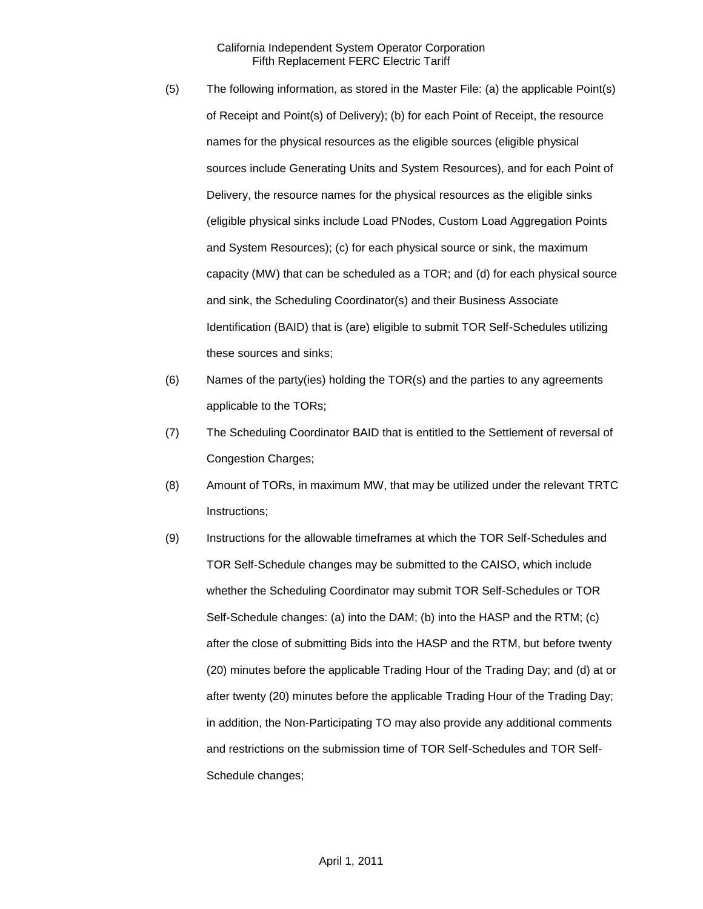(5) The following information, as stored in the Master File: (a) the applicable Point(s) of Receipt and Point(s) of Delivery); (b) for each Point of Receipt, the resource names for the physical resources as the eligible sources (eligible physical sources include Generating Units and System Resources), and for each Point of Delivery, the resource names for the physical resources as the eligible sinks (eligible physical sinks include Load PNodes, Custom Load Aggregation Points and System Resources); (c) for each physical source or sink, the maximum capacity (MW) that can be scheduled as a TOR; and (d) for each physical source and sink, the Scheduling Coordinator(s) and their Business Associate Identification (BAID) that is (are) eligible to submit TOR Self-Schedules utilizing these sources and sinks;

(6) Names of the party(ies) holding the TOR(s) and the parties to any agreements applicable to the TORs;

(7) The Scheduling Coordinator BAID that is entitled to the Settlement of reversal of Congestion Charges;

(8) Amount of TORs, in maximum MW, that may be utilized under the relevant TRTC Instructions;

(9) Instructions for the allowable timeframes at which the TOR Self-Schedules and TOR Self-Schedule changes may be submitted to the CAISO, which include whether the Scheduling Coordinator may submit TOR Self-Schedules or TOR Self-Schedule changes: (a) into the DAM; (b) into the HASP and the RTM; (c) after the close of submitting Bids into the HASP and the RTM, but before twenty (20) minutes before the applicable Trading Hour of the Trading Day; and (d) at or after twenty (20) minutes before the applicable Trading Hour of the Trading Day; in addition, the Non-Participating TO may also provide any additional comments and restrictions on the submission time of TOR Self-Schedules and TOR Self-Schedule changes;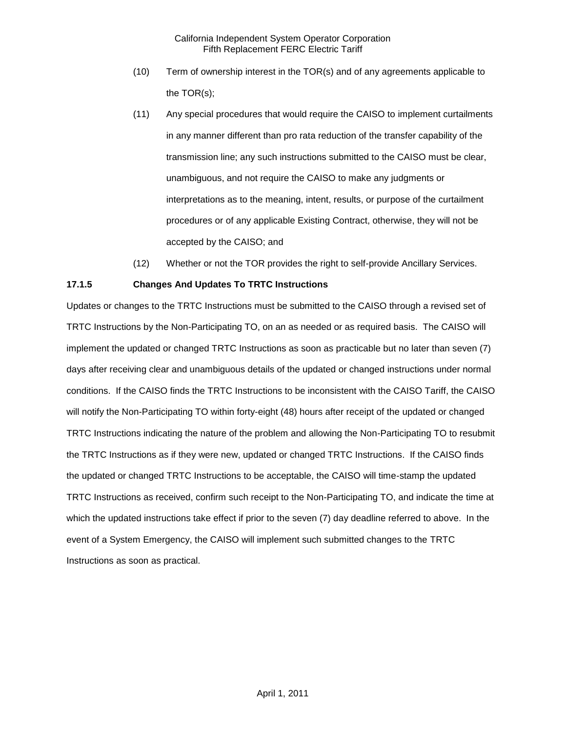(10) Term of ownership interest in the TOR(s) and of any agreements applicable to the TOR(s);

(11) Any special procedures that would require the CAISO to implement curtailments in any manner different than pro rata reduction of the transfer capability of the transmission line; any such instructions submitted to the CAISO must be clear, unambiguous, and not require the CAISO to make any judgments or interpretations as to the meaning, intent, results, or purpose of the curtailment procedures or of any applicable Existing Contract, otherwise, they will not be accepted by the CAISO; and

(12) Whether or not the TOR provides the right to self-provide Ancillary Services.

**17.1.5 Changes And Updates To TRTC Instructions**

Updates or changes to the TRTC Instructions must be submitted to the CAISO through a revised set of TRTC Instructions by the Non-Participating TO, on an as needed or as required basis. The CAISO will implement the updated or changed TRTC Instructions as soon as practicable but no later than seven (7) days after receiving clear and unambiguous details of the updated or changed instructions under normal conditions. If the CAISO finds the TRTC Instructions to be inconsistent with the CAISO Tariff, the CAISO will notify the Non-Participating TO within forty-eight (48) hours after receipt of the updated or changed TRTC Instructions indicating the nature of the problem and allowing the Non-Participating TO to resubmit the TRTC Instructions as if they were new, updated or changed TRTC Instructions. If the CAISO finds the updated or changed TRTC Instructions to be acceptable, the CAISO will time-stamp the updated TRTC Instructions as received, confirm such receipt to the Non-Participating TO, and indicate the time at which the updated instructions take effect if prior to the seven (7) day deadline referred to above. In the event of a System Emergency, the CAISO will implement such submitted changes to the TRTC Instructions as soon as practical.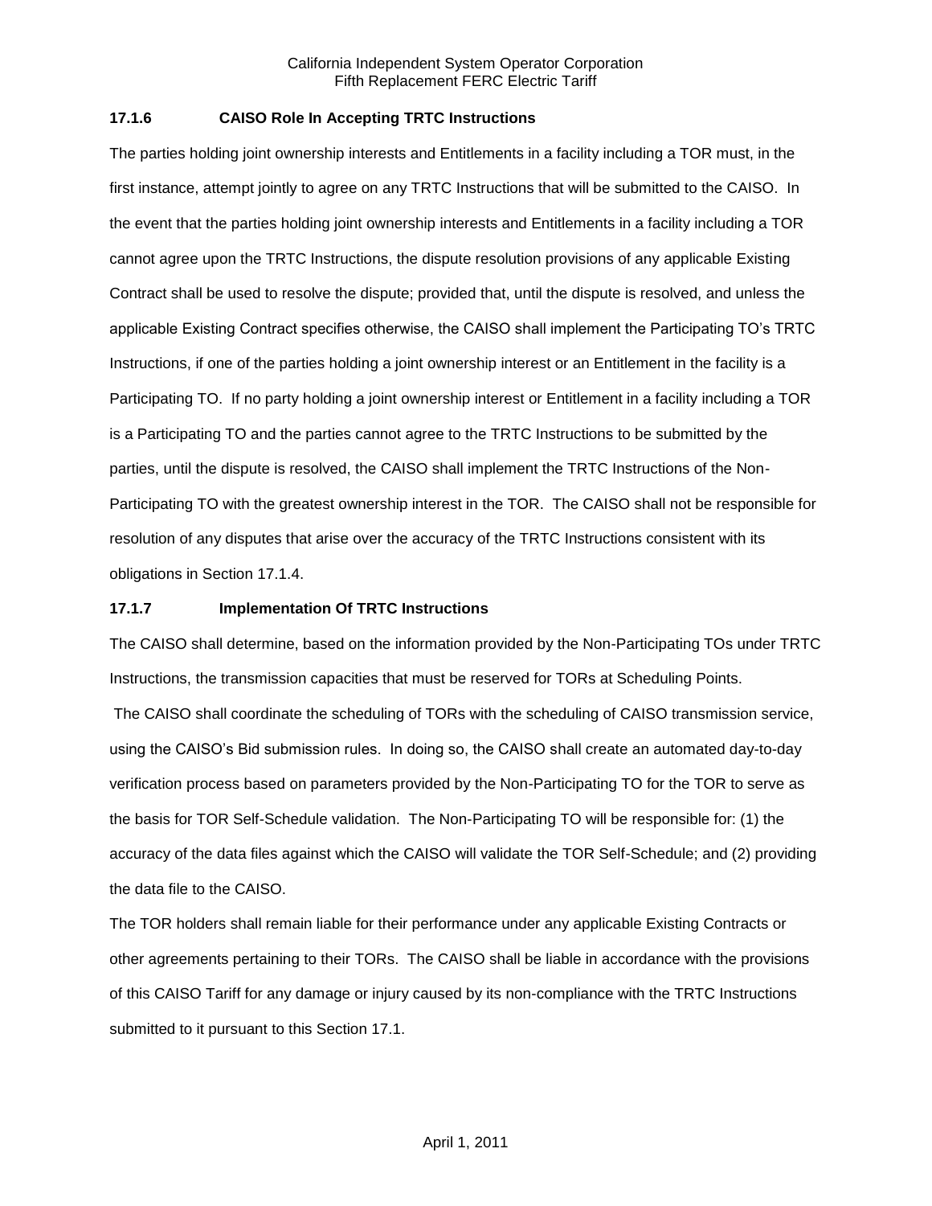### 17.1.6 CAISO Role In Accepting TRTC Instructions

The parties holding joint ownership interests and Entitlements in a facility including a TOR must, in the first instance, attempt jointly to agree on any TRTC Instructions that will be submitted to the CAISO. In the event that the parties holding joint ownership interests and Entitlements in a facility including a TOR cannot agree upon the TRTC Instructions, the dispute resolution provisions of any applicable Existing Contract shall be used to resolve the dispute; provided that, until the dispute is resolved, and unless the applicable Existing Contract specifies otherwise, the CAISO shall implement the Participating TO's TRTC Instructions, if one of the parties holding a joint ownership interest or an Entitlement in the facility is a Participating TO. If no party holding a joint ownership interest or Entitlement in a facility including a TOR is a Participating TO and the parties cannot agree to the TRTC Instructions to be submitted by the parties, until the dispute is resolved, the CAISO shall implement the TRTC Instructions of the Non-Participating TO with the greatest ownership interest in the TOR. The CAISO shall not be responsible for resolution of any disputes that arise over the accuracy of the TRTC Instructions consistent with its obligations in Section 17.1.4.

### 17.1.7 Implementation Of TRTC Instructions

The CAISO shall determine, based on the information provided by the Non-Participating TOs under TRTC Instructions, the transmission capacities that must be reserved for TORs at Scheduling Points.

The CAISO shall coordinate the scheduling of TORs with the scheduling of CAISO transmission service, using the CAISO's Bid submission rules. In doing so, the CAISO shall create an automated day-to-day verification process based on parameters provided by the Non-Participating TO for the TOR to serve as the basis for TOR Self-Schedule validation. The Non-Participating TO will be responsible for: (1) the accuracy of the data files against which the CAISO will validate the TOR Self-Schedule; and (2) providing the data file to the CAISO.

The TOR holders shall remain liable for their performance under any applicable Existing Contracts or other agreements pertaining to their TORs. The CAISO shall be liable in accordance with the provisions of this CAISO Tariff for any damage or injury caused by its non-compliance with the TRTC Instructions submitted to it pursuant to this Section 17.1.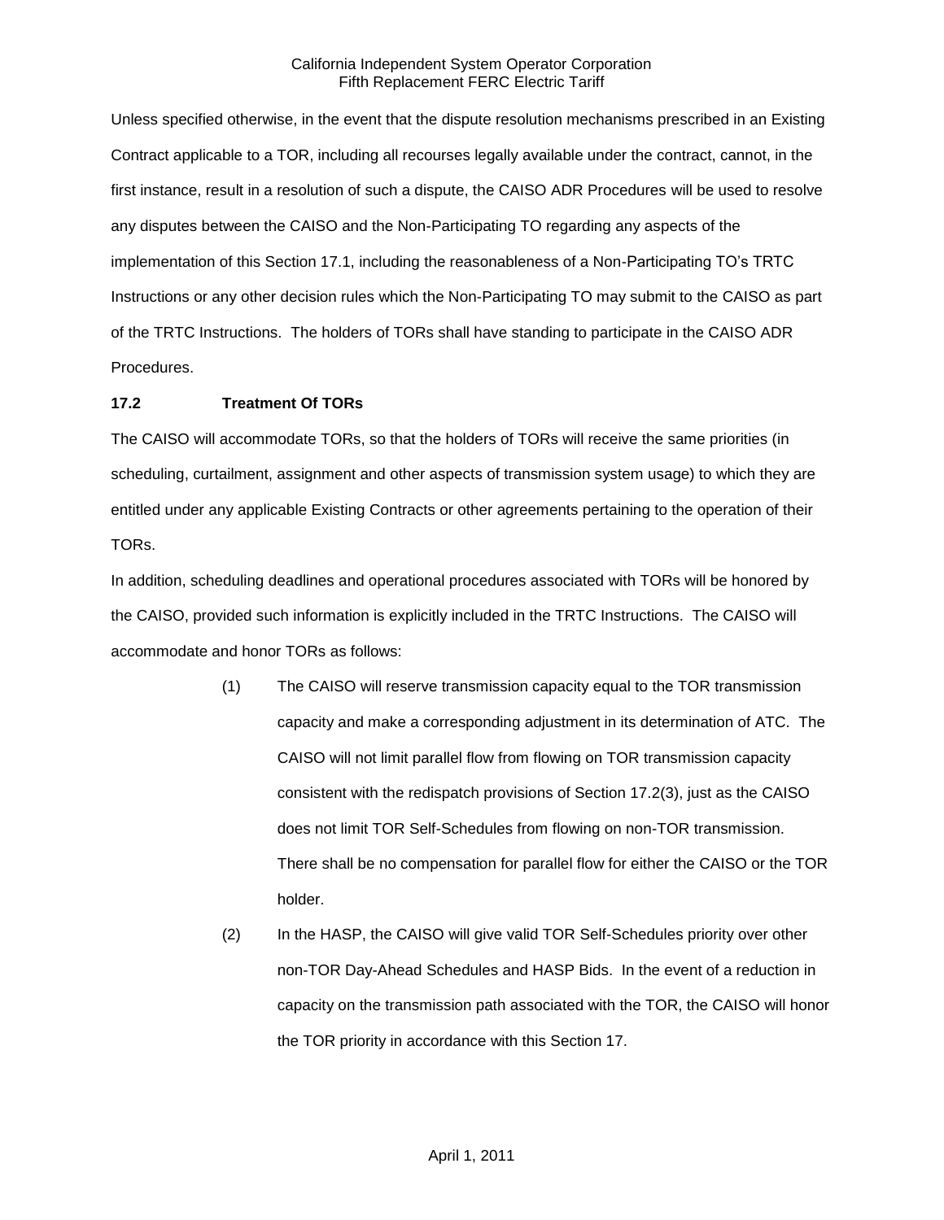Unless specified otherwise, in the event that the dispute resolution mechanisms prescribed in an Existing Contract applicable to a TOR, including all recourses legally available under the contract, cannot, in the first instance, result in a resolution of such a dispute, the CAISO ADR Procedures will be used to resolve any disputes between the CAISO and the Non-Participating TO regarding any aspects of the implementation of this Section 17.1, including the reasonableness of a Non-Participating TO's TRTC Instructions or any other decision rules which the Non-Participating TO may submit to the CAISO as part of the TRTC Instructions. The holders of TORs shall have standing to participate in the CAISO ADR Procedures.

### 17.2 Treatment Of TORs

The CAISO will accommodate TORs, so that the holders of TORs will receive the same priorities (in scheduling, curtailment, assignment and other aspects of transmission system usage) to which they are entitled under any applicable Existing Contracts or other agreements pertaining to the operation of their TORs.

In addition, scheduling deadlines and operational procedures associated with TORs will be honored by the CAISO, provided such information is explicitly included in the TRTC Instructions. The CAISO will accommodate and honor TORs as follows:

(1) The CAISO will reserve transmission capacity equal to the TOR transmission capacity and make a corresponding adjustment in its determination of ATC. The CAISO will not limit parallel flow from flowing on TOR transmission capacity consistent with the redispatch provisions of Section 17.2(3), just as the CAISO does not limit TOR Self-Schedules from flowing on non-TOR transmission. There shall be no compensation for parallel flow for either the CAISO or the TOR holder.

(2) In the HASP, the CAISO will give valid TOR Self-Schedules priority over other non-TOR Day-Ahead Schedules and HASP Bids. In the event of a reduction in capacity on the transmission path associated with the TOR, the CAISO will honor the TOR priority in accordance with this Section 17.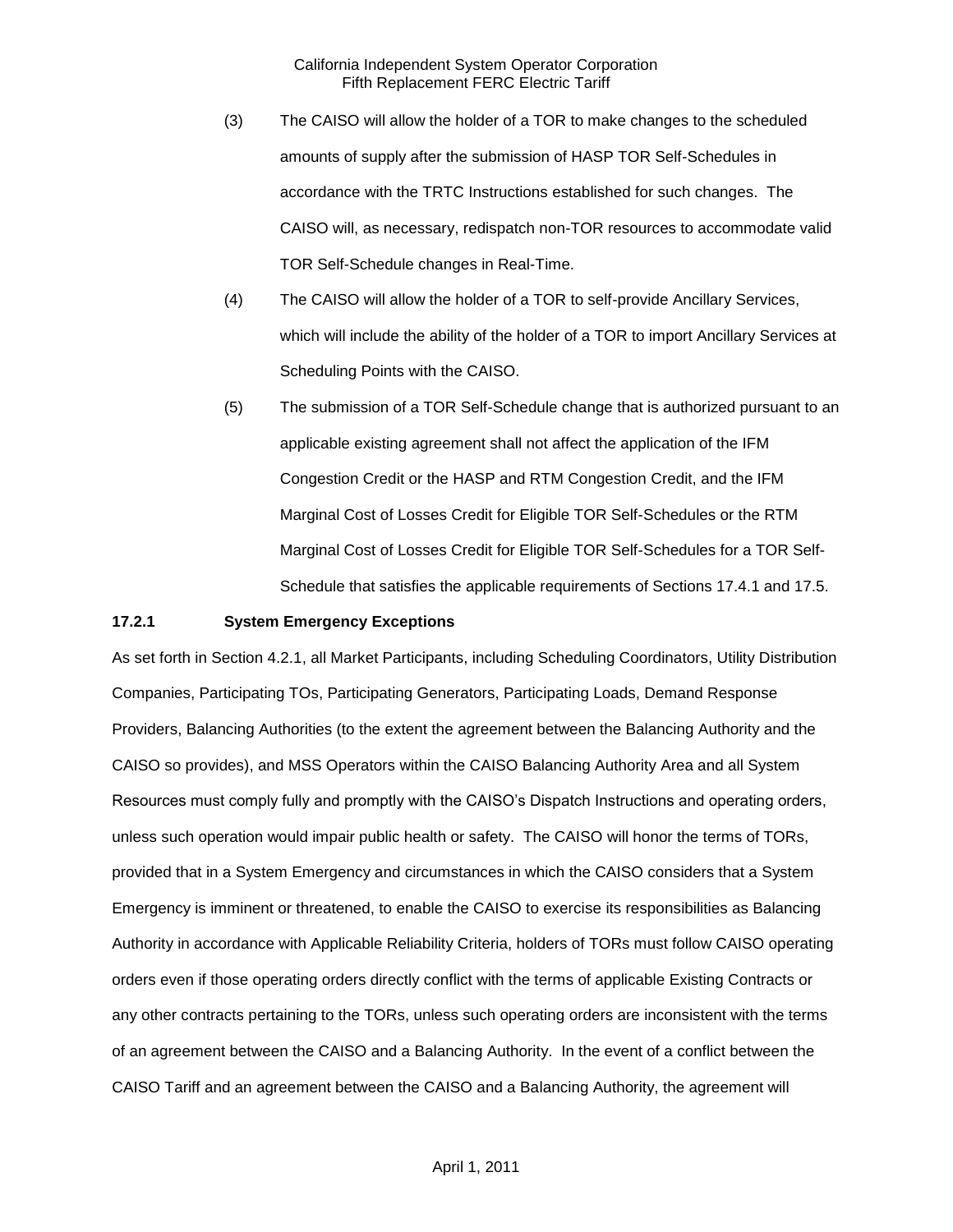(3) The CAISO will allow the holder of a TOR to make changes to the scheduled amounts of supply after the submission of HASP TOR Self-Schedules in accordance with the TRTC Instructions established for such changes. The CAISO will, as necessary, redispatch non-TOR resources to accommodate valid TOR Self-Schedule changes in Real-Time.

(4) The CAISO will allow the holder of a TOR to self-provide Ancillary Services, which will include the ability of the holder of a TOR to import Ancillary Services at Scheduling Points with the CAISO.

(5) The submission of a TOR Self-Schedule change that is authorized pursuant to an applicable existing agreement shall not affect the application of the IFM Congestion Credit or the HASP and RTM Congestion Credit, and the IFM Marginal Cost of Losses Credit for Eligible TOR Self-Schedules or the RTM Marginal Cost of Losses Credit for Eligible TOR Self-Schedules for a TOR Self-Schedule that satisfies the applicable requirements of Sections 17.4.1 and 17.5.

**17.2.1 System Emergency Exceptions**

As set forth in Section 4.2.1, all Market Participants, including Scheduling Coordinators, Utility Distribution Companies, Participating TOs, Participating Generators, Participating Loads, Demand Response Providers, Balancing Authorities (to the extent the agreement between the Balancing Authority and the CAISO so provides), and MSS Operators within the CAISO Balancing Authority Area and all System Resources must comply fully and promptly with the CAISO's Dispatch Instructions and operating orders, unless such operation would impair public health or safety. The CAISO will honor the terms of TORs, provided that in a System Emergency and circumstances in which the CAISO considers that a System Emergency is imminent or threatened, to enable the CAISO to exercise its responsibilities as Balancing Authority in accordance with Applicable Reliability Criteria, holders of TORs must follow CAISO operating orders even if those operating orders directly conflict with the terms of applicable Existing Contracts or any other contracts pertaining to the TORs, unless such operating orders are inconsistent with the terms of an agreement between the CAISO and a Balancing Authority. In the event of a conflict between the CAISO Tariff and an agreement between the CAISO and a Balancing Authority, the agreement will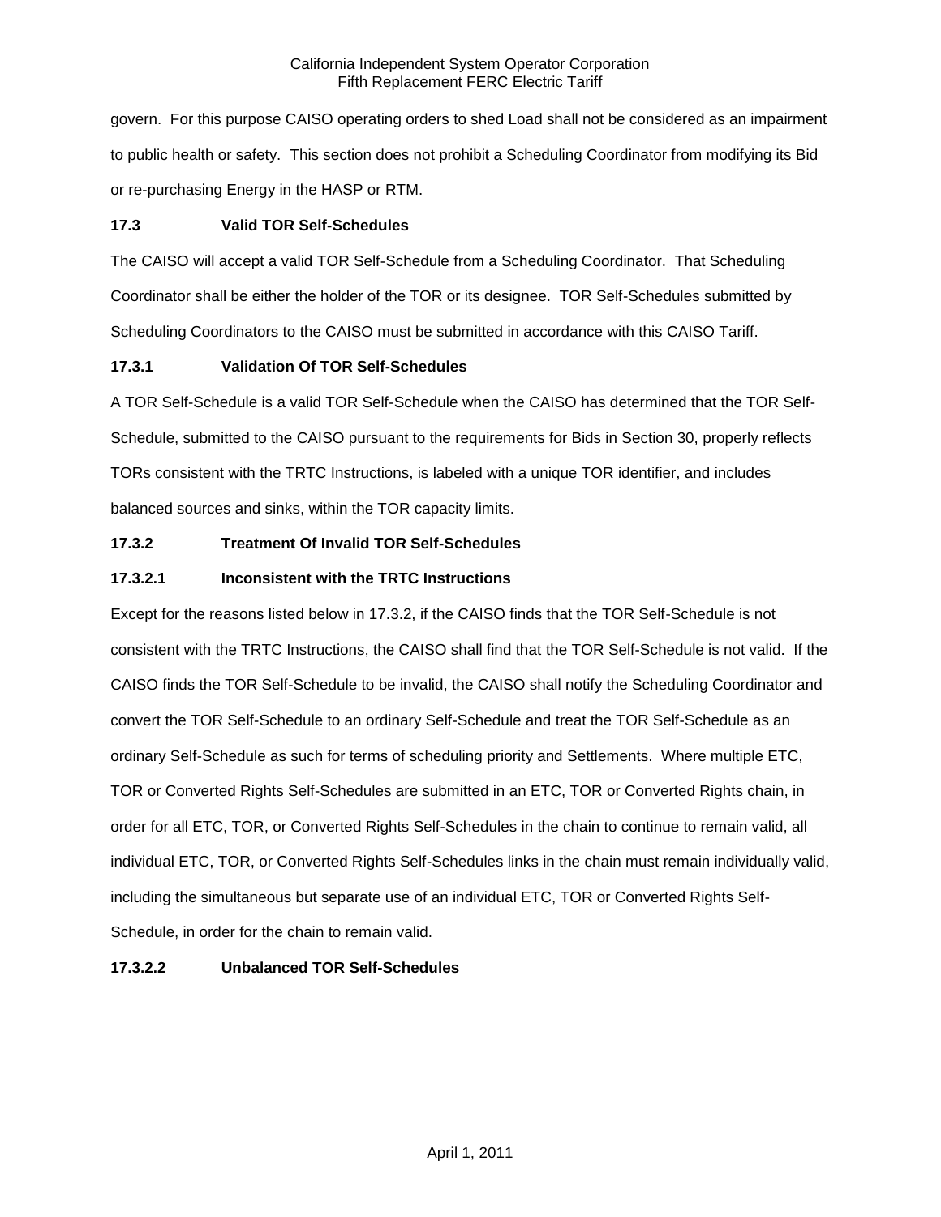govern. For this purpose CAISO operating orders to shed Load shall not be considered as an impairment to public health or safety. This section does not prohibit a Scheduling Coordinator from modifying its Bid or re-purchasing Energy in the HASP or RTM.

### 17.3 Valid TOR Self-Schedules

The CAISO will accept a valid TOR Self-Schedule from a Scheduling Coordinator. That Scheduling Coordinator shall be either the holder of the TOR or its designee. TOR Self-Schedules submitted by Scheduling Coordinators to the CAISO must be submitted in accordance with this CAISO Tariff.

#### 17.3.1 Validation Of TOR Self-Schedules

A TOR Self-Schedule is a valid TOR Self-Schedule when the CAISO has determined that the TOR Self-Schedule, submitted to the CAISO pursuant to the requirements for Bids in Section 30, properly reflects TORs consistent with the TRTC Instructions, is labeled with a unique TOR identifier, and includes balanced sources and sinks, within the TOR capacity limits.

#### 17.3.2 Treatment Of Invalid TOR Self-Schedules

##### 17.3.2.1 Inconsistent with the TRTC Instructions

Except for the reasons listed below in 17.3.2, if the CAISO finds that the TOR Self-Schedule is not consistent with the TRTC Instructions, the CAISO shall find that the TOR Self-Schedule is not valid. If the CAISO finds the TOR Self-Schedule to be invalid, the CAISO shall notify the Scheduling Coordinator and convert the TOR Self-Schedule to an ordinary Self-Schedule and treat the TOR Self-Schedule as an ordinary Self-Schedule as such for terms of scheduling priority and Settlements. Where multiple ETC, TOR or Converted Rights Self-Schedules are submitted in an ETC, TOR or Converted Rights chain, in order for all ETC, TOR, or Converted Rights Self-Schedules in the chain to continue to remain valid, all individual ETC, TOR, or Converted Rights Self-Schedules links in the chain must remain individually valid, including the simultaneous but separate use of an individual ETC, TOR or Converted Rights Self-Schedule, in order for the chain to remain valid.

##### 17.3.2.2 Unbalanced TOR Self-Schedules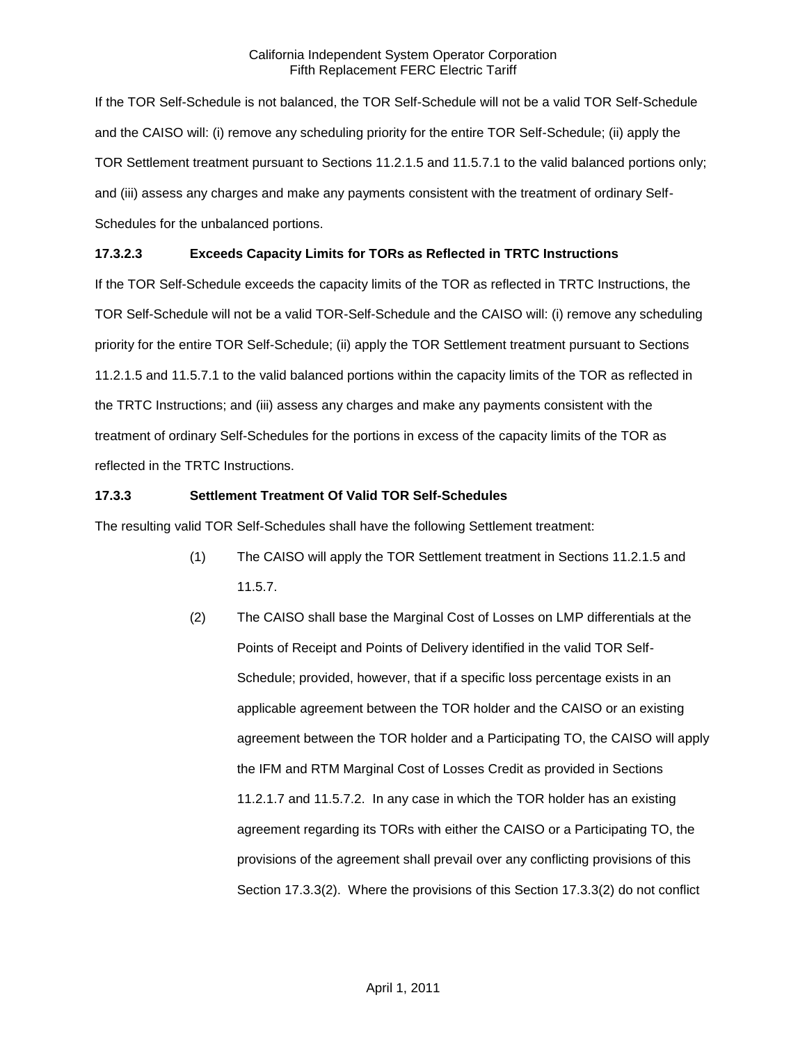If the TOR Self-Schedule is not balanced, the TOR Self-Schedule will not be a valid TOR Self-Schedule and the CAISO will: (i) remove any scheduling priority for the entire TOR Self-Schedule; (ii) apply the TOR Settlement treatment pursuant to Sections 11.2.1.5 and 11.5.7.1 to the valid balanced portions only; and (iii) assess any charges and make any payments consistent with the treatment of ordinary Self-Schedules for the unbalanced portions.

**17.3.2.3 Exceeds Capacity Limits for TORs as Reflected in TRTC Instructions**

If the TOR Self-Schedule exceeds the capacity limits of the TOR as reflected in TRTC Instructions, the TOR Self-Schedule will not be a valid TOR-Self-Schedule and the CAISO will: (i) remove any scheduling priority for the entire TOR Self-Schedule; (ii) apply the TOR Settlement treatment pursuant to Sections 11.2.1.5 and 11.5.7.1 to the valid balanced portions within the capacity limits of the TOR as reflected in the TRTC Instructions; and (iii) assess any charges and make any payments consistent with the treatment of ordinary Self-Schedules for the portions in excess of the capacity limits of the TOR as reflected in the TRTC Instructions.

**17.3.3 Settlement Treatment Of Valid TOR Self-Schedules**

The resulting valid TOR Self-Schedules shall have the following Settlement treatment:

(1) The CAISO will apply the TOR Settlement treatment in Sections 11.2.1.5 and 11.5.7.

(2) The CAISO shall base the Marginal Cost of Losses on LMP differentials at the Points of Receipt and Points of Delivery identified in the valid TOR Self-Schedule; provided, however, that if a specific loss percentage exists in an applicable agreement between the TOR holder and the CAISO or an existing agreement between the TOR holder and a Participating TO, the CAISO will apply the IFM and RTM Marginal Cost of Losses Credit as provided in Sections 11.2.1.7 and 11.5.7.2. In any case in which the TOR holder has an existing agreement regarding its TORs with either the CAISO or a Participating TO, the provisions of the agreement shall prevail over any conflicting provisions of this Section 17.3.3(2). Where the provisions of this Section 17.3.3(2) do not conflict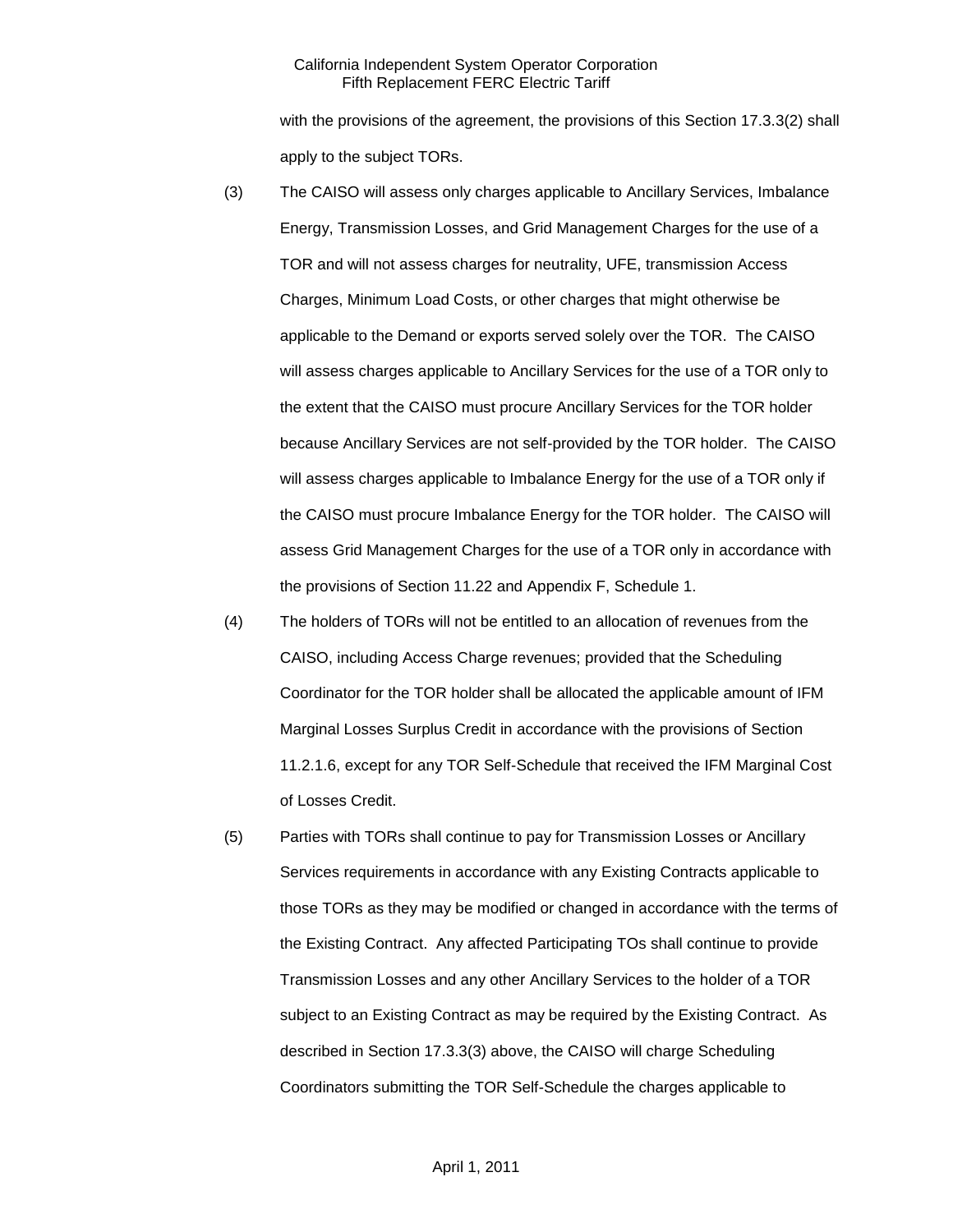with the provisions of the agreement, the provisions of this Section 17.3.3(2) shall apply to the subject TORs.

(3) The CAISO will assess only charges applicable to Ancillary Services, Imbalance Energy, Transmission Losses, and Grid Management Charges for the use of a TOR and will not assess charges for neutrality, UFE, transmission Access Charges, Minimum Load Costs, or other charges that might otherwise be applicable to the Demand or exports served solely over the TOR. The CAISO will assess charges applicable to Ancillary Services for the use of a TOR only to the extent that the CAISO must procure Ancillary Services for the TOR holder because Ancillary Services are not self-provided by the TOR holder. The CAISO will assess charges applicable to Imbalance Energy for the use of a TOR only if the CAISO must procure Imbalance Energy for the TOR holder. The CAISO will assess Grid Management Charges for the use of a TOR only in accordance with the provisions of Section 11.22 and Appendix F, Schedule 1.

(4) The holders of TORs will not be entitled to an allocation of revenues from the CAISO, including Access Charge revenues; provided that the Scheduling Coordinator for the TOR holder shall be allocated the applicable amount of IFM Marginal Losses Surplus Credit in accordance with the provisions of Section 11.2.1.6, except for any TOR Self-Schedule that received the IFM Marginal Cost of Losses Credit.

(5) Parties with TORs shall continue to pay for Transmission Losses or Ancillary Services requirements in accordance with any Existing Contracts applicable to those TORs as they may be modified or changed in accordance with the terms of the Existing Contract. Any affected Participating TOs shall continue to provide Transmission Losses and any other Ancillary Services to the holder of a TOR subject to an Existing Contract as may be required by the Existing Contract. As described in Section 17.3.3(3) above, the CAISO will charge Scheduling Coordinators submitting the TOR Self-Schedule the charges applicable to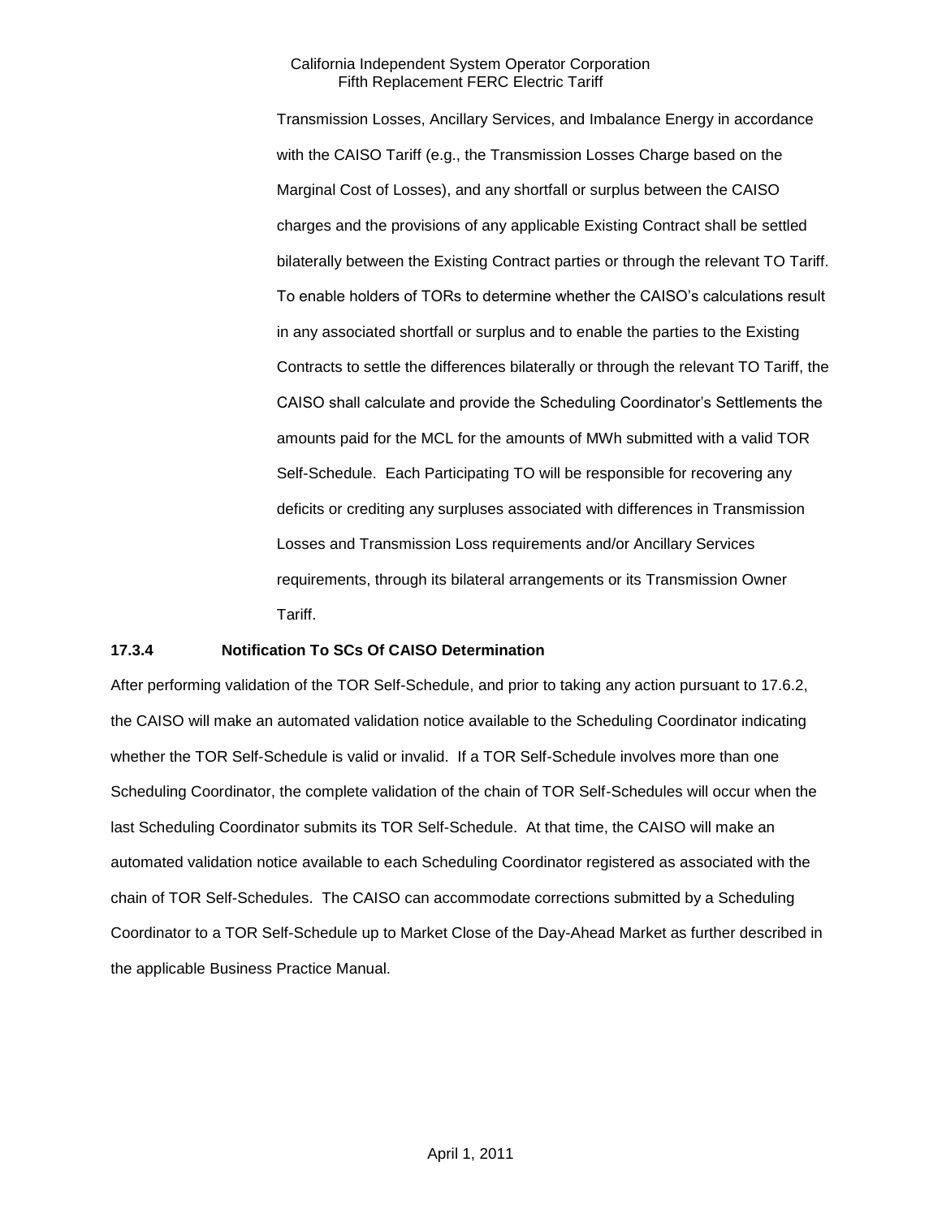Transmission Losses, Ancillary Services, and Imbalance Energy in accordance with the CAISO Tariff (e.g., the Transmission Losses Charge based on the Marginal Cost of Losses), and any shortfall or surplus between the CAISO charges and the provisions of any applicable Existing Contract shall be settled bilaterally between the Existing Contract parties or through the relevant TO Tariff. To enable holders of TORs to determine whether the CAISO's calculations result in any associated shortfall or surplus and to enable the parties to the Existing Contracts to settle the differences bilaterally or through the relevant TO Tariff, the CAISO shall calculate and provide the Scheduling Coordinator's Settlements the amounts paid for the MCL for the amounts of MWh submitted with a valid TOR Self-Schedule. Each Participating TO will be responsible for recovering any deficits or crediting any surpluses associated with differences in Transmission Losses and Transmission Loss requirements and/or Ancillary Services requirements, through its bilateral arrangements or its Transmission Owner Tariff.

**17.3.4 Notification To SCs Of CAISO Determination**

After performing validation of the TOR Self-Schedule, and prior to taking any action pursuant to 17.6.2, the CAISO will make an automated validation notice available to the Scheduling Coordinator indicating whether the TOR Self-Schedule is valid or invalid. If a TOR Self-Schedule involves more than one Scheduling Coordinator, the complete validation of the chain of TOR Self-Schedules will occur when the last Scheduling Coordinator submits its TOR Self-Schedule. At that time, the CAISO will make an automated validation notice available to each Scheduling Coordinator registered as associated with the chain of TOR Self-Schedules. The CAISO can accommodate corrections submitted by a Scheduling Coordinator to a TOR Self-Schedule up to Market Close of the Day-Ahead Market as further described in the applicable Business Practice Manual.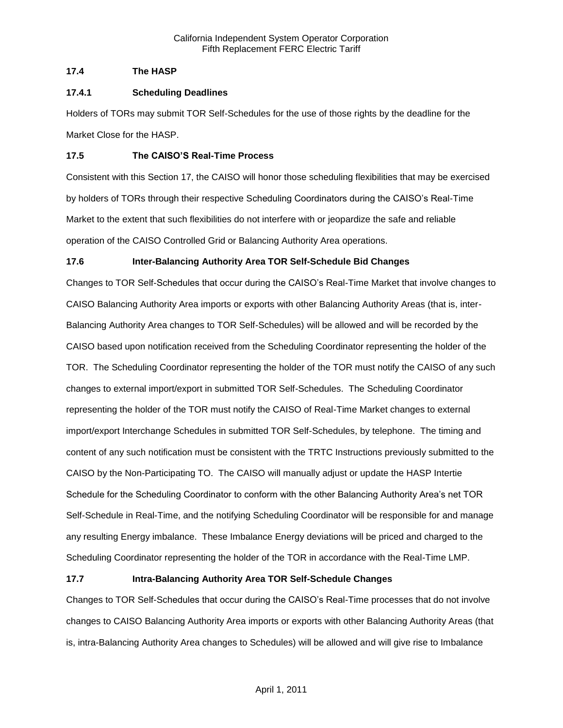### 17.4 The HASP

#### 17.4.1 Scheduling Deadlines

Holders of TORs may submit TOR Self-Schedules for the use of those rights by the deadline for the Market Close for the HASP.

### 17.5 The CAISO'S Real-Time Process

Consistent with this Section 17, the CAISO will honor those scheduling flexibilities that may be exercised by holders of TORs through their respective Scheduling Coordinators during the CAISO's Real-Time Market to the extent that such flexibilities do not interfere with or jeopardize the safe and reliable operation of the CAISO Controlled Grid or Balancing Authority Area operations.

### 17.6 Inter-Balancing Authority Area TOR Self-Schedule Bid Changes

Changes to TOR Self-Schedules that occur during the CAISO's Real-Time Market that involve changes to CAISO Balancing Authority Area imports or exports with other Balancing Authority Areas (that is, inter-Balancing Authority Area changes to TOR Self-Schedules) will be allowed and will be recorded by the CAISO based upon notification received from the Scheduling Coordinator representing the holder of the TOR. The Scheduling Coordinator representing the holder of the TOR must notify the CAISO of any such changes to external import/export in submitted TOR Self-Schedules. The Scheduling Coordinator representing the holder of the TOR must notify the CAISO of Real-Time Market changes to external import/export Interchange Schedules in submitted TOR Self-Schedules, by telephone. The timing and content of any such notification must be consistent with the TRTC Instructions previously submitted to the CAISO by the Non-Participating TO. The CAISO will manually adjust or update the HASP Intertie Schedule for the Scheduling Coordinator to conform with the other Balancing Authority Area's net TOR Self-Schedule in Real-Time, and the notifying Scheduling Coordinator will be responsible for and manage any resulting Energy imbalance. These Imbalance Energy deviations will be priced and charged to the Scheduling Coordinator representing the holder of the TOR in accordance with the Real-Time LMP.

### 17.7 Intra-Balancing Authority Area TOR Self-Schedule Changes

Changes to TOR Self-Schedules that occur during the CAISO's Real-Time processes that do not involve changes to CAISO Balancing Authority Area imports or exports with other Balancing Authority Areas (that is, intra-Balancing Authority Area changes to Schedules) will be allowed and will give rise to Imbalance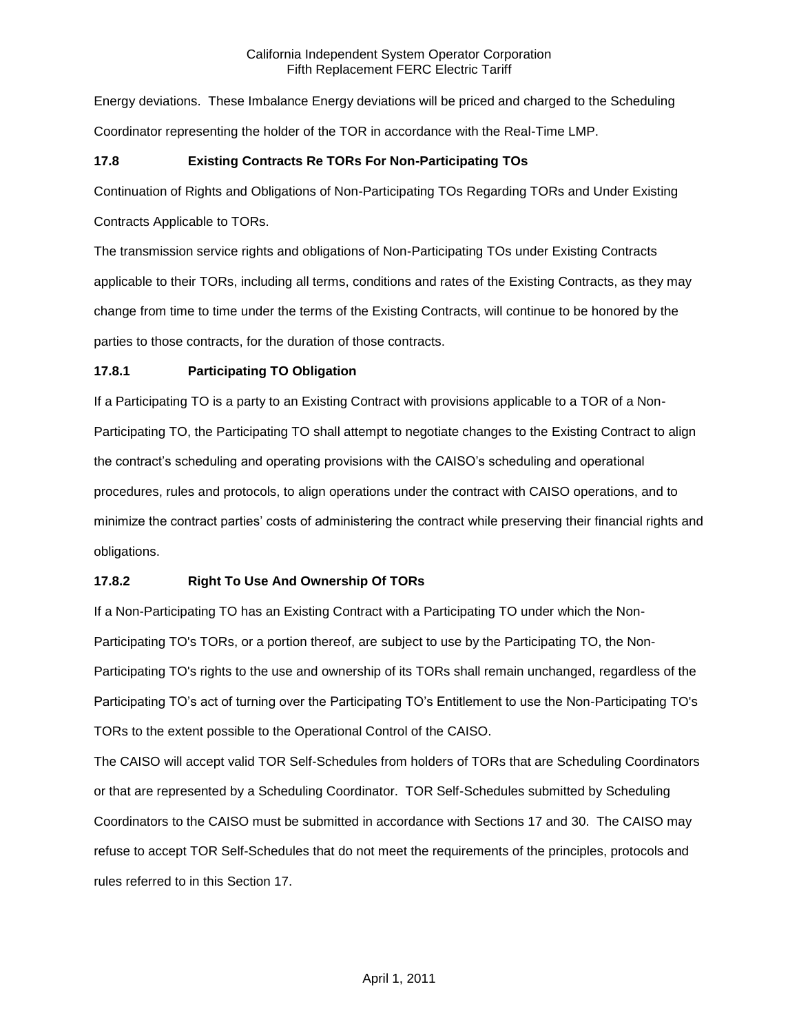Energy deviations. These Imbalance Energy deviations will be priced and charged to the Scheduling Coordinator representing the holder of the TOR in accordance with the Real-Time LMP.

### 17.8 Existing Contracts Re TORs For Non-Participating TOs

Continuation of Rights and Obligations of Non-Participating TOs Regarding TORs and Under Existing Contracts Applicable to TORs.

The transmission service rights and obligations of Non-Participating TOs under Existing Contracts applicable to their TORs, including all terms, conditions and rates of the Existing Contracts, as they may change from time to time under the terms of the Existing Contracts, will continue to be honored by the parties to those contracts, for the duration of those contracts.

### 17.8.1 Participating TO Obligation

If a Participating TO is a party to an Existing Contract with provisions applicable to a TOR of a Non-Participating TO, the Participating TO shall attempt to negotiate changes to the Existing Contract to align the contract's scheduling and operating provisions with the CAISO's scheduling and operational procedures, rules and protocols, to align operations under the contract with CAISO operations, and to minimize the contract parties' costs of administering the contract while preserving their financial rights and obligations.

### 17.8.2 Right To Use And Ownership Of TORs

If a Non-Participating TO has an Existing Contract with a Participating TO under which the Non-Participating TO's TORs, or a portion thereof, are subject to use by the Participating TO, the Non-Participating TO's rights to the use and ownership of its TORs shall remain unchanged, regardless of the Participating TO's act of turning over the Participating TO's Entitlement to use the Non-Participating TO's TORs to the extent possible to the Operational Control of the CAISO.

The CAISO will accept valid TOR Self-Schedules from holders of TORs that are Scheduling Coordinators or that are represented by a Scheduling Coordinator. TOR Self-Schedules submitted by Scheduling Coordinators to the CAISO must be submitted in accordance with Sections 17 and 30. The CAISO may refuse to accept TOR Self-Schedules that do not meet the requirements of the principles, protocols and rules referred to in this Section 17.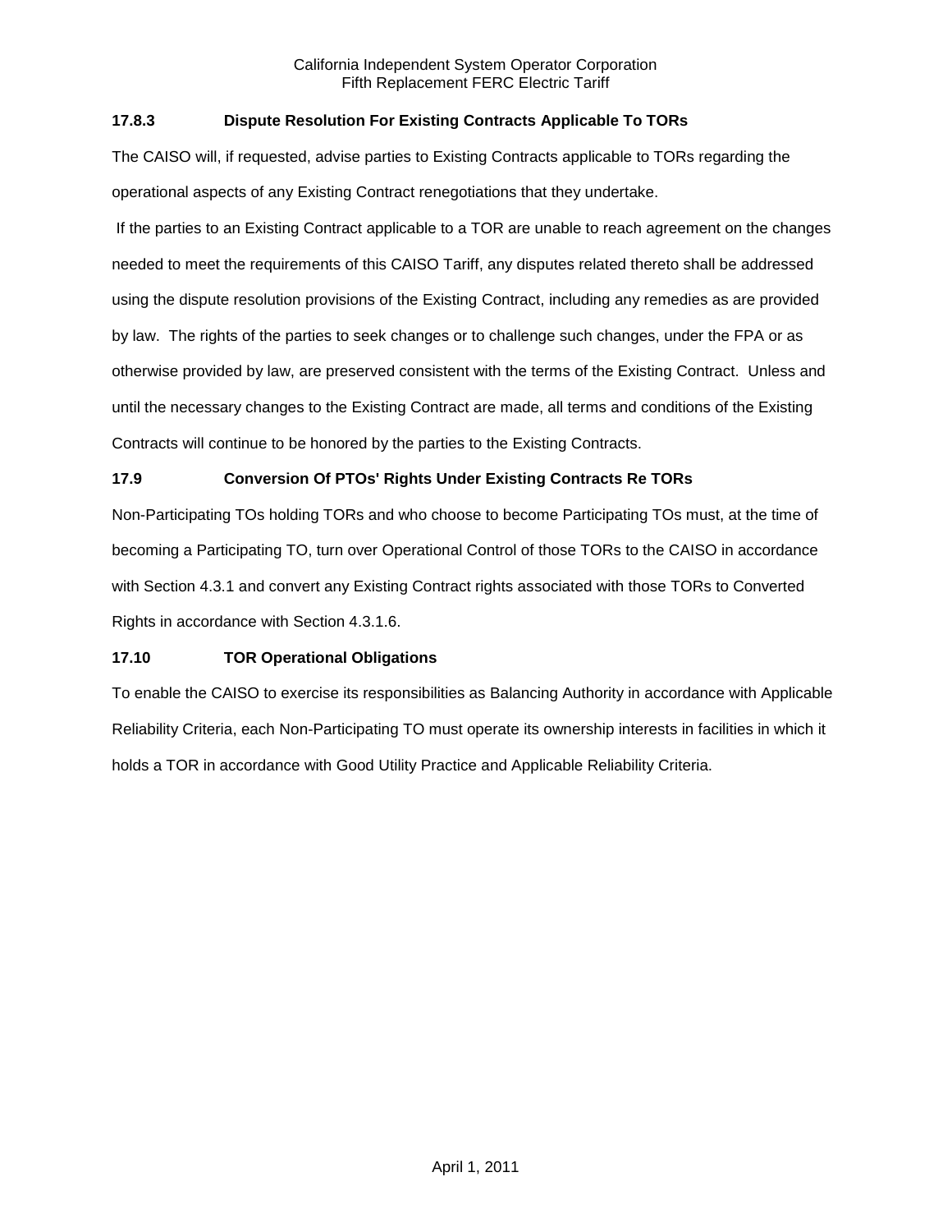### 17.8.3 Dispute Resolution For Existing Contracts Applicable To TORs

The CAISO will, if requested, advise parties to Existing Contracts applicable to TORs regarding the operational aspects of any Existing Contract renegotiations that they undertake.

If the parties to an Existing Contract applicable to a TOR are unable to reach agreement on the changes needed to meet the requirements of this CAISO Tariff, any disputes related thereto shall be addressed using the dispute resolution provisions of the Existing Contract, including any remedies as are provided by law. The rights of the parties to seek changes or to challenge such changes, under the FPA or as otherwise provided by law, are preserved consistent with the terms of the Existing Contract. Unless and until the necessary changes to the Existing Contract are made, all terms and conditions of the Existing Contracts will continue to be honored by the parties to the Existing Contracts.

### 17.9 Conversion Of PTOs' Rights Under Existing Contracts Re TORs

Non-Participating TOs holding TORs and who choose to become Participating TOs must, at the time of becoming a Participating TO, turn over Operational Control of those TORs to the CAISO in accordance with Section 4.3.1 and convert any Existing Contract rights associated with those TORs to Converted Rights in accordance with Section 4.3.1.6.

### 17.10 TOR Operational Obligations

To enable the CAISO to exercise its responsibilities as Balancing Authority in accordance with Applicable Reliability Criteria, each Non-Participating TO must operate its ownership interests in facilities in which it holds a TOR in accordance with Good Utility Practice and Applicable Reliability Criteria.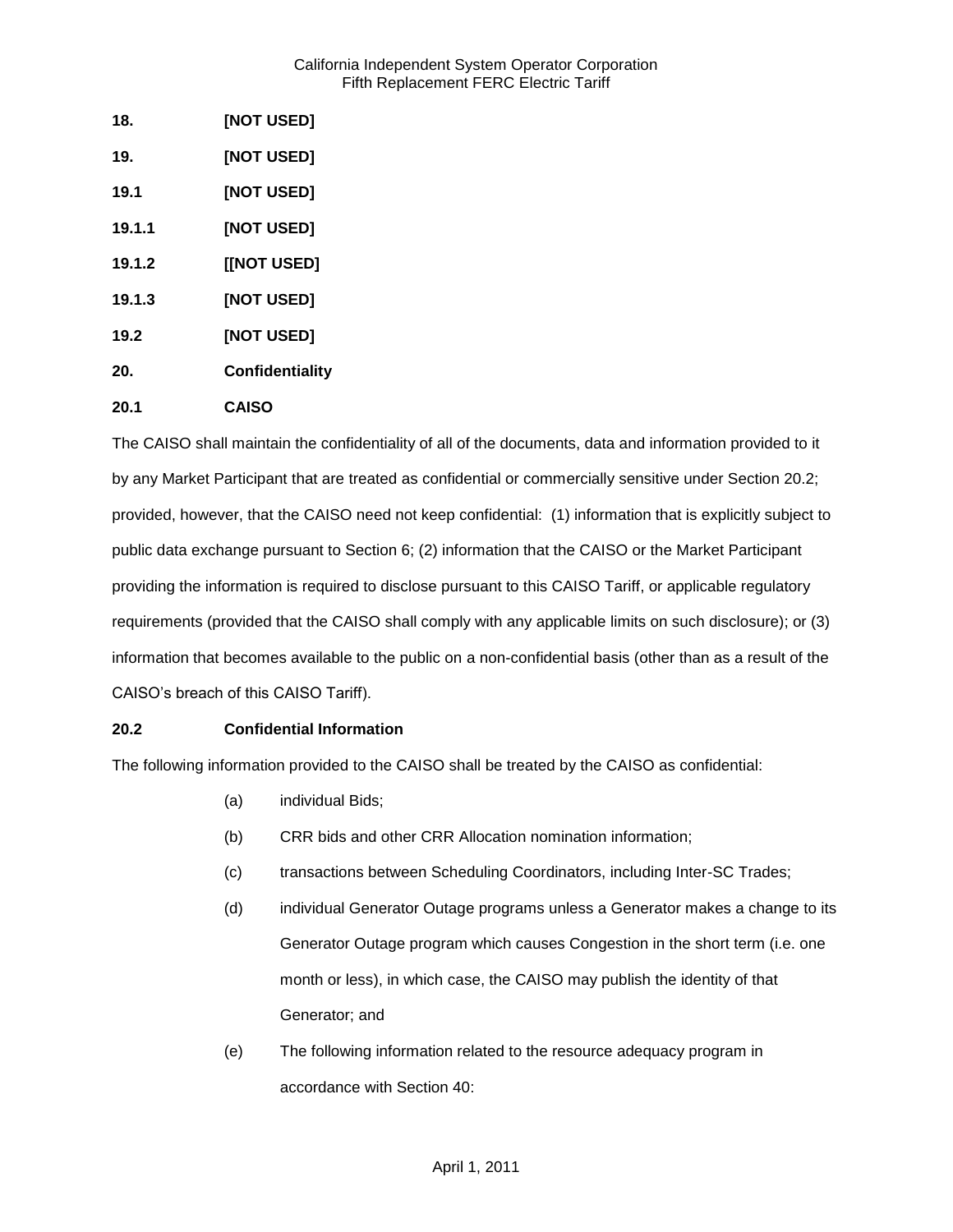**18. [NOT USED]**

**19. [NOT USED]**

**19.1 [NOT USED]**

**19.1.1 [NOT USED]**

**19.1.2 [[NOT USED]**

**19.1.3 [NOT USED]**

**19.2 [NOT USED]**

**20. Confidentiality**

**20.1 CAISO**

The CAISO shall maintain the confidentiality of all of the documents, data and information provided to it by any Market Participant that are treated as confidential or commercially sensitive under Section 20.2; provided, however, that the CAISO need not keep confidential: (1) information that is explicitly subject to public data exchange pursuant to Section 6; (2) information that the CAISO or the Market Participant providing the information is required to disclose pursuant to this CAISO Tariff, or applicable regulatory requirements (provided that the CAISO shall comply with any applicable limits on such disclosure); or (3) information that becomes available to the public on a non-confidential basis (other than as a result of the CAISO's breach of this CAISO Tariff).

**20.2 Confidential Information**

The following information provided to the CAISO shall be treated by the CAISO as confidential:

(a) individual Bids;

(b) CRR bids and other CRR Allocation nomination information;

(c) transactions between Scheduling Coordinators, including Inter-SC Trades;

(d) individual Generator Outage programs unless a Generator makes a change to its Generator Outage program which causes Congestion in the short term (i.e. one month or less), in which case, the CAISO may publish the identity of that Generator; and

(e) The following information related to the resource adequacy program in accordance with Section 40: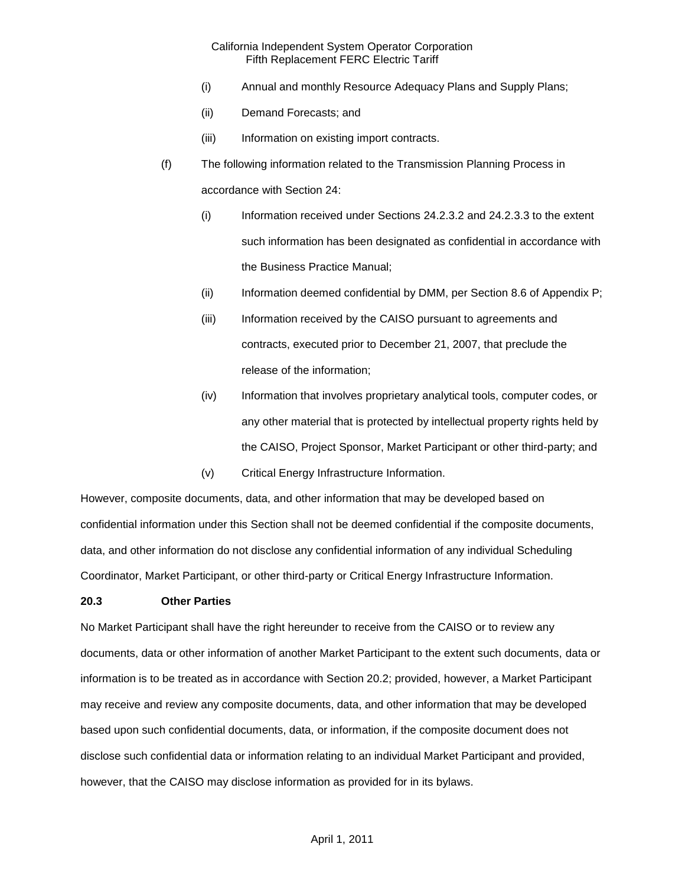(i) Annual and monthly Resource Adequacy Plans and Supply Plans;

(ii) Demand Forecasts; and

(iii) Information on existing import contracts.

(f) The following information related to the Transmission Planning Process in accordance with Section 24:

(i) Information received under Sections 24.2.3.2 and 24.2.3.3 to the extent such information has been designated as confidential in accordance with the Business Practice Manual;

(ii) Information deemed confidential by DMM, per Section 8.6 of Appendix P;

(iii) Information received by the CAISO pursuant to agreements and contracts, executed prior to December 21, 2007, that preclude the release of the information;

(iv) Information that involves proprietary analytical tools, computer codes, or any other material that is protected by intellectual property rights held by the CAISO, Project Sponsor, Market Participant or other third-party; and

(v) Critical Energy Infrastructure Information.

However, composite documents, data, and other information that may be developed based on confidential information under this Section shall not be deemed confidential if the composite documents, data, and other information do not disclose any confidential information of any individual Scheduling Coordinator, Market Participant, or other third-party or Critical Energy Infrastructure Information.

**20.3 Other Parties**

No Market Participant shall have the right hereunder to receive from the CAISO or to review any documents, data or other information of another Market Participant to the extent such documents, data or information is to be treated as in accordance with Section 20.2; provided, however, a Market Participant may receive and review any composite documents, data, and other information that may be developed based upon such confidential documents, data, or information, if the composite document does not disclose such confidential data or information relating to an individual Market Participant and provided, however, that the CAISO may disclose information as provided for in its bylaws.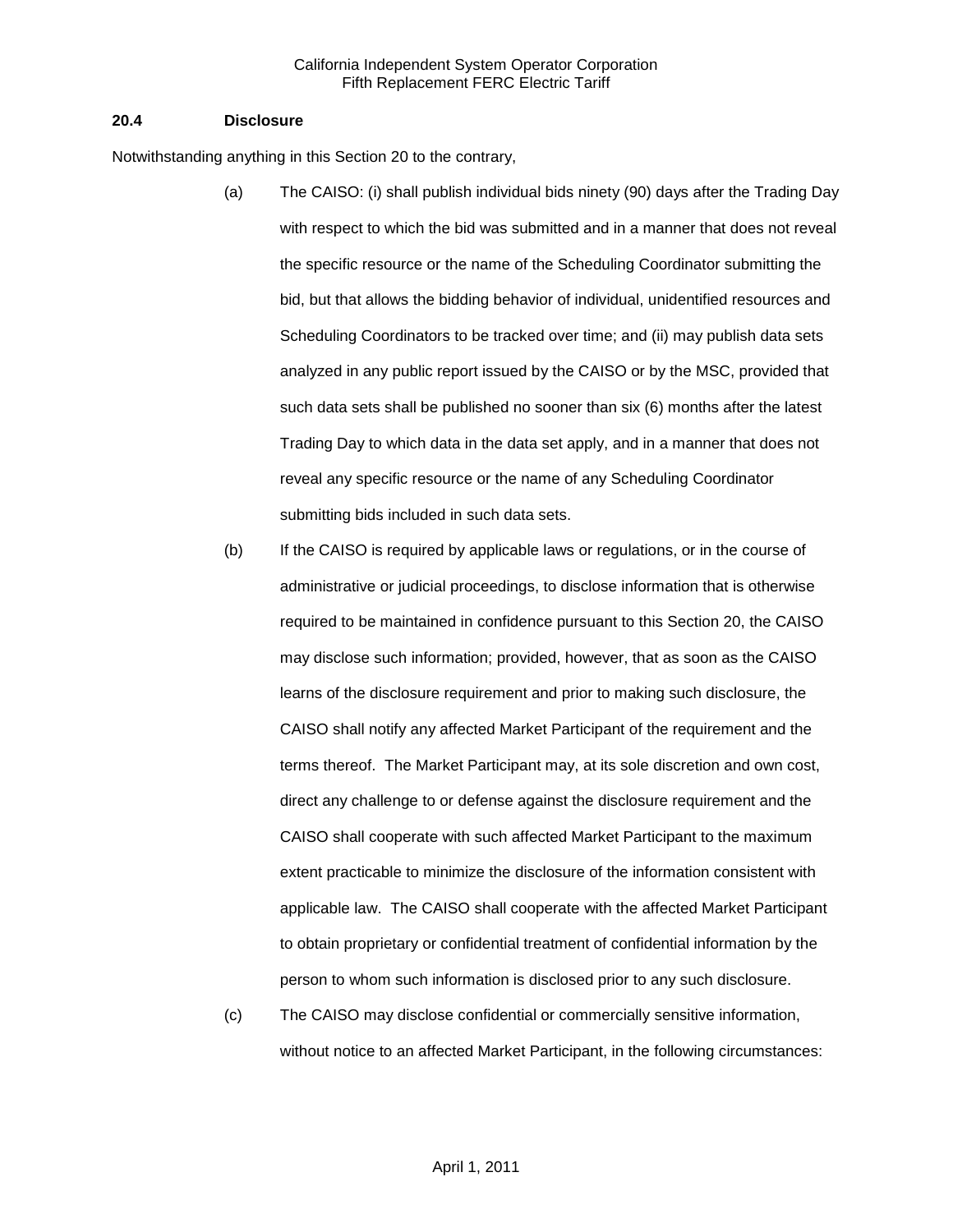### 20.4 Disclosure

Notwithstanding anything in this Section 20 to the contrary,

(a) The CAISO: (i) shall publish individual bids ninety (90) days after the Trading Day with respect to which the bid was submitted and in a manner that does not reveal the specific resource or the name of the Scheduling Coordinator submitting the bid, but that allows the bidding behavior of individual, unidentified resources and Scheduling Coordinators to be tracked over time; and (ii) may publish data sets analyzed in any public report issued by the CAISO or by the MSC, provided that such data sets shall be published no sooner than six (6) months after the latest Trading Day to which data in the data set apply, and in a manner that does not reveal any specific resource or the name of any Scheduling Coordinator submitting bids included in such data sets.

(b) If the CAISO is required by applicable laws or regulations, or in the course of administrative or judicial proceedings, to disclose information that is otherwise required to be maintained in confidence pursuant to this Section 20, the CAISO may disclose such information; provided, however, that as soon as the CAISO learns of the disclosure requirement and prior to making such disclosure, the CAISO shall notify any affected Market Participant of the requirement and the terms thereof. The Market Participant may, at its sole discretion and own cost, direct any challenge to or defense against the disclosure requirement and the CAISO shall cooperate with such affected Market Participant to the maximum extent practicable to minimize the disclosure of the information consistent with applicable law. The CAISO shall cooperate with the affected Market Participant to obtain proprietary or confidential treatment of confidential information by the person to whom such information is disclosed prior to any such disclosure.

(c) The CAISO may disclose confidential or commercially sensitive information, without notice to an affected Market Participant, in the following circumstances: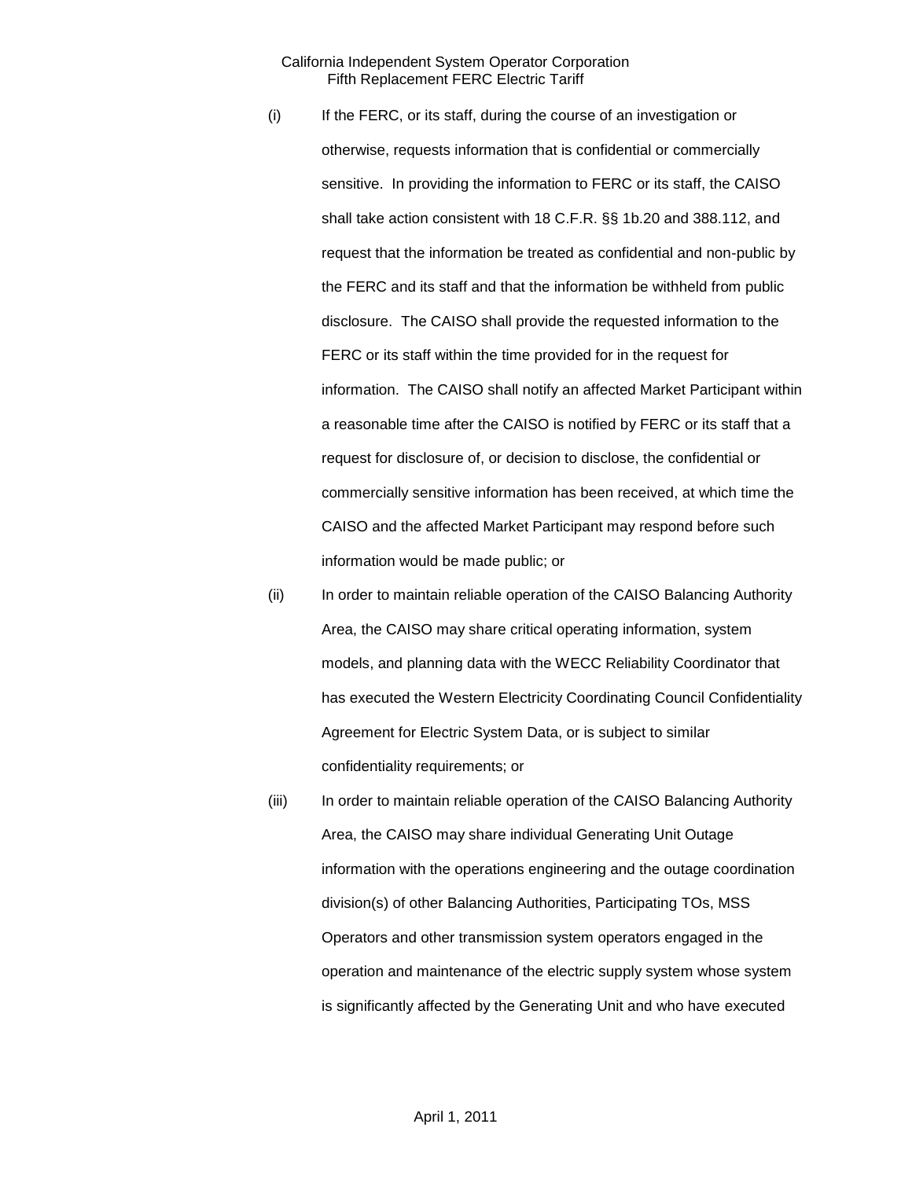(i) If the FERC, or its staff, during the course of an investigation or otherwise, requests information that is confidential or commercially sensitive. In providing the information to FERC or its staff, the CAISO shall take action consistent with 18 C.F.R. §§ 1b.20 and 388.112, and request that the information be treated as confidential and non-public by the FERC and its staff and that the information be withheld from public disclosure. The CAISO shall provide the requested information to the FERC or its staff within the time provided for in the request for information. The CAISO shall notify an affected Market Participant within a reasonable time after the CAISO is notified by FERC or its staff that a request for disclosure of, or decision to disclose, the confidential or commercially sensitive information has been received, at which time the CAISO and the affected Market Participant may respond before such information would be made public; or

(ii) In order to maintain reliable operation of the CAISO Balancing Authority Area, the CAISO may share critical operating information, system models, and planning data with the WECC Reliability Coordinator that has executed the Western Electricity Coordinating Council Confidentiality Agreement for Electric System Data, or is subject to similar confidentiality requirements; or

(iii) In order to maintain reliable operation of the CAISO Balancing Authority Area, the CAISO may share individual Generating Unit Outage information with the operations engineering and the outage coordination division(s) of other Balancing Authorities, Participating TOs, MSS Operators and other transmission system operators engaged in the operation and maintenance of the electric supply system whose system is significantly affected by the Generating Unit and who have executed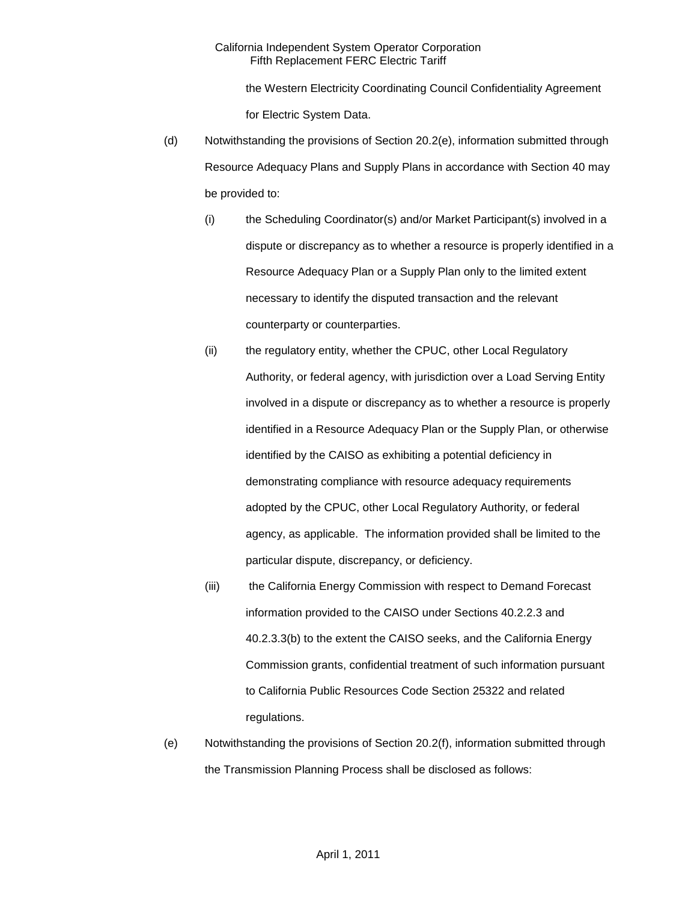the Western Electricity Coordinating Council Confidentiality Agreement for Electric System Data.

(d) Notwithstanding the provisions of Section 20.2(e), information submitted through Resource Adequacy Plans and Supply Plans in accordance with Section 40 may be provided to:

(i) the Scheduling Coordinator(s) and/or Market Participant(s) involved in a dispute or discrepancy as to whether a resource is properly identified in a Resource Adequacy Plan or a Supply Plan only to the limited extent necessary to identify the disputed transaction and the relevant counterparty or counterparties.

(ii) the regulatory entity, whether the CPUC, other Local Regulatory Authority, or federal agency, with jurisdiction over a Load Serving Entity involved in a dispute or discrepancy as to whether a resource is properly identified in a Resource Adequacy Plan or the Supply Plan, or otherwise identified by the CAISO as exhibiting a potential deficiency in demonstrating compliance with resource adequacy requirements adopted by the CPUC, other Local Regulatory Authority, or federal agency, as applicable. The information provided shall be limited to the particular dispute, discrepancy, or deficiency.

(iii) the California Energy Commission with respect to Demand Forecast information provided to the CAISO under Sections 40.2.2.3 and 40.2.3.3(b) to the extent the CAISO seeks, and the California Energy Commission grants, confidential treatment of such information pursuant to California Public Resources Code Section 25322 and related regulations.

(e) Notwithstanding the provisions of Section 20.2(f), information submitted through the Transmission Planning Process shall be disclosed as follows: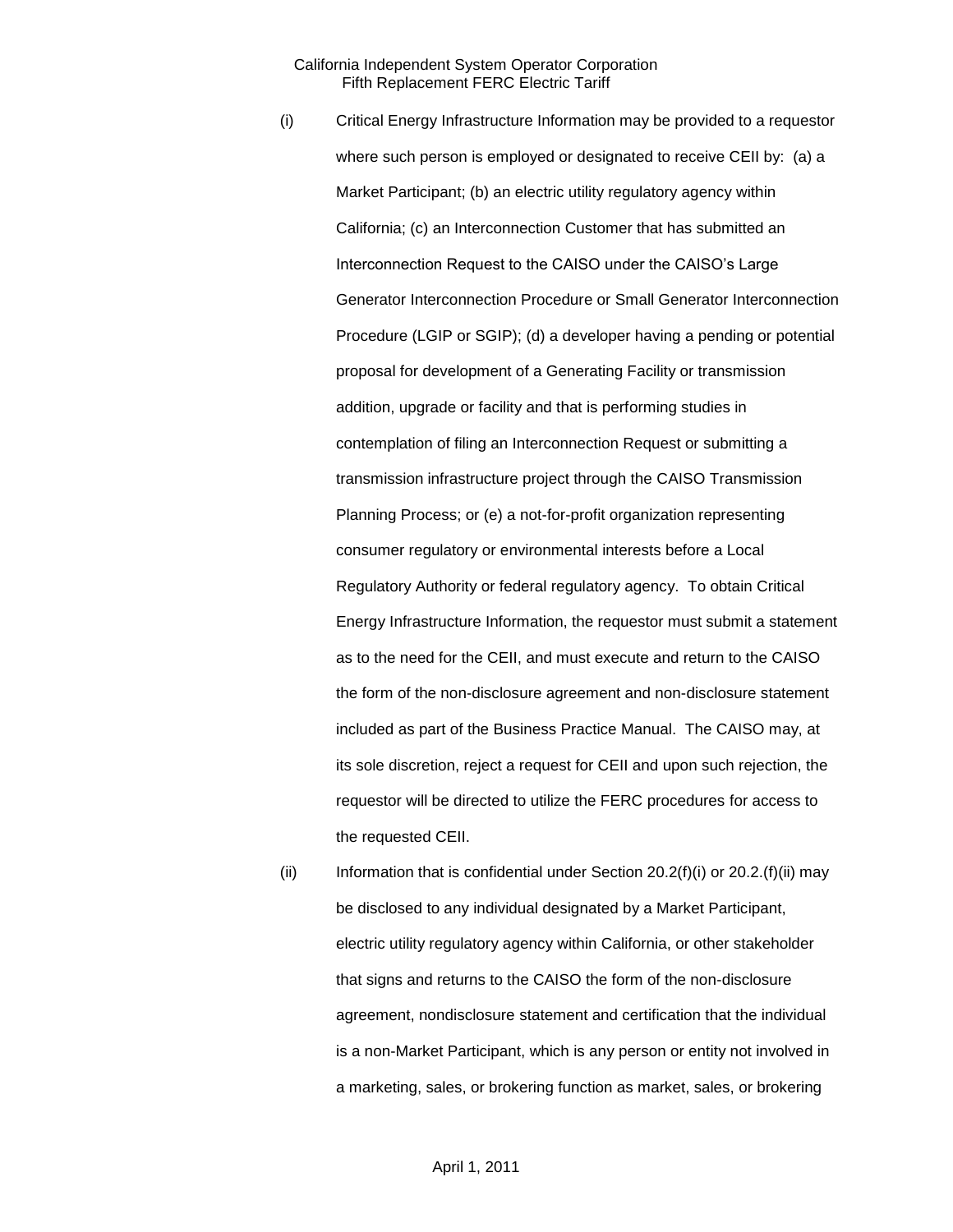(i) Critical Energy Infrastructure Information may be provided to a requestor where such person is employed or designated to receive CEII by: (a) a Market Participant; (b) an electric utility regulatory agency within California; (c) an Interconnection Customer that has submitted an Interconnection Request to the CAISO under the CAISO's Large Generator Interconnection Procedure or Small Generator Interconnection Procedure (LGIP or SGIP); (d) a developer having a pending or potential proposal for development of a Generating Facility or transmission addition, upgrade or facility and that is performing studies in contemplation of filing an Interconnection Request or submitting a transmission infrastructure project through the CAISO Transmission Planning Process; or (e) a not-for-profit organization representing consumer regulatory or environmental interests before a Local Regulatory Authority or federal regulatory agency. To obtain Critical Energy Infrastructure Information, the requestor must submit a statement as to the need for the CEII, and must execute and return to the CAISO the form of the non-disclosure agreement and non-disclosure statement included as part of the Business Practice Manual. The CAISO may, at its sole discretion, reject a request for CEII and upon such rejection, the requestor will be directed to utilize the FERC procedures for access to the requested CEII.

(ii) Information that is confidential under Section 20.2(f)(i) or 20.2.(f)(ii) may be disclosed to any individual designated by a Market Participant, electric utility regulatory agency within California, or other stakeholder that signs and returns to the CAISO the form of the non-disclosure agreement, nondisclosure statement and certification that the individual is a non-Market Participant, which is any person or entity not involved in a marketing, sales, or brokering function as market, sales, or brokering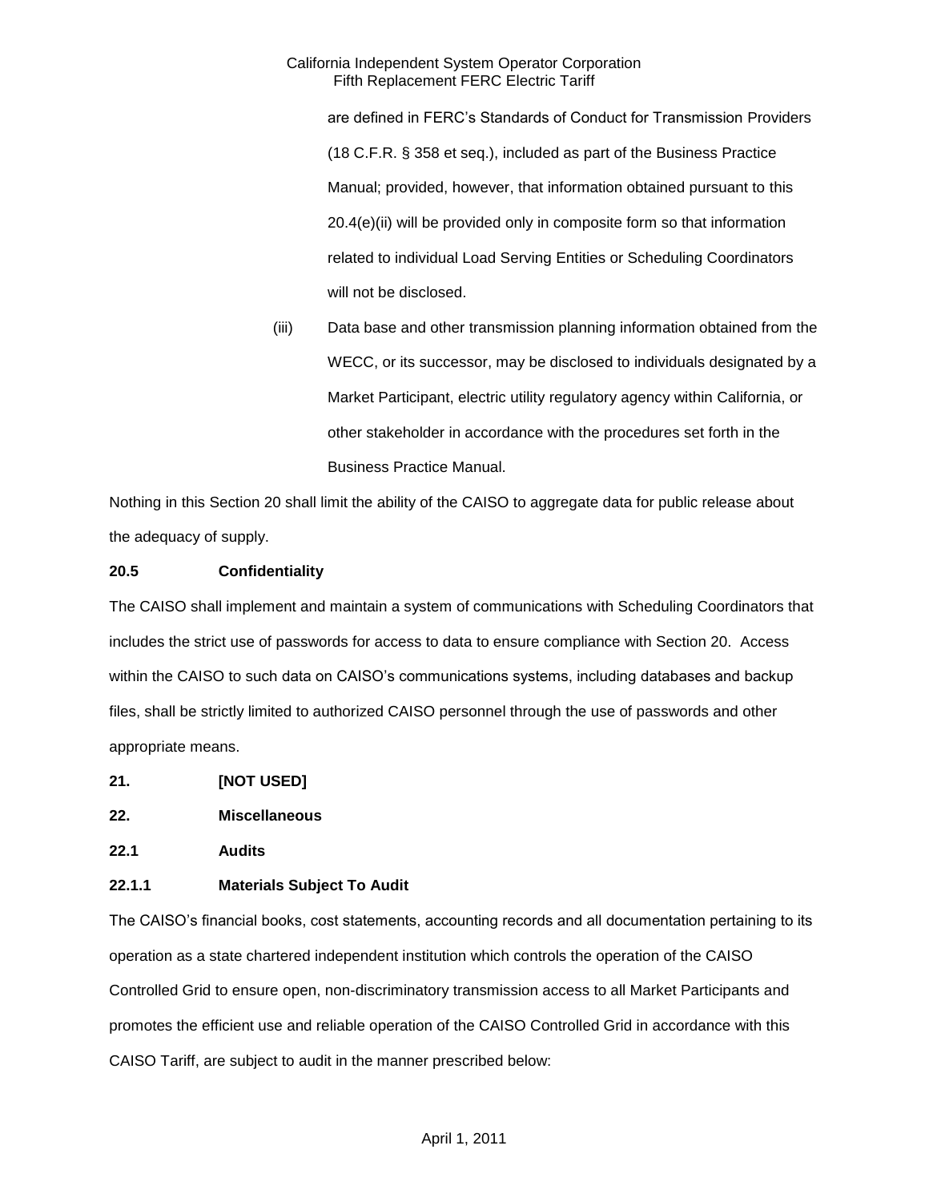are defined in FERC's Standards of Conduct for Transmission Providers (18 C.F.R. § 358 et seq.), included as part of the Business Practice Manual; provided, however, that information obtained pursuant to this 20.4(e)(ii) will be provided only in composite form so that information related to individual Load Serving Entities or Scheduling Coordinators will not be disclosed.

(iii) Data base and other transmission planning information obtained from the WECC, or its successor, may be disclosed to individuals designated by a Market Participant, electric utility regulatory agency within California, or other stakeholder in accordance with the procedures set forth in the Business Practice Manual.

Nothing in this Section 20 shall limit the ability of the CAISO to aggregate data for public release about the adequacy of supply.

**20.5 Confidentiality**

The CAISO shall implement and maintain a system of communications with Scheduling Coordinators that includes the strict use of passwords for access to data to ensure compliance with Section 20. Access within the CAISO to such data on CAISO's communications systems, including databases and backup files, shall be strictly limited to authorized CAISO personnel through the use of passwords and other appropriate means.

**21. [NOT USED]**

**22. Miscellaneous**

**22.1 Audits**

**22.1.1 Materials Subject To Audit**

The CAISO's financial books, cost statements, accounting records and all documentation pertaining to its operation as a state chartered independent institution which controls the operation of the CAISO Controlled Grid to ensure open, non-discriminatory transmission access to all Market Participants and promotes the efficient use and reliable operation of the CAISO Controlled Grid in accordance with this CAISO Tariff, are subject to audit in the manner prescribed below: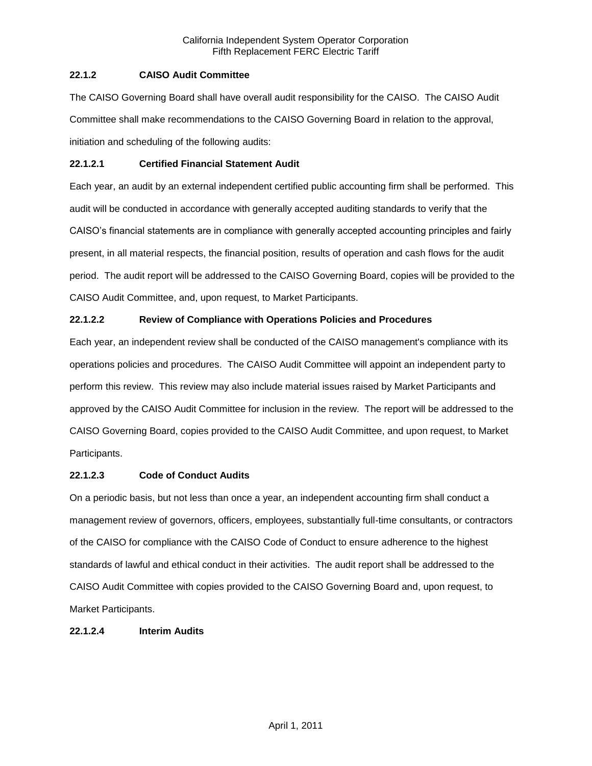### 22.1.2 CAISO Audit Committee

The CAISO Governing Board shall have overall audit responsibility for the CAISO. The CAISO Audit Committee shall make recommendations to the CAISO Governing Board in relation to the approval, initiation and scheduling of the following audits:

#### 22.1.2.1 Certified Financial Statement Audit

Each year, an audit by an external independent certified public accounting firm shall be performed. This audit will be conducted in accordance with generally accepted auditing standards to verify that the CAISO's financial statements are in compliance with generally accepted accounting principles and fairly present, in all material respects, the financial position, results of operation and cash flows for the audit period. The audit report will be addressed to the CAISO Governing Board, copies will be provided to the CAISO Audit Committee, and, upon request, to Market Participants.

#### 22.1.2.2 Review of Compliance with Operations Policies and Procedures

Each year, an independent review shall be conducted of the CAISO management's compliance with its operations policies and procedures. The CAISO Audit Committee will appoint an independent party to perform this review. This review may also include material issues raised by Market Participants and approved by the CAISO Audit Committee for inclusion in the review. The report will be addressed to the CAISO Governing Board, copies provided to the CAISO Audit Committee, and upon request, to Market Participants.

#### 22.1.2.3 Code of Conduct Audits

On a periodic basis, but not less than once a year, an independent accounting firm shall conduct a management review of governors, officers, employees, substantially full-time consultants, or contractors of the CAISO for compliance with the CAISO Code of Conduct to ensure adherence to the highest standards of lawful and ethical conduct in their activities. The audit report shall be addressed to the CAISO Audit Committee with copies provided to the CAISO Governing Board and, upon request, to Market Participants.

#### 22.1.2.4 Interim Audits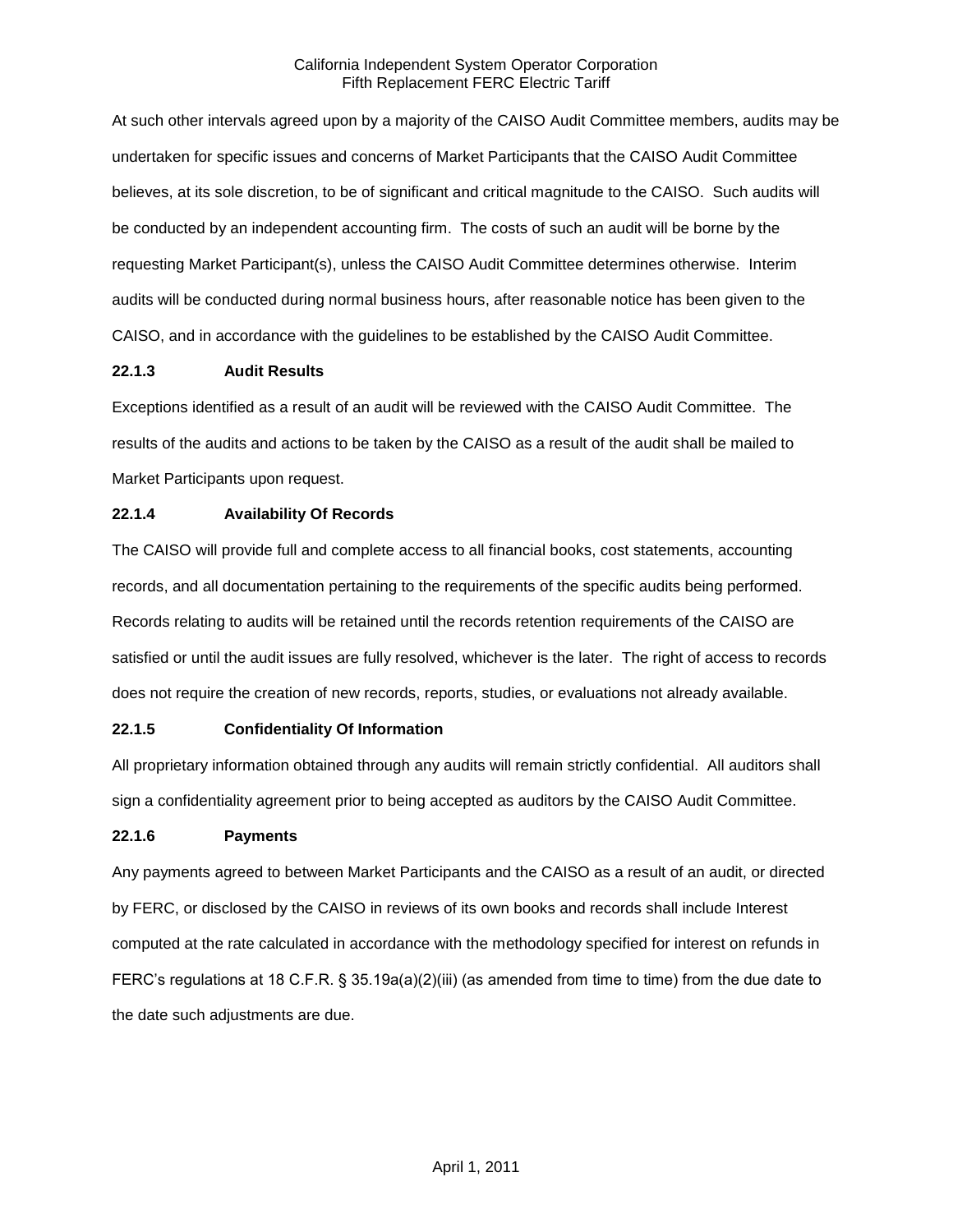At such other intervals agreed upon by a majority of the CAISO Audit Committee members, audits may be undertaken for specific issues and concerns of Market Participants that the CAISO Audit Committee believes, at its sole discretion, to be of significant and critical magnitude to the CAISO. Such audits will be conducted by an independent accounting firm. The costs of such an audit will be borne by the requesting Market Participant(s), unless the CAISO Audit Committee determines otherwise. Interim audits will be conducted during normal business hours, after reasonable notice has been given to the CAISO, and in accordance with the guidelines to be established by the CAISO Audit Committee.

**22.1.3 Audit Results**

Exceptions identified as a result of an audit will be reviewed with the CAISO Audit Committee. The results of the audits and actions to be taken by the CAISO as a result of the audit shall be mailed to Market Participants upon request.

**22.1.4 Availability Of Records**

The CAISO will provide full and complete access to all financial books, cost statements, accounting records, and all documentation pertaining to the requirements of the specific audits being performed. Records relating to audits will be retained until the records retention requirements of the CAISO are satisfied or until the audit issues are fully resolved, whichever is the later. The right of access to records does not require the creation of new records, reports, studies, or evaluations not already available.

**22.1.5 Confidentiality Of Information**

All proprietary information obtained through any audits will remain strictly confidential. All auditors shall sign a confidentiality agreement prior to being accepted as auditors by the CAISO Audit Committee.

**22.1.6 Payments**

Any payments agreed to between Market Participants and the CAISO as a result of an audit, or directed by FERC, or disclosed by the CAISO in reviews of its own books and records shall include Interest computed at the rate calculated in accordance with the methodology specified for interest on refunds in FERC's regulations at 18 C.F.R. § 35.19a(a)(2)(iii) (as amended from time to time) from the due date to the date such adjustments are due.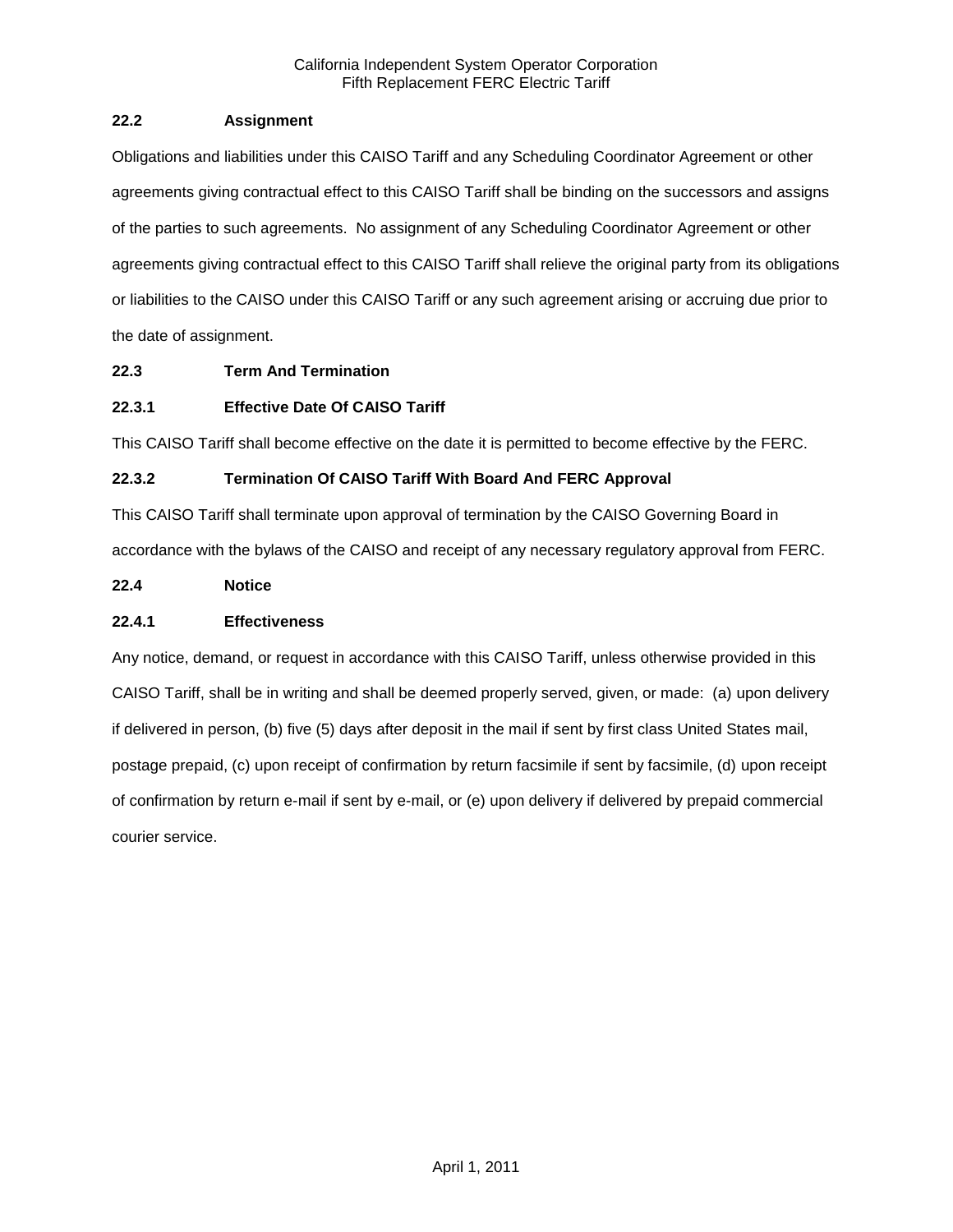### 22.2 Assignment

Obligations and liabilities under this CAISO Tariff and any Scheduling Coordinator Agreement or other agreements giving contractual effect to this CAISO Tariff shall be binding on the successors and assigns of the parties to such agreements. No assignment of any Scheduling Coordinator Agreement or other agreements giving contractual effect to this CAISO Tariff shall relieve the original party from its obligations or liabilities to the CAISO under this CAISO Tariff or any such agreement arising or accruing due prior to the date of assignment.

### 22.3 Term And Termination

#### 22.3.1 Effective Date Of CAISO Tariff

This CAISO Tariff shall become effective on the date it is permitted to become effective by the FERC.

#### 22.3.2 Termination Of CAISO Tariff With Board And FERC Approval

This CAISO Tariff shall terminate upon approval of termination by the CAISO Governing Board in accordance with the bylaws of the CAISO and receipt of any necessary regulatory approval from FERC.

### 22.4 Notice

#### 22.4.1 Effectiveness

Any notice, demand, or request in accordance with this CAISO Tariff, unless otherwise provided in this CAISO Tariff, shall be in writing and shall be deemed properly served, given, or made: (a) upon delivery if delivered in person, (b) five (5) days after deposit in the mail if sent by first class United States mail, postage prepaid, (c) upon receipt of confirmation by return facsimile if sent by facsimile, (d) upon receipt of confirmation by return e-mail if sent by e-mail, or (e) upon delivery if delivered by prepaid commercial courier service.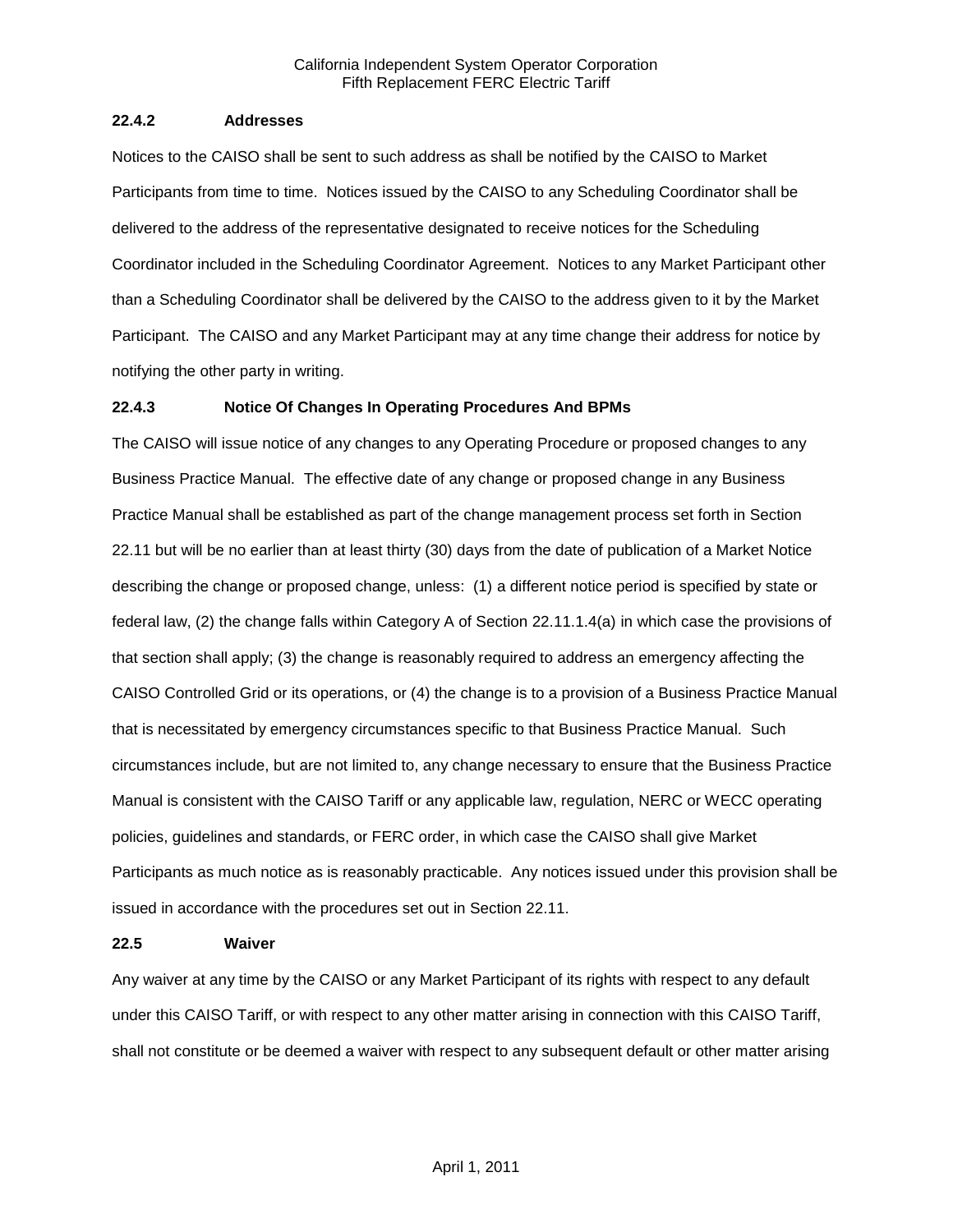### 22.4.2 Addresses

Notices to the CAISO shall be sent to such address as shall be notified by the CAISO to Market Participants from time to time. Notices issued by the CAISO to any Scheduling Coordinator shall be delivered to the address of the representative designated to receive notices for the Scheduling Coordinator included in the Scheduling Coordinator Agreement. Notices to any Market Participant other than a Scheduling Coordinator shall be delivered by the CAISO to the address given to it by the Market Participant. The CAISO and any Market Participant may at any time change their address for notice by notifying the other party in writing.

### 22.4.3 Notice Of Changes In Operating Procedures And BPMs

The CAISO will issue notice of any changes to any Operating Procedure or proposed changes to any Business Practice Manual. The effective date of any change or proposed change in any Business Practice Manual shall be established as part of the change management process set forth in Section 22.11 but will be no earlier than at least thirty (30) days from the date of publication of a Market Notice describing the change or proposed change, unless: (1) a different notice period is specified by state or federal law, (2) the change falls within Category A of Section 22.11.1.4(a) in which case the provisions of that section shall apply; (3) the change is reasonably required to address an emergency affecting the CAISO Controlled Grid or its operations, or (4) the change is to a provision of a Business Practice Manual that is necessitated by emergency circumstances specific to that Business Practice Manual. Such circumstances include, but are not limited to, any change necessary to ensure that the Business Practice Manual is consistent with the CAISO Tariff or any applicable law, regulation, NERC or WECC operating policies, guidelines and standards, or FERC order, in which case the CAISO shall give Market Participants as much notice as is reasonably practicable. Any notices issued under this provision shall be issued in accordance with the procedures set out in Section 22.11.

## 22.5 Waiver

Any waiver at any time by the CAISO or any Market Participant of its rights with respect to any default under this CAISO Tariff, or with respect to any other matter arising in connection with this CAISO Tariff, shall not constitute or be deemed a waiver with respect to any subsequent default or other matter arising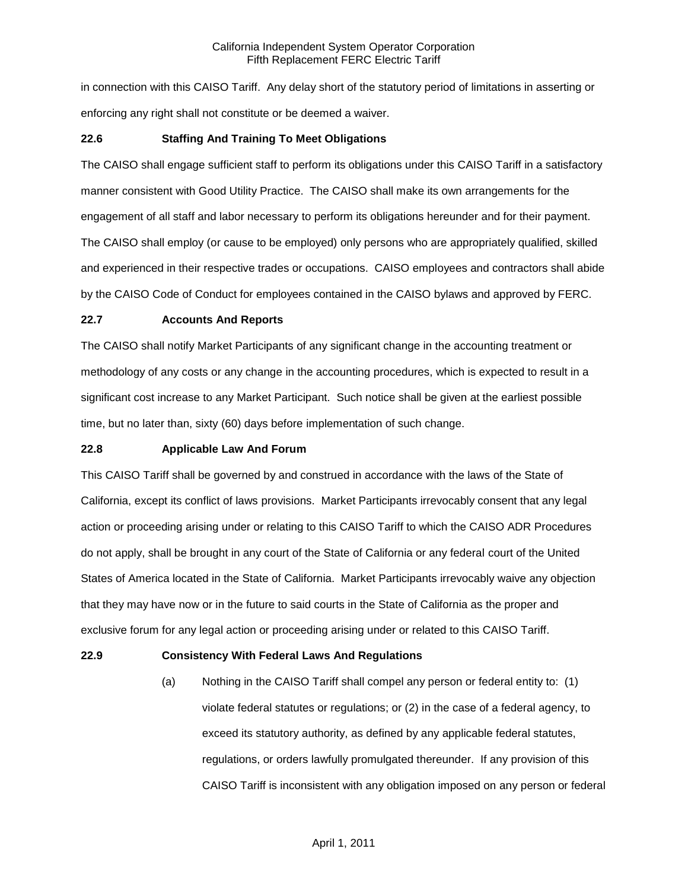in connection with this CAISO Tariff. Any delay short of the statutory period of limitations in asserting or enforcing any right shall not constitute or be deemed a waiver.

### 22.6 Staffing And Training To Meet Obligations

The CAISO shall engage sufficient staff to perform its obligations under this CAISO Tariff in a satisfactory manner consistent with Good Utility Practice. The CAISO shall make its own arrangements for the engagement of all staff and labor necessary to perform its obligations hereunder and for their payment. The CAISO shall employ (or cause to be employed) only persons who are appropriately qualified, skilled and experienced in their respective trades or occupations. CAISO employees and contractors shall abide by the CAISO Code of Conduct for employees contained in the CAISO bylaws and approved by FERC.

### 22.7 Accounts And Reports

The CAISO shall notify Market Participants of any significant change in the accounting treatment or methodology of any costs or any change in the accounting procedures, which is expected to result in a significant cost increase to any Market Participant. Such notice shall be given at the earliest possible time, but no later than, sixty (60) days before implementation of such change.

### 22.8 Applicable Law And Forum

This CAISO Tariff shall be governed by and construed in accordance with the laws of the State of California, except its conflict of laws provisions. Market Participants irrevocably consent that any legal action or proceeding arising under or relating to this CAISO Tariff to which the CAISO ADR Procedures do not apply, shall be brought in any court of the State of California or any federal court of the United States of America located in the State of California. Market Participants irrevocably waive any objection that they may have now or in the future to said courts in the State of California as the proper and exclusive forum for any legal action or proceeding arising under or related to this CAISO Tariff.

### 22.9 Consistency With Federal Laws And Regulations

(a) Nothing in the CAISO Tariff shall compel any person or federal entity to: (1) violate federal statutes or regulations; or (2) in the case of a federal agency, to exceed its statutory authority, as defined by any applicable federal statutes, regulations, or orders lawfully promulgated thereunder. If any provision of this CAISO Tariff is inconsistent with any obligation imposed on any person or federal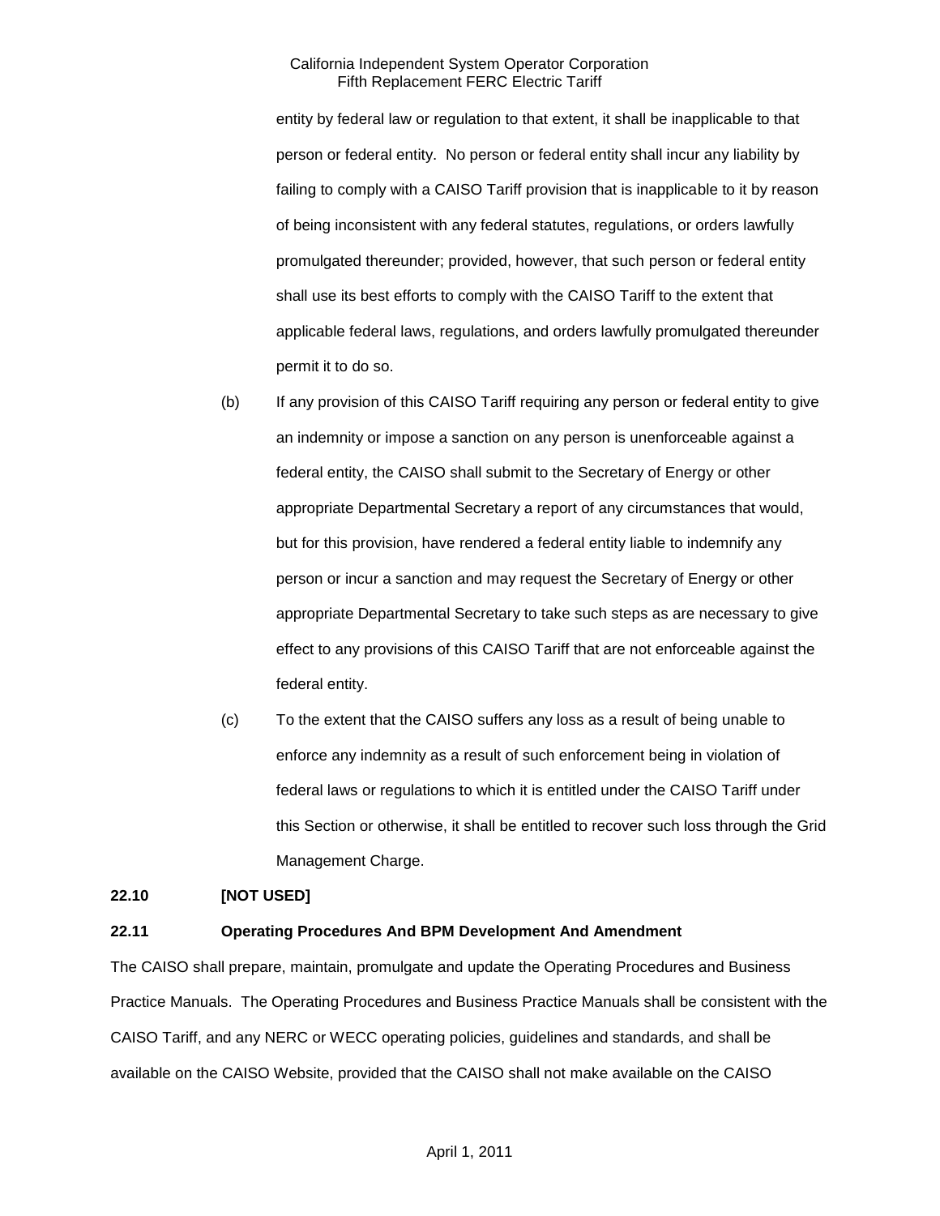entity by federal law or regulation to that extent, it shall be inapplicable to that person or federal entity. No person or federal entity shall incur any liability by failing to comply with a CAISO Tariff provision that is inapplicable to it by reason of being inconsistent with any federal statutes, regulations, or orders lawfully promulgated thereunder; provided, however, that such person or federal entity shall use its best efforts to comply with the CAISO Tariff to the extent that applicable federal laws, regulations, and orders lawfully promulgated thereunder permit it to do so.

(b) If any provision of this CAISO Tariff requiring any person or federal entity to give an indemnity or impose a sanction on any person is unenforceable against a federal entity, the CAISO shall submit to the Secretary of Energy or other appropriate Departmental Secretary a report of any circumstances that would, but for this provision, have rendered a federal entity liable to indemnify any person or incur a sanction and may request the Secretary of Energy or other appropriate Departmental Secretary to take such steps as are necessary to give effect to any provisions of this CAISO Tariff that are not enforceable against the federal entity.

(c) To the extent that the CAISO suffers any loss as a result of being unable to enforce any indemnity as a result of such enforcement being in violation of federal laws or regulations to which it is entitled under the CAISO Tariff under this Section or otherwise, it shall be entitled to recover such loss through the Grid Management Charge.

**22.10 [NOT USED]**

**22.11 Operating Procedures And BPM Development And Amendment**

The CAISO shall prepare, maintain, promulgate and update the Operating Procedures and Business Practice Manuals. The Operating Procedures and Business Practice Manuals shall be consistent with the CAISO Tariff, and any NERC or WECC operating policies, guidelines and standards, and shall be available on the CAISO Website, provided that the CAISO shall not make available on the CAISO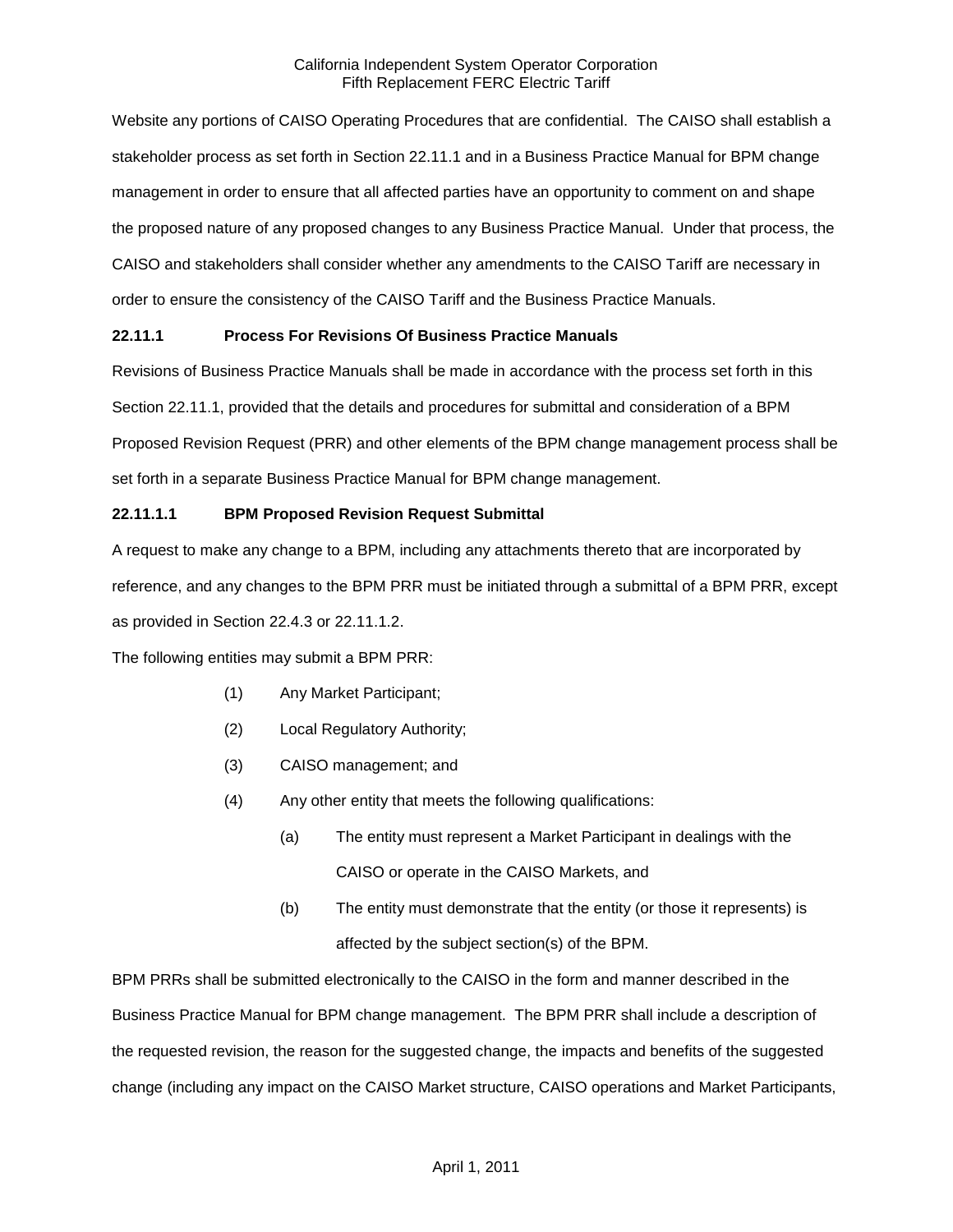Website any portions of CAISO Operating Procedures that are confidential. The CAISO shall establish a stakeholder process as set forth in Section 22.11.1 and in a Business Practice Manual for BPM change management in order to ensure that all affected parties have an opportunity to comment on and shape the proposed nature of any proposed changes to any Business Practice Manual. Under that process, the CAISO and stakeholders shall consider whether any amendments to the CAISO Tariff are necessary in order to ensure the consistency of the CAISO Tariff and the Business Practice Manuals.

### 22.11.1 Process For Revisions Of Business Practice Manuals

Revisions of Business Practice Manuals shall be made in accordance with the process set forth in this Section 22.11.1, provided that the details and procedures for submittal and consideration of a BPM Proposed Revision Request (PRR) and other elements of the BPM change management process shall be set forth in a separate Business Practice Manual for BPM change management.

#### 22.11.1.1 BPM Proposed Revision Request Submittal

A request to make any change to a BPM, including any attachments thereto that are incorporated by reference, and any changes to the BPM PRR must be initiated through a submittal of a BPM PRR, except as provided in Section 22.4.3 or 22.11.1.2.

The following entities may submit a BPM PRR:

(1) Any Market Participant;

(2) Local Regulatory Authority;

(3) CAISO management; and

(4) Any other entity that meets the following qualifications:

  (a) The entity must represent a Market Participant in dealings with the CAISO or operate in the CAISO Markets, and

  (b) The entity must demonstrate that the entity (or those it represents) is affected by the subject section(s) of the BPM.

BPM PRRs shall be submitted electronically to the CAISO in the form and manner described in the Business Practice Manual for BPM change management. The BPM PRR shall include a description of the requested revision, the reason for the suggested change, the impacts and benefits of the suggested change (including any impact on the CAISO Market structure, CAISO operations and Market Participants,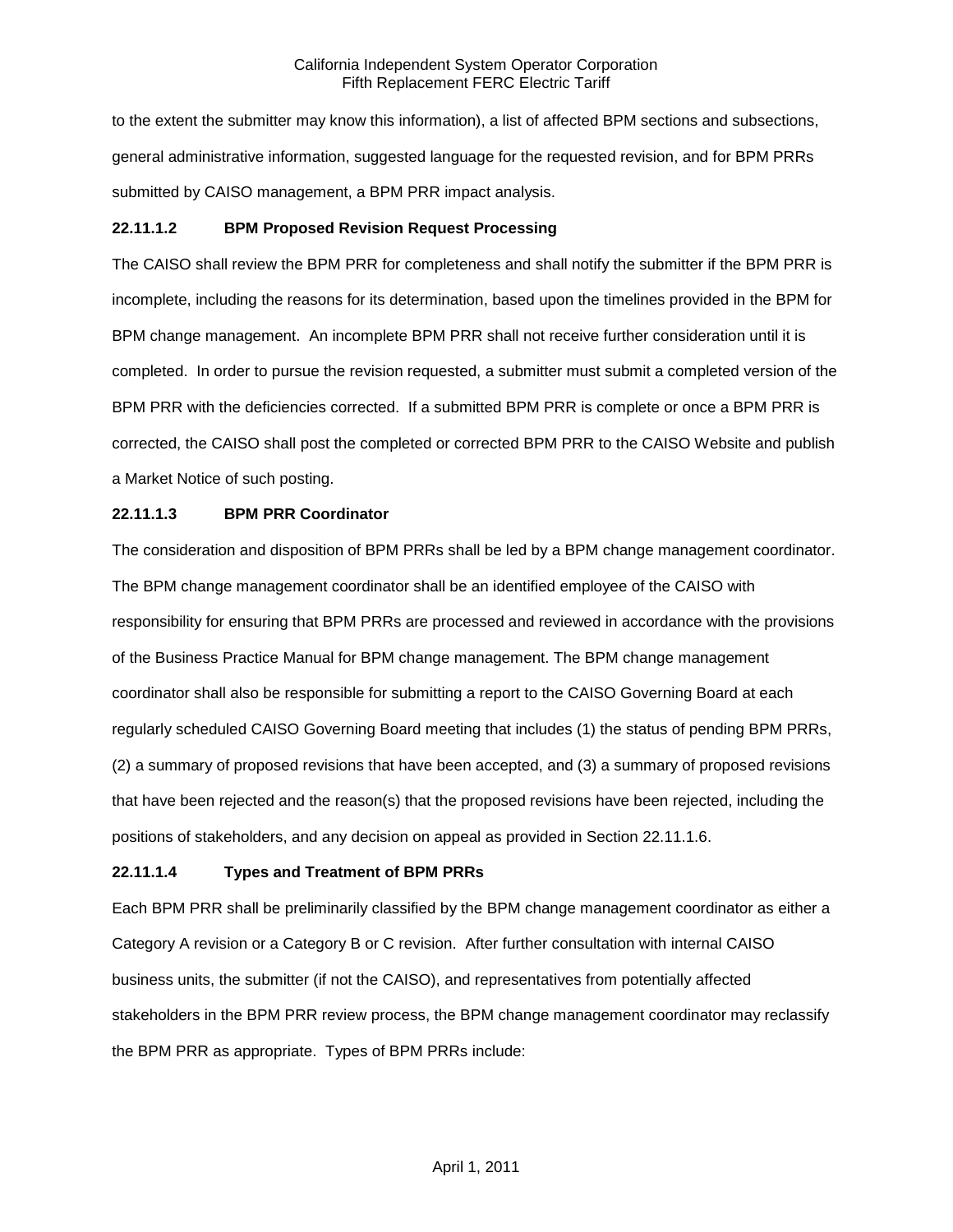to the extent the submitter may know this information), a list of affected BPM sections and subsections, general administrative information, suggested language for the requested revision, and for BPM PRRs submitted by CAISO management, a BPM PRR impact analysis.

**22.11.1.2 BPM Proposed Revision Request Processing**

The CAISO shall review the BPM PRR for completeness and shall notify the submitter if the BPM PRR is incomplete, including the reasons for its determination, based upon the timelines provided in the BPM for BPM change management. An incomplete BPM PRR shall not receive further consideration until it is completed. In order to pursue the revision requested, a submitter must submit a completed version of the BPM PRR with the deficiencies corrected. If a submitted BPM PRR is complete or once a BPM PRR is corrected, the CAISO shall post the completed or corrected BPM PRR to the CAISO Website and publish a Market Notice of such posting.

**22.11.1.3 BPM PRR Coordinator**

The consideration and disposition of BPM PRRs shall be led by a BPM change management coordinator. The BPM change management coordinator shall be an identified employee of the CAISO with responsibility for ensuring that BPM PRRs are processed and reviewed in accordance with the provisions of the Business Practice Manual for BPM change management. The BPM change management coordinator shall also be responsible for submitting a report to the CAISO Governing Board at each regularly scheduled CAISO Governing Board meeting that includes (1) the status of pending BPM PRRs, (2) a summary of proposed revisions that have been accepted, and (3) a summary of proposed revisions that have been rejected and the reason(s) that the proposed revisions have been rejected, including the positions of stakeholders, and any decision on appeal as provided in Section 22.11.1.6.

**22.11.1.4 Types and Treatment of BPM PRRs**

Each BPM PRR shall be preliminarily classified by the BPM change management coordinator as either a Category A revision or a Category B or C revision. After further consultation with internal CAISO business units, the submitter (if not the CAISO), and representatives from potentially affected stakeholders in the BPM PRR review process, the BPM change management coordinator may reclassify the BPM PRR as appropriate. Types of BPM PRRs include: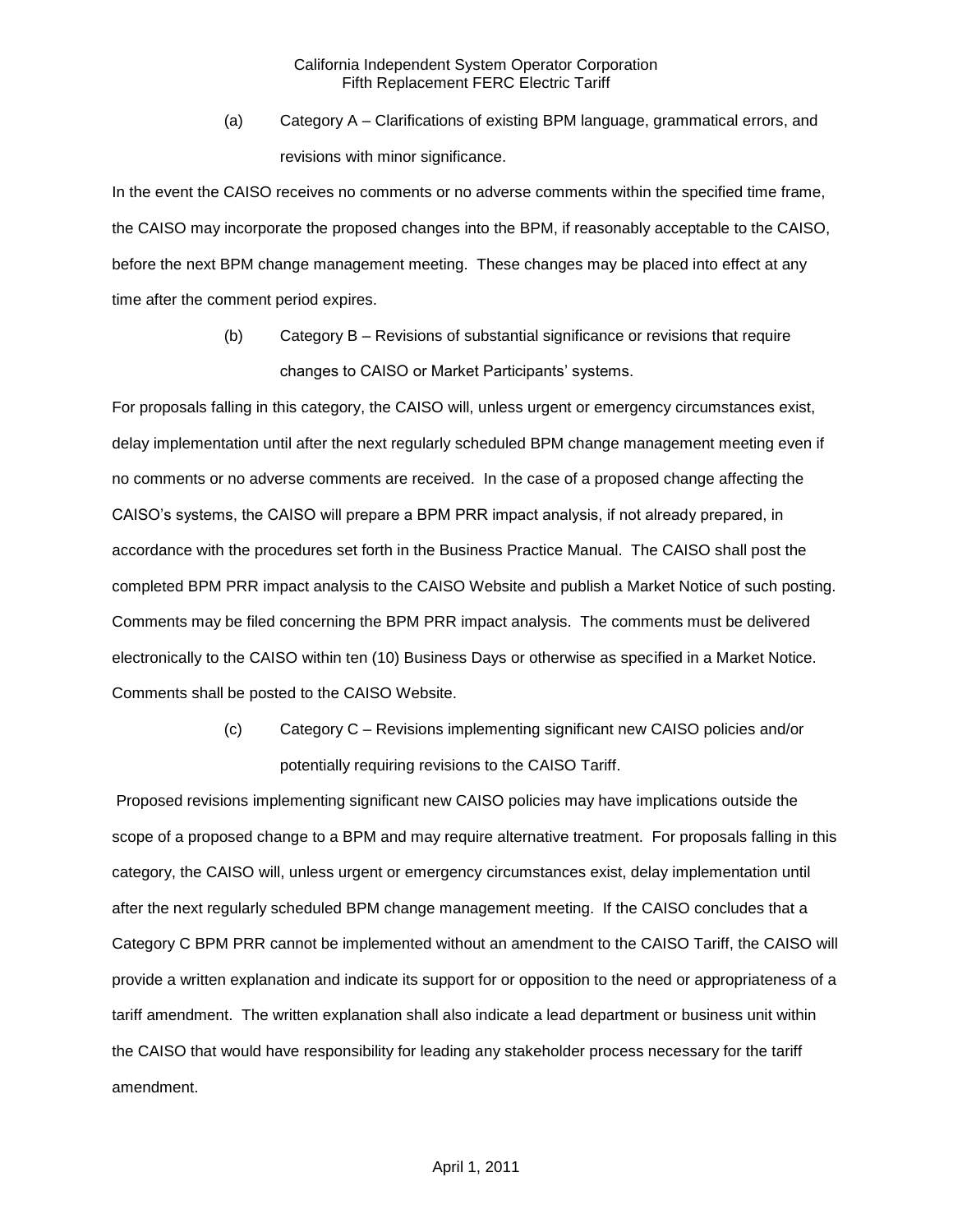(a) Category A – Clarifications of existing BPM language, grammatical errors, and revisions with minor significance.

In the event the CAISO receives no comments or no adverse comments within the specified time frame, the CAISO may incorporate the proposed changes into the BPM, if reasonably acceptable to the CAISO, before the next BPM change management meeting. These changes may be placed into effect at any time after the comment period expires.

(b) Category B – Revisions of substantial significance or revisions that require changes to CAISO or Market Participants' systems.

For proposals falling in this category, the CAISO will, unless urgent or emergency circumstances exist, delay implementation until after the next regularly scheduled BPM change management meeting even if no comments or no adverse comments are received. In the case of a proposed change affecting the CAISO's systems, the CAISO will prepare a BPM PRR impact analysis, if not already prepared, in accordance with the procedures set forth in the Business Practice Manual. The CAISO shall post the completed BPM PRR impact analysis to the CAISO Website and publish a Market Notice of such posting. Comments may be filed concerning the BPM PRR impact analysis. The comments must be delivered electronically to the CAISO within ten (10) Business Days or otherwise as specified in a Market Notice. Comments shall be posted to the CAISO Website.

(c) Category C – Revisions implementing significant new CAISO policies and/or potentially requiring revisions to the CAISO Tariff.

Proposed revisions implementing significant new CAISO policies may have implications outside the scope of a proposed change to a BPM and may require alternative treatment. For proposals falling in this category, the CAISO will, unless urgent or emergency circumstances exist, delay implementation until after the next regularly scheduled BPM change management meeting. If the CAISO concludes that a Category C BPM PRR cannot be implemented without an amendment to the CAISO Tariff, the CAISO will provide a written explanation and indicate its support for or opposition to the need or appropriateness of a tariff amendment. The written explanation shall also indicate a lead department or business unit within the CAISO that would have responsibility for leading any stakeholder process necessary for the tariff amendment.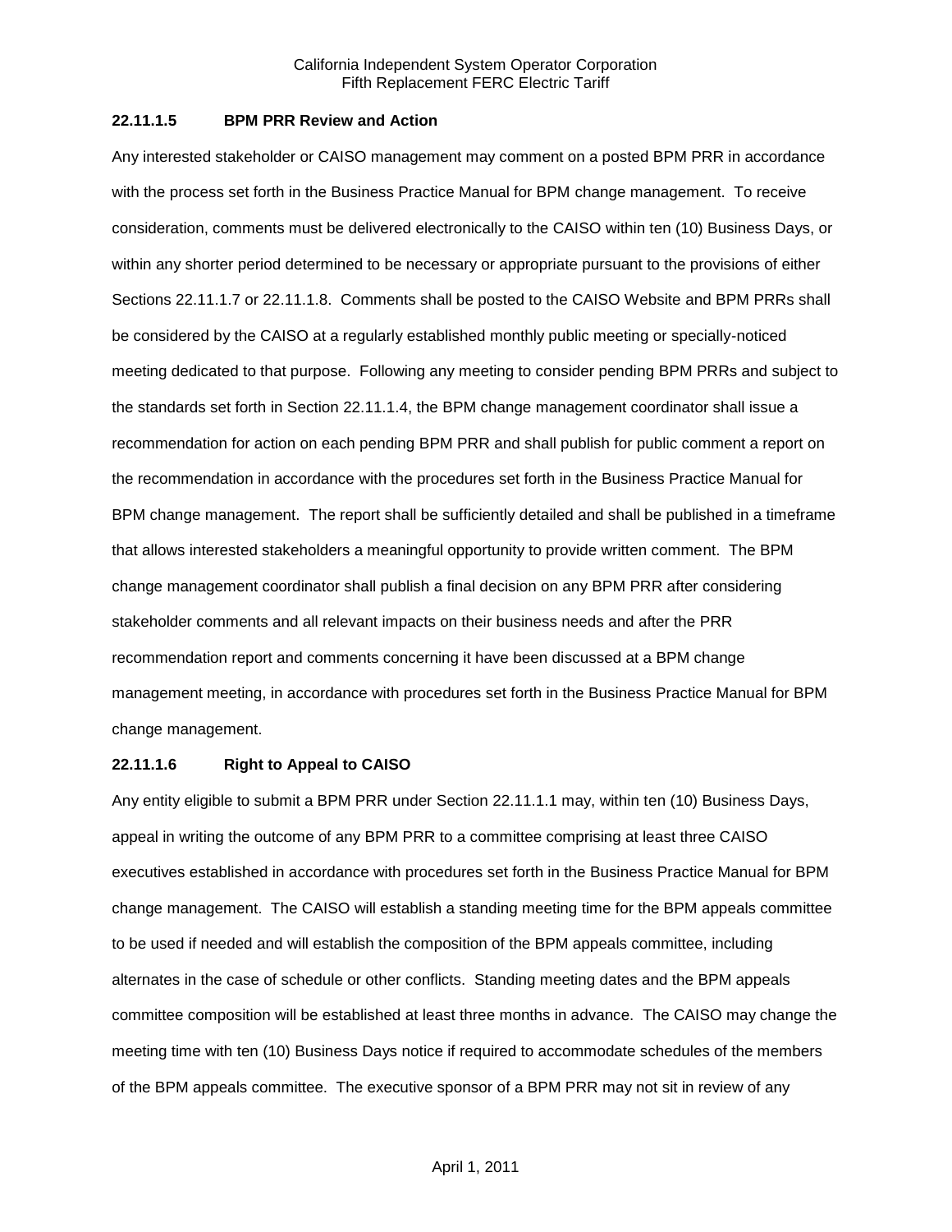#### 22.11.1.5 BPM PRR Review and Action

Any interested stakeholder or CAISO management may comment on a posted BPM PRR in accordance with the process set forth in the Business Practice Manual for BPM change management. To receive consideration, comments must be delivered electronically to the CAISO within ten (10) Business Days, or within any shorter period determined to be necessary or appropriate pursuant to the provisions of either Sections 22.11.1.7 or 22.11.1.8. Comments shall be posted to the CAISO Website and BPM PRRs shall be considered by the CAISO at a regularly established monthly public meeting or specially-noticed meeting dedicated to that purpose. Following any meeting to consider pending BPM PRRs and subject to the standards set forth in Section 22.11.1.4, the BPM change management coordinator shall issue a recommendation for action on each pending BPM PRR and shall publish for public comment a report on the recommendation in accordance with the procedures set forth in the Business Practice Manual for BPM change management. The report shall be sufficiently detailed and shall be published in a timeframe that allows interested stakeholders a meaningful opportunity to provide written comment. The BPM change management coordinator shall publish a final decision on any BPM PRR after considering stakeholder comments and all relevant impacts on their business needs and after the PRR recommendation report and comments concerning it have been discussed at a BPM change management meeting, in accordance with procedures set forth in the Business Practice Manual for BPM change management.

#### 22.11.1.6 Right to Appeal to CAISO

Any entity eligible to submit a BPM PRR under Section 22.11.1.1 may, within ten (10) Business Days, appeal in writing the outcome of any BPM PRR to a committee comprising at least three CAISO executives established in accordance with procedures set forth in the Business Practice Manual for BPM change management. The CAISO will establish a standing meeting time for the BPM appeals committee to be used if needed and will establish the composition of the BPM appeals committee, including alternates in the case of schedule or other conflicts. Standing meeting dates and the BPM appeals committee composition will be established at least three months in advance. The CAISO may change the meeting time with ten (10) Business Days notice if required to accommodate schedules of the members of the BPM appeals committee. The executive sponsor of a BPM PRR may not sit in review of any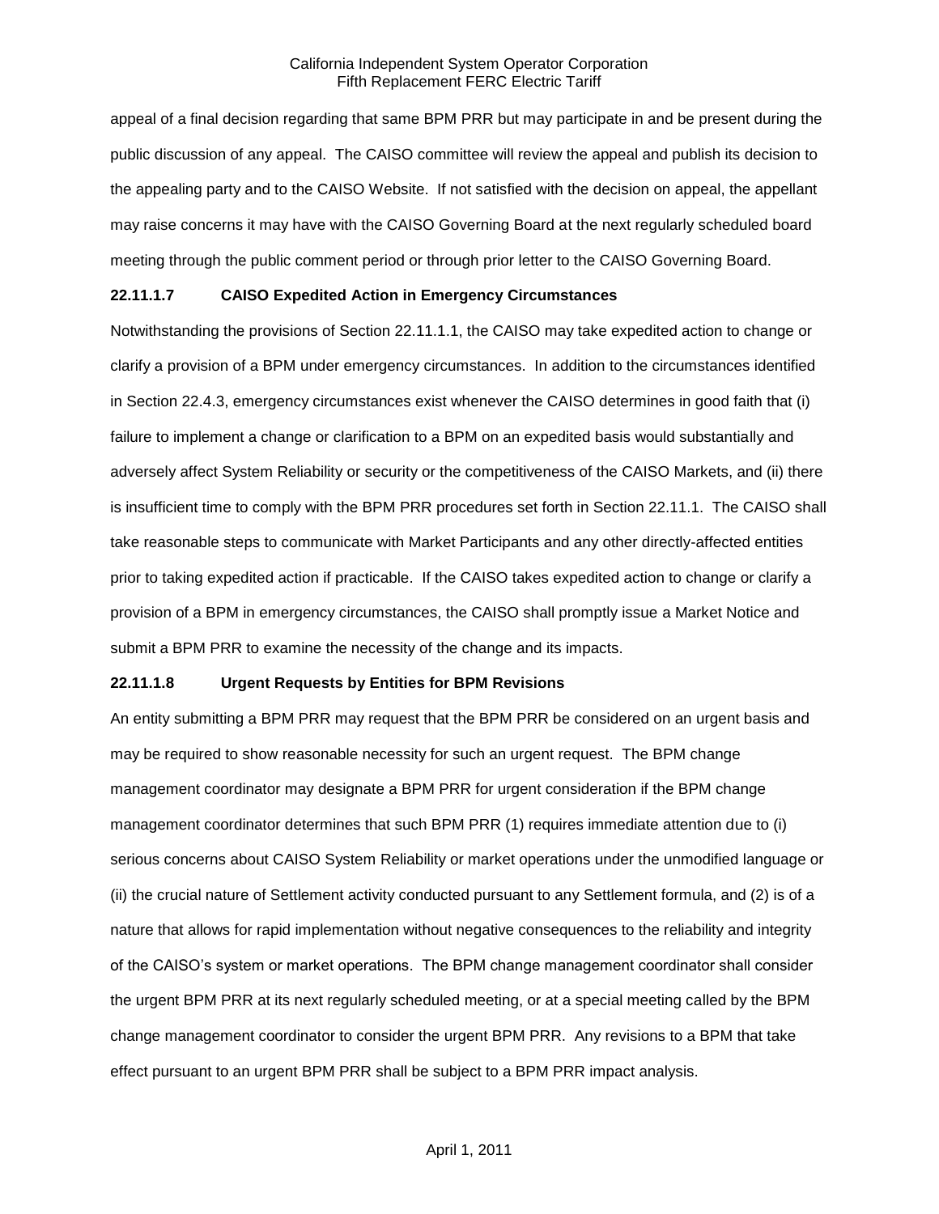appeal of a final decision regarding that same BPM PRR but may participate in and be present during the public discussion of any appeal. The CAISO committee will review the appeal and publish its decision to the appealing party and to the CAISO Website. If not satisfied with the decision on appeal, the appellant may raise concerns it may have with the CAISO Governing Board at the next regularly scheduled board meeting through the public comment period or through prior letter to the CAISO Governing Board.

**22.11.1.7 CAISO Expedited Action in Emergency Circumstances**

Notwithstanding the provisions of Section 22.11.1.1, the CAISO may take expedited action to change or clarify a provision of a BPM under emergency circumstances. In addition to the circumstances identified in Section 22.4.3, emergency circumstances exist whenever the CAISO determines in good faith that (i) failure to implement a change or clarification to a BPM on an expedited basis would substantially and adversely affect System Reliability or security or the competitiveness of the CAISO Markets, and (ii) there is insufficient time to comply with the BPM PRR procedures set forth in Section 22.11.1. The CAISO shall take reasonable steps to communicate with Market Participants and any other directly-affected entities prior to taking expedited action if practicable. If the CAISO takes expedited action to change or clarify a provision of a BPM in emergency circumstances, the CAISO shall promptly issue a Market Notice and submit a BPM PRR to examine the necessity of the change and its impacts.

**22.11.1.8 Urgent Requests by Entities for BPM Revisions**

An entity submitting a BPM PRR may request that the BPM PRR be considered on an urgent basis and may be required to show reasonable necessity for such an urgent request. The BPM change management coordinator may designate a BPM PRR for urgent consideration if the BPM change management coordinator determines that such BPM PRR (1) requires immediate attention due to (i) serious concerns about CAISO System Reliability or market operations under the unmodified language or (ii) the crucial nature of Settlement activity conducted pursuant to any Settlement formula, and (2) is of a nature that allows for rapid implementation without negative consequences to the reliability and integrity of the CAISO's system or market operations. The BPM change management coordinator shall consider the urgent BPM PRR at its next regularly scheduled meeting, or at a special meeting called by the BPM change management coordinator to consider the urgent BPM PRR. Any revisions to a BPM that take effect pursuant to an urgent BPM PRR shall be subject to a BPM PRR impact analysis.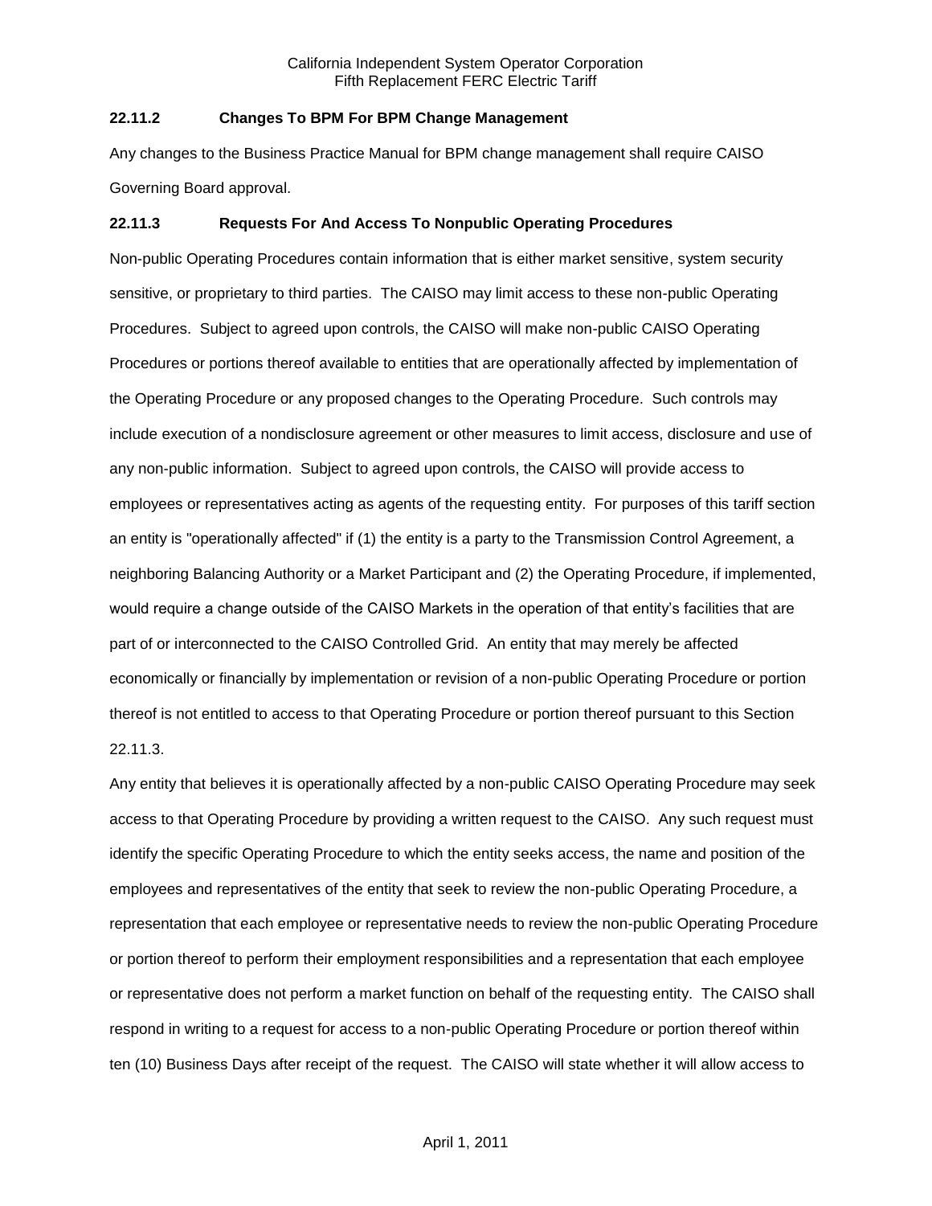### 22.11.2 Changes To BPM For BPM Change Management

Any changes to the Business Practice Manual for BPM change management shall require CAISO Governing Board approval.

### 22.11.3 Requests For And Access To Nonpublic Operating Procedures

Non-public Operating Procedures contain information that is either market sensitive, system security sensitive, or proprietary to third parties. The CAISO may limit access to these non-public Operating Procedures. Subject to agreed upon controls, the CAISO will make non-public CAISO Operating Procedures or portions thereof available to entities that are operationally affected by implementation of the Operating Procedure or any proposed changes to the Operating Procedure. Such controls may include execution of a nondisclosure agreement or other measures to limit access, disclosure and use of any non-public information. Subject to agreed upon controls, the CAISO will provide access to employees or representatives acting as agents of the requesting entity. For purposes of this tariff section an entity is "operationally affected" if (1) the entity is a party to the Transmission Control Agreement, a neighboring Balancing Authority or a Market Participant and (2) the Operating Procedure, if implemented, would require a change outside of the CAISO Markets in the operation of that entity's facilities that are part of or interconnected to the CAISO Controlled Grid. An entity that may merely be affected economically or financially by implementation or revision of a non-public Operating Procedure or portion thereof is not entitled to access to that Operating Procedure or portion thereof pursuant to this Section 22.11.3.

Any entity that believes it is operationally affected by a non-public CAISO Operating Procedure may seek access to that Operating Procedure by providing a written request to the CAISO. Any such request must identify the specific Operating Procedure to which the entity seeks access, the name and position of the employees and representatives of the entity that seek to review the non-public Operating Procedure, a representation that each employee or representative needs to review the non-public Operating Procedure or portion thereof to perform their employment responsibilities and a representation that each employee or representative does not perform a market function on behalf of the requesting entity. The CAISO shall respond in writing to a request for access to a non-public Operating Procedure or portion thereof within ten (10) Business Days after receipt of the request. The CAISO will state whether it will allow access to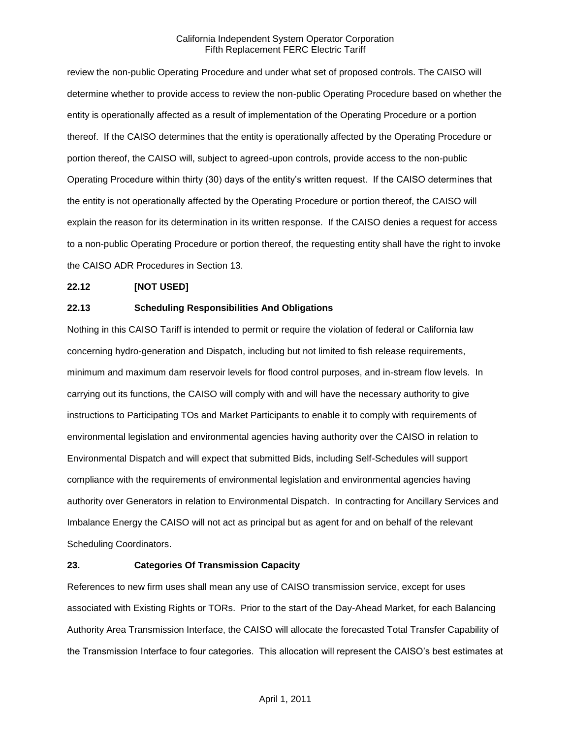review the non-public Operating Procedure and under what set of proposed controls. The CAISO will determine whether to provide access to review the non-public Operating Procedure based on whether the entity is operationally affected as a result of implementation of the Operating Procedure or a portion thereof. If the CAISO determines that the entity is operationally affected by the Operating Procedure or portion thereof, the CAISO will, subject to agreed-upon controls, provide access to the non-public Operating Procedure within thirty (30) days of the entity's written request. If the CAISO determines that the entity is not operationally affected by the Operating Procedure or portion thereof, the CAISO will explain the reason for its determination in its written response. If the CAISO denies a request for access to a non-public Operating Procedure or portion thereof, the requesting entity shall have the right to invoke the CAISO ADR Procedures in Section 13.

**22.12 [NOT USED]**

**22.13 Scheduling Responsibilities And Obligations**

Nothing in this CAISO Tariff is intended to permit or require the violation of federal or California law concerning hydro-generation and Dispatch, including but not limited to fish release requirements, minimum and maximum dam reservoir levels for flood control purposes, and in-stream flow levels. In carrying out its functions, the CAISO will comply with and will have the necessary authority to give instructions to Participating TOs and Market Participants to enable it to comply with requirements of environmental legislation and environmental agencies having authority over the CAISO in relation to Environmental Dispatch and will expect that submitted Bids, including Self-Schedules will support compliance with the requirements of environmental legislation and environmental agencies having authority over Generators in relation to Environmental Dispatch. In contracting for Ancillary Services and Imbalance Energy the CAISO will not act as principal but as agent for and on behalf of the relevant Scheduling Coordinators.

**23. Categories Of Transmission Capacity**

References to new firm uses shall mean any use of CAISO transmission service, except for uses associated with Existing Rights or TORs. Prior to the start of the Day-Ahead Market, for each Balancing Authority Area Transmission Interface, the CAISO will allocate the forecasted Total Transfer Capability of the Transmission Interface to four categories. This allocation will represent the CAISO's best estimates at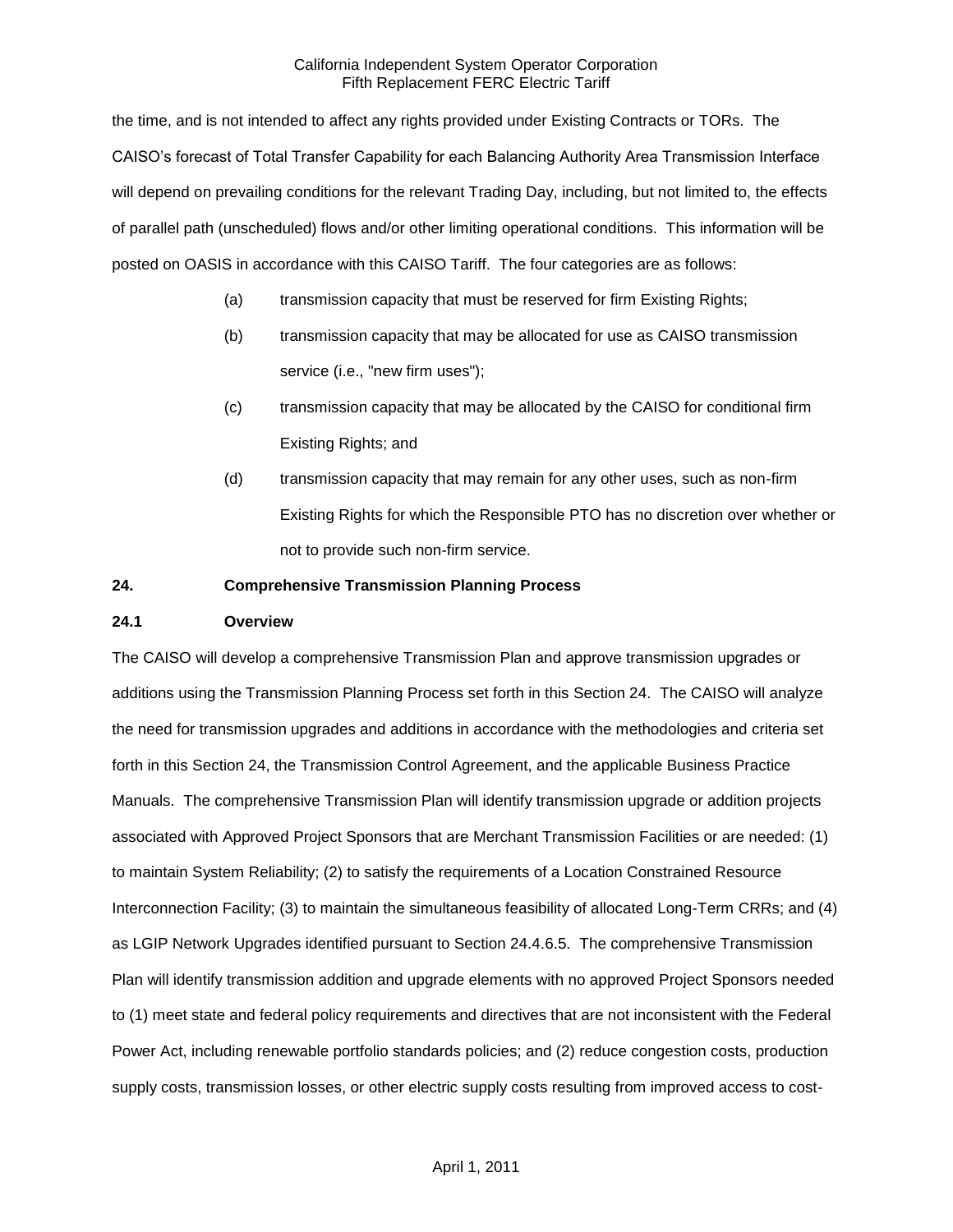the time, and is not intended to affect any rights provided under Existing Contracts or TORs. The CAISO's forecast of Total Transfer Capability for each Balancing Authority Area Transmission Interface will depend on prevailing conditions for the relevant Trading Day, including, but not limited to, the effects of parallel path (unscheduled) flows and/or other limiting operational conditions. This information will be posted on OASIS in accordance with this CAISO Tariff. The four categories are as follows:

(a) transmission capacity that must be reserved for firm Existing Rights;

(b) transmission capacity that may be allocated for use as CAISO transmission service (i.e., "new firm uses");

(c) transmission capacity that may be allocated by the CAISO for conditional firm Existing Rights; and

(d) transmission capacity that may remain for any other uses, such as non-firm Existing Rights for which the Responsible PTO has no discretion over whether or not to provide such non-firm service.

## 24. Comprehensive Transmission Planning Process

### 24.1 Overview

The CAISO will develop a comprehensive Transmission Plan and approve transmission upgrades or additions using the Transmission Planning Process set forth in this Section 24. The CAISO will analyze the need for transmission upgrades and additions in accordance with the methodologies and criteria set forth in this Section 24, the Transmission Control Agreement, and the applicable Business Practice Manuals. The comprehensive Transmission Plan will identify transmission upgrade or addition projects associated with Approved Project Sponsors that are Merchant Transmission Facilities or are needed: (1) to maintain System Reliability; (2) to satisfy the requirements of a Location Constrained Resource Interconnection Facility; (3) to maintain the simultaneous feasibility of allocated Long-Term CRRs; and (4) as LGIP Network Upgrades identified pursuant to Section 24.4.6.5. The comprehensive Transmission Plan will identify transmission addition and upgrade elements with no approved Project Sponsors needed to (1) meet state and federal policy requirements and directives that are not inconsistent with the Federal Power Act, including renewable portfolio standards policies; and (2) reduce congestion costs, production supply costs, transmission losses, or other electric supply costs resulting from improved access to cost-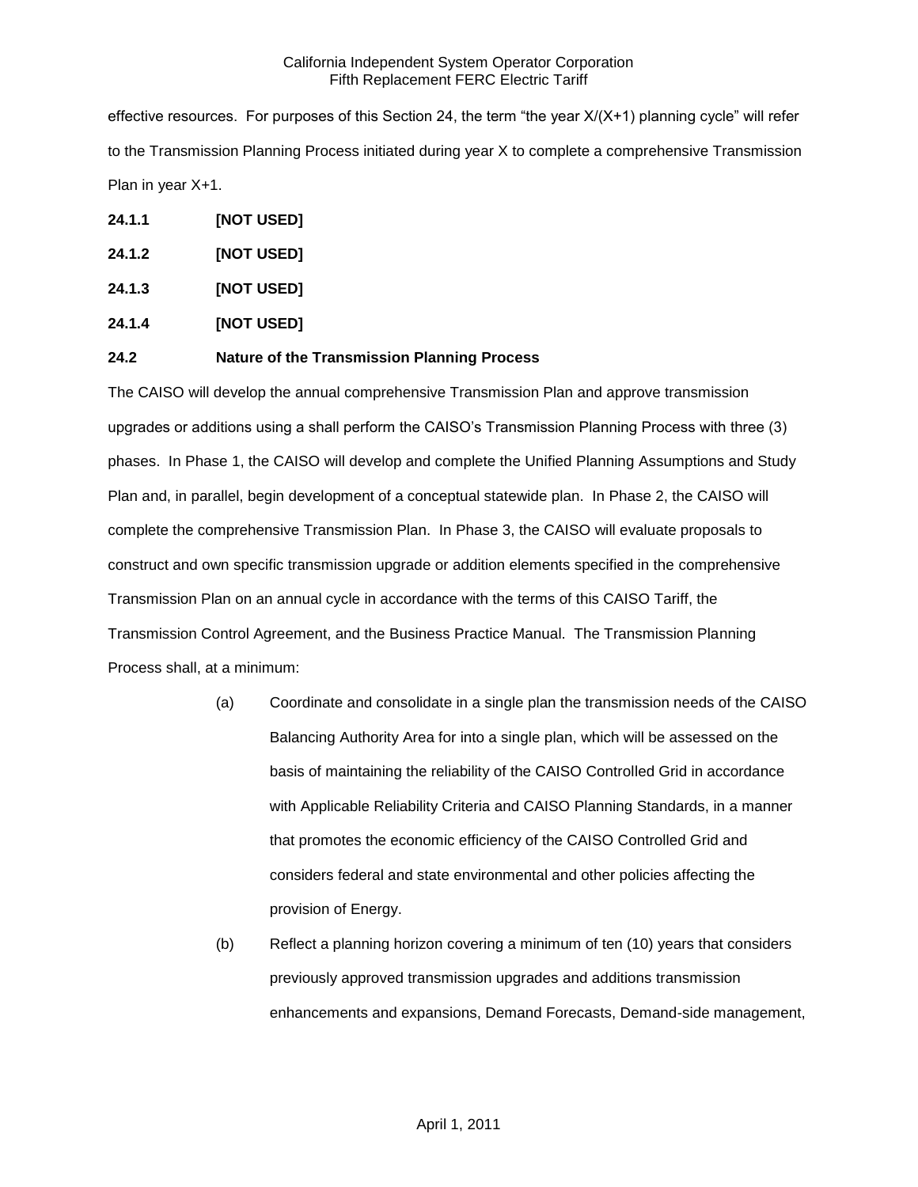effective resources. For purposes of this Section 24, the term "the year X/(X+1) planning cycle" will refer to the Transmission Planning Process initiated during year X to complete a comprehensive Transmission Plan in year X+1.

**24.1.1 [NOT USED]**

**24.1.2 [NOT USED]**

**24.1.3 [NOT USED]**

**24.1.4 [NOT USED]**

**24.2 Nature of the Transmission Planning Process**

The CAISO will develop the annual comprehensive Transmission Plan and approve transmission upgrades or additions using a shall perform the CAISO's Transmission Planning Process with three (3) phases. In Phase 1, the CAISO will develop and complete the Unified Planning Assumptions and Study Plan and, in parallel, begin development of a conceptual statewide plan. In Phase 2, the CAISO will complete the comprehensive Transmission Plan. In Phase 3, the CAISO will evaluate proposals to construct and own specific transmission upgrade or addition elements specified in the comprehensive Transmission Plan on an annual cycle in accordance with the terms of this CAISO Tariff, the Transmission Control Agreement, and the Business Practice Manual. The Transmission Planning Process shall, at a minimum:

(a) Coordinate and consolidate in a single plan the transmission needs of the CAISO Balancing Authority Area for into a single plan, which will be assessed on the basis of maintaining the reliability of the CAISO Controlled Grid in accordance with Applicable Reliability Criteria and CAISO Planning Standards, in a manner that promotes the economic efficiency of the CAISO Controlled Grid and considers federal and state environmental and other policies affecting the provision of Energy.

(b) Reflect a planning horizon covering a minimum of ten (10) years that considers previously approved transmission upgrades and additions transmission enhancements and expansions, Demand Forecasts, Demand-side management,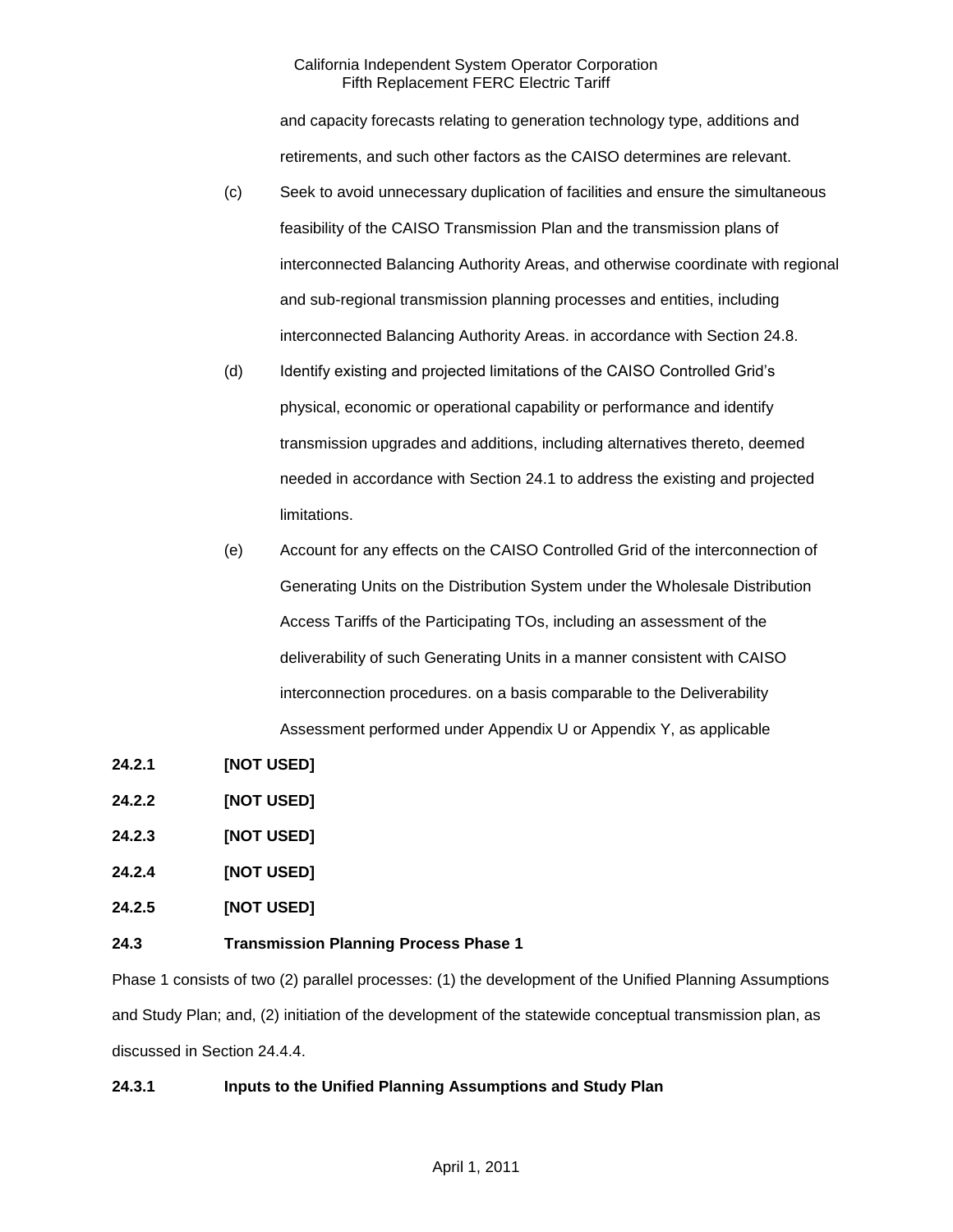and capacity forecasts relating to generation technology type, additions and retirements, and such other factors as the CAISO determines are relevant.

(c) Seek to avoid unnecessary duplication of facilities and ensure the simultaneous feasibility of the CAISO Transmission Plan and the transmission plans of interconnected Balancing Authority Areas, and otherwise coordinate with regional and sub-regional transmission planning processes and entities, including interconnected Balancing Authority Areas. in accordance with Section 24.8.

(d) Identify existing and projected limitations of the CAISO Controlled Grid's physical, economic or operational capability or performance and identify transmission upgrades and additions, including alternatives thereto, deemed needed in accordance with Section 24.1 to address the existing and projected limitations.

(e) Account for any effects on the CAISO Controlled Grid of the interconnection of Generating Units on the Distribution System under the Wholesale Distribution Access Tariffs of the Participating TOs, including an assessment of the deliverability of such Generating Units in a manner consistent with CAISO interconnection procedures. on a basis comparable to the Deliverability Assessment performed under Appendix U or Appendix Y, as applicable

**24.2.1 [NOT USED]**

**24.2.2 [NOT USED]**

**24.2.3 [NOT USED]**

**24.2.4 [NOT USED]**

**24.2.5 [NOT USED]**

**24.3 Transmission Planning Process Phase 1**

Phase 1 consists of two (2) parallel processes: (1) the development of the Unified Planning Assumptions and Study Plan; and, (2) initiation of the development of the statewide conceptual transmission plan, as discussed in Section 24.4.4.

**24.3.1 Inputs to the Unified Planning Assumptions and Study Plan**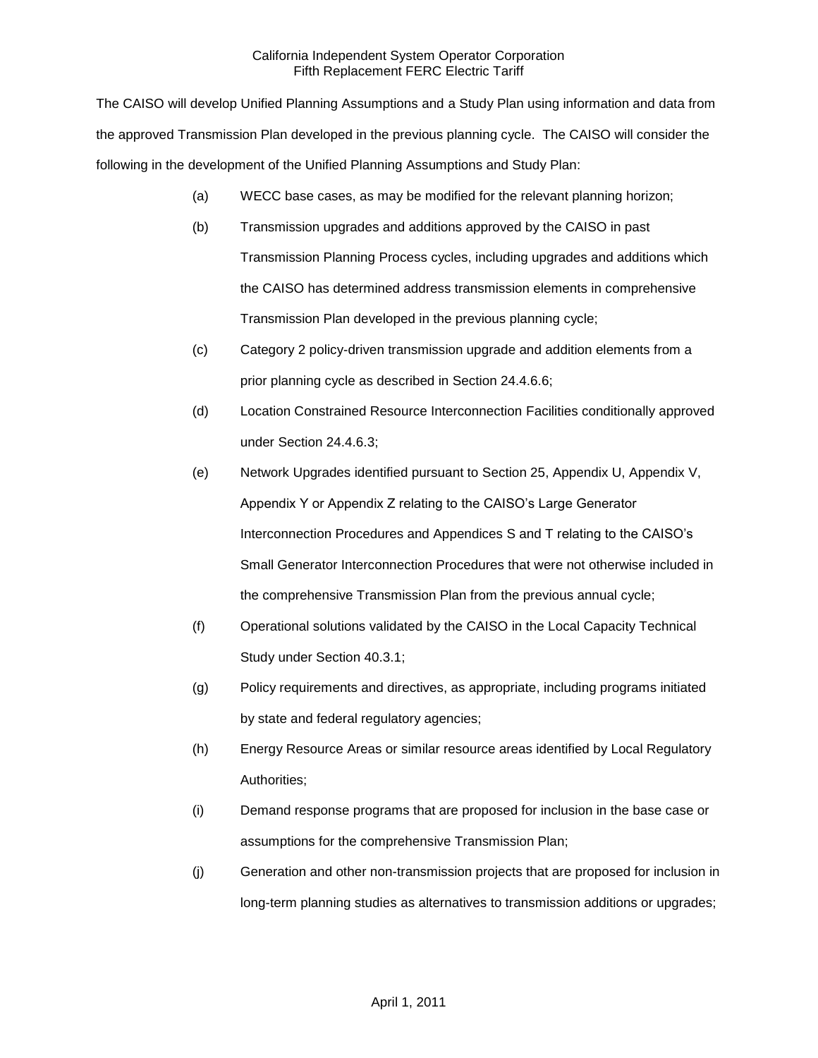The CAISO will develop Unified Planning Assumptions and a Study Plan using information and data from the approved Transmission Plan developed in the previous planning cycle. The CAISO will consider the following in the development of the Unified Planning Assumptions and Study Plan:

(a) WECC base cases, as may be modified for the relevant planning horizon;

(b) Transmission upgrades and additions approved by the CAISO in past Transmission Planning Process cycles, including upgrades and additions which the CAISO has determined address transmission elements in comprehensive Transmission Plan developed in the previous planning cycle;

(c) Category 2 policy-driven transmission upgrade and addition elements from a prior planning cycle as described in Section 24.4.6.6;

(d) Location Constrained Resource Interconnection Facilities conditionally approved under Section 24.4.6.3;

(e) Network Upgrades identified pursuant to Section 25, Appendix U, Appendix V, Appendix Y or Appendix Z relating to the CAISO's Large Generator Interconnection Procedures and Appendices S and T relating to the CAISO's Small Generator Interconnection Procedures that were not otherwise included in the comprehensive Transmission Plan from the previous annual cycle;

(f) Operational solutions validated by the CAISO in the Local Capacity Technical Study under Section 40.3.1;

(g) Policy requirements and directives, as appropriate, including programs initiated by state and federal regulatory agencies;

(h) Energy Resource Areas or similar resource areas identified by Local Regulatory Authorities;

(i) Demand response programs that are proposed for inclusion in the base case or assumptions for the comprehensive Transmission Plan;

(j) Generation and other non-transmission projects that are proposed for inclusion in long-term planning studies as alternatives to transmission additions or upgrades;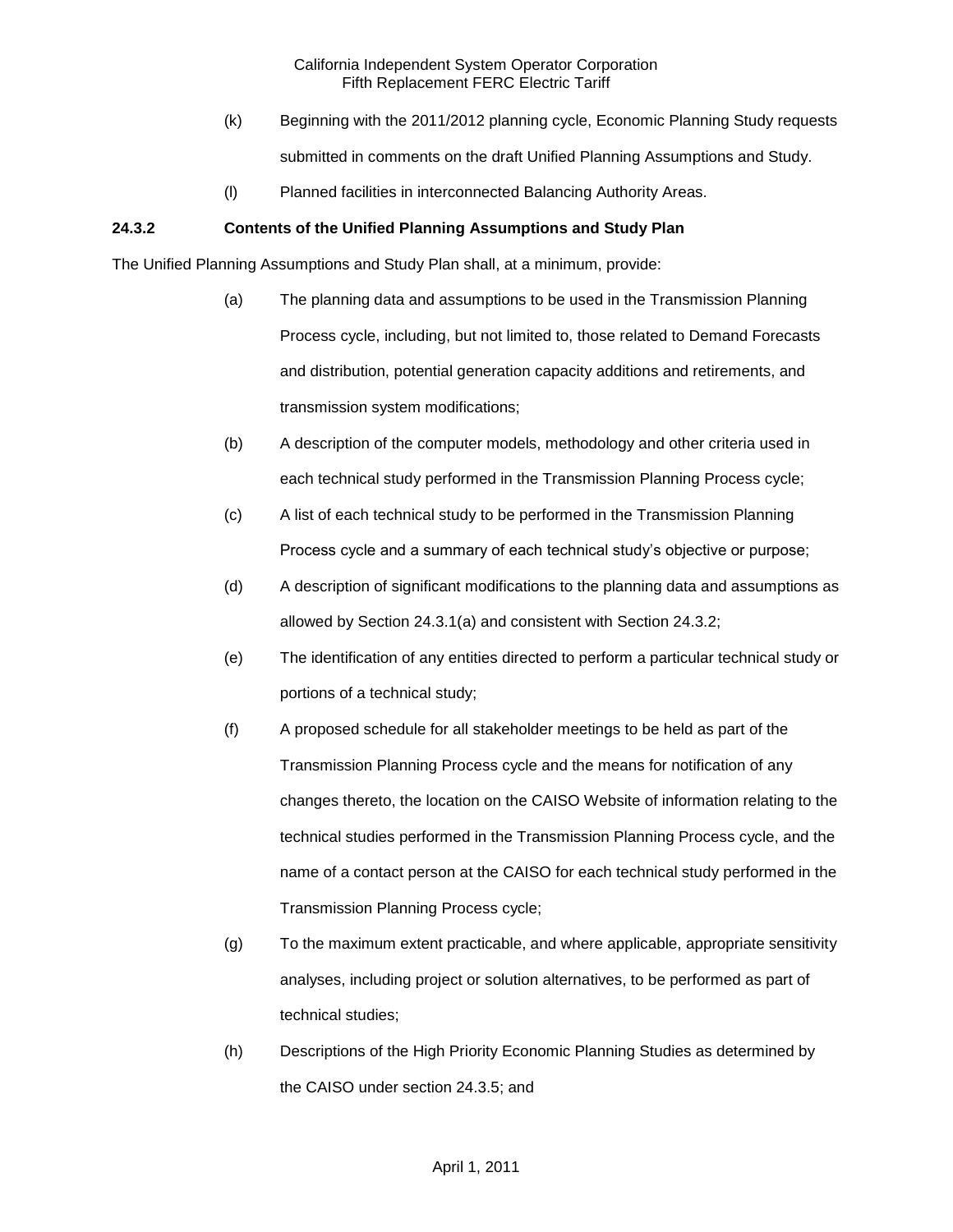(k) Beginning with the 2011/2012 planning cycle, Economic Planning Study requests submitted in comments on the draft Unified Planning Assumptions and Study.

(l) Planned facilities in interconnected Balancing Authority Areas.

**24.3.2 Contents of the Unified Planning Assumptions and Study Plan**

The Unified Planning Assumptions and Study Plan shall, at a minimum, provide:

(a) The planning data and assumptions to be used in the Transmission Planning Process cycle, including, but not limited to, those related to Demand Forecasts and distribution, potential generation capacity additions and retirements, and transmission system modifications;

(b) A description of the computer models, methodology and other criteria used in each technical study performed in the Transmission Planning Process cycle;

(c) A list of each technical study to be performed in the Transmission Planning Process cycle and a summary of each technical study's objective or purpose;

(d) A description of significant modifications to the planning data and assumptions as allowed by Section 24.3.1(a) and consistent with Section 24.3.2;

(e) The identification of any entities directed to perform a particular technical study or portions of a technical study;

(f) A proposed schedule for all stakeholder meetings to be held as part of the Transmission Planning Process cycle and the means for notification of any changes thereto, the location on the CAISO Website of information relating to the technical studies performed in the Transmission Planning Process cycle, and the name of a contact person at the CAISO for each technical study performed in the Transmission Planning Process cycle;

(g) To the maximum extent practicable, and where applicable, appropriate sensitivity analyses, including project or solution alternatives, to be performed as part of technical studies;

(h) Descriptions of the High Priority Economic Planning Studies as determined by the CAISO under section 24.3.5; and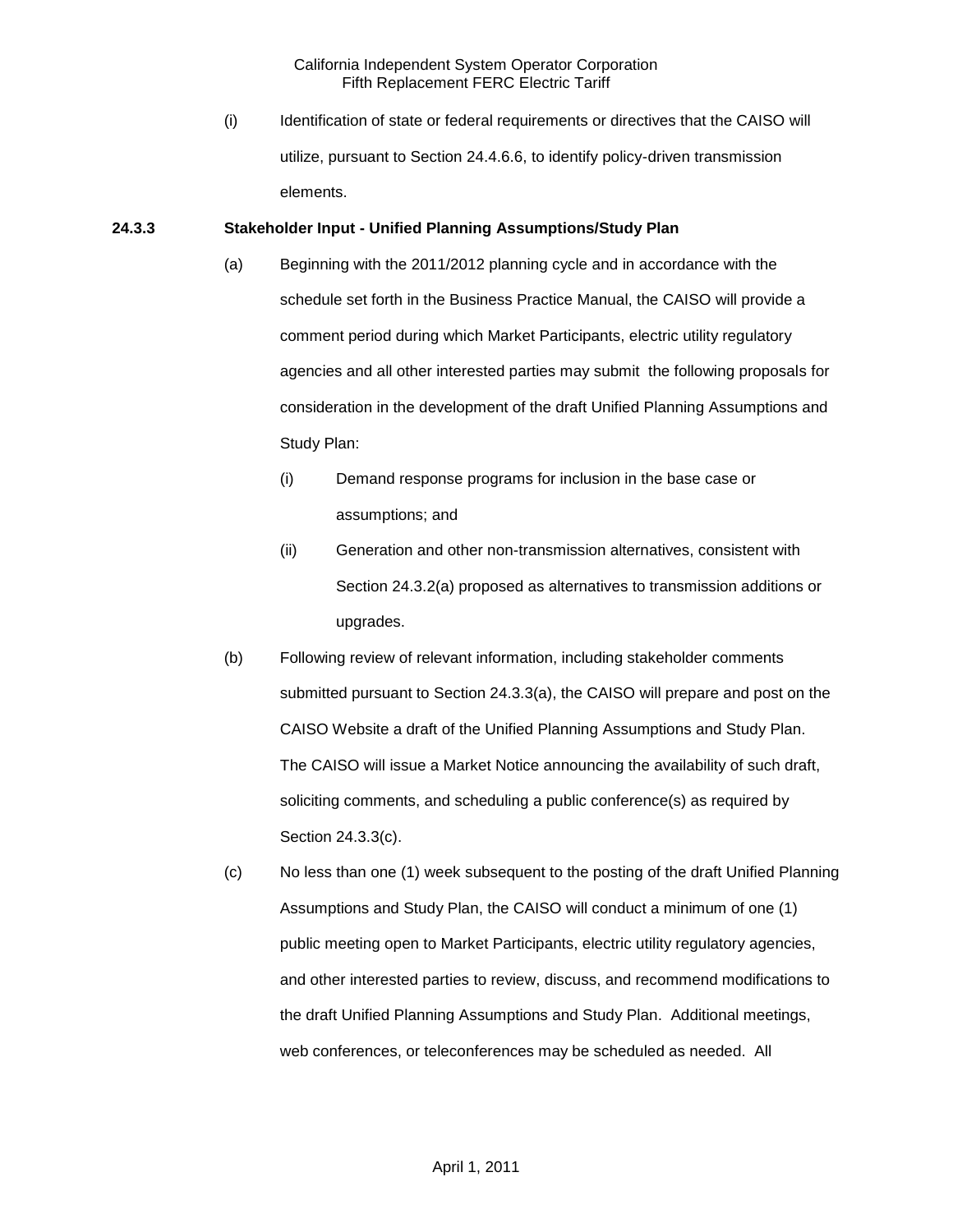(i) Identification of state or federal requirements or directives that the CAISO will utilize, pursuant to Section 24.4.6.6, to identify policy-driven transmission elements.

**24.3.3 Stakeholder Input - Unified Planning Assumptions/Study Plan**

(a) Beginning with the 2011/2012 planning cycle and in accordance with the schedule set forth in the Business Practice Manual, the CAISO will provide a comment period during which Market Participants, electric utility regulatory agencies and all other interested parties may submit the following proposals for consideration in the development of the draft Unified Planning Assumptions and Study Plan:

(i) Demand response programs for inclusion in the base case or assumptions; and

(ii) Generation and other non-transmission alternatives, consistent with Section 24.3.2(a) proposed as alternatives to transmission additions or upgrades.

(b) Following review of relevant information, including stakeholder comments submitted pursuant to Section 24.3.3(a), the CAISO will prepare and post on the CAISO Website a draft of the Unified Planning Assumptions and Study Plan. The CAISO will issue a Market Notice announcing the availability of such draft, soliciting comments, and scheduling a public conference(s) as required by Section 24.3.3(c).

(c) No less than one (1) week subsequent to the posting of the draft Unified Planning Assumptions and Study Plan, the CAISO will conduct a minimum of one (1) public meeting open to Market Participants, electric utility regulatory agencies, and other interested parties to review, discuss, and recommend modifications to the draft Unified Planning Assumptions and Study Plan. Additional meetings, web conferences, or teleconferences may be scheduled as needed. All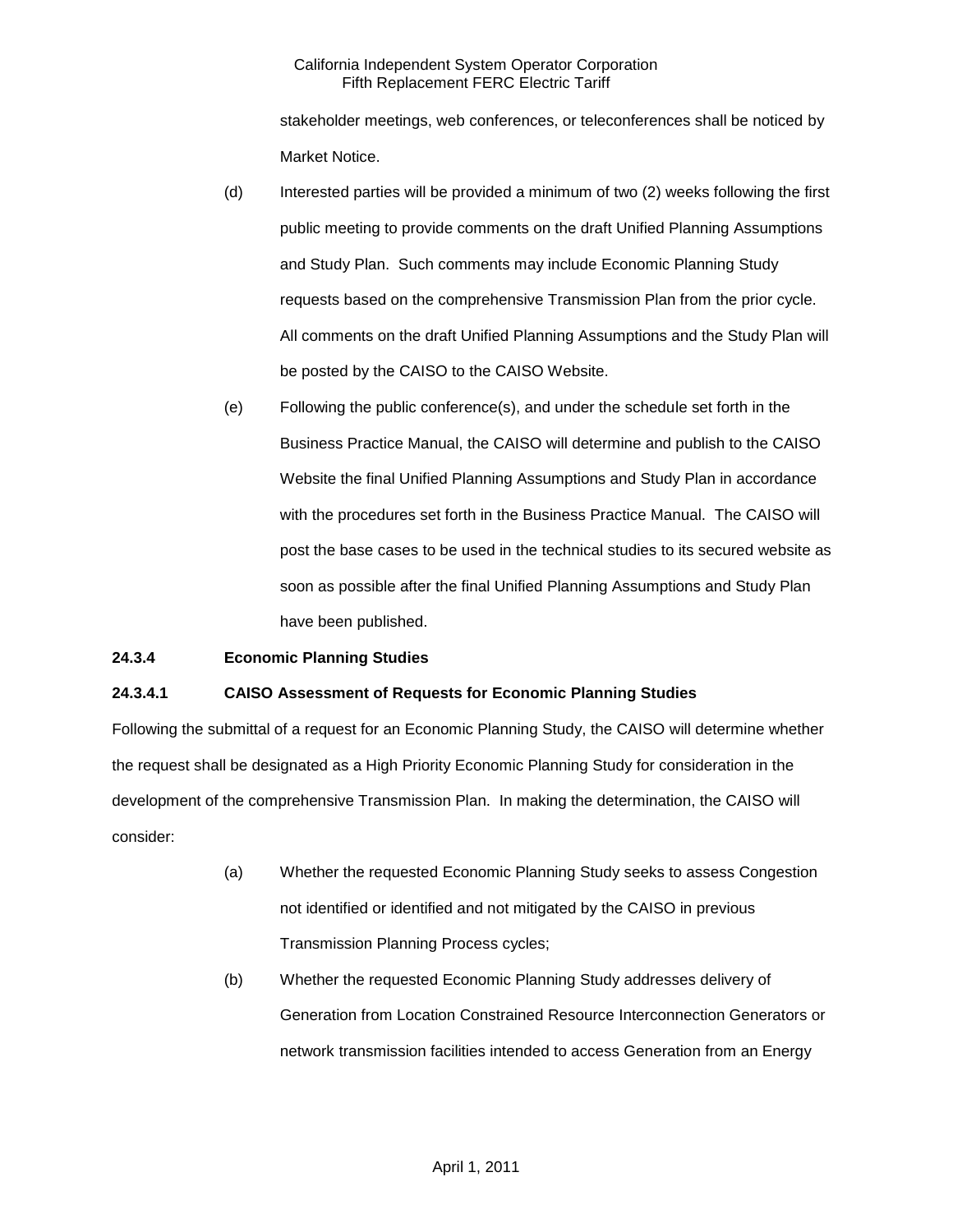stakeholder meetings, web conferences, or teleconferences shall be noticed by Market Notice.

(d) Interested parties will be provided a minimum of two (2) weeks following the first public meeting to provide comments on the draft Unified Planning Assumptions and Study Plan. Such comments may include Economic Planning Study requests based on the comprehensive Transmission Plan from the prior cycle. All comments on the draft Unified Planning Assumptions and the Study Plan will be posted by the CAISO to the CAISO Website.

(e) Following the public conference(s), and under the schedule set forth in the Business Practice Manual, the CAISO will determine and publish to the CAISO Website the final Unified Planning Assumptions and Study Plan in accordance with the procedures set forth in the Business Practice Manual. The CAISO will post the base cases to be used in the technical studies to its secured website as soon as possible after the final Unified Planning Assumptions and Study Plan have been published.

**24.3.4 Economic Planning Studies**

**24.3.4.1 CAISO Assessment of Requests for Economic Planning Studies**

Following the submittal of a request for an Economic Planning Study, the CAISO will determine whether the request shall be designated as a High Priority Economic Planning Study for consideration in the development of the comprehensive Transmission Plan. In making the determination, the CAISO will consider:

(a) Whether the requested Economic Planning Study seeks to assess Congestion not identified or identified and not mitigated by the CAISO in previous Transmission Planning Process cycles;

(b) Whether the requested Economic Planning Study addresses delivery of Generation from Location Constrained Resource Interconnection Generators or network transmission facilities intended to access Generation from an Energy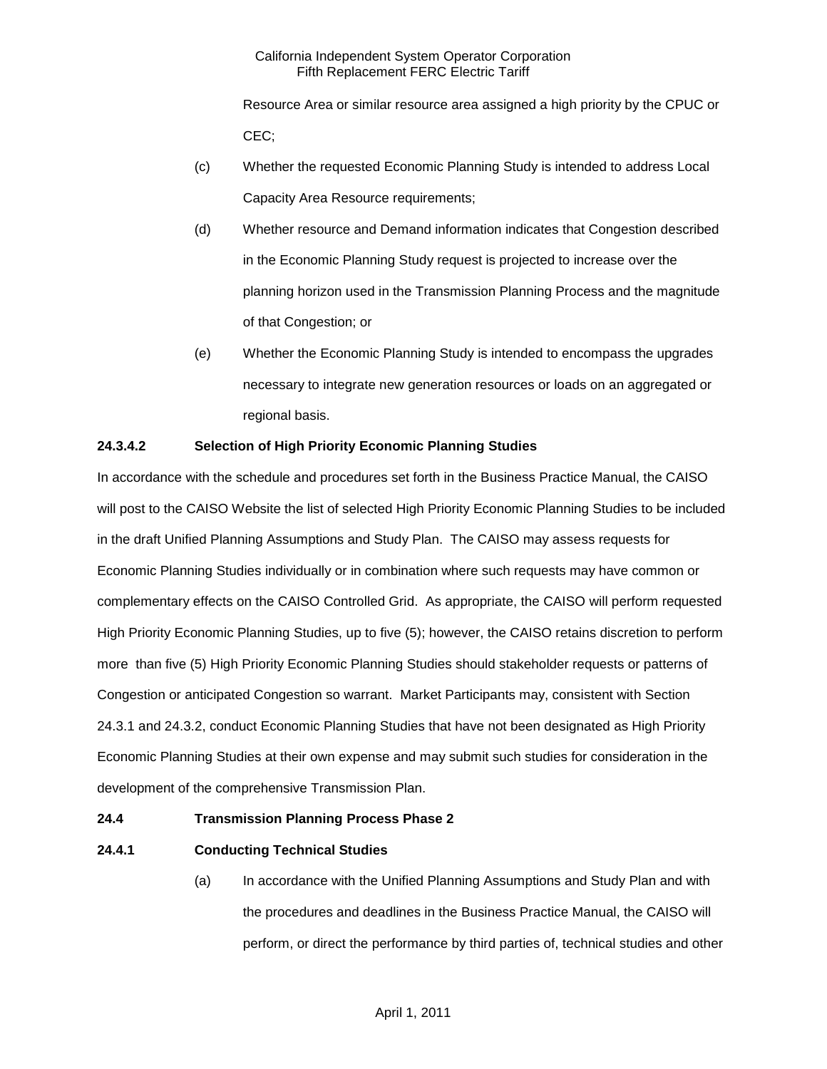Resource Area or similar resource area assigned a high priority by the CPUC or CEC;

(c) Whether the requested Economic Planning Study is intended to address Local Capacity Area Resource requirements;

(d) Whether resource and Demand information indicates that Congestion described in the Economic Planning Study request is projected to increase over the planning horizon used in the Transmission Planning Process and the magnitude of that Congestion; or

(e) Whether the Economic Planning Study is intended to encompass the upgrades necessary to integrate new generation resources or loads on an aggregated or regional basis.

**24.3.4.2 Selection of High Priority Economic Planning Studies**

In accordance with the schedule and procedures set forth in the Business Practice Manual, the CAISO will post to the CAISO Website the list of selected High Priority Economic Planning Studies to be included in the draft Unified Planning Assumptions and Study Plan. The CAISO may assess requests for Economic Planning Studies individually or in combination where such requests may have common or complementary effects on the CAISO Controlled Grid. As appropriate, the CAISO will perform requested High Priority Economic Planning Studies, up to five (5); however, the CAISO retains discretion to perform more than five (5) High Priority Economic Planning Studies should stakeholder requests or patterns of Congestion or anticipated Congestion so warrant. Market Participants may, consistent with Section 24.3.1 and 24.3.2, conduct Economic Planning Studies that have not been designated as High Priority Economic Planning Studies at their own expense and may submit such studies for consideration in the development of the comprehensive Transmission Plan.

**24.4 Transmission Planning Process Phase 2**

**24.4.1 Conducting Technical Studies**

(a) In accordance with the Unified Planning Assumptions and Study Plan and with the procedures and deadlines in the Business Practice Manual, the CAISO will perform, or direct the performance by third parties of, technical studies and other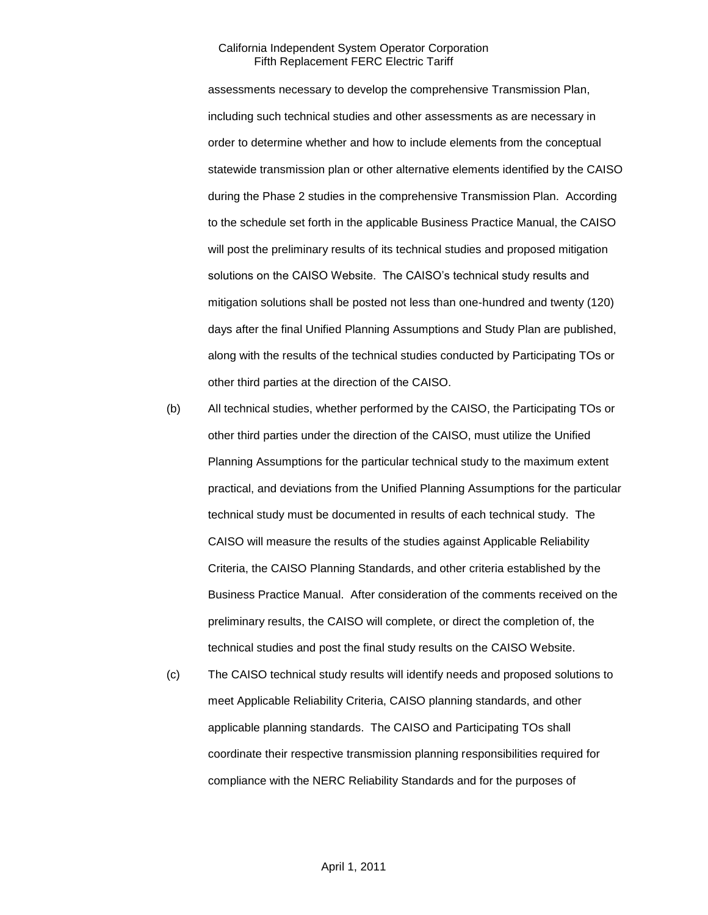assessments necessary to develop the comprehensive Transmission Plan, including such technical studies and other assessments as are necessary in order to determine whether and how to include elements from the conceptual statewide transmission plan or other alternative elements identified by the CAISO during the Phase 2 studies in the comprehensive Transmission Plan. According to the schedule set forth in the applicable Business Practice Manual, the CAISO will post the preliminary results of its technical studies and proposed mitigation solutions on the CAISO Website. The CAISO's technical study results and mitigation solutions shall be posted not less than one-hundred and twenty (120) days after the final Unified Planning Assumptions and Study Plan are published, along with the results of the technical studies conducted by Participating TOs or other third parties at the direction of the CAISO.

(b) All technical studies, whether performed by the CAISO, the Participating TOs or other third parties under the direction of the CAISO, must utilize the Unified Planning Assumptions for the particular technical study to the maximum extent practical, and deviations from the Unified Planning Assumptions for the particular technical study must be documented in results of each technical study. The CAISO will measure the results of the studies against Applicable Reliability Criteria, the CAISO Planning Standards, and other criteria established by the Business Practice Manual. After consideration of the comments received on the preliminary results, the CAISO will complete, or direct the completion of, the technical studies and post the final study results on the CAISO Website.

(c) The CAISO technical study results will identify needs and proposed solutions to meet Applicable Reliability Criteria, CAISO planning standards, and other applicable planning standards. The CAISO and Participating TOs shall coordinate their respective transmission planning responsibilities required for compliance with the NERC Reliability Standards and for the purposes of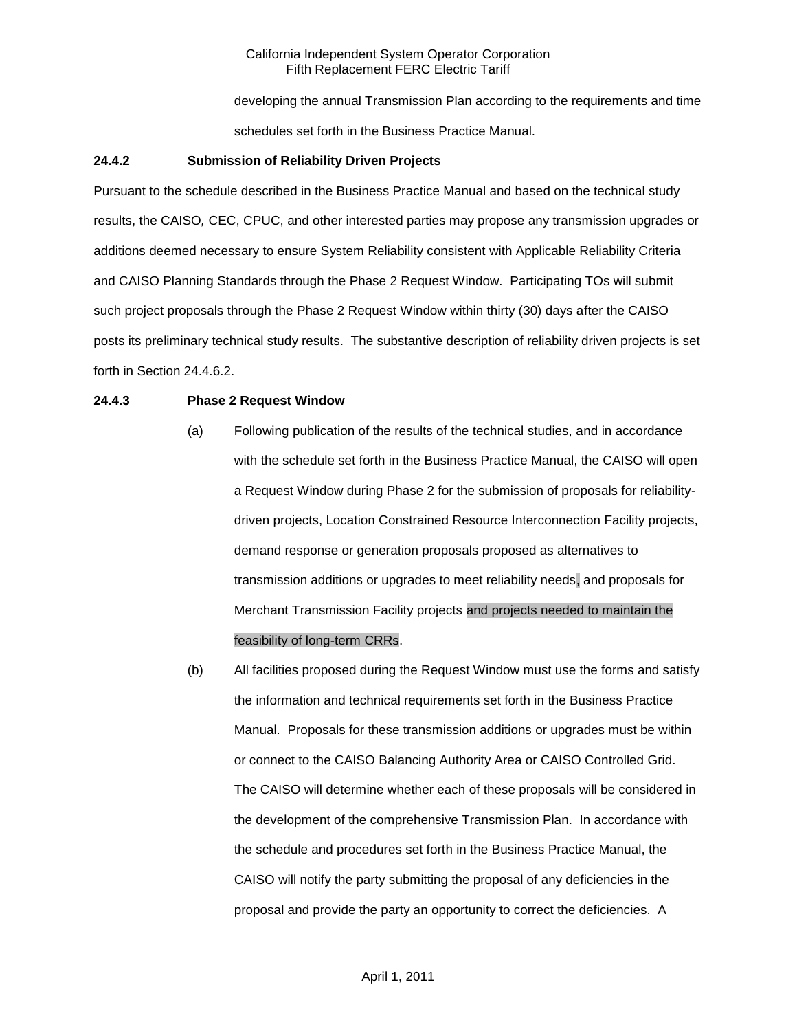developing the annual Transmission Plan according to the requirements and time schedules set forth in the Business Practice Manual.

**24.4.2 Submission of Reliability Driven Projects**

Pursuant to the schedule described in the Business Practice Manual and based on the technical study results, the CAISO, CEC, CPUC, and other interested parties may propose any transmission upgrades or additions deemed necessary to ensure System Reliability consistent with Applicable Reliability Criteria and CAISO Planning Standards through the Phase 2 Request Window. Participating TOs will submit such project proposals through the Phase 2 Request Window within thirty (30) days after the CAISO posts its preliminary technical study results. The substantive description of reliability driven projects is set forth in Section 24.4.6.2.

**24.4.3 Phase 2 Request Window**

(a) Following publication of the results of the technical studies, and in accordance with the schedule set forth in the Business Practice Manual, the CAISO will open a Request Window during Phase 2 for the submission of proposals for reliability-driven projects, Location Constrained Resource Interconnection Facility projects, demand response or generation proposals proposed as alternatives to transmission additions or upgrades to meet reliability needs, and proposals for Merchant Transmission Facility projects and projects needed to maintain the feasibility of long-term CRRs.

(b) All facilities proposed during the Request Window must use the forms and satisfy the information and technical requirements set forth in the Business Practice Manual. Proposals for these transmission additions or upgrades must be within or connect to the CAISO Balancing Authority Area or CAISO Controlled Grid. The CAISO will determine whether each of these proposals will be considered in the development of the comprehensive Transmission Plan. In accordance with the schedule and procedures set forth in the Business Practice Manual, the CAISO will notify the party submitting the proposal of any deficiencies in the proposal and provide the party an opportunity to correct the deficiencies. A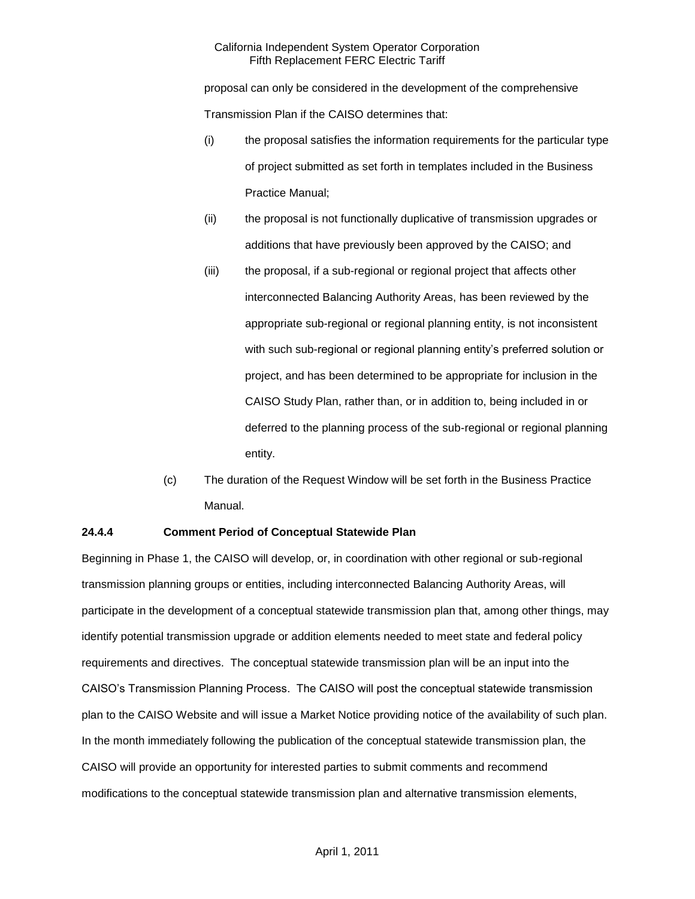proposal can only be considered in the development of the comprehensive Transmission Plan if the CAISO determines that:

(i) the proposal satisfies the information requirements for the particular type of project submitted as set forth in templates included in the Business Practice Manual;

(ii) the proposal is not functionally duplicative of transmission upgrades or additions that have previously been approved by the CAISO; and

(iii) the proposal, if a sub-regional or regional project that affects other interconnected Balancing Authority Areas, has been reviewed by the appropriate sub-regional or regional planning entity, is not inconsistent with such sub-regional or regional planning entity's preferred solution or project, and has been determined to be appropriate for inclusion in the CAISO Study Plan, rather than, or in addition to, being included in or deferred to the planning process of the sub-regional or regional planning entity.

(c) The duration of the Request Window will be set forth in the Business Practice Manual.

**24.4.4 Comment Period of Conceptual Statewide Plan**

Beginning in Phase 1, the CAISO will develop, or, in coordination with other regional or sub-regional transmission planning groups or entities, including interconnected Balancing Authority Areas, will participate in the development of a conceptual statewide transmission plan that, among other things, may identify potential transmission upgrade or addition elements needed to meet state and federal policy requirements and directives. The conceptual statewide transmission plan will be an input into the CAISO's Transmission Planning Process. The CAISO will post the conceptual statewide transmission plan to the CAISO Website and will issue a Market Notice providing notice of the availability of such plan. In the month immediately following the publication of the conceptual statewide transmission plan, the CAISO will provide an opportunity for interested parties to submit comments and recommend modifications to the conceptual statewide transmission plan and alternative transmission elements,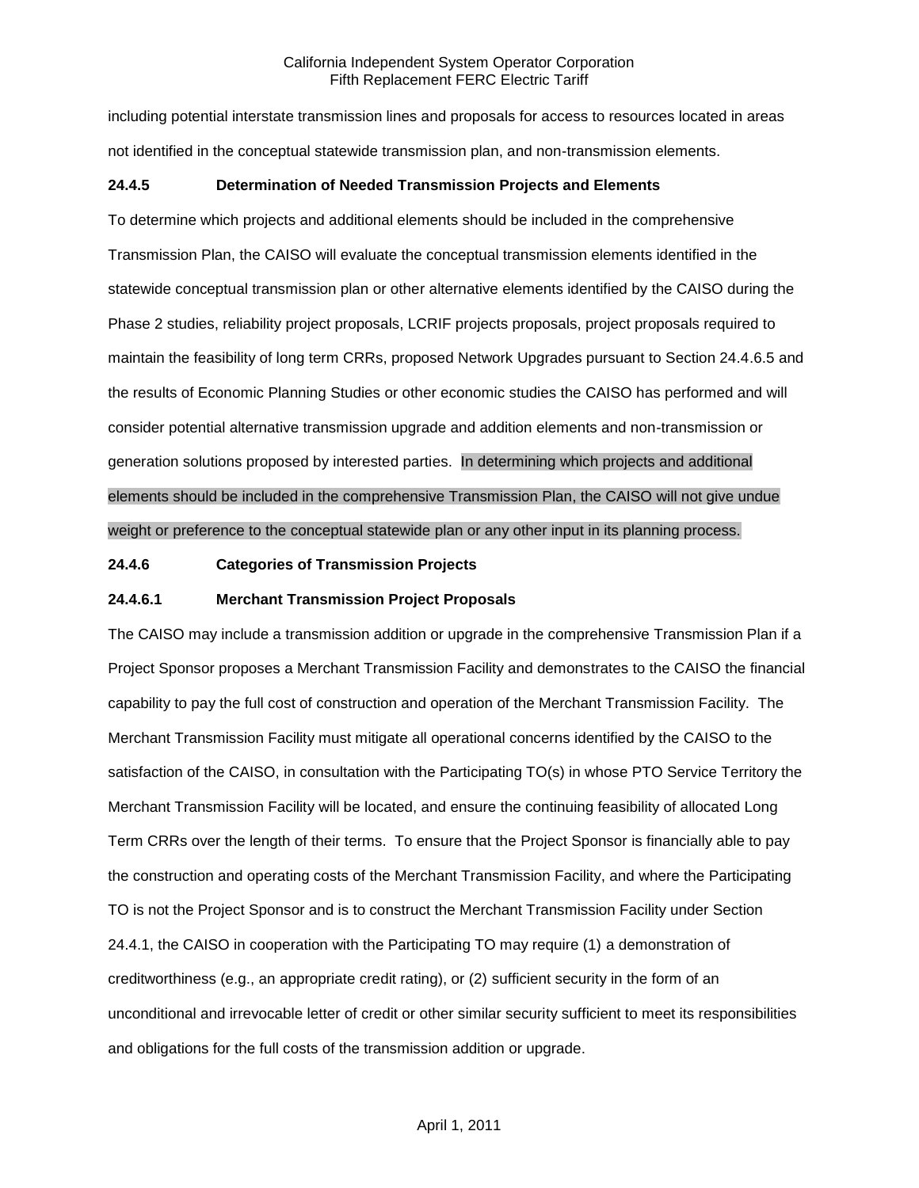including potential interstate transmission lines and proposals for access to resources located in areas not identified in the conceptual statewide transmission plan, and non-transmission elements.

**24.4.5 Determination of Needed Transmission Projects and Elements**

To determine which projects and additional elements should be included in the comprehensive Transmission Plan, the CAISO will evaluate the conceptual transmission elements identified in the statewide conceptual transmission plan or other alternative elements identified by the CAISO during the Phase 2 studies, reliability project proposals, LCRIF projects proposals, project proposals required to maintain the feasibility of long term CRRs, proposed Network Upgrades pursuant to Section 24.4.6.5 and the results of Economic Planning Studies or other economic studies the CAISO has performed and will consider potential alternative transmission upgrade and addition elements and non-transmission or generation solutions proposed by interested parties. In determining which projects and additional elements should be included in the comprehensive Transmission Plan, the CAISO will not give undue weight or preference to the conceptual statewide plan or any other input in its planning process.

**24.4.6 Categories of Transmission Projects**

**24.4.6.1 Merchant Transmission Project Proposals**

The CAISO may include a transmission addition or upgrade in the comprehensive Transmission Plan if a Project Sponsor proposes a Merchant Transmission Facility and demonstrates to the CAISO the financial capability to pay the full cost of construction and operation of the Merchant Transmission Facility. The Merchant Transmission Facility must mitigate all operational concerns identified by the CAISO to the satisfaction of the CAISO, in consultation with the Participating TO(s) in whose PTO Service Territory the Merchant Transmission Facility will be located, and ensure the continuing feasibility of allocated Long Term CRRs over the length of their terms. To ensure that the Project Sponsor is financially able to pay the construction and operating costs of the Merchant Transmission Facility, and where the Participating TO is not the Project Sponsor and is to construct the Merchant Transmission Facility under Section 24.4.1, the CAISO in cooperation with the Participating TO may require (1) a demonstration of creditworthiness (e.g., an appropriate credit rating), or (2) sufficient security in the form of an unconditional and irrevocable letter of credit or other similar security sufficient to meet its responsibilities and obligations for the full costs of the transmission addition or upgrade.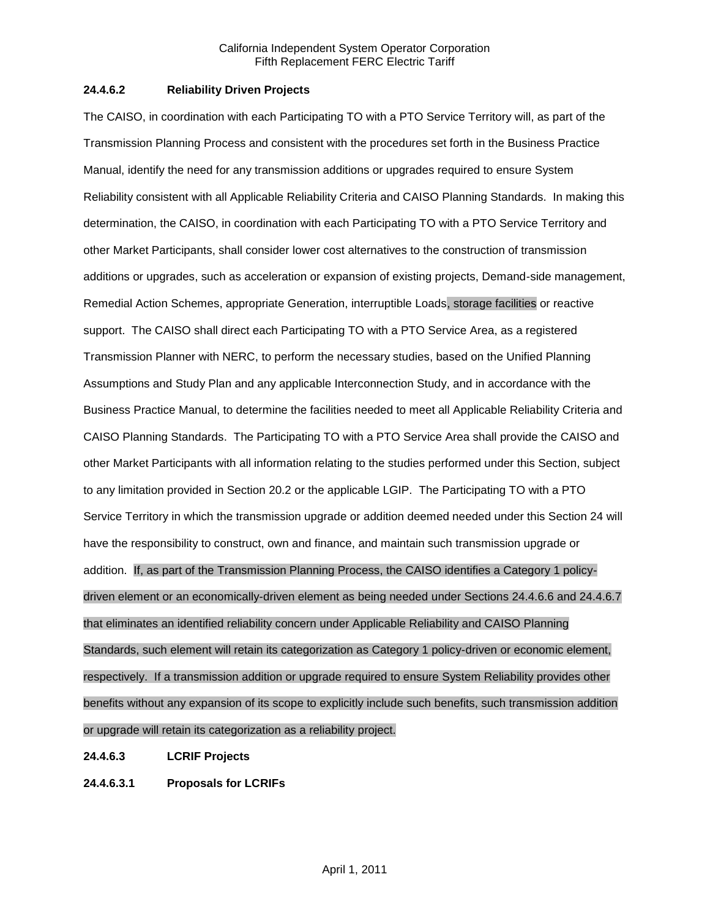**24.4.6.2 Reliability Driven Projects**

The CAISO, in coordination with each Participating TO with a PTO Service Territory will, as part of the Transmission Planning Process and consistent with the procedures set forth in the Business Practice Manual, identify the need for any transmission additions or upgrades required to ensure System Reliability consistent with all Applicable Reliability Criteria and CAISO Planning Standards. In making this determination, the CAISO, in coordination with each Participating TO with a PTO Service Territory and other Market Participants, shall consider lower cost alternatives to the construction of transmission additions or upgrades, such as acceleration or expansion of existing projects, Demand-side management, Remedial Action Schemes, appropriate Generation, interruptible Loads, storage facilities or reactive support. The CAISO shall direct each Participating TO with a PTO Service Area, as a registered Transmission Planner with NERC, to perform the necessary studies, based on the Unified Planning Assumptions and Study Plan and any applicable Interconnection Study, and in accordance with the Business Practice Manual, to determine the facilities needed to meet all Applicable Reliability Criteria and CAISO Planning Standards. The Participating TO with a PTO Service Area shall provide the CAISO and other Market Participants with all information relating to the studies performed under this Section, subject to any limitation provided in Section 20.2 or the applicable LGIP. The Participating TO with a PTO Service Territory in which the transmission upgrade or addition deemed needed under this Section 24 will have the responsibility to construct, own and finance, and maintain such transmission upgrade or addition. If, as part of the Transmission Planning Process, the CAISO identifies a Category 1 policy-driven element or an economically-driven element as being needed under Sections 24.4.6.6 and 24.4.6.7 that eliminates an identified reliability concern under Applicable Reliability and CAISO Planning Standards, such element will retain its categorization as Category 1 policy-driven or economic element, respectively. If a transmission addition or upgrade required to ensure System Reliability provides other benefits without any expansion of its scope to explicitly include such benefits, such transmission addition or upgrade will retain its categorization as a reliability project.

**24.4.6.3 LCRIF Projects**

**24.4.6.3.1 Proposals for LCRIFs**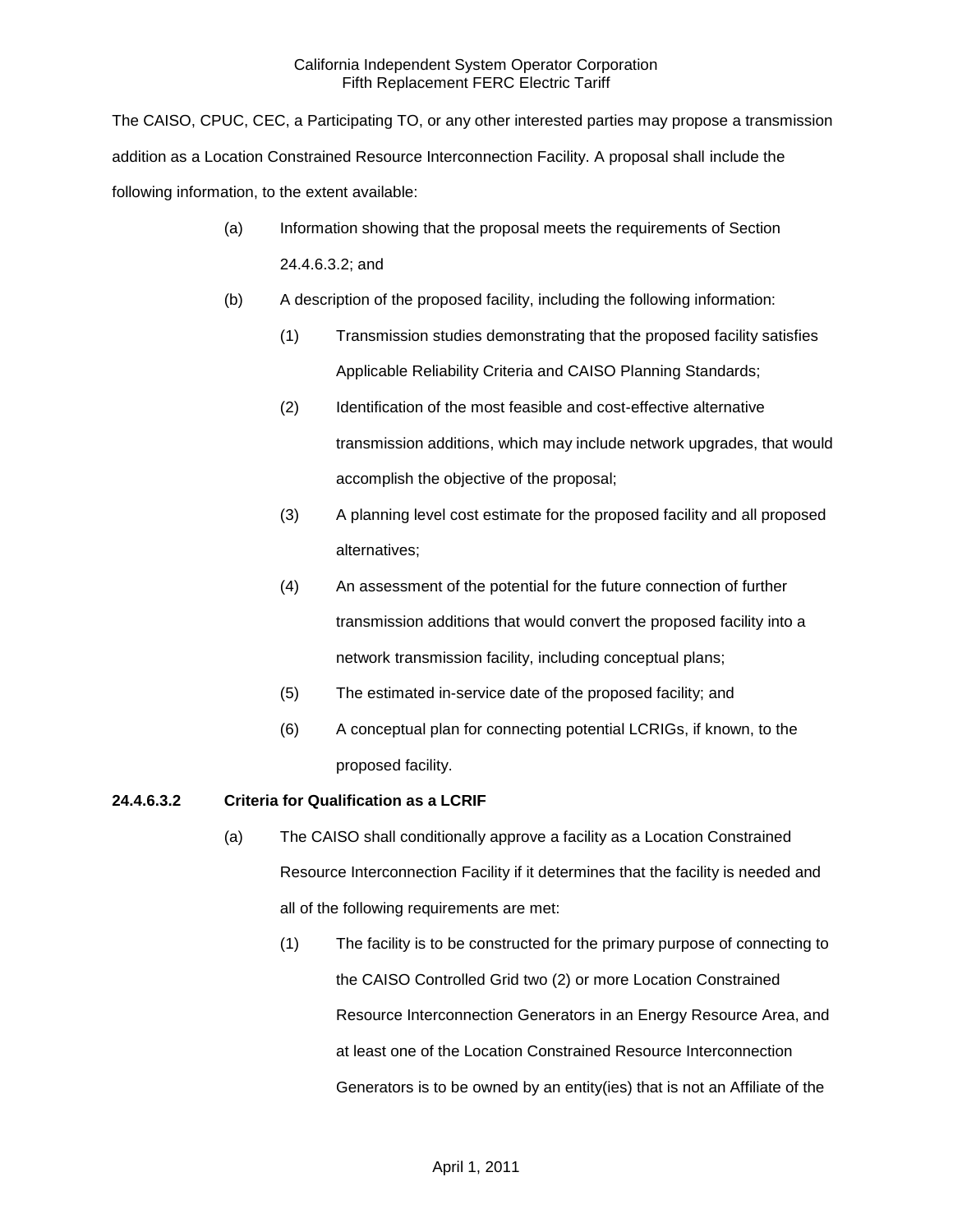The CAISO, CPUC, CEC, a Participating TO, or any other interested parties may propose a transmission addition as a Location Constrained Resource Interconnection Facility. A proposal shall include the following information, to the extent available:

(a) Information showing that the proposal meets the requirements of Section 24.4.6.3.2; and

(b) A description of the proposed facility, including the following information:

(1) Transmission studies demonstrating that the proposed facility satisfies Applicable Reliability Criteria and CAISO Planning Standards;

(2) Identification of the most feasible and cost-effective alternative transmission additions, which may include network upgrades, that would accomplish the objective of the proposal;

(3) A planning level cost estimate for the proposed facility and all proposed alternatives;

(4) An assessment of the potential for the future connection of further transmission additions that would convert the proposed facility into a network transmission facility, including conceptual plans;

(5) The estimated in-service date of the proposed facility; and

(6) A conceptual plan for connecting potential LCRIGs, if known, to the proposed facility.

**24.4.6.3.2 Criteria for Qualification as a LCRIF**

(a) The CAISO shall conditionally approve a facility as a Location Constrained Resource Interconnection Facility if it determines that the facility is needed and all of the following requirements are met:

(1) The facility is to be constructed for the primary purpose of connecting to the CAISO Controlled Grid two (2) or more Location Constrained Resource Interconnection Generators in an Energy Resource Area, and at least one of the Location Constrained Resource Interconnection Generators is to be owned by an entity(ies) that is not an Affiliate of the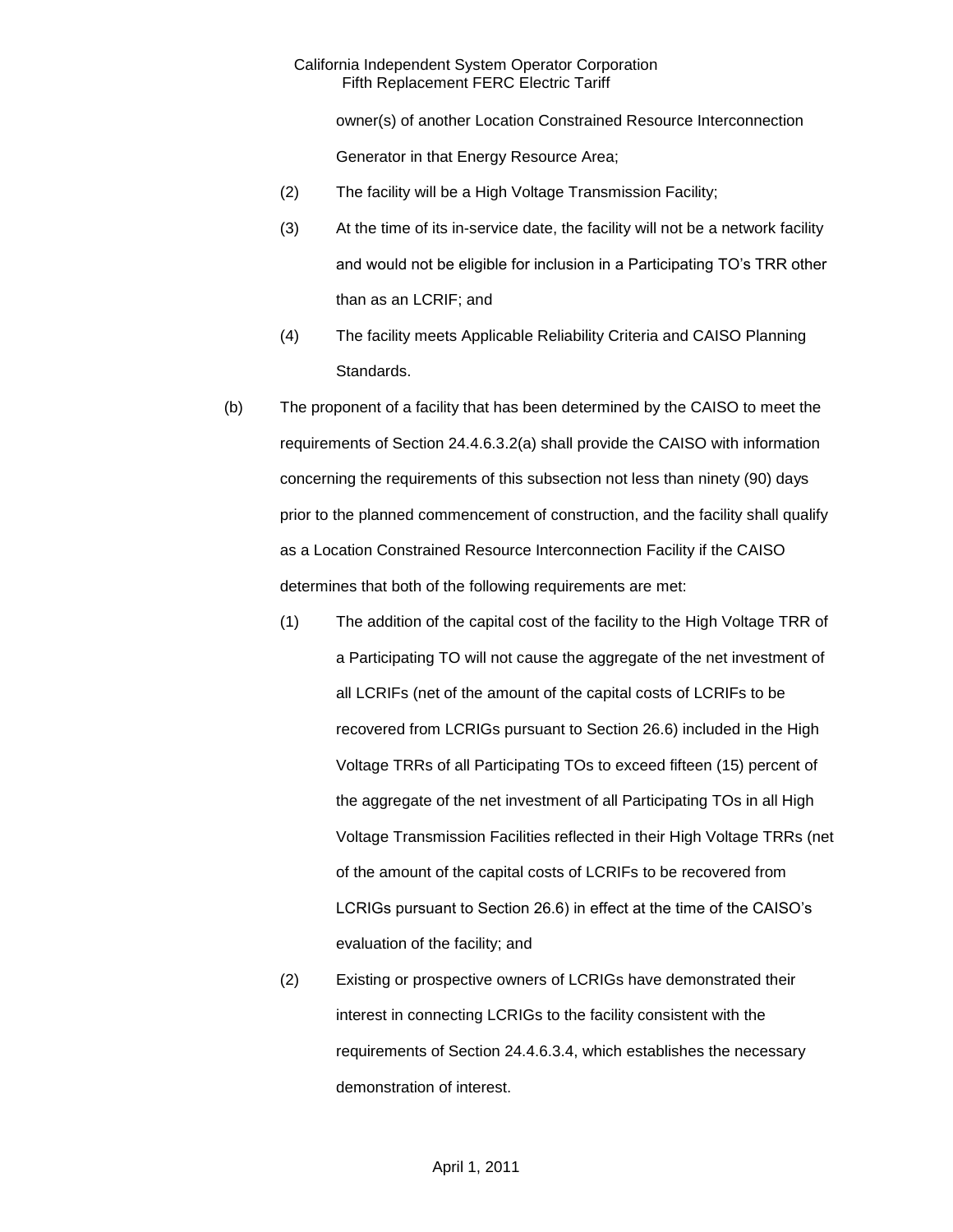owner(s) of another Location Constrained Resource Interconnection Generator in that Energy Resource Area;

(2) The facility will be a High Voltage Transmission Facility;

(3) At the time of its in-service date, the facility will not be a network facility and would not be eligible for inclusion in a Participating TO's TRR other than as an LCRIF; and

(4) The facility meets Applicable Reliability Criteria and CAISO Planning Standards.

(b) The proponent of a facility that has been determined by the CAISO to meet the requirements of Section 24.4.6.3.2(a) shall provide the CAISO with information concerning the requirements of this subsection not less than ninety (90) days prior to the planned commencement of construction, and the facility shall qualify as a Location Constrained Resource Interconnection Facility if the CAISO determines that both of the following requirements are met:

(1) The addition of the capital cost of the facility to the High Voltage TRR of a Participating TO will not cause the aggregate of the net investment of all LCRIFs (net of the amount of the capital costs of LCRIFs to be recovered from LCRIGs pursuant to Section 26.6) included in the High Voltage TRRs of all Participating TOs to exceed fifteen (15) percent of the aggregate of the net investment of all Participating TOs in all High Voltage Transmission Facilities reflected in their High Voltage TRRs (net of the amount of the capital costs of LCRIFs to be recovered from LCRIGs pursuant to Section 26.6) in effect at the time of the CAISO's evaluation of the facility; and

(2) Existing or prospective owners of LCRIGs have demonstrated their interest in connecting LCRIGs to the facility consistent with the requirements of Section 24.4.6.3.4, which establishes the necessary demonstration of interest.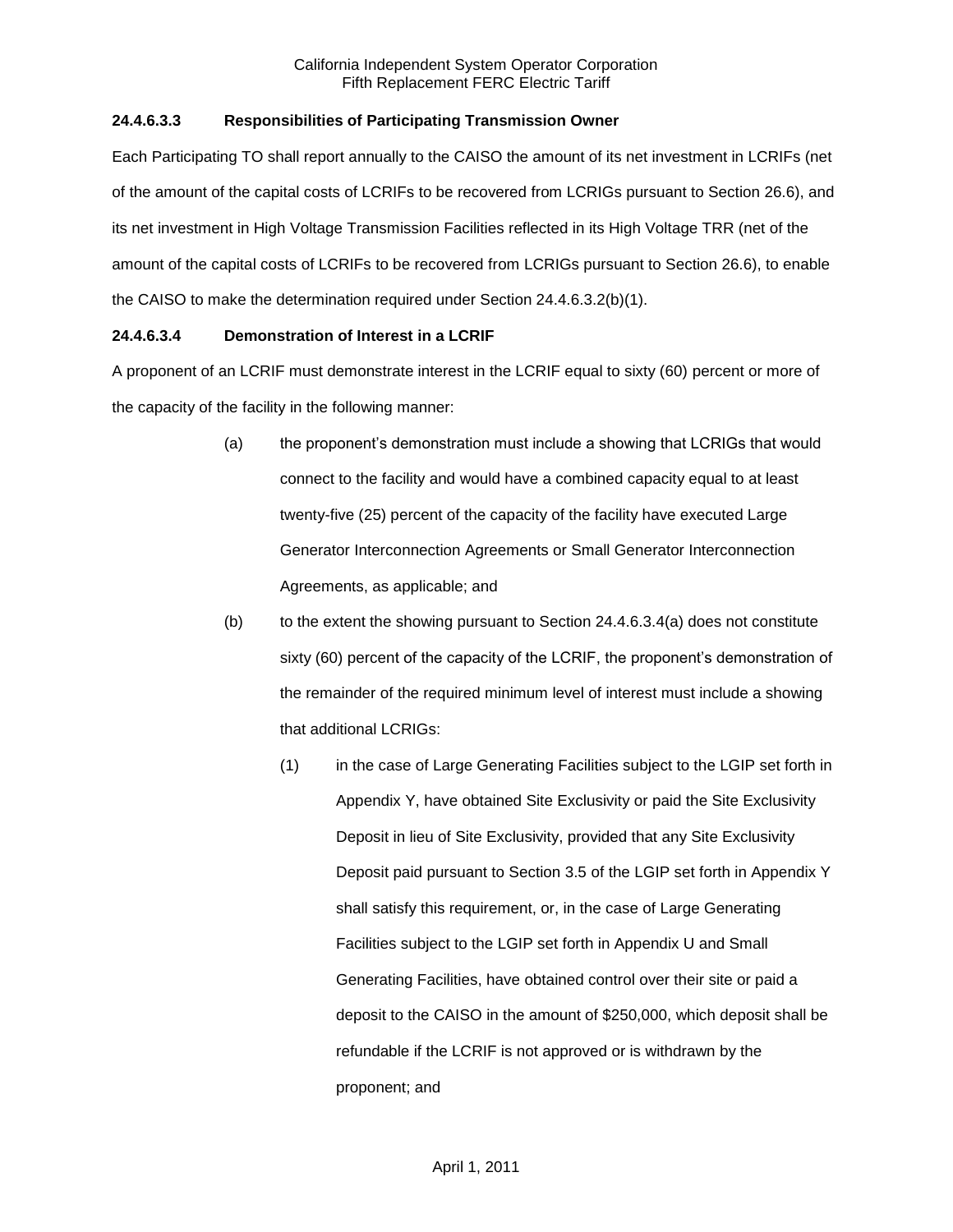### 24.4.6.3.3 Responsibilities of Participating Transmission Owner

Each Participating TO shall report annually to the CAISO the amount of its net investment in LCRIFs (net of the amount of the capital costs of LCRIFs to be recovered from LCRIGs pursuant to Section 26.6), and its net investment in High Voltage Transmission Facilities reflected in its High Voltage TRR (net of the amount of the capital costs of LCRIFs to be recovered from LCRIGs pursuant to Section 26.6), to enable the CAISO to make the determination required under Section 24.4.6.3.2(b)(1).

### 24.4.6.3.4 Demonstration of Interest in a LCRIF

A proponent of an LCRIF must demonstrate interest in the LCRIF equal to sixty (60) percent or more of the capacity of the facility in the following manner:

(a) the proponent's demonstration must include a showing that LCRIGs that would connect to the facility and would have a combined capacity equal to at least twenty-five (25) percent of the capacity of the facility have executed Large Generator Interconnection Agreements or Small Generator Interconnection Agreements, as applicable; and

(b) to the extent the showing pursuant to Section 24.4.6.3.4(a) does not constitute sixty (60) percent of the capacity of the LCRIF, the proponent's demonstration of the remainder of the required minimum level of interest must include a showing that additional LCRIGs:

  (1) in the case of Large Generating Facilities subject to the LGIP set forth in Appendix Y, have obtained Site Exclusivity or paid the Site Exclusivity Deposit in lieu of Site Exclusivity, provided that any Site Exclusivity Deposit paid pursuant to Section 3.5 of the LGIP set forth in Appendix Y shall satisfy this requirement, or, in the case of Large Generating Facilities subject to the LGIP set forth in Appendix U and Small Generating Facilities, have obtained control over their site or paid a deposit to the CAISO in the amount of $250,000, which deposit shall be refundable if the LCRIF is not approved or is withdrawn by the proponent; and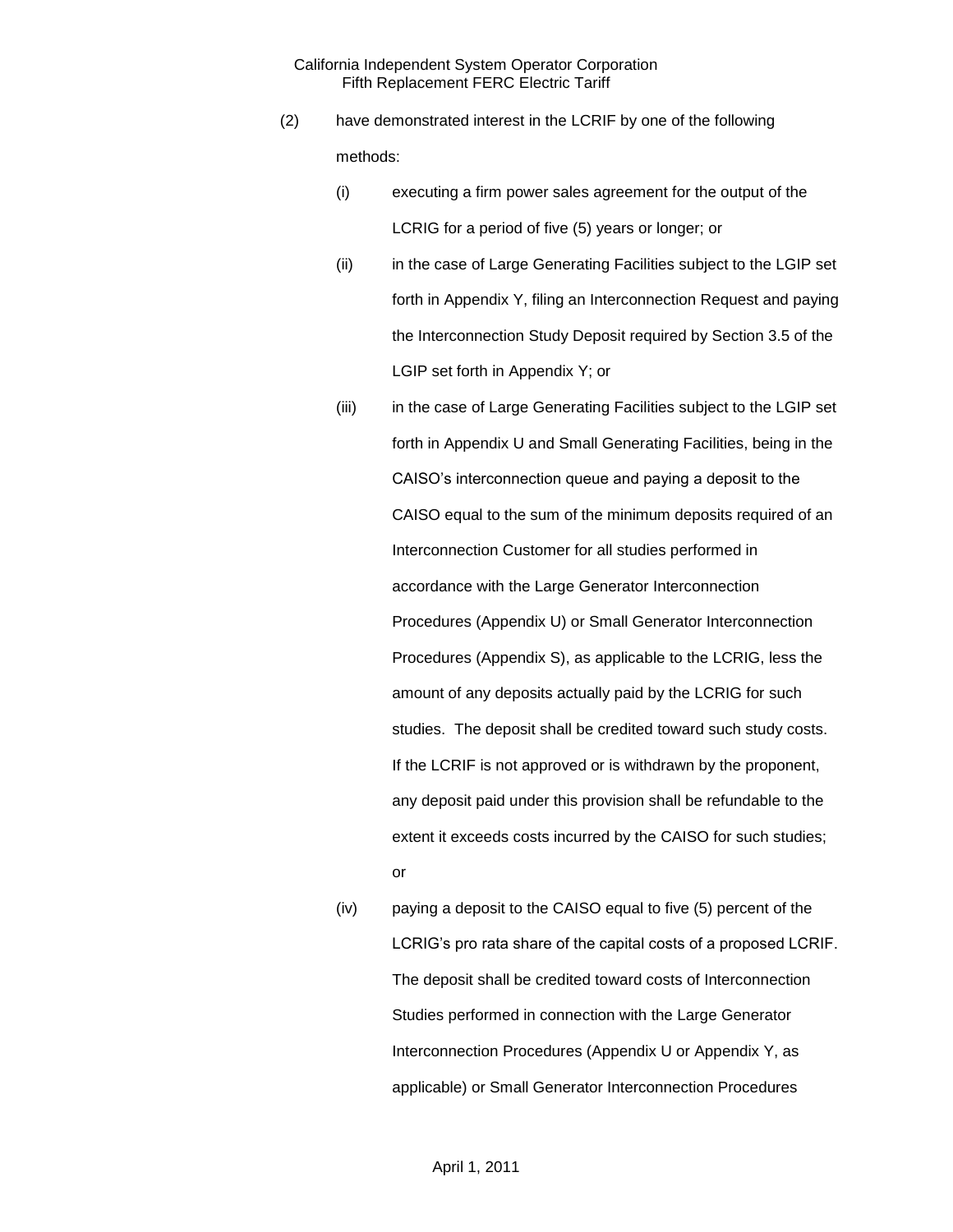(2) have demonstrated interest in the LCRIF by one of the following methods:

(i) executing a firm power sales agreement for the output of the LCRIG for a period of five (5) years or longer; or

(ii) in the case of Large Generating Facilities subject to the LGIP set forth in Appendix Y, filing an Interconnection Request and paying the Interconnection Study Deposit required by Section 3.5 of the LGIP set forth in Appendix Y; or

(iii) in the case of Large Generating Facilities subject to the LGIP set forth in Appendix U and Small Generating Facilities, being in the CAISO's interconnection queue and paying a deposit to the CAISO equal to the sum of the minimum deposits required of an Interconnection Customer for all studies performed in accordance with the Large Generator Interconnection Procedures (Appendix U) or Small Generator Interconnection Procedures (Appendix S), as applicable to the LCRIG, less the amount of any deposits actually paid by the LCRIG for such studies. The deposit shall be credited toward such study costs. If the LCRIF is not approved or is withdrawn by the proponent, any deposit paid under this provision shall be refundable to the extent it exceeds costs incurred by the CAISO for such studies; or

(iv) paying a deposit to the CAISO equal to five (5) percent of the LCRIG's pro rata share of the capital costs of a proposed LCRIF. The deposit shall be credited toward costs of Interconnection Studies performed in connection with the Large Generator Interconnection Procedures (Appendix U or Appendix Y, as applicable) or Small Generator Interconnection Procedures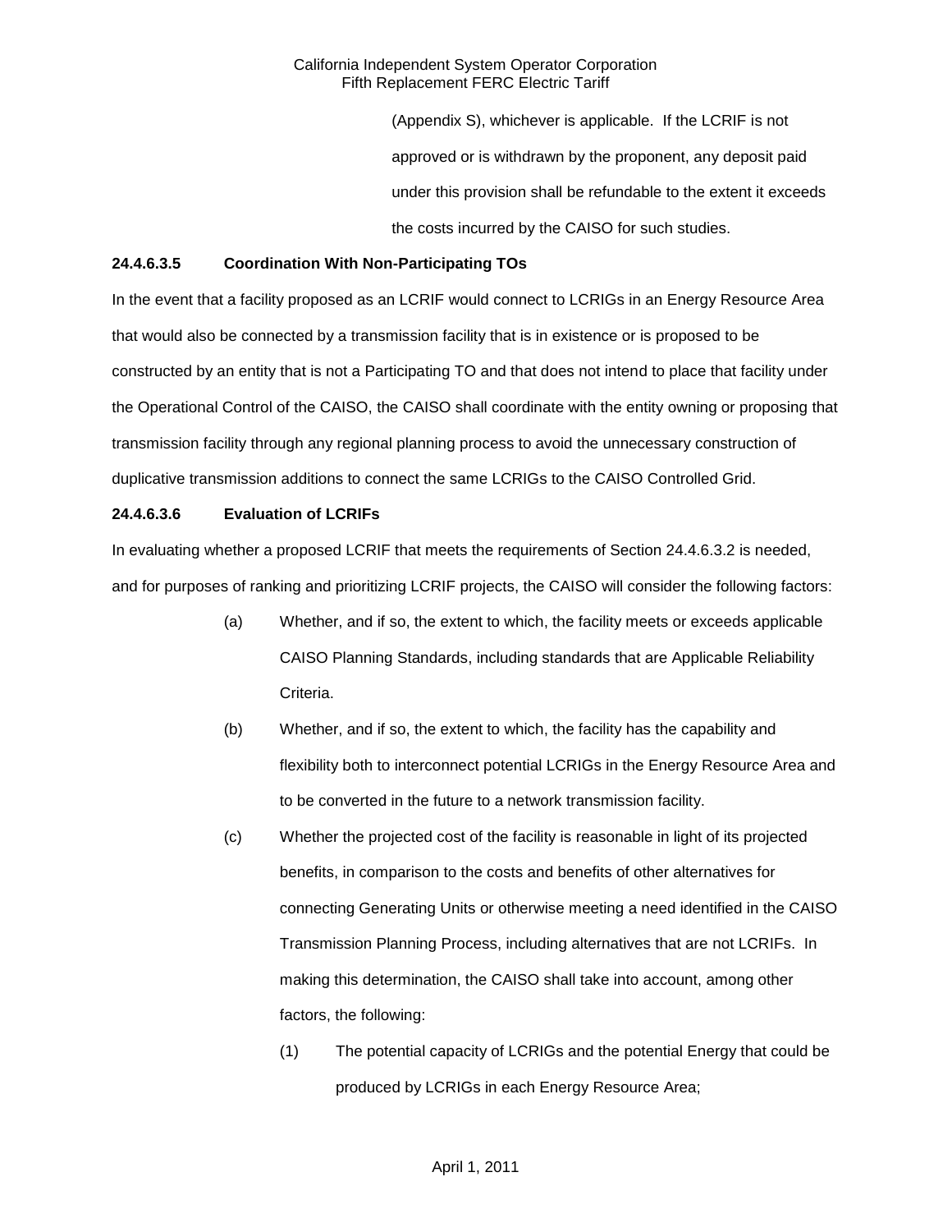(Appendix S), whichever is applicable. If the LCRIF is not approved or is withdrawn by the proponent, any deposit paid under this provision shall be refundable to the extent it exceeds the costs incurred by the CAISO for such studies.

**24.4.6.3.5 Coordination With Non-Participating TOs**

In the event that a facility proposed as an LCRIF would connect to LCRIGs in an Energy Resource Area that would also be connected by a transmission facility that is in existence or is proposed to be constructed by an entity that is not a Participating TO and that does not intend to place that facility under the Operational Control of the CAISO, the CAISO shall coordinate with the entity owning or proposing that transmission facility through any regional planning process to avoid the unnecessary construction of duplicative transmission additions to connect the same LCRIGs to the CAISO Controlled Grid.

**24.4.6.3.6 Evaluation of LCRIFs**

In evaluating whether a proposed LCRIF that meets the requirements of Section 24.4.6.3.2 is needed, and for purposes of ranking and prioritizing LCRIF projects, the CAISO will consider the following factors:

(a) Whether, and if so, the extent to which, the facility meets or exceeds applicable CAISO Planning Standards, including standards that are Applicable Reliability Criteria.

(b) Whether, and if so, the extent to which, the facility has the capability and flexibility both to interconnect potential LCRIGs in the Energy Resource Area and to be converted in the future to a network transmission facility.

(c) Whether the projected cost of the facility is reasonable in light of its projected benefits, in comparison to the costs and benefits of other alternatives for connecting Generating Units or otherwise meeting a need identified in the CAISO Transmission Planning Process, including alternatives that are not LCRIFs. In making this determination, the CAISO shall take into account, among other factors, the following:

(1) The potential capacity of LCRIGs and the potential Energy that could be produced by LCRIGs in each Energy Resource Area;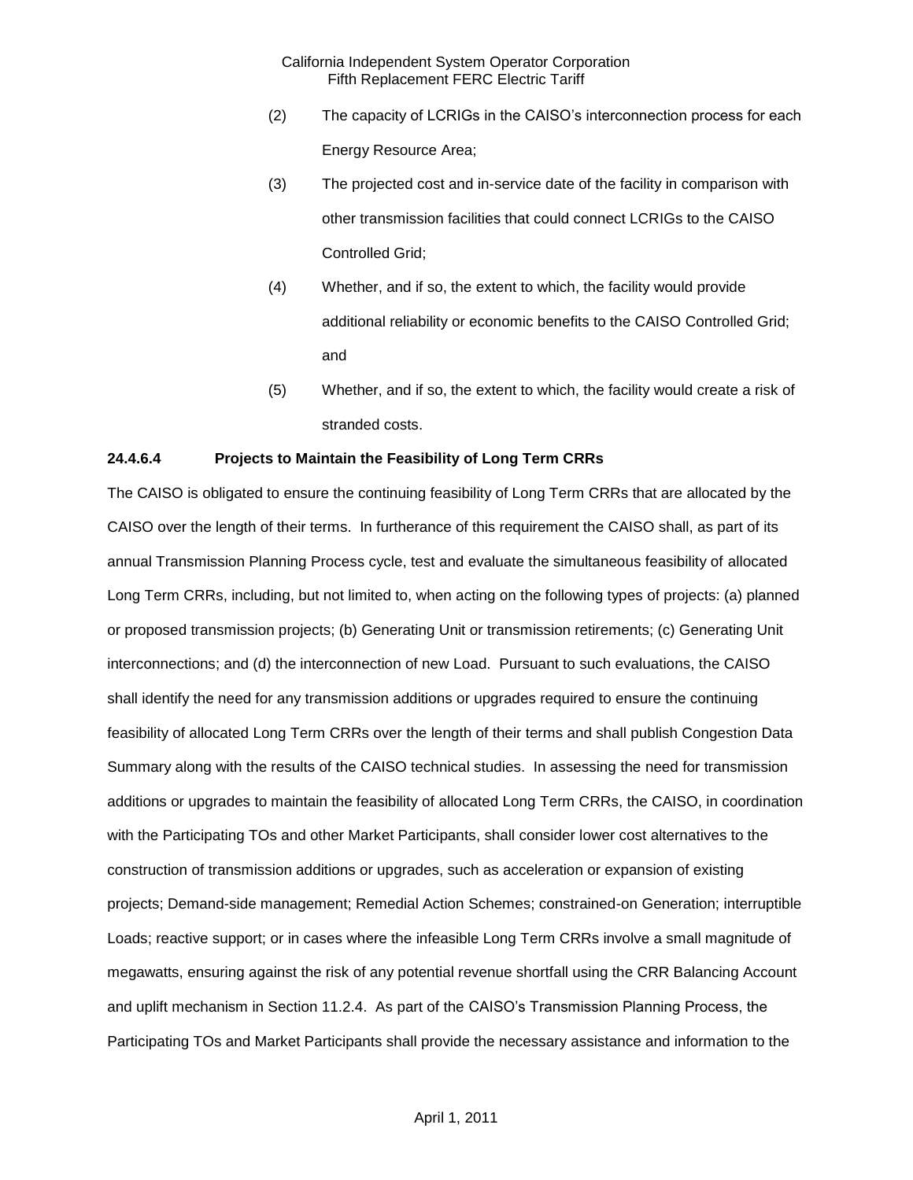(2) The capacity of LCRIGs in the CAISO's interconnection process for each Energy Resource Area;

(3) The projected cost and in-service date of the facility in comparison with other transmission facilities that could connect LCRIGs to the CAISO Controlled Grid;

(4) Whether, and if so, the extent to which, the facility would provide additional reliability or economic benefits to the CAISO Controlled Grid; and

(5) Whether, and if so, the extent to which, the facility would create a risk of stranded costs.

**24.4.6.4 Projects to Maintain the Feasibility of Long Term CRRs**

The CAISO is obligated to ensure the continuing feasibility of Long Term CRRs that are allocated by the CAISO over the length of their terms. In furtherance of this requirement the CAISO shall, as part of its annual Transmission Planning Process cycle, test and evaluate the simultaneous feasibility of allocated Long Term CRRs, including, but not limited to, when acting on the following types of projects: (a) planned or proposed transmission projects; (b) Generating Unit or transmission retirements; (c) Generating Unit interconnections; and (d) the interconnection of new Load. Pursuant to such evaluations, the CAISO shall identify the need for any transmission additions or upgrades required to ensure the continuing feasibility of allocated Long Term CRRs over the length of their terms and shall publish Congestion Data Summary along with the results of the CAISO technical studies. In assessing the need for transmission additions or upgrades to maintain the feasibility of allocated Long Term CRRs, the CAISO, in coordination with the Participating TOs and other Market Participants, shall consider lower cost alternatives to the construction of transmission additions or upgrades, such as acceleration or expansion of existing projects; Demand-side management; Remedial Action Schemes; constrained-on Generation; interruptible Loads; reactive support; or in cases where the infeasible Long Term CRRs involve a small magnitude of megawatts, ensuring against the risk of any potential revenue shortfall using the CRR Balancing Account and uplift mechanism in Section 11.2.4. As part of the CAISO's Transmission Planning Process, the Participating TOs and Market Participants shall provide the necessary assistance and information to the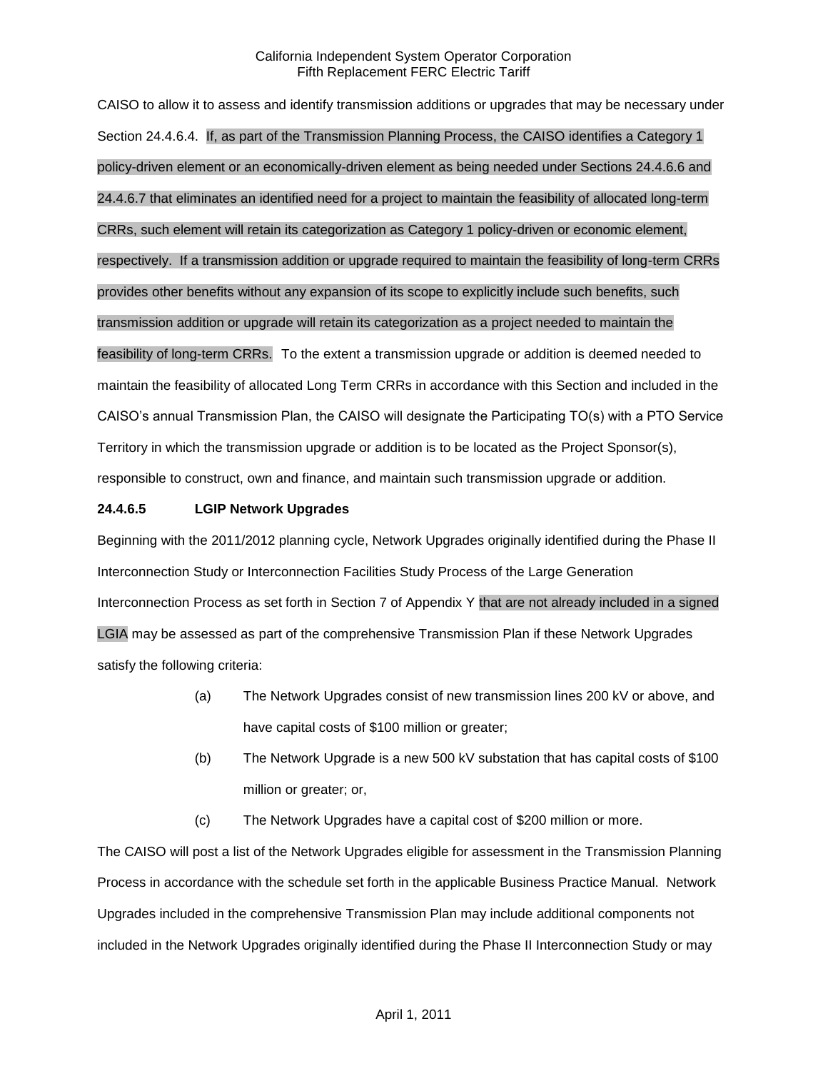CAISO to allow it to assess and identify transmission additions or upgrades that may be necessary under Section 24.4.6.4. If, as part of the Transmission Planning Process, the CAISO identifies a Category 1 policy-driven element or an economically-driven element as being needed under Sections 24.4.6.6 and 24.4.6.7 that eliminates an identified need for a project to maintain the feasibility of allocated long-term CRRs, such element will retain its categorization as Category 1 policy-driven or economic element, respectively. If a transmission addition or upgrade required to maintain the feasibility of long-term CRRs provides other benefits without any expansion of its scope to explicitly include such benefits, such transmission addition or upgrade will retain its categorization as a project needed to maintain the feasibility of long-term CRRs. To the extent a transmission upgrade or addition is deemed needed to maintain the feasibility of allocated Long Term CRRs in accordance with this Section and included in the CAISO's annual Transmission Plan, the CAISO will designate the Participating TO(s) with a PTO Service Territory in which the transmission upgrade or addition is to be located as the Project Sponsor(s), responsible to construct, own and finance, and maintain such transmission upgrade or addition.

**24.4.6.5 LGIP Network Upgrades**

Beginning with the 2011/2012 planning cycle, Network Upgrades originally identified during the Phase II Interconnection Study or Interconnection Facilities Study Process of the Large Generation Interconnection Process as set forth in Section 7 of Appendix Y that are not already included in a signed LGIA may be assessed as part of the comprehensive Transmission Plan if these Network Upgrades satisfy the following criteria:

(a) The Network Upgrades consist of new transmission lines 200 kV or above, and have capital costs of $100 million or greater;

(b) The Network Upgrade is a new 500 kV substation that has capital costs of $100 million or greater; or,

(c) The Network Upgrades have a capital cost of $200 million or more.

The CAISO will post a list of the Network Upgrades eligible for assessment in the Transmission Planning Process in accordance with the schedule set forth in the applicable Business Practice Manual. Network Upgrades included in the comprehensive Transmission Plan may include additional components not included in the Network Upgrades originally identified during the Phase II Interconnection Study or may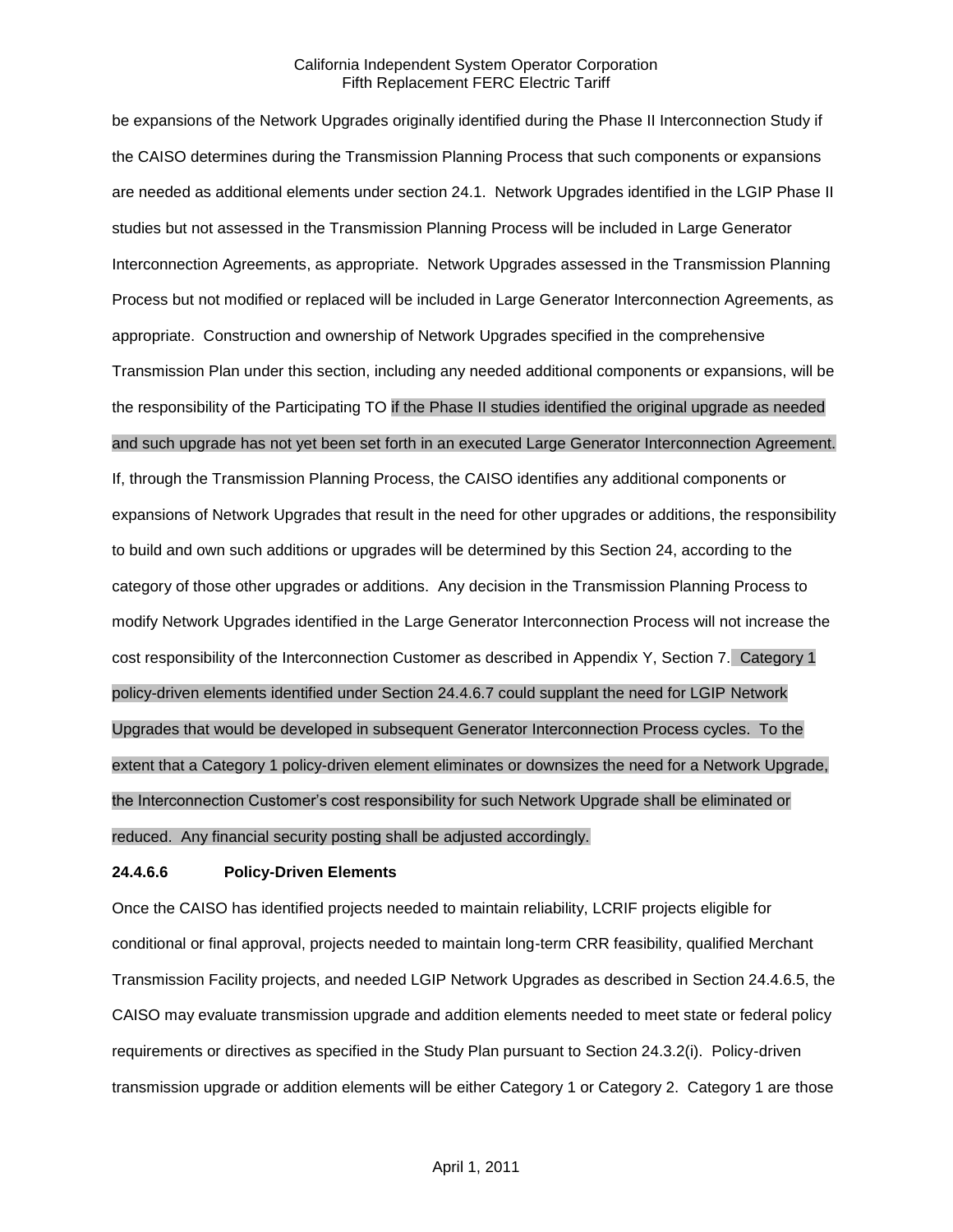be expansions of the Network Upgrades originally identified during the Phase II Interconnection Study if the CAISO determines during the Transmission Planning Process that such components or expansions are needed as additional elements under section 24.1. Network Upgrades identified in the LGIP Phase II studies but not assessed in the Transmission Planning Process will be included in Large Generator Interconnection Agreements, as appropriate. Network Upgrades assessed in the Transmission Planning Process but not modified or replaced will be included in Large Generator Interconnection Agreements, as appropriate. Construction and ownership of Network Upgrades specified in the comprehensive Transmission Plan under this section, including any needed additional components or expansions, will be the responsibility of the Participating TO if the Phase II studies identified the original upgrade as needed and such upgrade has not yet been set forth in an executed Large Generator Interconnection Agreement. If, through the Transmission Planning Process, the CAISO identifies any additional components or expansions of Network Upgrades that result in the need for other upgrades or additions, the responsibility to build and own such additions or upgrades will be determined by this Section 24, according to the category of those other upgrades or additions. Any decision in the Transmission Planning Process to modify Network Upgrades identified in the Large Generator Interconnection Process will not increase the cost responsibility of the Interconnection Customer as described in Appendix Y, Section 7. Category 1 policy-driven elements identified under Section 24.4.6.7 could supplant the need for LGIP Network Upgrades that would be developed in subsequent Generator Interconnection Process cycles. To the extent that a Category 1 policy-driven element eliminates or downsizes the need for a Network Upgrade, the Interconnection Customer's cost responsibility for such Network Upgrade shall be eliminated or reduced. Any financial security posting shall be adjusted accordingly.

**24.4.6.6 Policy-Driven Elements**

Once the CAISO has identified projects needed to maintain reliability, LCRIF projects eligible for conditional or final approval, projects needed to maintain long-term CRR feasibility, qualified Merchant Transmission Facility projects, and needed LGIP Network Upgrades as described in Section 24.4.6.5, the CAISO may evaluate transmission upgrade and addition elements needed to meet state or federal policy requirements or directives as specified in the Study Plan pursuant to Section 24.3.2(i). Policy-driven transmission upgrade or addition elements will be either Category 1 or Category 2. Category 1 are those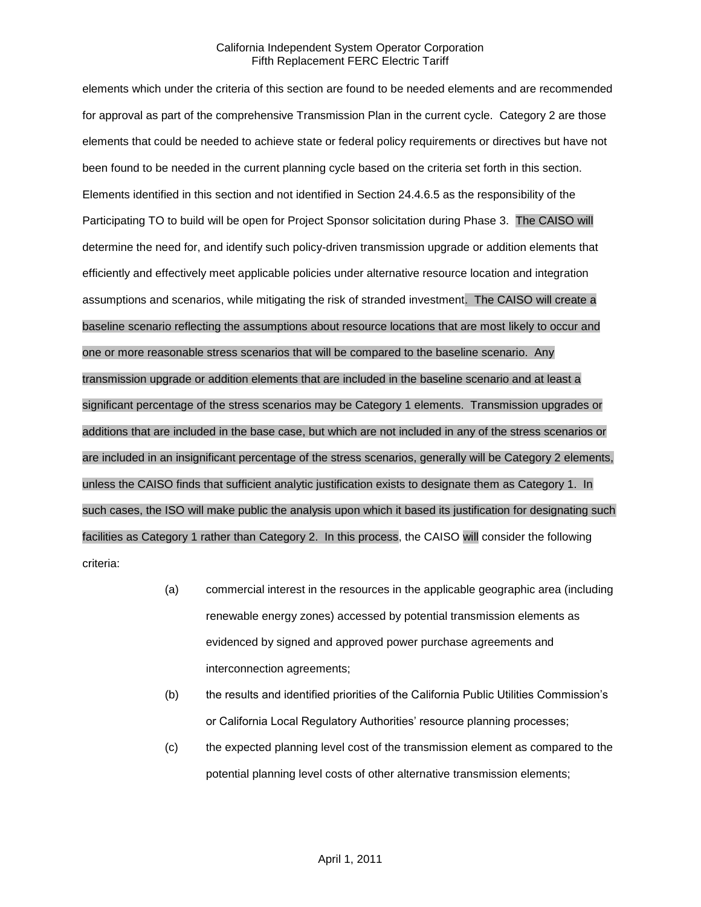elements which under the criteria of this section are found to be needed elements and are recommended for approval as part of the comprehensive Transmission Plan in the current cycle. Category 2 are those elements that could be needed to achieve state or federal policy requirements or directives but have not been found to be needed in the current planning cycle based on the criteria set forth in this section. Elements identified in this section and not identified in Section 24.4.6.5 as the responsibility of the Participating TO to build will be open for Project Sponsor solicitation during Phase 3. The CAISO will determine the need for, and identify such policy-driven transmission upgrade or addition elements that efficiently and effectively meet applicable policies under alternative resource location and integration assumptions and scenarios, while mitigating the risk of stranded investment. The CAISO will create a baseline scenario reflecting the assumptions about resource locations that are most likely to occur and one or more reasonable stress scenarios that will be compared to the baseline scenario. Any transmission upgrade or addition elements that are included in the baseline scenario and at least a significant percentage of the stress scenarios may be Category 1 elements. Transmission upgrades or additions that are included in the base case, but which are not included in any of the stress scenarios or are included in an insignificant percentage of the stress scenarios, generally will be Category 2 elements, unless the CAISO finds that sufficient analytic justification exists to designate them as Category 1. In such cases, the ISO will make public the analysis upon which it based its justification for designating such facilities as Category 1 rather than Category 2. In this process, the CAISO will consider the following criteria:

(a) commercial interest in the resources in the applicable geographic area (including renewable energy zones) accessed by potential transmission elements as evidenced by signed and approved power purchase agreements and interconnection agreements;

(b) the results and identified priorities of the California Public Utilities Commission's or California Local Regulatory Authorities' resource planning processes;

(c) the expected planning level cost of the transmission element as compared to the potential planning level costs of other alternative transmission elements;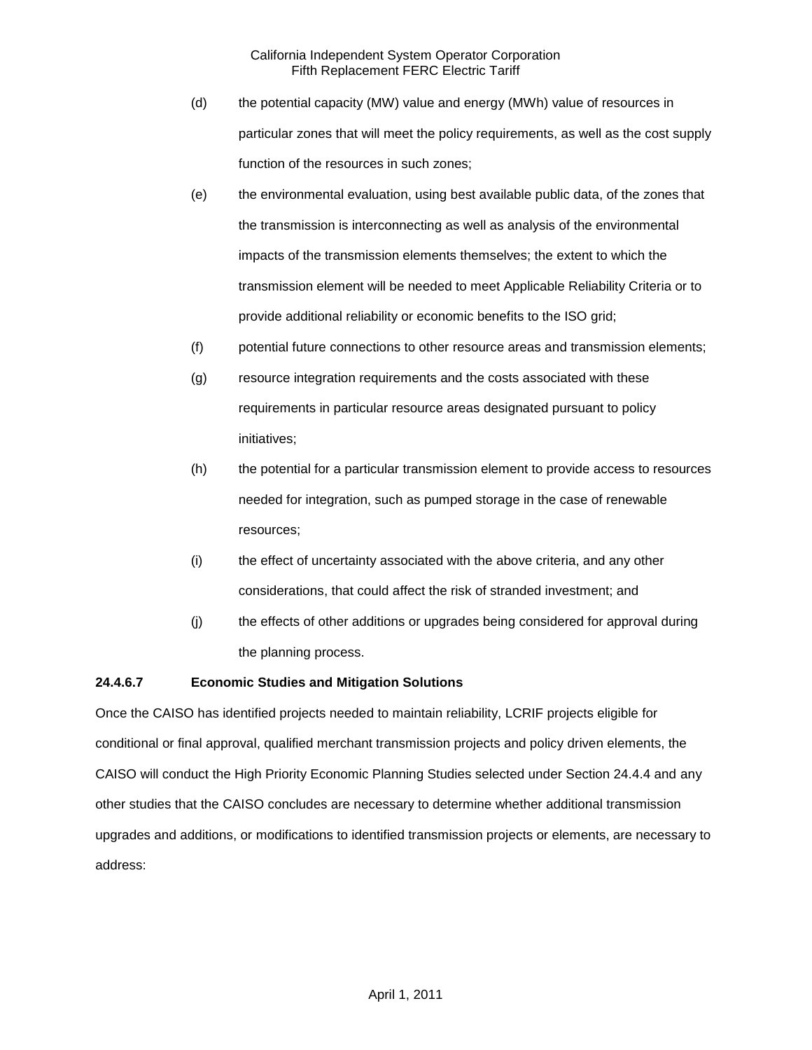(d) the potential capacity (MW) value and energy (MWh) value of resources in particular zones that will meet the policy requirements, as well as the cost supply function of the resources in such zones;

(e) the environmental evaluation, using best available public data, of the zones that the transmission is interconnecting as well as analysis of the environmental impacts of the transmission elements themselves; the extent to which the transmission element will be needed to meet Applicable Reliability Criteria or to provide additional reliability or economic benefits to the ISO grid;

(f) potential future connections to other resource areas and transmission elements;

(g) resource integration requirements and the costs associated with these requirements in particular resource areas designated pursuant to policy initiatives;

(h) the potential for a particular transmission element to provide access to resources needed for integration, such as pumped storage in the case of renewable resources;

(i) the effect of uncertainty associated with the above criteria, and any other considerations, that could affect the risk of stranded investment; and

(j) the effects of other additions or upgrades being considered for approval during the planning process.

**24.4.6.7 Economic Studies and Mitigation Solutions**

Once the CAISO has identified projects needed to maintain reliability, LCRIF projects eligible for conditional or final approval, qualified merchant transmission projects and policy driven elements, the CAISO will conduct the High Priority Economic Planning Studies selected under Section 24.4.4 and any other studies that the CAISO concludes are necessary to determine whether additional transmission upgrades and additions, or modifications to identified transmission projects or elements, are necessary to address: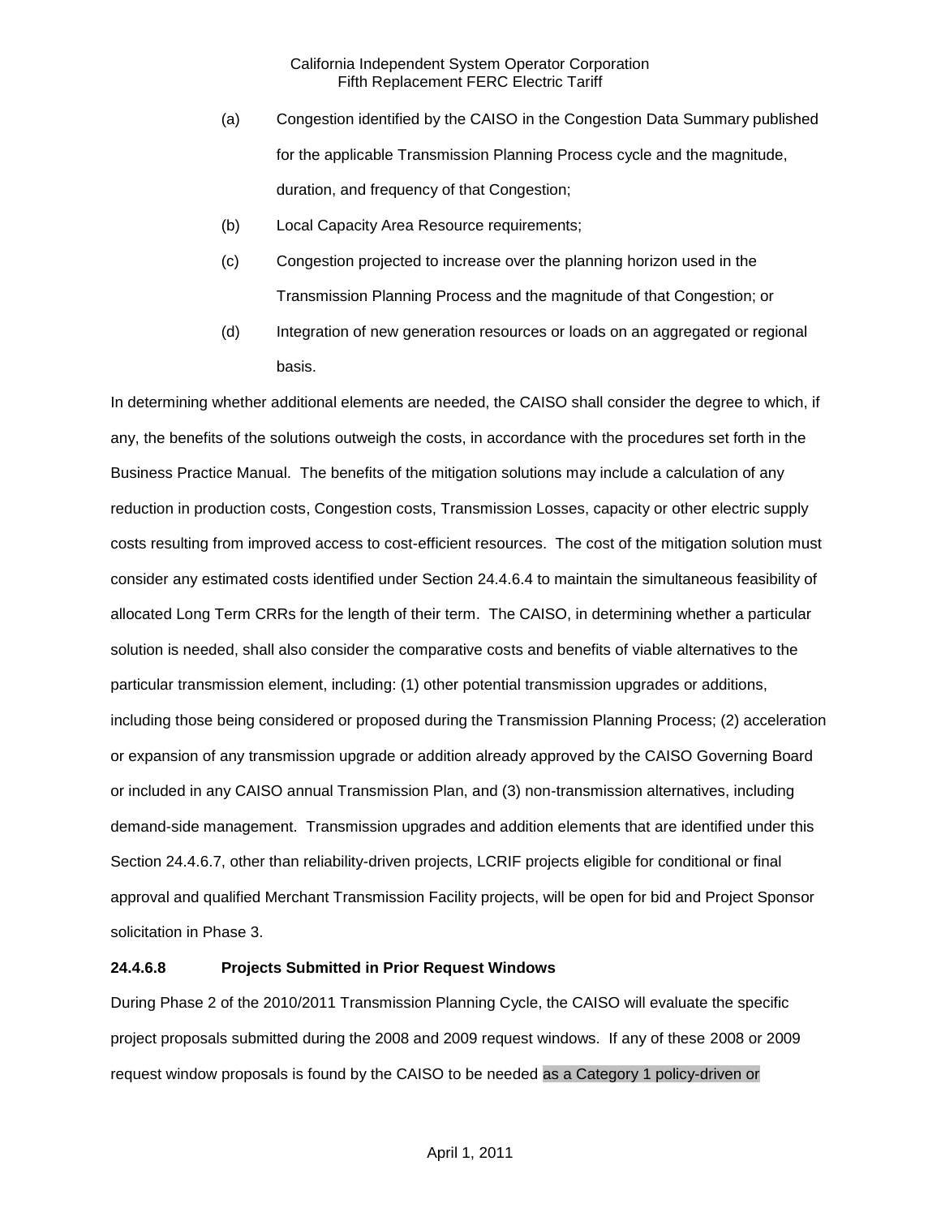(a) Congestion identified by the CAISO in the Congestion Data Summary published for the applicable Transmission Planning Process cycle and the magnitude, duration, and frequency of that Congestion;

(b) Local Capacity Area Resource requirements;

(c) Congestion projected to increase over the planning horizon used in the Transmission Planning Process and the magnitude of that Congestion; or

(d) Integration of new generation resources or loads on an aggregated or regional basis.

In determining whether additional elements are needed, the CAISO shall consider the degree to which, if any, the benefits of the solutions outweigh the costs, in accordance with the procedures set forth in the Business Practice Manual. The benefits of the mitigation solutions may include a calculation of any reduction in production costs, Congestion costs, Transmission Losses, capacity or other electric supply costs resulting from improved access to cost-efficient resources. The cost of the mitigation solution must consider any estimated costs identified under Section 24.4.6.4 to maintain the simultaneous feasibility of allocated Long Term CRRs for the length of their term. The CAISO, in determining whether a particular solution is needed, shall also consider the comparative costs and benefits of viable alternatives to the particular transmission element, including: (1) other potential transmission upgrades or additions, including those being considered or proposed during the Transmission Planning Process; (2) acceleration or expansion of any transmission upgrade or addition already approved by the CAISO Governing Board or included in any CAISO annual Transmission Plan, and (3) non-transmission alternatives, including demand-side management. Transmission upgrades and addition elements that are identified under this Section 24.4.6.7, other than reliability-driven projects, LCRIF projects eligible for conditional or final approval and qualified Merchant Transmission Facility projects, will be open for bid and Project Sponsor solicitation in Phase 3.

**24.4.6.8 Projects Submitted in Prior Request Windows**

During Phase 2 of the 2010/2011 Transmission Planning Cycle, the CAISO will evaluate the specific project proposals submitted during the 2008 and 2009 request windows. If any of these 2008 or 2009 request window proposals is found by the CAISO to be needed as a Category 1 policy-driven or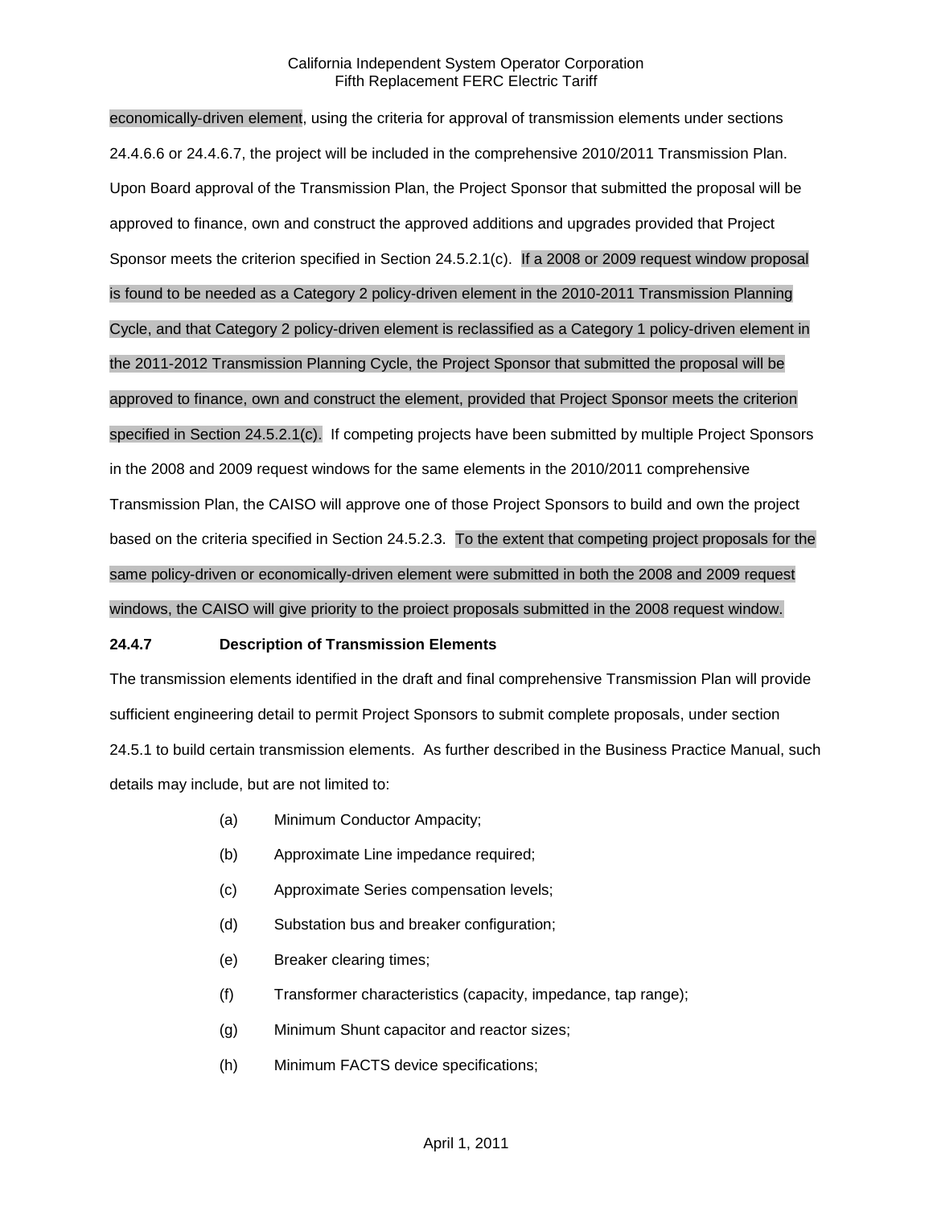economically-driven element, using the criteria for approval of transmission elements under sections 24.4.6.6 or 24.4.6.7, the project will be included in the comprehensive 2010/2011 Transmission Plan. Upon Board approval of the Transmission Plan, the Project Sponsor that submitted the proposal will be approved to finance, own and construct the approved additions and upgrades provided that Project Sponsor meets the criterion specified in Section 24.5.2.1(c). If a 2008 or 2009 request window proposal is found to be needed as a Category 2 policy-driven element in the 2010-2011 Transmission Planning Cycle, and that Category 2 policy-driven element is reclassified as a Category 1 policy-driven element in the 2011-2012 Transmission Planning Cycle, the Project Sponsor that submitted the proposal will be approved to finance, own and construct the element, provided that Project Sponsor meets the criterion specified in Section 24.5.2.1(c). If competing projects have been submitted by multiple Project Sponsors in the 2008 and 2009 request windows for the same elements in the 2010/2011 comprehensive Transmission Plan, the CAISO will approve one of those Project Sponsors to build and own the project based on the criteria specified in Section 24.5.2.3. To the extent that competing project proposals for the same policy-driven or economically-driven element were submitted in both the 2008 and 2009 request windows, the CAISO will give priority to the proiect proposals submitted in the 2008 request window.

**24.4.7 Description of Transmission Elements**

The transmission elements identified in the draft and final comprehensive Transmission Plan will provide sufficient engineering detail to permit Project Sponsors to submit complete proposals, under section 24.5.1 to build certain transmission elements. As further described in the Business Practice Manual, such details may include, but are not limited to:

(a) Minimum Conductor Ampacity;

(b) Approximate Line impedance required;

(c) Approximate Series compensation levels;

(d) Substation bus and breaker configuration;

(e) Breaker clearing times;

(f) Transformer characteristics (capacity, impedance, tap range);

(g) Minimum Shunt capacitor and reactor sizes;

(h) Minimum FACTS device specifications;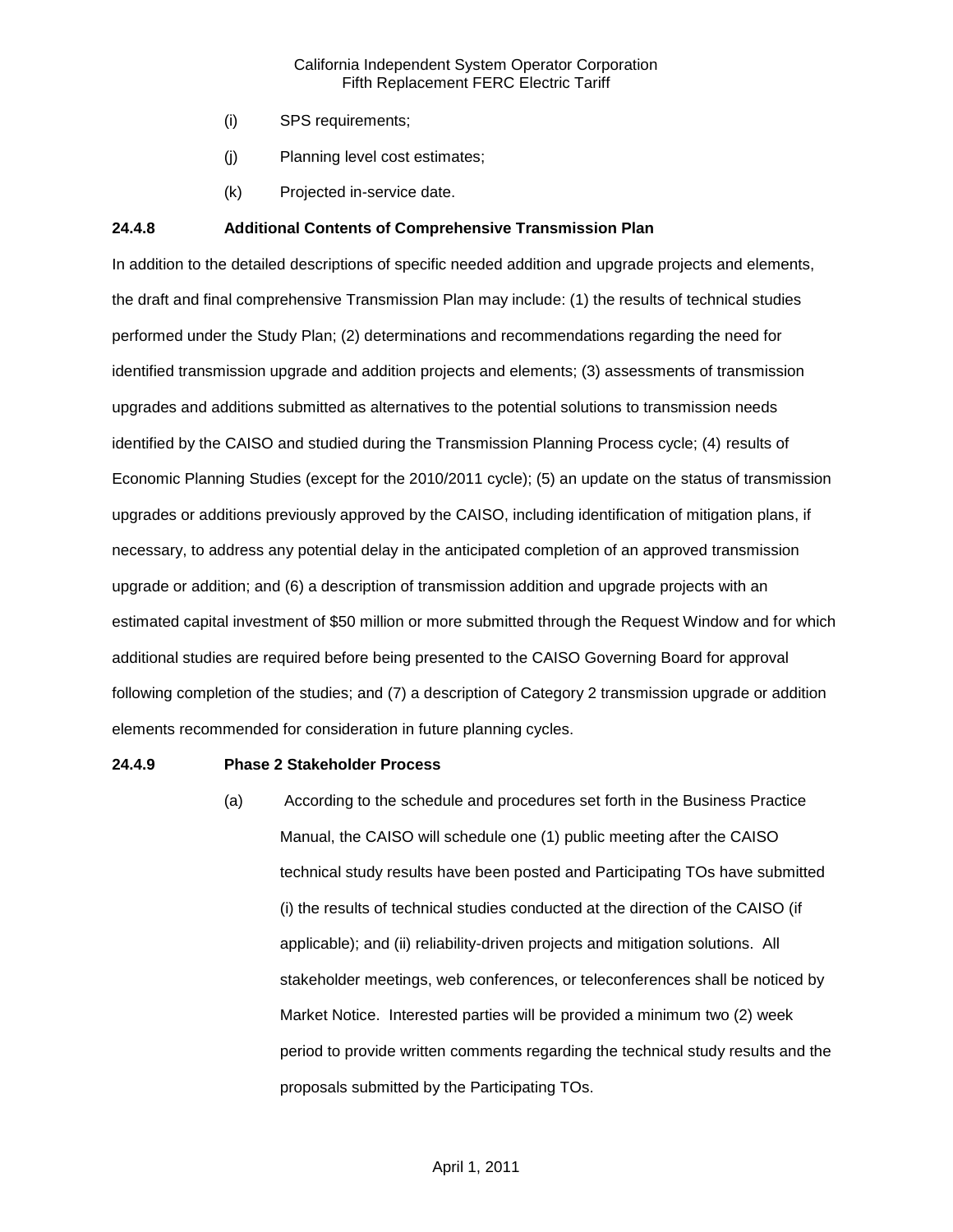(i) SPS requirements;

(j) Planning level cost estimates;

(k) Projected in-service date.

**24.4.8 Additional Contents of Comprehensive Transmission Plan**

In addition to the detailed descriptions of specific needed addition and upgrade projects and elements, the draft and final comprehensive Transmission Plan may include: (1) the results of technical studies performed under the Study Plan; (2) determinations and recommendations regarding the need for identified transmission upgrade and addition projects and elements; (3) assessments of transmission upgrades and additions submitted as alternatives to the potential solutions to transmission needs identified by the CAISO and studied during the Transmission Planning Process cycle; (4) results of Economic Planning Studies (except for the 2010/2011 cycle); (5) an update on the status of transmission upgrades or additions previously approved by the CAISO, including identification of mitigation plans, if necessary, to address any potential delay in the anticipated completion of an approved transmission upgrade or addition; and (6) a description of transmission addition and upgrade projects with an estimated capital investment of $50 million or more submitted through the Request Window and for which additional studies are required before being presented to the CAISO Governing Board for approval following completion of the studies; and (7) a description of Category 2 transmission upgrade or addition elements recommended for consideration in future planning cycles.

**24.4.9 Phase 2 Stakeholder Process**

(a) According to the schedule and procedures set forth in the Business Practice Manual, the CAISO will schedule one (1) public meeting after the CAISO technical study results have been posted and Participating TOs have submitted (i) the results of technical studies conducted at the direction of the CAISO (if applicable); and (ii) reliability-driven projects and mitigation solutions. All stakeholder meetings, web conferences, or teleconferences shall be noticed by Market Notice. Interested parties will be provided a minimum two (2) week period to provide written comments regarding the technical study results and the proposals submitted by the Participating TOs.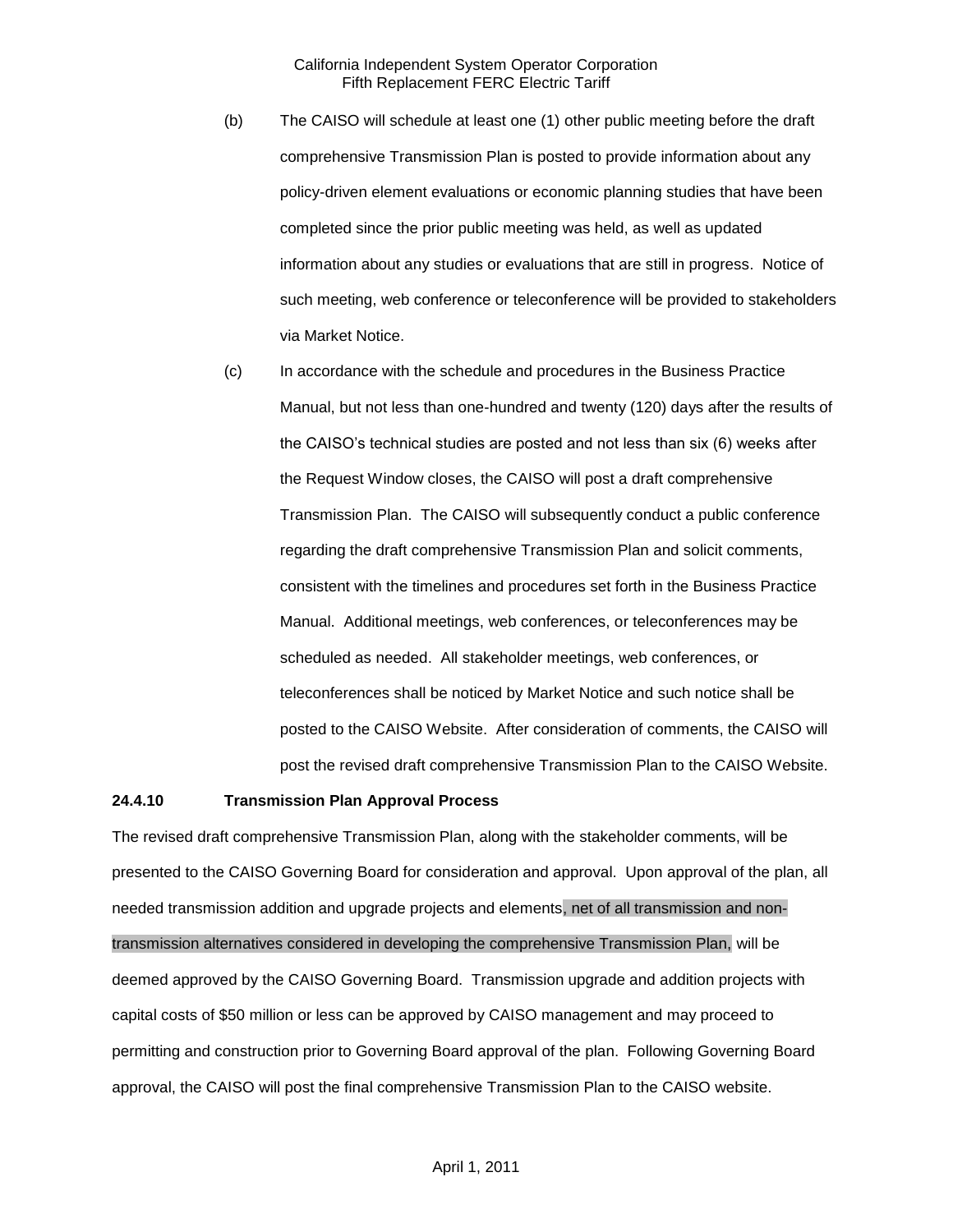(b) The CAISO will schedule at least one (1) other public meeting before the draft comprehensive Transmission Plan is posted to provide information about any policy-driven element evaluations or economic planning studies that have been completed since the prior public meeting was held, as well as updated information about any studies or evaluations that are still in progress. Notice of such meeting, web conference or teleconference will be provided to stakeholders via Market Notice.

(c) In accordance with the schedule and procedures in the Business Practice Manual, but not less than one-hundred and twenty (120) days after the results of the CAISO's technical studies are posted and not less than six (6) weeks after the Request Window closes, the CAISO will post a draft comprehensive Transmission Plan. The CAISO will subsequently conduct a public conference regarding the draft comprehensive Transmission Plan and solicit comments, consistent with the timelines and procedures set forth in the Business Practice Manual. Additional meetings, web conferences, or teleconferences may be scheduled as needed. All stakeholder meetings, web conferences, or teleconferences shall be noticed by Market Notice and such notice shall be posted to the CAISO Website. After consideration of comments, the CAISO will post the revised draft comprehensive Transmission Plan to the CAISO Website.

**24.4.10 Transmission Plan Approval Process**

The revised draft comprehensive Transmission Plan, along with the stakeholder comments, will be presented to the CAISO Governing Board for consideration and approval. Upon approval of the plan, all needed transmission addition and upgrade projects and elements, net of all transmission and non-transmission alternatives considered in developing the comprehensive Transmission Plan, will be deemed approved by the CAISO Governing Board. Transmission upgrade and addition projects with capital costs of $50 million or less can be approved by CAISO management and may proceed to permitting and construction prior to Governing Board approval of the plan. Following Governing Board approval, the CAISO will post the final comprehensive Transmission Plan to the CAISO website.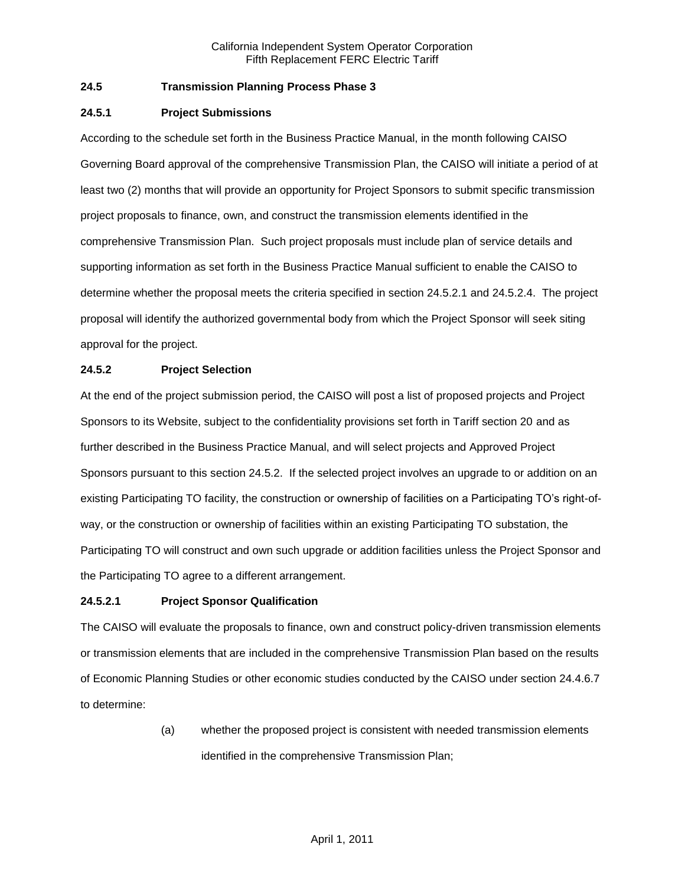## 24.5 Transmission Planning Process Phase 3

### 24.5.1 Project Submissions

According to the schedule set forth in the Business Practice Manual, in the month following CAISO Governing Board approval of the comprehensive Transmission Plan, the CAISO will initiate a period of at least two (2) months that will provide an opportunity for Project Sponsors to submit specific transmission project proposals to finance, own, and construct the transmission elements identified in the comprehensive Transmission Plan. Such project proposals must include plan of service details and supporting information as set forth in the Business Practice Manual sufficient to enable the CAISO to determine whether the proposal meets the criteria specified in section 24.5.2.1 and 24.5.2.4. The project proposal will identify the authorized governmental body from which the Project Sponsor will seek siting approval for the project.

### 24.5.2 Project Selection

At the end of the project submission period, the CAISO will post a list of proposed projects and Project Sponsors to its Website, subject to the confidentiality provisions set forth in Tariff section 20 and as further described in the Business Practice Manual, and will select projects and Approved Project Sponsors pursuant to this section 24.5.2. If the selected project involves an upgrade to or addition on an existing Participating TO facility, the construction or ownership of facilities on a Participating TO's right-of-way, or the construction or ownership of facilities within an existing Participating TO substation, the Participating TO will construct and own such upgrade or addition facilities unless the Project Sponsor and the Participating TO agree to a different arrangement.

#### 24.5.2.1 Project Sponsor Qualification

The CAISO will evaluate the proposals to finance, own and construct policy-driven transmission elements or transmission elements that are included in the comprehensive Transmission Plan based on the results of Economic Planning Studies or other economic studies conducted by the CAISO under section 24.4.6.7 to determine:

(a) whether the proposed project is consistent with needed transmission elements identified in the comprehensive Transmission Plan;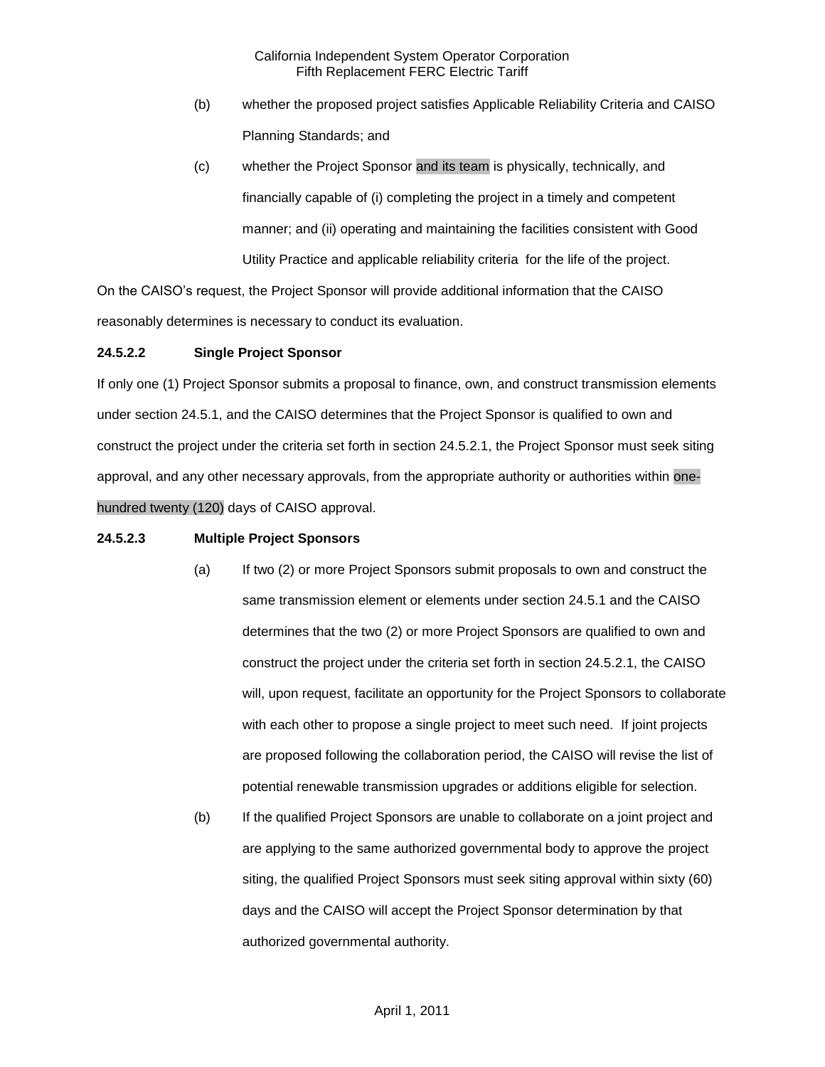(b) whether the proposed project satisfies Applicable Reliability Criteria and CAISO Planning Standards; and

(c) whether the Project Sponsor and its team is physically, technically, and financially capable of (i) completing the project in a timely and competent manner; and (ii) operating and maintaining the facilities consistent with Good Utility Practice and applicable reliability criteria for the life of the project.

On the CAISO's request, the Project Sponsor will provide additional information that the CAISO reasonably determines is necessary to conduct its evaluation.

**24.5.2.2 Single Project Sponsor**

If only one (1) Project Sponsor submits a proposal to finance, own, and construct transmission elements under section 24.5.1, and the CAISO determines that the Project Sponsor is qualified to own and construct the project under the criteria set forth in section 24.5.2.1, the Project Sponsor must seek siting approval, and any other necessary approvals, from the appropriate authority or authorities within one-hundred twenty (120) days of CAISO approval.

**24.5.2.3 Multiple Project Sponsors**

(a) If two (2) or more Project Sponsors submit proposals to own and construct the same transmission element or elements under section 24.5.1 and the CAISO determines that the two (2) or more Project Sponsors are qualified to own and construct the project under the criteria set forth in section 24.5.2.1, the CAISO will, upon request, facilitate an opportunity for the Project Sponsors to collaborate with each other to propose a single project to meet such need. If joint projects are proposed following the collaboration period, the CAISO will revise the list of potential renewable transmission upgrades or additions eligible for selection.

(b) If the qualified Project Sponsors are unable to collaborate on a joint project and are applying to the same authorized governmental body to approve the project siting, the qualified Project Sponsors must seek siting approval within sixty (60) days and the CAISO will accept the Project Sponsor determination by that authorized governmental authority.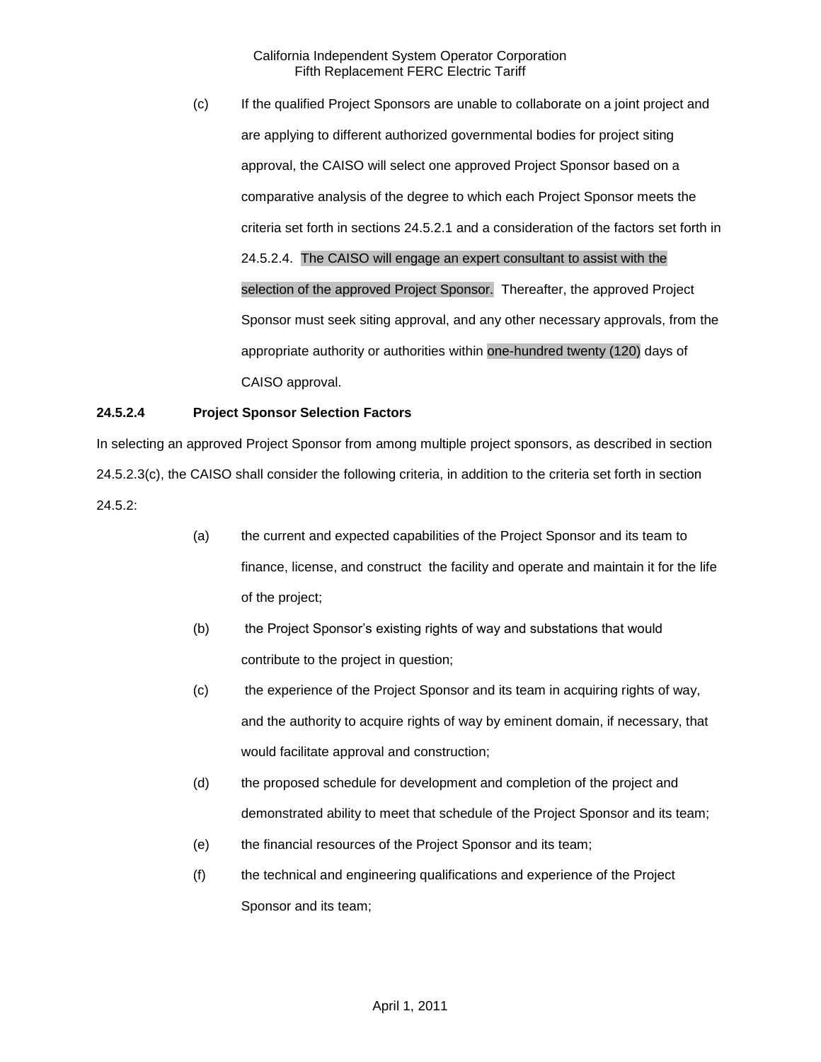(c) If the qualified Project Sponsors are unable to collaborate on a joint project and are applying to different authorized governmental bodies for project siting approval, the CAISO will select one approved Project Sponsor based on a comparative analysis of the degree to which each Project Sponsor meets the criteria set forth in sections 24.5.2.1 and a consideration of the factors set forth in 24.5.2.4. The CAISO will engage an expert consultant to assist with the selection of the approved Project Sponsor. Thereafter, the approved Project Sponsor must seek siting approval, and any other necessary approvals, from the appropriate authority or authorities within one-hundred twenty (120) days of CAISO approval.

**24.5.2.4 Project Sponsor Selection Factors**

In selecting an approved Project Sponsor from among multiple project sponsors, as described in section 24.5.2.3(c), the CAISO shall consider the following criteria, in addition to the criteria set forth in section 24.5.2:

(a) the current and expected capabilities of the Project Sponsor and its team to finance, license, and construct the facility and operate and maintain it for the life of the project;

(b) the Project Sponsor's existing rights of way and substations that would contribute to the project in question;

(c) the experience of the Project Sponsor and its team in acquiring rights of way, and the authority to acquire rights of way by eminent domain, if necessary, that would facilitate approval and construction;

(d) the proposed schedule for development and completion of the project and demonstrated ability to meet that schedule of the Project Sponsor and its team;

(e) the financial resources of the Project Sponsor and its team;

(f) the technical and engineering qualifications and experience of the Project Sponsor and its team;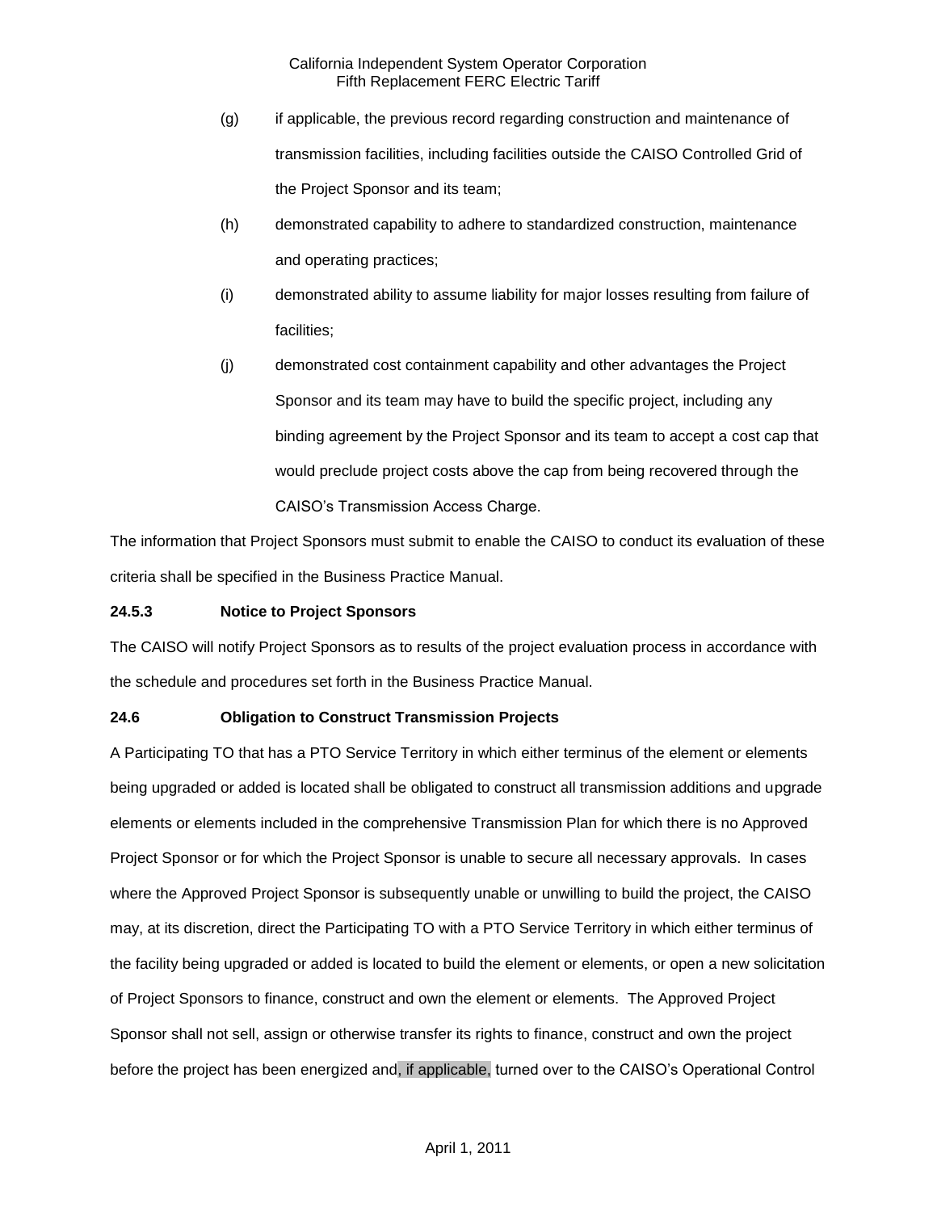(g) if applicable, the previous record regarding construction and maintenance of transmission facilities, including facilities outside the CAISO Controlled Grid of the Project Sponsor and its team;

(h) demonstrated capability to adhere to standardized construction, maintenance and operating practices;

(i) demonstrated ability to assume liability for major losses resulting from failure of facilities;

(j) demonstrated cost containment capability and other advantages the Project Sponsor and its team may have to build the specific project, including any binding agreement by the Project Sponsor and its team to accept a cost cap that would preclude project costs above the cap from being recovered through the CAISO's Transmission Access Charge.

The information that Project Sponsors must submit to enable the CAISO to conduct its evaluation of these criteria shall be specified in the Business Practice Manual.

**24.5.3 Notice to Project Sponsors**

The CAISO will notify Project Sponsors as to results of the project evaluation process in accordance with the schedule and procedures set forth in the Business Practice Manual.

**24.6 Obligation to Construct Transmission Projects**

A Participating TO that has a PTO Service Territory in which either terminus of the element or elements being upgraded or added is located shall be obligated to construct all transmission additions and upgrade elements or elements included in the comprehensive Transmission Plan for which there is no Approved Project Sponsor or for which the Project Sponsor is unable to secure all necessary approvals. In cases where the Approved Project Sponsor is subsequently unable or unwilling to build the project, the CAISO may, at its discretion, direct the Participating TO with a PTO Service Territory in which either terminus of the facility being upgraded or added is located to build the element or elements, or open a new solicitation of Project Sponsors to finance, construct and own the element or elements. The Approved Project Sponsor shall not sell, assign or otherwise transfer its rights to finance, construct and own the project before the project has been energized and, if applicable, turned over to the CAISO's Operational Control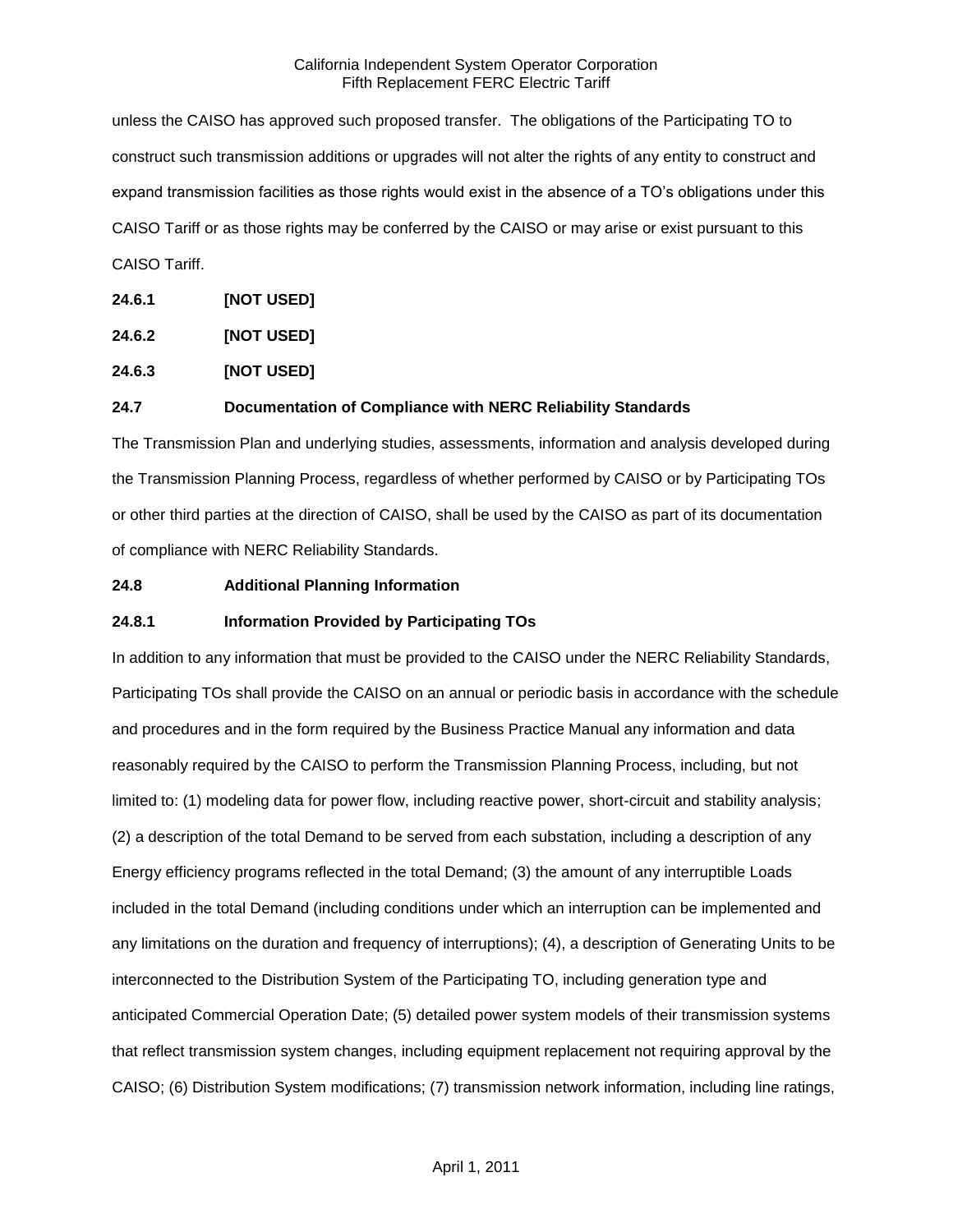unless the CAISO has approved such proposed transfer. The obligations of the Participating TO to construct such transmission additions or upgrades will not alter the rights of any entity to construct and expand transmission facilities as those rights would exist in the absence of a TO's obligations under this CAISO Tariff or as those rights may be conferred by the CAISO or may arise or exist pursuant to this CAISO Tariff.

**24.6.1 [NOT USED]**

**24.6.2 [NOT USED]**

**24.6.3 [NOT USED]**

**24.7 Documentation of Compliance with NERC Reliability Standards**

The Transmission Plan and underlying studies, assessments, information and analysis developed during the Transmission Planning Process, regardless of whether performed by CAISO or by Participating TOs or other third parties at the direction of CAISO, shall be used by the CAISO as part of its documentation of compliance with NERC Reliability Standards.

**24.8 Additional Planning Information**

**24.8.1 Information Provided by Participating TOs**

In addition to any information that must be provided to the CAISO under the NERC Reliability Standards, Participating TOs shall provide the CAISO on an annual or periodic basis in accordance with the schedule and procedures and in the form required by the Business Practice Manual any information and data reasonably required by the CAISO to perform the Transmission Planning Process, including, but not limited to: (1) modeling data for power flow, including reactive power, short-circuit and stability analysis; (2) a description of the total Demand to be served from each substation, including a description of any Energy efficiency programs reflected in the total Demand; (3) the amount of any interruptible Loads included in the total Demand (including conditions under which an interruption can be implemented and any limitations on the duration and frequency of interruptions); (4), a description of Generating Units to be interconnected to the Distribution System of the Participating TO, including generation type and anticipated Commercial Operation Date; (5) detailed power system models of their transmission systems that reflect transmission system changes, including equipment replacement not requiring approval by the CAISO; (6) Distribution System modifications; (7) transmission network information, including line ratings,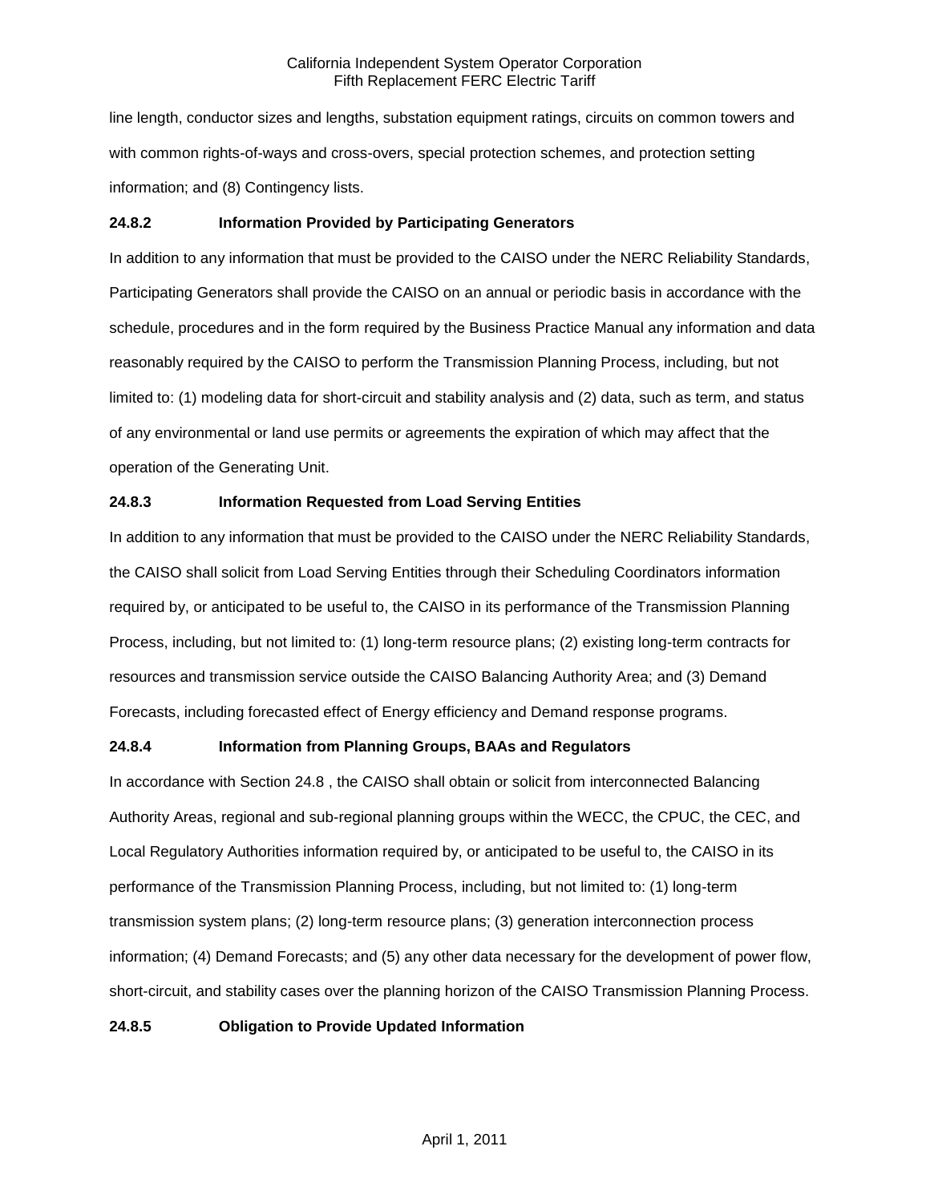line length, conductor sizes and lengths, substation equipment ratings, circuits on common towers and with common rights-of-ways and cross-overs, special protection schemes, and protection setting information; and (8) Contingency lists.

**24.8.2 Information Provided by Participating Generators**

In addition to any information that must be provided to the CAISO under the NERC Reliability Standards, Participating Generators shall provide the CAISO on an annual or periodic basis in accordance with the schedule, procedures and in the form required by the Business Practice Manual any information and data reasonably required by the CAISO to perform the Transmission Planning Process, including, but not limited to: (1) modeling data for short-circuit and stability analysis and (2) data, such as term, and status of any environmental or land use permits or agreements the expiration of which may affect that the operation of the Generating Unit.

**24.8.3 Information Requested from Load Serving Entities**

In addition to any information that must be provided to the CAISO under the NERC Reliability Standards, the CAISO shall solicit from Load Serving Entities through their Scheduling Coordinators information required by, or anticipated to be useful to, the CAISO in its performance of the Transmission Planning Process, including, but not limited to: (1) long-term resource plans; (2) existing long-term contracts for resources and transmission service outside the CAISO Balancing Authority Area; and (3) Demand Forecasts, including forecasted effect of Energy efficiency and Demand response programs.

**24.8.4 Information from Planning Groups, BAAs and Regulators**

In accordance with Section 24.8 , the CAISO shall obtain or solicit from interconnected Balancing Authority Areas, regional and sub-regional planning groups within the WECC, the CPUC, the CEC, and Local Regulatory Authorities information required by, or anticipated to be useful to, the CAISO in its performance of the Transmission Planning Process, including, but not limited to: (1) long-term transmission system plans; (2) long-term resource plans; (3) generation interconnection process information; (4) Demand Forecasts; and (5) any other data necessary for the development of power flow, short-circuit, and stability cases over the planning horizon of the CAISO Transmission Planning Process.

**24.8.5 Obligation to Provide Updated Information**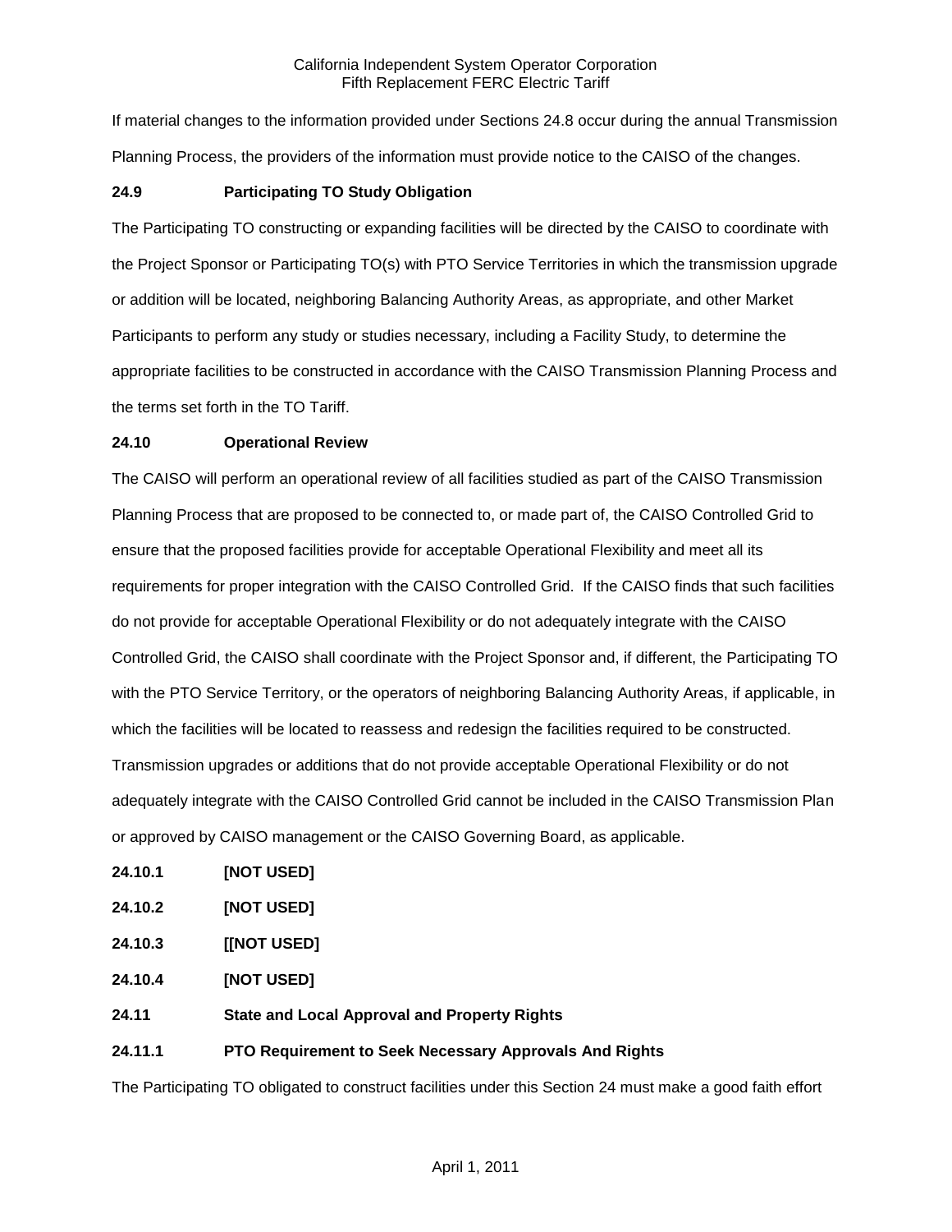If material changes to the information provided under Sections 24.8 occur during the annual Transmission Planning Process, the providers of the information must provide notice to the CAISO of the changes.

**24.9 Participating TO Study Obligation**

The Participating TO constructing or expanding facilities will be directed by the CAISO to coordinate with the Project Sponsor or Participating TO(s) with PTO Service Territories in which the transmission upgrade or addition will be located, neighboring Balancing Authority Areas, as appropriate, and other Market Participants to perform any study or studies necessary, including a Facility Study, to determine the appropriate facilities to be constructed in accordance with the CAISO Transmission Planning Process and the terms set forth in the TO Tariff.

**24.10 Operational Review**

The CAISO will perform an operational review of all facilities studied as part of the CAISO Transmission Planning Process that are proposed to be connected to, or made part of, the CAISO Controlled Grid to ensure that the proposed facilities provide for acceptable Operational Flexibility and meet all its requirements for proper integration with the CAISO Controlled Grid. If the CAISO finds that such facilities do not provide for acceptable Operational Flexibility or do not adequately integrate with the CAISO Controlled Grid, the CAISO shall coordinate with the Project Sponsor and, if different, the Participating TO with the PTO Service Territory, or the operators of neighboring Balancing Authority Areas, if applicable, in which the facilities will be located to reassess and redesign the facilities required to be constructed. Transmission upgrades or additions that do not provide acceptable Operational Flexibility or do not adequately integrate with the CAISO Controlled Grid cannot be included in the CAISO Transmission Plan or approved by CAISO management or the CAISO Governing Board, as applicable.

**24.10.1 [NOT USED]**

**24.10.2 [NOT USED]**

**24.10.3 [[NOT USED]**

**24.10.4 [NOT USED]**

**24.11 State and Local Approval and Property Rights**

**24.11.1 PTO Requirement to Seek Necessary Approvals And Rights**

The Participating TO obligated to construct facilities under this Section 24 must make a good faith effort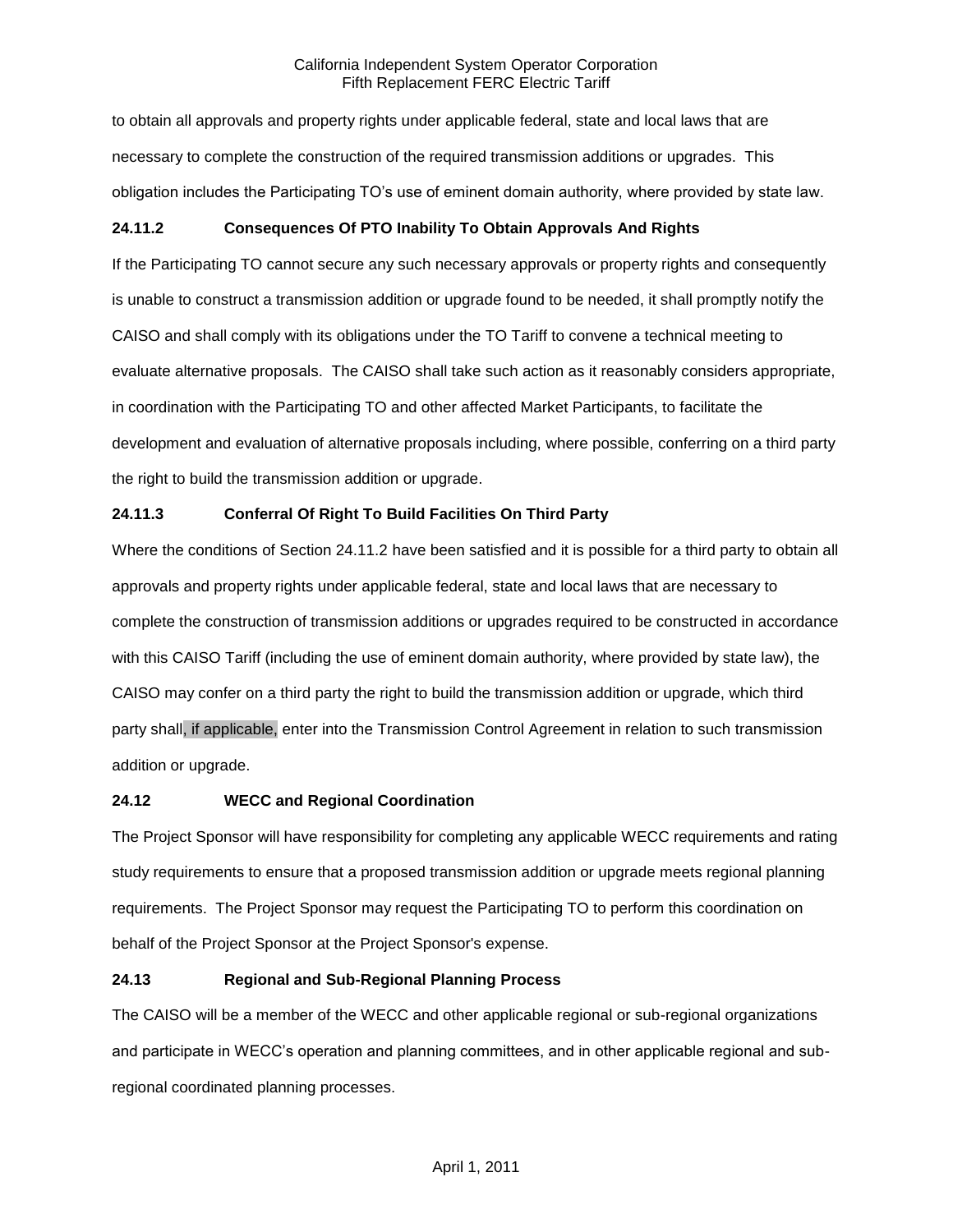to obtain all approvals and property rights under applicable federal, state and local laws that are necessary to complete the construction of the required transmission additions or upgrades. This obligation includes the Participating TO's use of eminent domain authority, where provided by state law.

**24.11.2 Consequences Of PTO Inability To Obtain Approvals And Rights**

If the Participating TO cannot secure any such necessary approvals or property rights and consequently is unable to construct a transmission addition or upgrade found to be needed, it shall promptly notify the CAISO and shall comply with its obligations under the TO Tariff to convene a technical meeting to evaluate alternative proposals. The CAISO shall take such action as it reasonably considers appropriate, in coordination with the Participating TO and other affected Market Participants, to facilitate the development and evaluation of alternative proposals including, where possible, conferring on a third party the right to build the transmission addition or upgrade.

**24.11.3 Conferral Of Right To Build Facilities On Third Party**

Where the conditions of Section 24.11.2 have been satisfied and it is possible for a third party to obtain all approvals and property rights under applicable federal, state and local laws that are necessary to complete the construction of transmission additions or upgrades required to be constructed in accordance with this CAISO Tariff (including the use of eminent domain authority, where provided by state law), the CAISO may confer on a third party the right to build the transmission addition or upgrade, which third party shall, if applicable, enter into the Transmission Control Agreement in relation to such transmission addition or upgrade.

**24.12 WECC and Regional Coordination**

The Project Sponsor will have responsibility for completing any applicable WECC requirements and rating study requirements to ensure that a proposed transmission addition or upgrade meets regional planning requirements. The Project Sponsor may request the Participating TO to perform this coordination on behalf of the Project Sponsor at the Project Sponsor's expense.

**24.13 Regional and Sub-Regional Planning Process**

The CAISO will be a member of the WECC and other applicable regional or sub-regional organizations and participate in WECC's operation and planning committees, and in other applicable regional and sub-regional coordinated planning processes.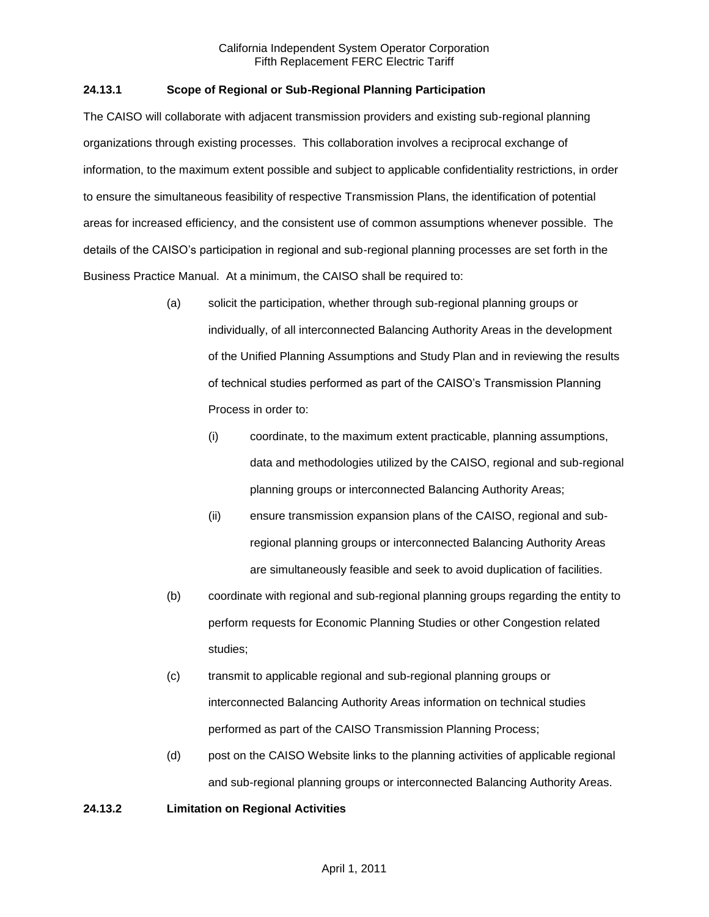### 24.13.1 Scope of Regional or Sub-Regional Planning Participation

The CAISO will collaborate with adjacent transmission providers and existing sub-regional planning organizations through existing processes. This collaboration involves a reciprocal exchange of information, to the maximum extent possible and subject to applicable confidentiality restrictions, in order to ensure the simultaneous feasibility of respective Transmission Plans, the identification of potential areas for increased efficiency, and the consistent use of common assumptions whenever possible. The details of the CAISO's participation in regional and sub-regional planning processes are set forth in the Business Practice Manual. At a minimum, the CAISO shall be required to:

(a) solicit the participation, whether through sub-regional planning groups or individually, of all interconnected Balancing Authority Areas in the development of the Unified Planning Assumptions and Study Plan and in reviewing the results of technical studies performed as part of the CAISO's Transmission Planning Process in order to:

  (i) coordinate, to the maximum extent practicable, planning assumptions, data and methodologies utilized by the CAISO, regional and sub-regional planning groups or interconnected Balancing Authority Areas;

  (ii) ensure transmission expansion plans of the CAISO, regional and sub-regional planning groups or interconnected Balancing Authority Areas are simultaneously feasible and seek to avoid duplication of facilities.

(b) coordinate with regional and sub-regional planning groups regarding the entity to perform requests for Economic Planning Studies or other Congestion related studies;

(c) transmit to applicable regional and sub-regional planning groups or interconnected Balancing Authority Areas information on technical studies performed as part of the CAISO Transmission Planning Process;

(d) post on the CAISO Website links to the planning activities of applicable regional and sub-regional planning groups or interconnected Balancing Authority Areas.

### 24.13.2 Limitation on Regional Activities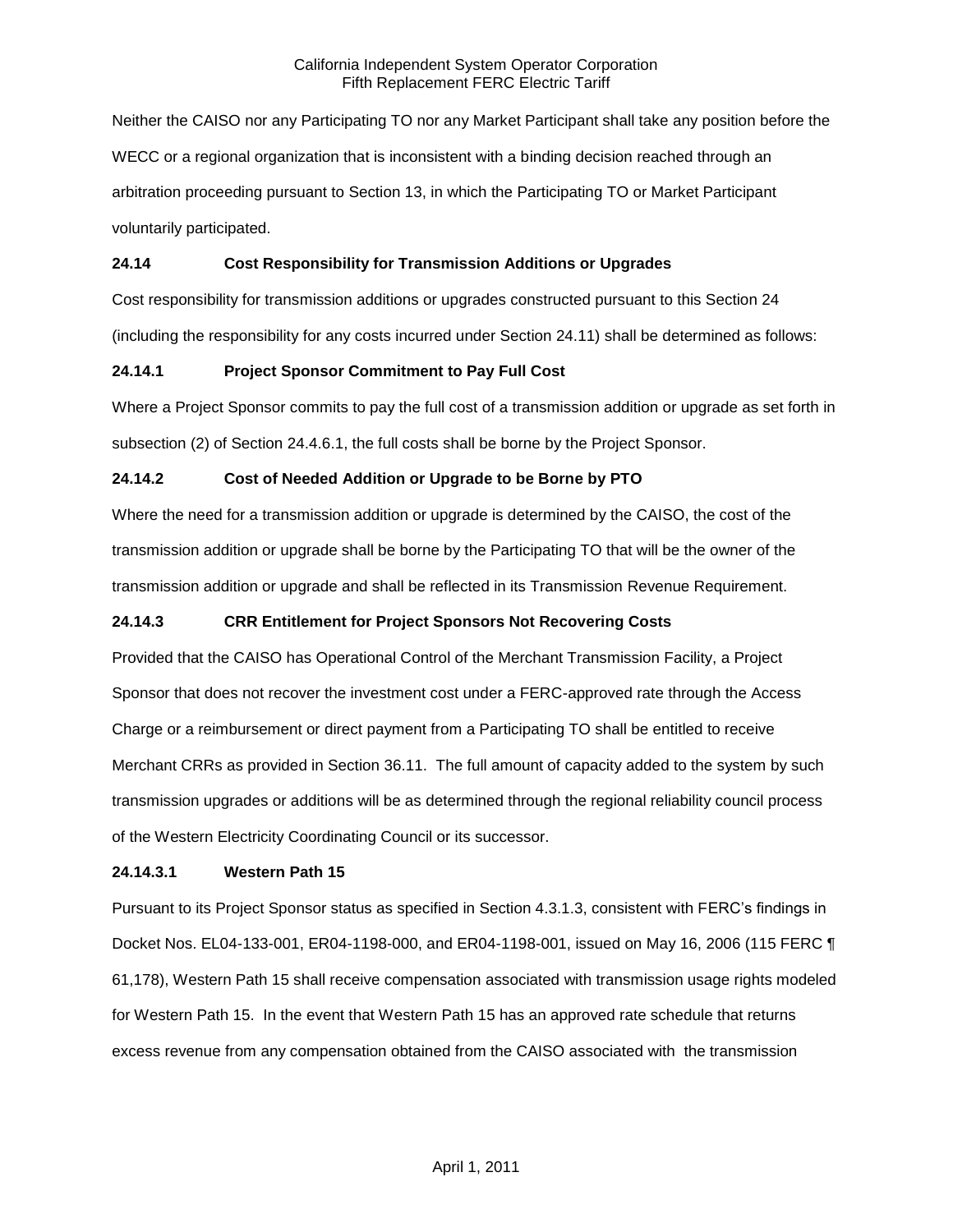Neither the CAISO nor any Participating TO nor any Market Participant shall take any position before the WECC or a regional organization that is inconsistent with a binding decision reached through an arbitration proceeding pursuant to Section 13, in which the Participating TO or Market Participant voluntarily participated.

### 24.14 Cost Responsibility for Transmission Additions or Upgrades

Cost responsibility for transmission additions or upgrades constructed pursuant to this Section 24 (including the responsibility for any costs incurred under Section 24.11) shall be determined as follows:

#### 24.14.1 Project Sponsor Commitment to Pay Full Cost

Where a Project Sponsor commits to pay the full cost of a transmission addition or upgrade as set forth in subsection (2) of Section 24.4.6.1, the full costs shall be borne by the Project Sponsor.

#### 24.14.2 Cost of Needed Addition or Upgrade to be Borne by PTO

Where the need for a transmission addition or upgrade is determined by the CAISO, the cost of the transmission addition or upgrade shall be borne by the Participating TO that will be the owner of the transmission addition or upgrade and shall be reflected in its Transmission Revenue Requirement.

#### 24.14.3 CRR Entitlement for Project Sponsors Not Recovering Costs

Provided that the CAISO has Operational Control of the Merchant Transmission Facility, a Project Sponsor that does not recover the investment cost under a FERC-approved rate through the Access Charge or a reimbursement or direct payment from a Participating TO shall be entitled to receive Merchant CRRs as provided in Section 36.11. The full amount of capacity added to the system by such transmission upgrades or additions will be as determined through the regional reliability council process of the Western Electricity Coordinating Council or its successor.

##### 24.14.3.1 Western Path 15

Pursuant to its Project Sponsor status as specified in Section 4.3.1.3, consistent with FERC's findings in Docket Nos. EL04-133-001, ER04-1198-000, and ER04-1198-001, issued on May 16, 2006 (115 FERC ¶ 61,178), Western Path 15 shall receive compensation associated with transmission usage rights modeled for Western Path 15. In the event that Western Path 15 has an approved rate schedule that returns excess revenue from any compensation obtained from the CAISO associated with the transmission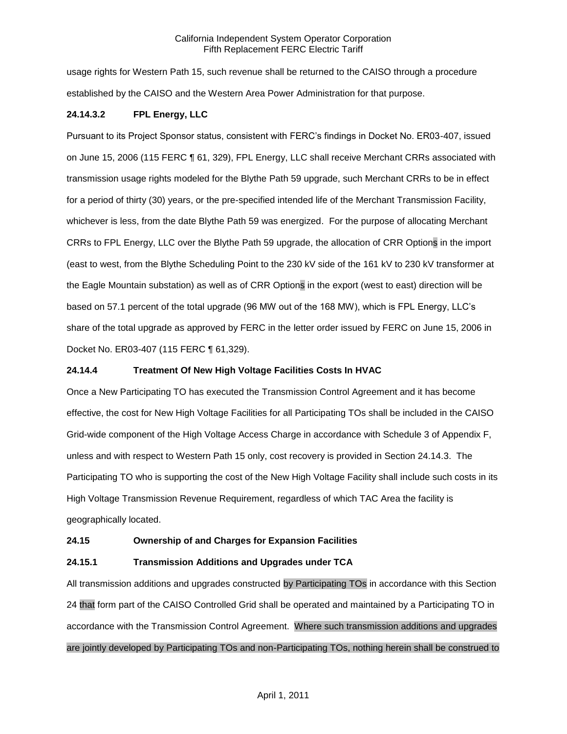usage rights for Western Path 15, such revenue shall be returned to the CAISO through a procedure established by the CAISO and the Western Area Power Administration for that purpose.

### 24.14.3.2 FPL Energy, LLC

Pursuant to its Project Sponsor status, consistent with FERC's findings in Docket No. ER03-407, issued on June 15, 2006 (115 FERC ¶ 61, 329), FPL Energy, LLC shall receive Merchant CRRs associated with transmission usage rights modeled for the Blythe Path 59 upgrade, such Merchant CRRs to be in effect for a period of thirty (30) years, or the pre-specified intended life of the Merchant Transmission Facility, whichever is less, from the date Blythe Path 59 was energized. For the purpose of allocating Merchant CRRs to FPL Energy, LLC over the Blythe Path 59 upgrade, the allocation of CRR Options in the import (east to west, from the Blythe Scheduling Point to the 230 kV side of the 161 kV to 230 kV transformer at the Eagle Mountain substation) as well as of CRR Options in the export (west to east) direction will be based on 57.1 percent of the total upgrade (96 MW out of the 168 MW), which is FPL Energy, LLC's share of the total upgrade as approved by FERC in the letter order issued by FERC on June 15, 2006 in Docket No. ER03-407 (115 FERC ¶ 61,329).

### 24.14.4 Treatment Of New High Voltage Facilities Costs In HVAC

Once a New Participating TO has executed the Transmission Control Agreement and it has become effective, the cost for New High Voltage Facilities for all Participating TOs shall be included in the CAISO Grid-wide component of the High Voltage Access Charge in accordance with Schedule 3 of Appendix F, unless and with respect to Western Path 15 only, cost recovery is provided in Section 24.14.3. The Participating TO who is supporting the cost of the New High Voltage Facility shall include such costs in its High Voltage Transmission Revenue Requirement, regardless of which TAC Area the facility is geographically located.

## 24.15 Ownership of and Charges for Expansion Facilities

### 24.15.1 Transmission Additions and Upgrades under TCA

All transmission additions and upgrades constructed by Participating TOs in accordance with this Section 24 that form part of the CAISO Controlled Grid shall be operated and maintained by a Participating TO in accordance with the Transmission Control Agreement. Where such transmission additions and upgrades are jointly developed by Participating TOs and non-Participating TOs, nothing herein shall be construed to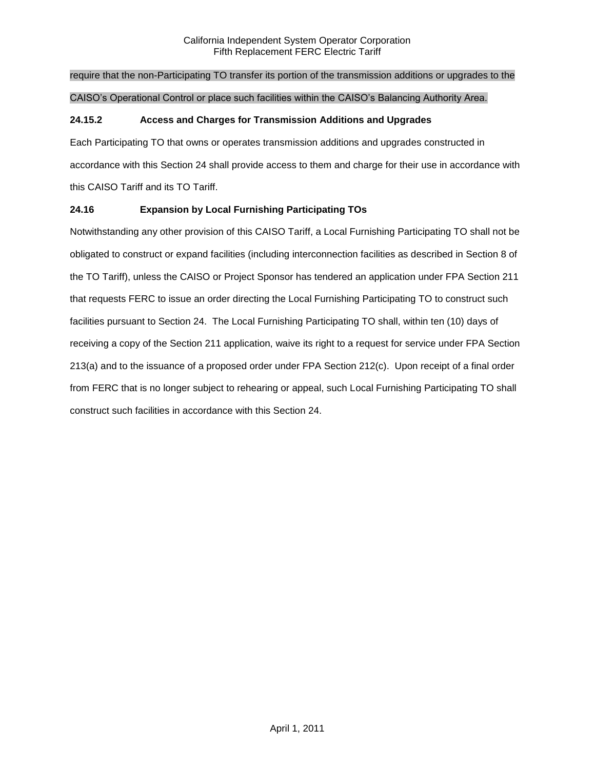require that the non-Participating TO transfer its portion of the transmission additions or upgrades to the CAISO's Operational Control or place such facilities within the CAISO's Balancing Authority Area.

**24.15.2 Access and Charges for Transmission Additions and Upgrades**

Each Participating TO that owns or operates transmission additions and upgrades constructed in accordance with this Section 24 shall provide access to them and charge for their use in accordance with this CAISO Tariff and its TO Tariff.

**24.16 Expansion by Local Furnishing Participating TOs**

Notwithstanding any other provision of this CAISO Tariff, a Local Furnishing Participating TO shall not be obligated to construct or expand facilities (including interconnection facilities as described in Section 8 of the TO Tariff), unless the CAISO or Project Sponsor has tendered an application under FPA Section 211 that requests FERC to issue an order directing the Local Furnishing Participating TO to construct such facilities pursuant to Section 24. The Local Furnishing Participating TO shall, within ten (10) days of receiving a copy of the Section 211 application, waive its right to a request for service under FPA Section 213(a) and to the issuance of a proposed order under FPA Section 212(c). Upon receipt of a final order from FERC that is no longer subject to rehearing or appeal, such Local Furnishing Participating TO shall construct such facilities in accordance with this Section 24.